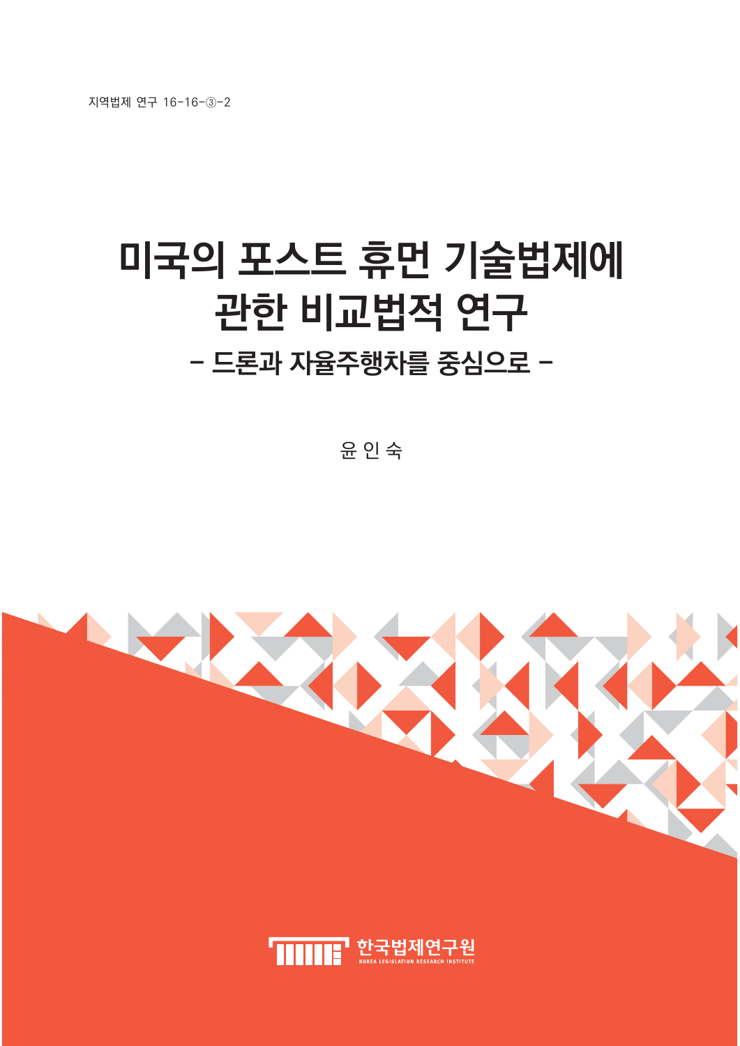지역법제 연구 16-16-③-2

# 미국의 포스트 휴먼 기술법제에 관한 비교법적 연구

## - 드론과 자율주행차를 중심으로 -

윤 인 숙

한국법제연구원

KOREA LEGISLATION RESEARCH INSTITUTE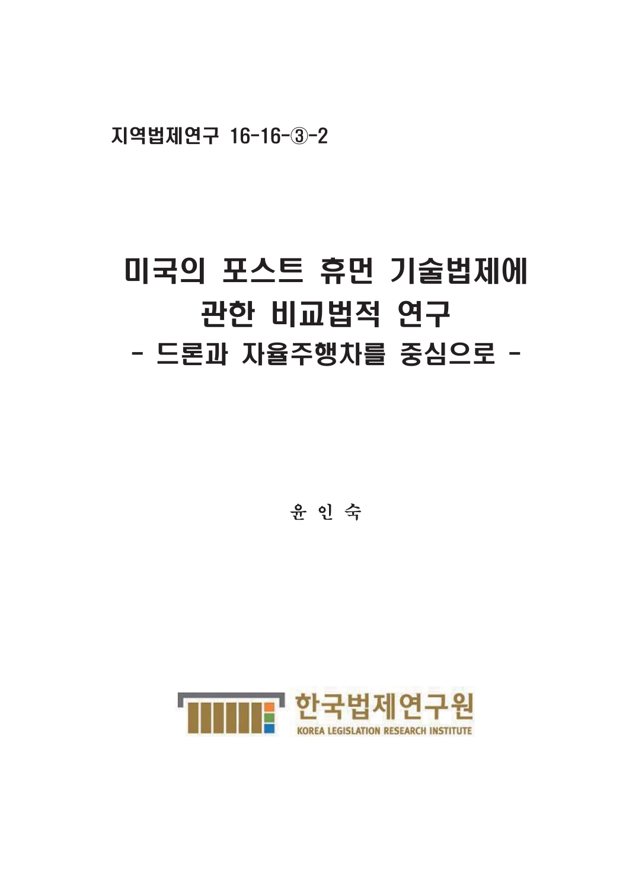지역법제연구 16-16-③-2

# 미국의 포스트 휴먼 기술법제에 관한 비교법적 연구

## - 드론과 자율주행차를 중심으로 -

윤 인 숙

한국법제연구원
KOREA LEGISLATION RESEARCH INSTITUTE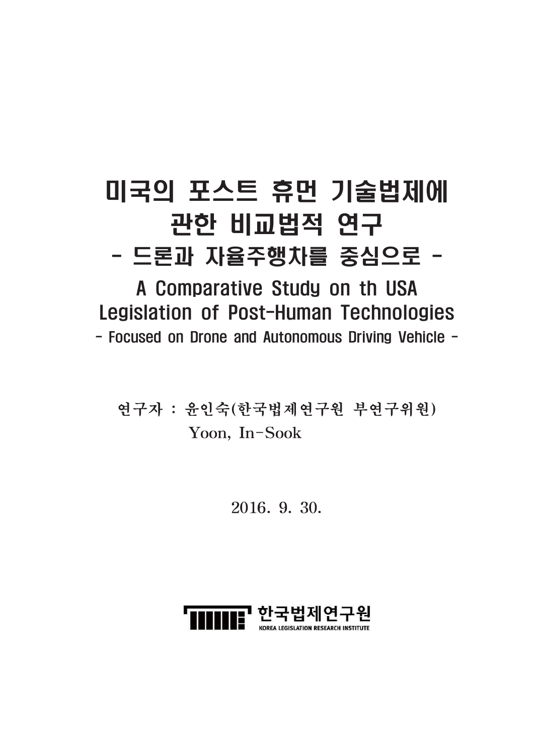# 미국의 포스트 휴먼 기술법제에 관한 비교법적 연구

## - 드론과 자율주행차를 중심으로 -

# A Comparative Study on th USA Legislation of Post-Human Technologies

## - Focused on Drone and Autonomous Driving Vehicle -

연구자 : 윤인숙(한국법제연구원 부연구위원)
Yoon, In-Sook

2016. 9. 30.

한국법제연구원
KOREA LEGISLATION RESEARCH INSTITUTE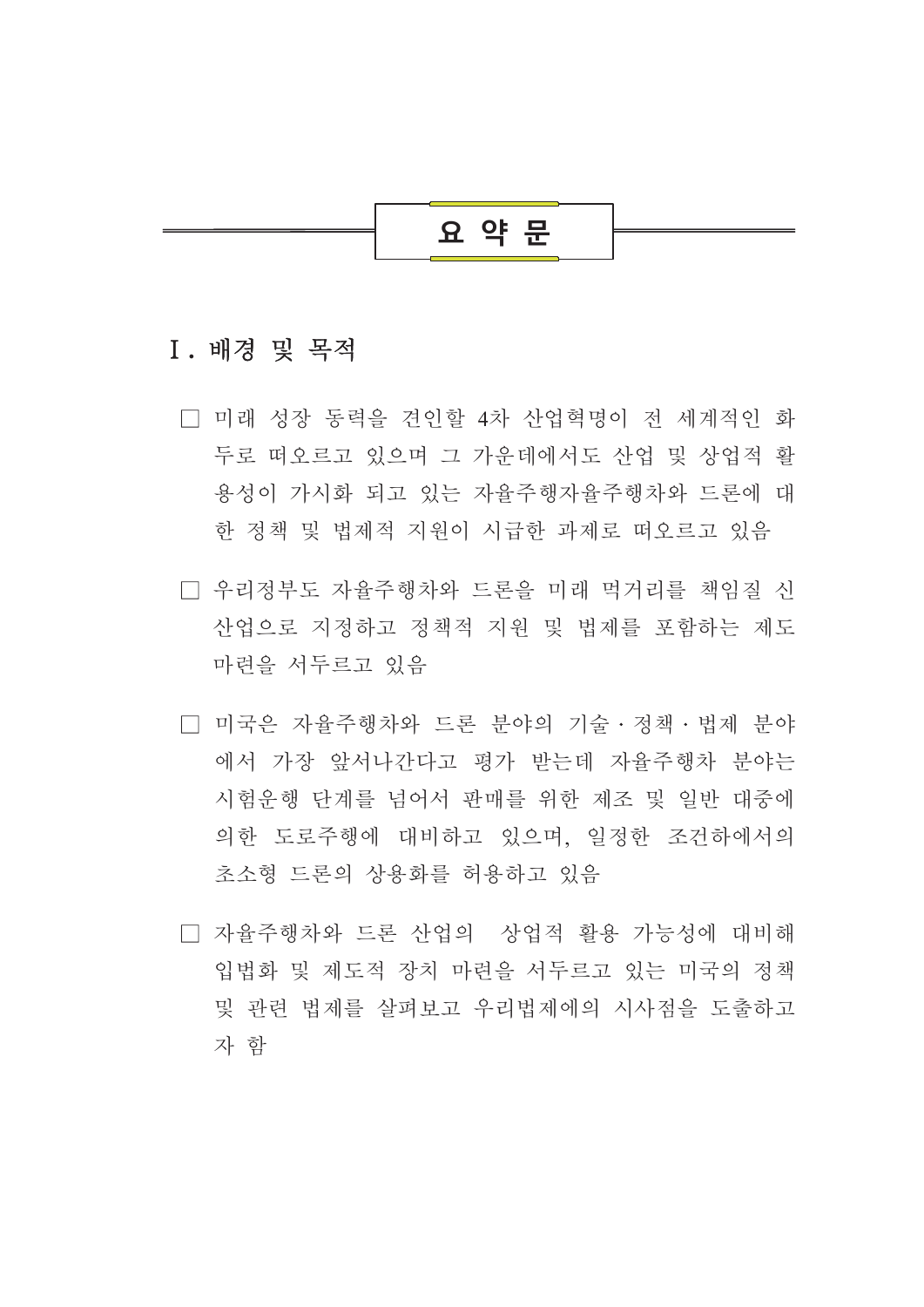# 요 약 문

## Ⅰ. 배경 및 목적

□ 미래 성장 동력을 견인할 4차 산업혁명이 전 세계적인 화두로 떠오르고 있으며 그 가운데에서도 산업 및 상업적 활용성이 가시화 되고 있는 자율주행자율주행차와 드론에 대한 정책 및 법제적 지원이 시급한 과제로 떠오르고 있음

□ 우리정부도 자율주행차와 드론을 미래 먹거리를 책임질 신산업으로 지정하고 정책적 지원 및 법제를 포함하는 제도 마련을 서두르고 있음

□ 미국은 자율주행차와 드론 분야의 기술·정책·법제 분야에서 가장 앞서나간다고 평가 받는데 자율주행차 분야는 시험운행 단계를 넘어서 판매를 위한 제조 및 일반 대중에 의한 도로주행에 대비하고 있으며, 일정한 조건하에서의 초소형 드론의 상용화를 허용하고 있음

□ 자율주행차와 드론 산업의  상업적 활용 가능성에 대비해 입법화 및 제도적 장치 마련을 서두르고 있는 미국의 정책 및 관련 법제를 살펴보고 우리법제에의 시사점을 도출하고자 함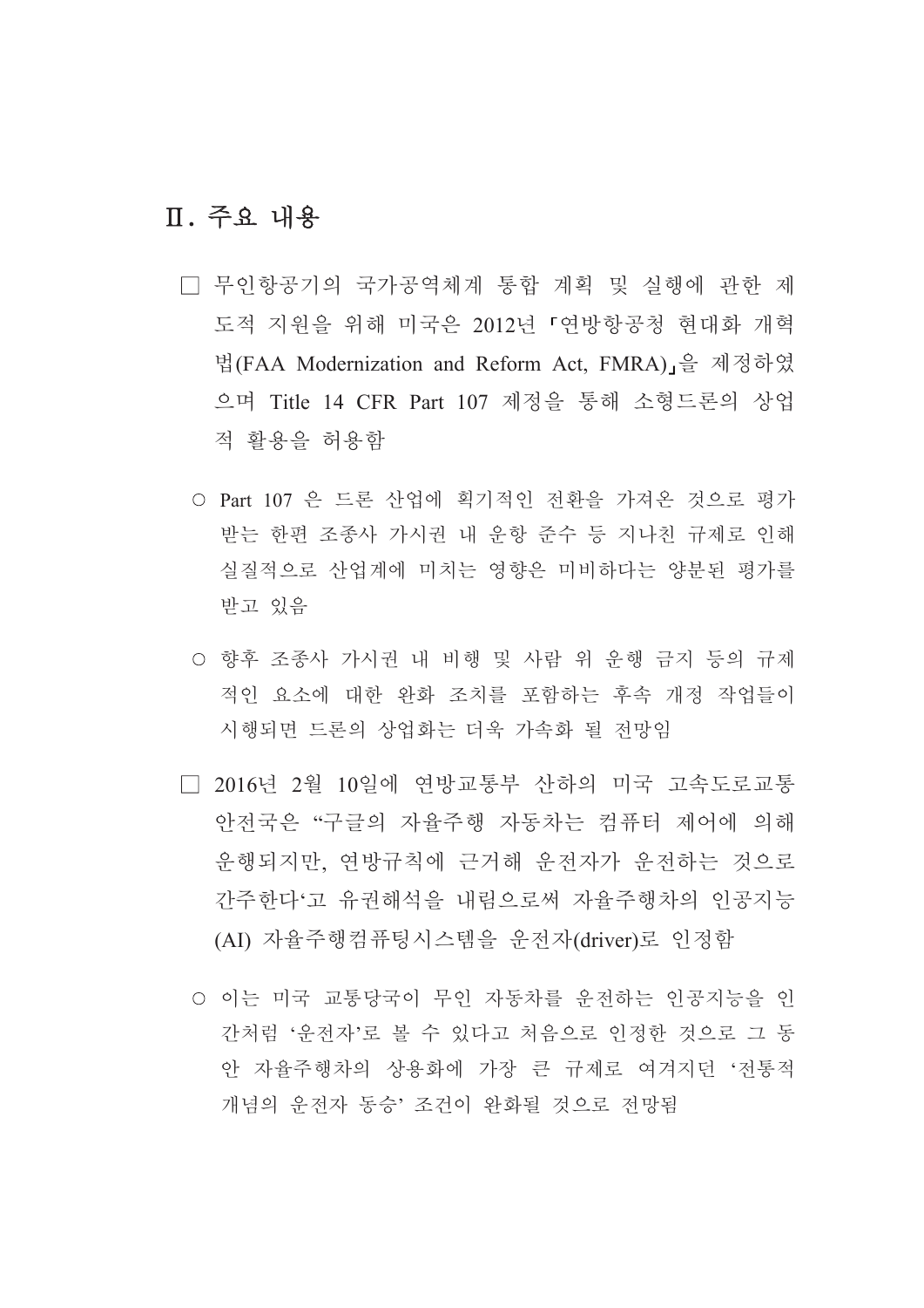## Ⅱ. 주요 내용

□ 무인항공기의 국가공역체계 통합 계획 및 실행에 관한 제도적 지원을 위해 미국은 2012년 「연방항공청 현대화 개혁법(FAA Modernization and Reform Act, FMRA)」을 제정하였으며 Title 14 CFR Part 107 제정을 통해 소형드론의 상업적 활용을 허용함

○ Part 107 은 드론 산업에 획기적인 전환을 가져온 것으로 평가받는 한편 조종사 가시권 내 운항 준수 등 지나친 규제로 인해 실질적으로 산업계에 미치는 영향은 미비하다는 양분된 평가를 받고 있음

○ 향후 조종사 가시권 내 비행 및 사람 위 운행 금지 등의 규제적인 요소에 대한 완화 조치를 포함하는 후속 개정 작업들이 시행되면 드론의 상업화는 더욱 가속화 될 전망임

□ 2016년 2월 10일에 연방교통부 산하의 미국 고속도로교통안전국은 "구글의 자율주행 자동차는 컴퓨터 제어에 의해 운행되지만, 연방규칙에 근거해 운전자가 운전하는 것으로 간주한다'고 유권해석을 내림으로써 자율주행차의 인공지능(AI) 자율주행컴퓨팅시스템을 운전자(driver)로 인정함

○ 이는 미국 교통당국이 무인 자동차를 운전하는 인공지능을 인간처럼 '운전자'로 볼 수 있다고 처음으로 인정한 것으로 그 동안 자율주행차의 상용화에 가장 큰 규제로 여겨지던 '전통적 개념의 운전자 동승' 조건이 완화될 것으로 전망됨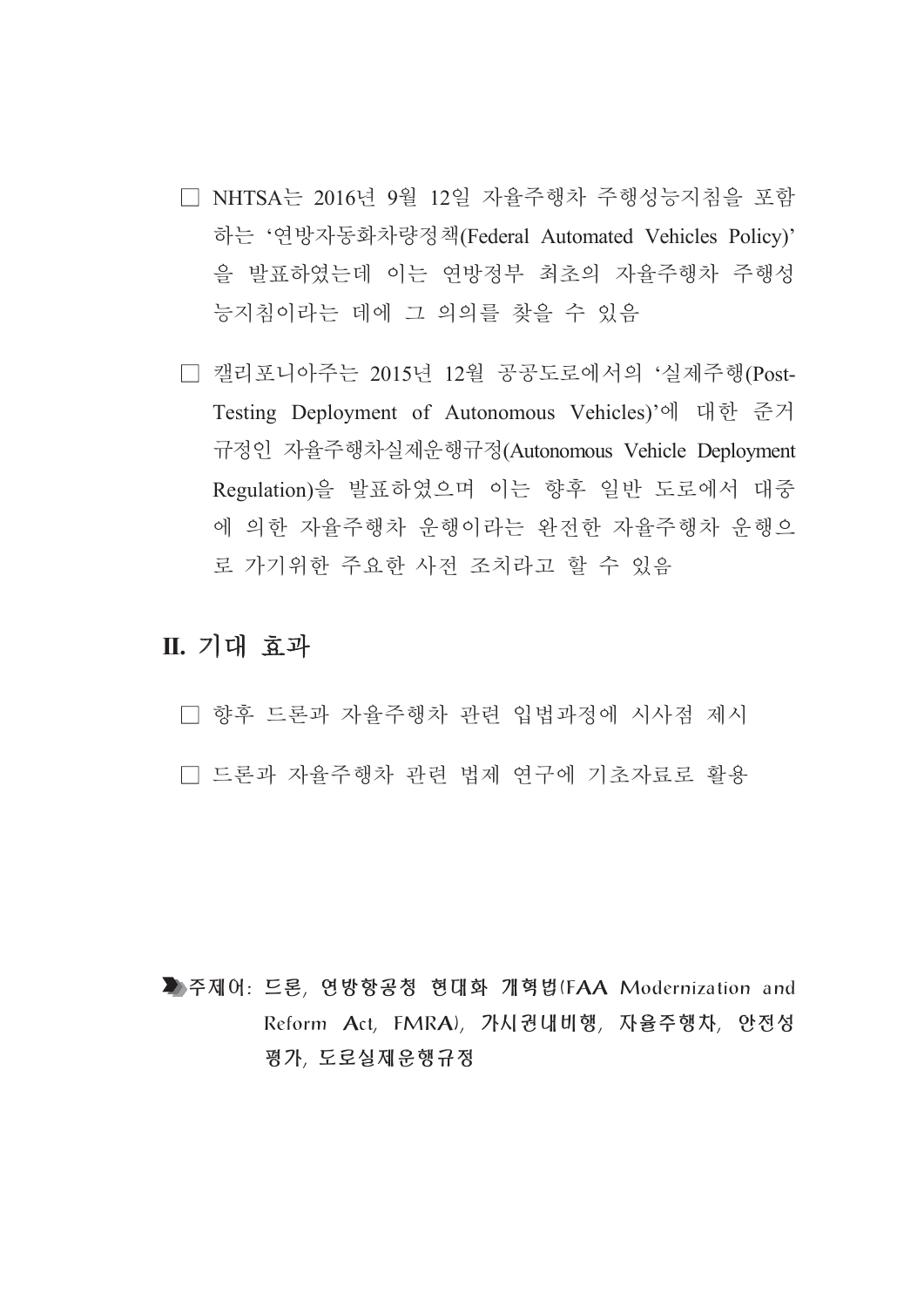□ NHTSA는 2016년 9월 12일 자율주행차 주행성능지침을 포함하는 '연방자동화차량정책(Federal Automated Vehicles Policy)'을 발표하였는데 이는 연방정부 최초의 자율주행차 주행성능지침이라는 데에 그 의의를 찾을 수 있음

□ 캘리포니아주는 2015년 12월 공공도로에서의 '실제주행(Post-Testing Deployment of Autonomous Vehicles)'에 대한 준거 규정인 자율주행차실제운행규정(Autonomous Vehicle Deployment Regulation)을 발표하였으며 이는 향후 일반 도로에서 대중에 의한 자율주행차 운행이라는 완전한 자율주행차 운행으로 가기위한 주요한 사전 조치라고 할 수 있음

## II. 기대 효과

□ 향후 드론과 자율주행차 관련 입법과정에 시사점 제시

□ 드론과 자율주행차 관련 법제 연구에 기초자료로 활용

▶ 주제어: **드론, 연방항공청 현대화 개혁법(FAA Modernization and Reform Act, FMRA), 가시권내비행, 자율주행차, 안전성 평가, 도로실제운행규정**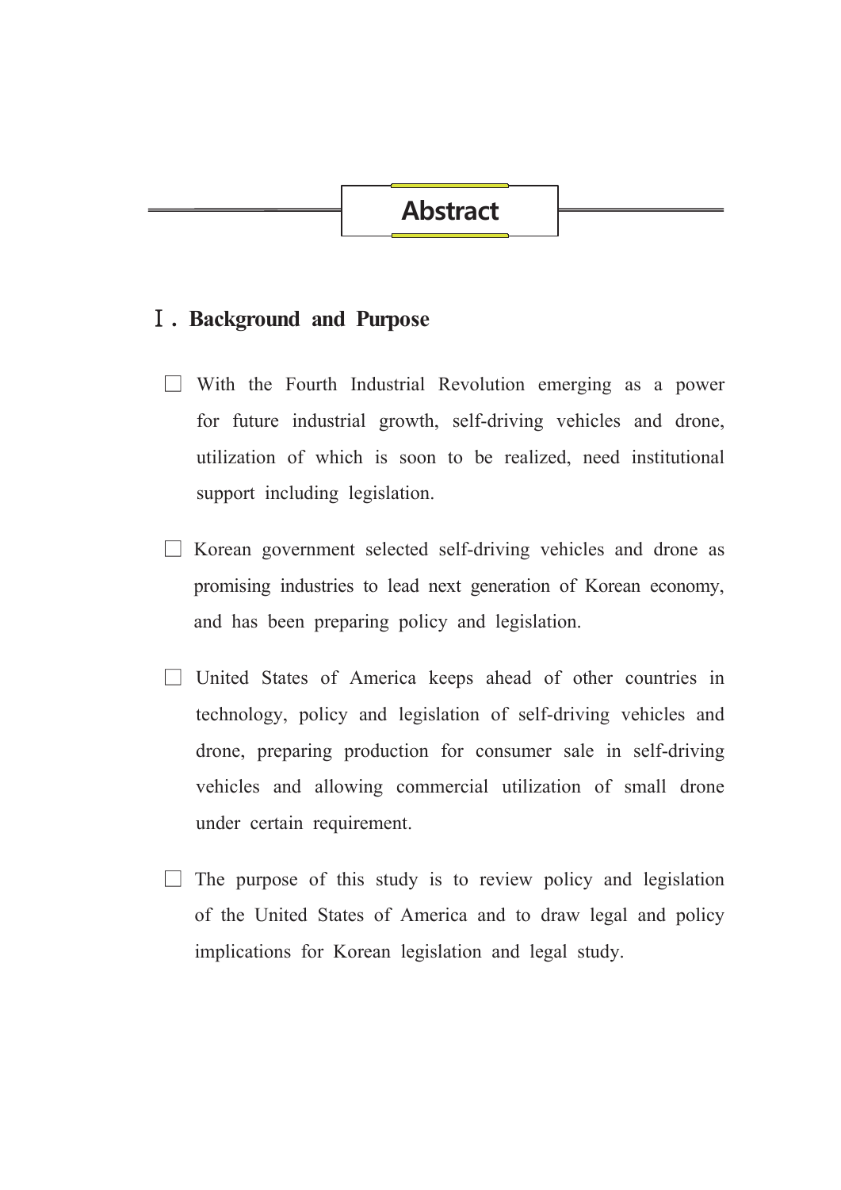# Abstract

## Ⅰ. Background and Purpose

□ With the Fourth Industrial Revolution emerging as a power for future industrial growth, self-driving vehicles and drone, utilization of which is soon to be realized, need institutional support including legislation.

□ Korean government selected self-driving vehicles and drone as promising industries to lead next generation of Korean economy, and has been preparing policy and legislation.

□ United States of America keeps ahead of other countries in technology, policy and legislation of self-driving vehicles and drone, preparing production for consumer sale in self-driving vehicles and allowing commercial utilization of small drone under certain requirement.

□ The purpose of this study is to review policy and legislation of the United States of America and to draw legal and policy implications for Korean legislation and legal study.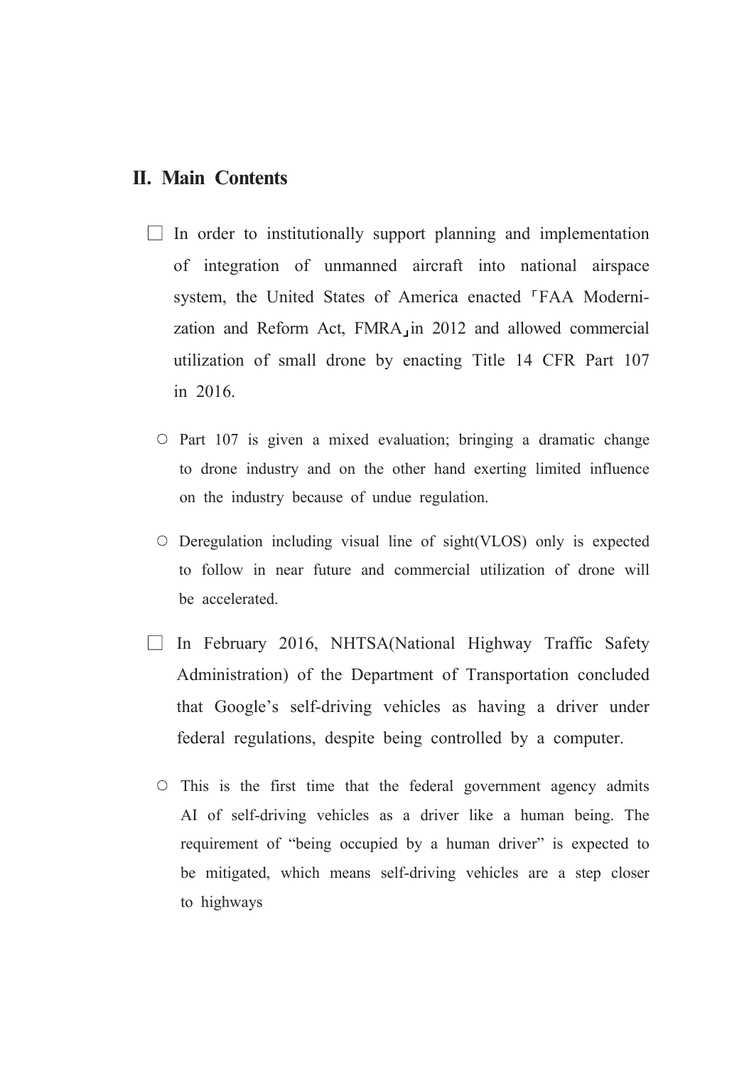## II. Main Contents

☐ In order to institutionally support planning and implementation of integration of unmanned aircraft into national airspace system, the United States of America enacted 「FAA Modernization and Reform Act, FMRA」in 2012 and allowed commercial utilization of small drone by enacting Title 14 CFR Part 107 in 2016.

- ○ Part 107 is given a mixed evaluation; bringing a dramatic change to drone industry and on the other hand exerting limited influence on the industry because of undue regulation.
- ○ Deregulation including visual line of sight(VLOS) only is expected to follow in near future and commercial utilization of drone will be accelerated.

☐ In February 2016, NHTSA(National Highway Traffic Safety Administration) of the Department of Transportation concluded that Google's self-driving vehicles as having a driver under federal regulations, despite being controlled by a computer.

- ○ This is the first time that the federal government agency admits AI of self-driving vehicles as a driver like a human being. The requirement of "being occupied by a human driver" is expected to be mitigated, which means self-driving vehicles are a step closer to highways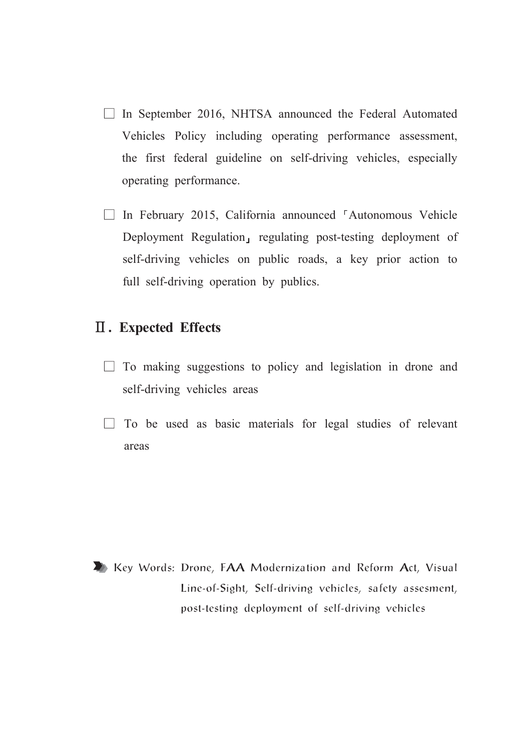- ☐ In September 2016, NHTSA announced the Federal Automated Vehicles Policy including operating performance assessment, the first federal guideline on self-driving vehicles, especially operating performance.

- ☐ In February 2015, California announced 「Autonomous Vehicle Deployment Regulation」 regulating post-testing deployment of self-driving vehicles on public roads, a key prior action to full self-driving operation by publics.

## Ⅱ. Expected Effects

- ☐ To making suggestions to policy and legislation in drone and self-driving vehicles areas

- ☐ To be used as basic materials for legal studies of relevant areas

Key Words: Drone, FAA Modernization and Reform Act, Visual Line-of-Sight, Self-driving vehicles, safety assesment, post-testing deployment of self-driving vehicles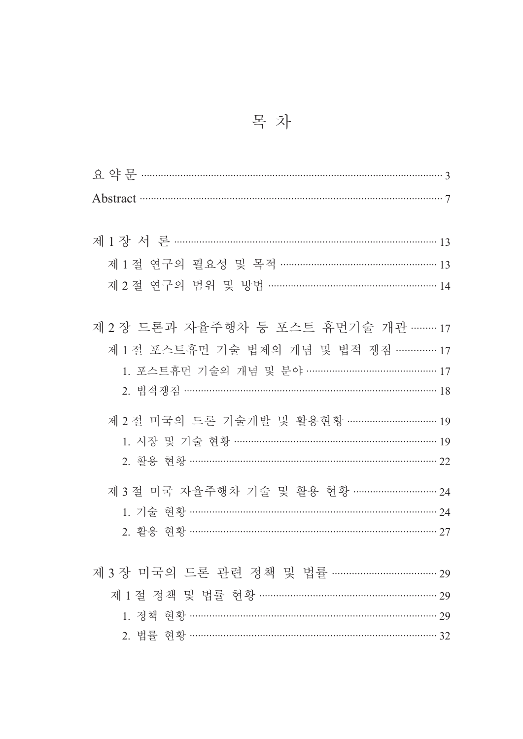# 목 차

요 약 문 ··· 3

Abstract ··· 7

제 1 장 서 론 ··· 13

제 1 절 연구의 필요성 및 목적 ··· 13

제 2 절 연구의 범위 및 방법 ··· 14

제 2 장 드론과 자율주행차 등 포스트 휴먼기술 개관 ··· 17

제 1 절 포스트휴먼 기술 법제의 개념 및 법적 쟁점 ··· 17

1. 포스트휴먼 기술의 개념 및 분야 ··· 17
2. 법적쟁점 ··· 18

제 2 절 미국의 드론 기술개발 및 활용현황 ··· 19

1. 시장 및 기술 현황 ··· 19
2. 활용 현황 ··· 22

제 3 절 미국 자율주행차 기술 및 활용 현황 ··· 24

1. 기술 현황 ··· 24
2. 활용 현황 ··· 27

제 3 장 미국의 드론 관련 정책 및 법률 ··· 29

제 1 절 정책 및 법률 현황 ··· 29

1. 정책 현황 ··· 29
2. 법률 현황 ··· 32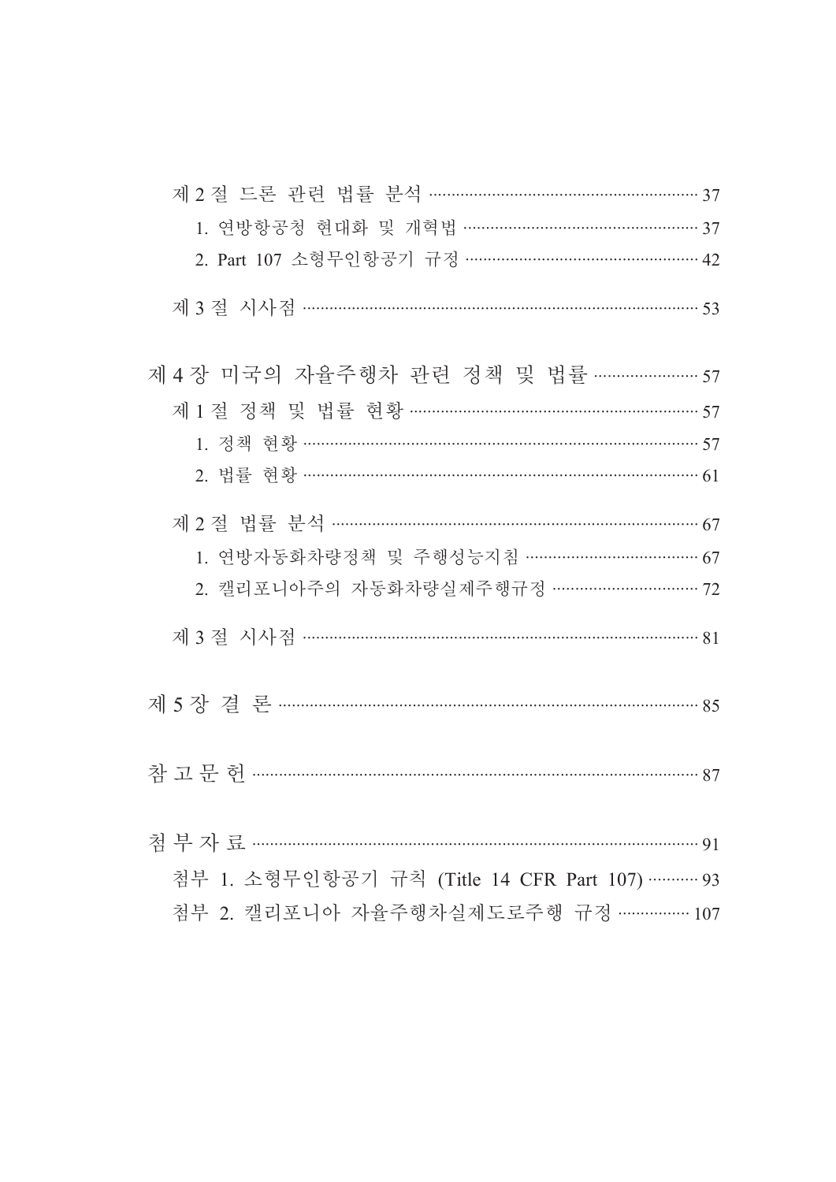제 2 절 드론 관련 법률 분석 ··· 37

1. 연방항공청 현대화 및 개혁법 ··· 37

2. Part 107 소형무인항공기 규정 ··· 42

제 3 절 시사점 ··· 53

제 4 장 미국의 자율주행차 관련 정책 및 법률 ··· 57

제 1 절 정책 및 법률 현황 ··· 57

1. 정책 현황 ··· 57

2. 법률 현황 ··· 61

제 2 절 법률 분석 ··· 67

1. 연방자동화차량정책 및 주행성능지침 ··· 67

2. 캘리포니아주의 자동화차량실제주행규정 ··· 72

제 3 절 시사점 ··· 81

제 5 장 결 론 ··· 85

참 고 문 헌 ··· 87

첨 부 자 료 ··· 91

첨부 1. 소형무인항공기 규칙 (Title 14 CFR Part 107) ··· 93

첨부 2. 캘리포니아 자율주행차실제도로주행 규정 ··· 107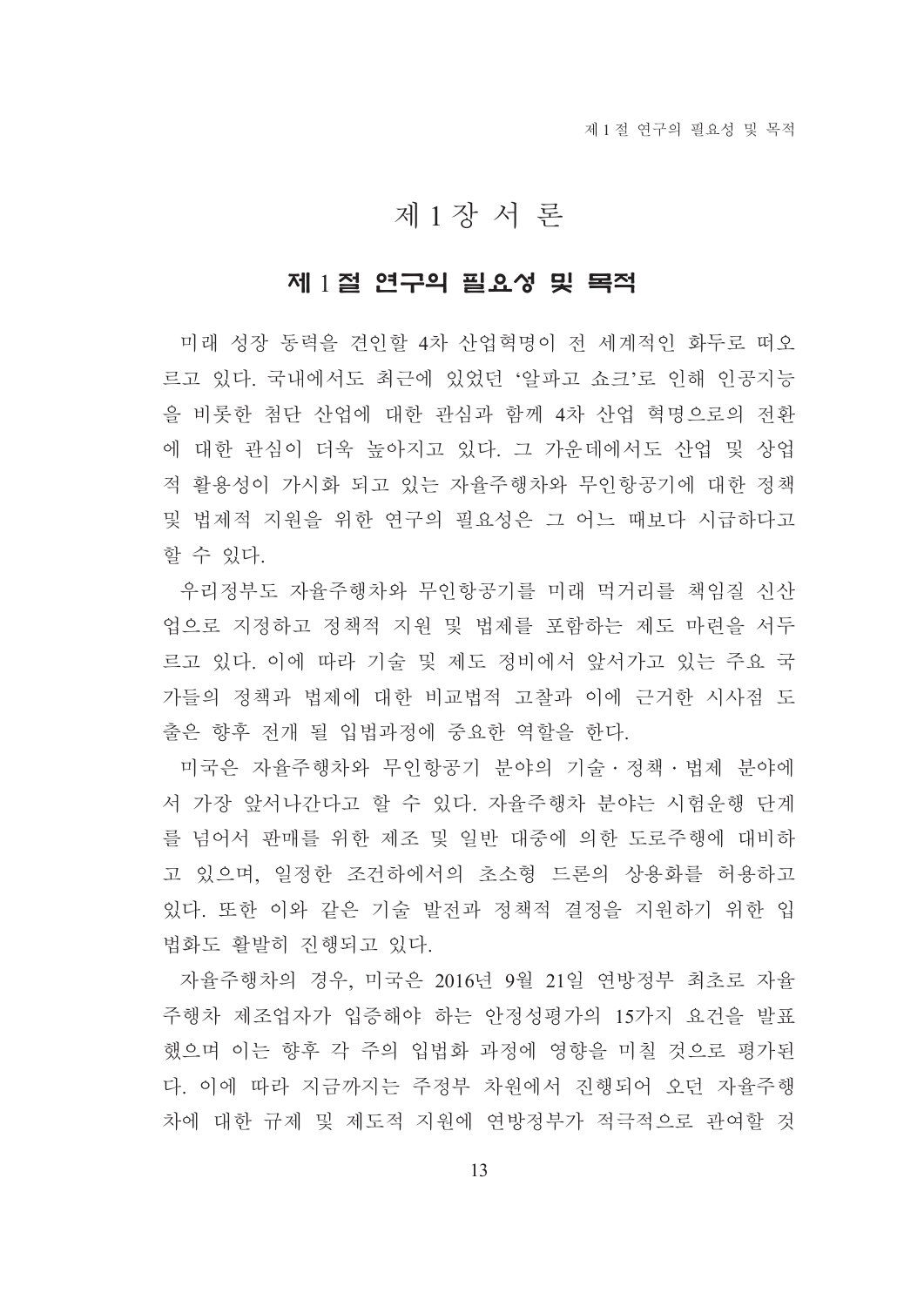# 제 1 장 서 론

## 제 1 절 연구의 필요성 및 목적

미래 성장 동력을 견인할 4차 산업혁명이 전 세계적인 화두로 떠오르고 있다. 국내에서도 최근에 있었던 '알파고 쇼크'로 인해 인공지능을 비롯한 첨단 산업에 대한 관심과 함께 4차 산업 혁명으로의 전환에 대한 관심이 더욱 높아지고 있다. 그 가운데에서도 산업 및 상업적 활용성이 가시화 되고 있는 자율주행차와 무인항공기에 대한 정책 및 법제적 지원을 위한 연구의 필요성은 그 어느 때보다 시급하다고 할 수 있다.

우리정부도 자율주행차와 무인항공기를 미래 먹거리를 책임질 신산업으로 지정하고 정책적 지원 및 법제를 포함하는 제도 마련을 서두르고 있다. 이에 따라 기술 및 제도 정비에서 앞서가고 있는 주요 국가들의 정책과 법제에 대한 비교법적 고찰과 이에 근거한 시사점 도출은 향후 전개 될 입법과정에 중요한 역할을 한다.

미국은 자율주행차와 무인항공기 분야의 기술 · 정책 · 법제 분야에서 가장 앞서나간다고 할 수 있다. 자율주행차 분야는 시험운행 단계를 넘어서 판매를 위한 제조 및 일반 대중에 의한 도로주행에 대비하고 있으며, 일정한 조건하에서의 초소형 드론의 상용화를 허용하고 있다. 또한 이와 같은 기술 발전과 정책적 결정을 지원하기 위한 입법화도 활발히 진행되고 있다.

자율주행차의 경우, 미국은 2016년 9월 21일 연방정부 최초로 자율주행차 제조업자가 입증해야 하는 안정성평가의 15가지 요건을 발표했으며 이는 향후 각 주의 입법화 과정에 영향을 미칠 것으로 평가된다. 이에 따라 지금까지는 주정부 차원에서 진행되어 오던 자율주행차에 대한 규제 및 제도적 지원에 연방정부가 적극적으로 관여할 것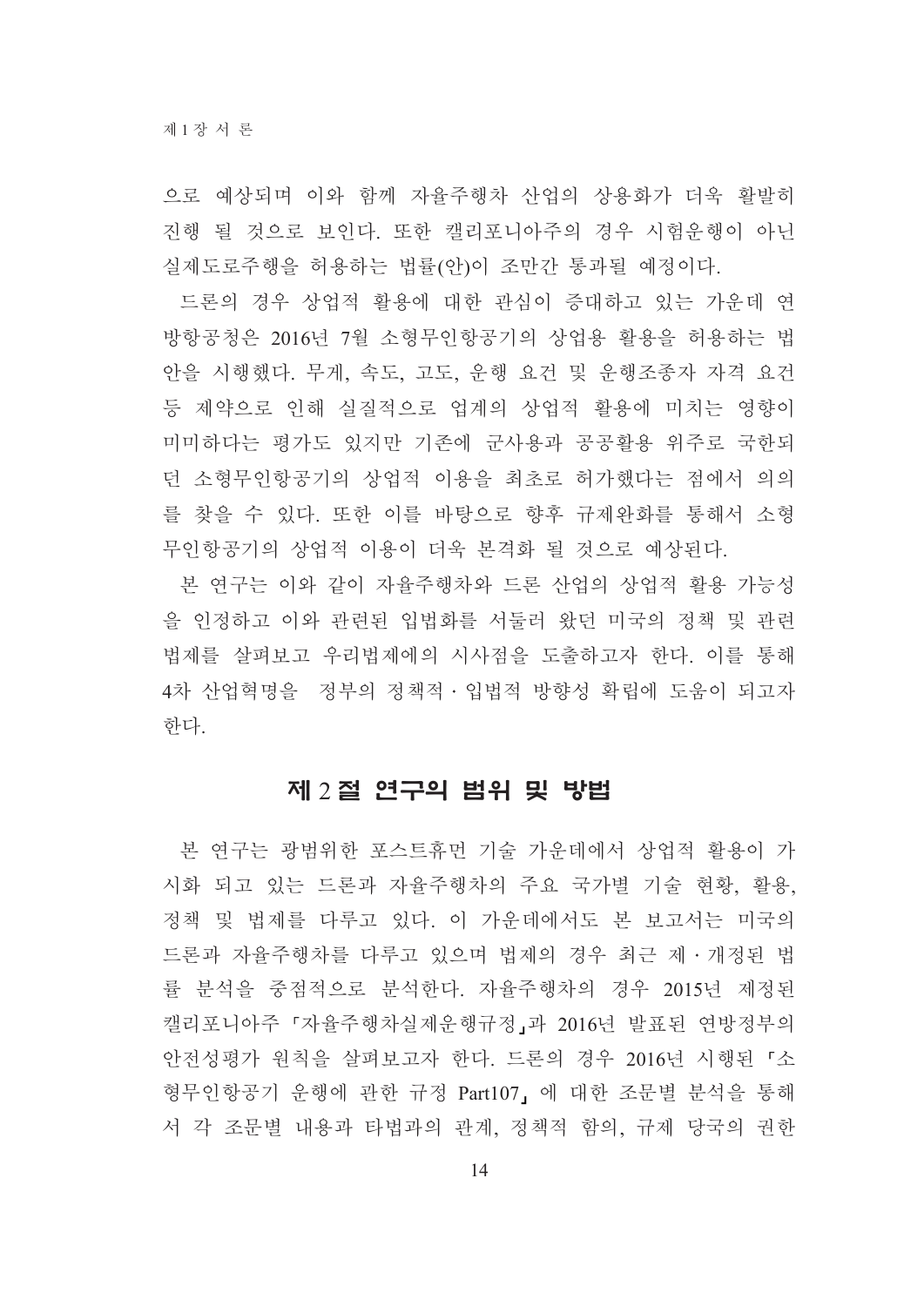으로 예상되며 이와 함께 자율주행차 산업의 상용화가 더욱 활발히 진행 될 것으로 보인다. 또한 캘리포니아주의 경우 시험운행이 아닌 실제도로주행을 허용하는 법률(안)이 조만간 통과될 예정이다.

드론의 경우 상업적 활용에 대한 관심이 증대하고 있는 가운데 연방항공청은 2016년 7월 소형무인항공기의 상업용 활용을 허용하는 법안을 시행했다. 무게, 속도, 고도, 운행 요건 및 운행조종자 자격 요건 등 제약으로 인해 실질적으로 업계의 상업적 활용에 미치는 영향이 미미하다는 평가도 있지만 기존에 군사용과 공공활용 위주로 국한되던 소형무인항공기의 상업적 이용을 최초로 허가했다는 점에서 의의를 찾을 수 있다. 또한 이를 바탕으로 향후 규제완화를 통해서 소형무인항공기의 상업적 이용이 더욱 본격화 될 것으로 예상된다.

본 연구는 이와 같이 자율주행차와 드론 산업의 상업적 활용 가능성을 인정하고 이와 관련된 입법화를 서둘러 왔던 미국의 정책 및 관련 법제를 살펴보고 우리법제에의 시사점을 도출하고자 한다. 이를 통해 4차 산업혁명을  정부의 정책적·입법적 방향성 확립에 도움이 되고자 한다.

## 제 2 절 연구의 범위 및 방법

본 연구는 광범위한 포스트휴먼 기술 가운데에서 상업적 활용이 가시화 되고 있는 드론과 자율주행차의 주요 국가별 기술 현황, 활용, 정책 및 법제를 다루고 있다. 이 가운데에서도 본 보고서는 미국의 드론과 자율주행차를 다루고 있으며 법제의 경우 최근 제·개정된 법률 분석을 중점적으로 분석한다. 자율주행차의 경우 2015년 제정된 캘리포니아주 「자율주행차실제운행규정」과 2016년 발표된 연방정부의 안전성평가 원칙을 살펴보고자 한다. 드론의 경우 2016년 시행된 「소형무인항공기 운행에 관한 규정 Part107」 에 대한 조문별 분석을 통해서 각 조문별 내용과 타법과의 관계, 정책적 함의, 규제 당국의 권한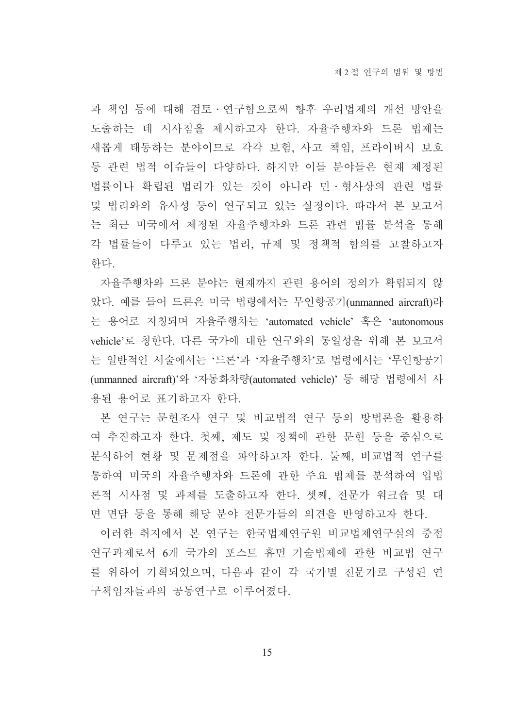과 책임 등에 대해 검토·연구함으로써 향후 우리법제의 개선 방안을 도출하는 데 시사점을 제시하고자 한다. 자율주행차와 드론 법제는 새롭게 태동하는 분야이므로 각각 보험, 사고 책임, 프라이버시 보호 등 관련 법적 이슈들이 다양하다. 하지만 이들 분야들은 현재 제정된 법률이나 확립된 법리가 있는 것이 아니라 민·형사상의 관련 법률 및 법리와의 유사성 등이 연구되고 있는 실정이다. 따라서 본 보고서는 최근 미국에서 제정된 자율주행차와 드론 관련 법률 분석을 통해 각 법률들이 다루고 있는 법리, 규제 및 정책적 함의를 고찰하고자 한다.

자율주행차와 드론 분야는 현재까지 관련 용어의 정의가 확립되지 않았다. 예를 들어 드론은 미국 법령에서는 무인항공기(unmanned aircraft)라는 용어로 지칭되며 자율주행차는 'automated vehicle' 혹은 'autonomous vehicle'로 칭한다. 다른 국가에 대한 연구와의 통일성을 위해 본 보고서는 일반적인 서술에서는 '드론'과 '자율주행차'로 법령에서는 '무인항공기(unmanned aircraft)'와 '자동화차량(automated vehicle)' 등 해당 법령에서 사용된 용어로 표기하고자 한다.

본 연구는 문헌조사 연구 및 비교법적 연구 등의 방법론을 활용하여 추진하고자 한다. 첫째, 제도 및 정책에 관한 문헌 등을 중심으로 분석하여 현황 및 문제점을 파악하고자 한다. 둘째, 비교법적 연구를 통하여 미국의 자율주행차와 드론에 관한 주요 법제를 분석하여 입법론적 시사점 및 과제를 도출하고자 한다. 셋째, 전문가 워크숍 및 대면 면담 등을 통해 해당 분야 전문가들의 의견을 반영하고자 한다.

이러한 취지에서 본 연구는 한국법제연구원 비교법제연구실의 중점연구과제로서 6개 국가의 포스트 휴먼 기술법제에 관한 비교법 연구를 위하여 기획되었으며, 다음과 같이 각 국가별 전문가로 구성된 연구책임자들과의 공동연구로 이루어졌다.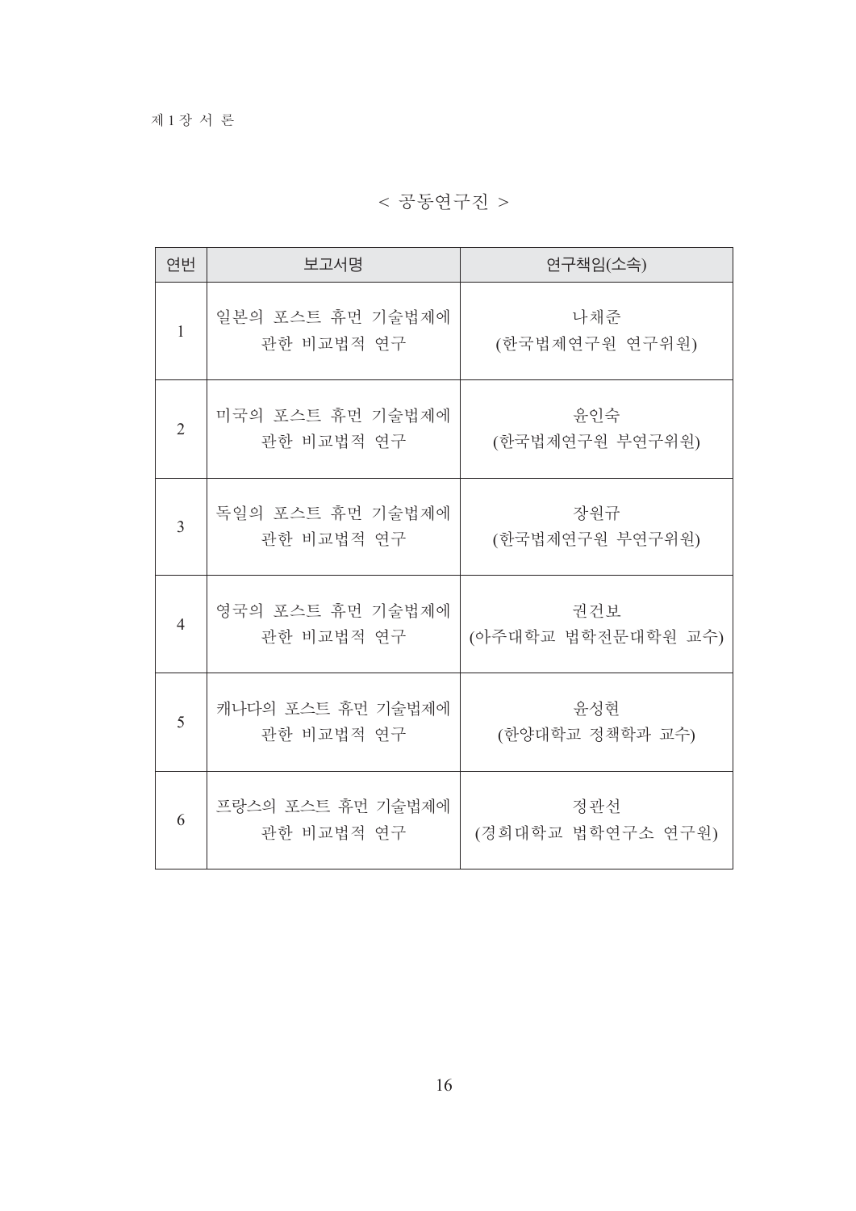< 공동연구진 >

| 연번 | 보고서명 | 연구책임(소속) |
|---|---|---|
| 1 | 일본의 포스트 휴먼 기술법제에 관한 비교법적 연구 | 나채준 (한국법제연구원 연구위원) |
| 2 | 미국의 포스트 휴먼 기술법제에 관한 비교법적 연구 | 윤인숙 (한국법제연구원 부연구위원) |
| 3 | 독일의 포스트 휴먼 기술법제에 관한 비교법적 연구 | 장원규 (한국법제연구원 부연구위원) |
| 4 | 영국의 포스트 휴먼 기술법제에 관한 비교법적 연구 | 권건보 (아주대학교 법학전문대학원 교수) |
| 5 | 캐나다의 포스트 휴먼 기술법제에 관한 비교법적 연구 | 윤성현 (한양대학교 정책학과 교수) |
| 6 | 프랑스의 포스트 휴먼 기술법제에 관한 비교법적 연구 | 정관선 (경희대학교 법학연구소 연구원) |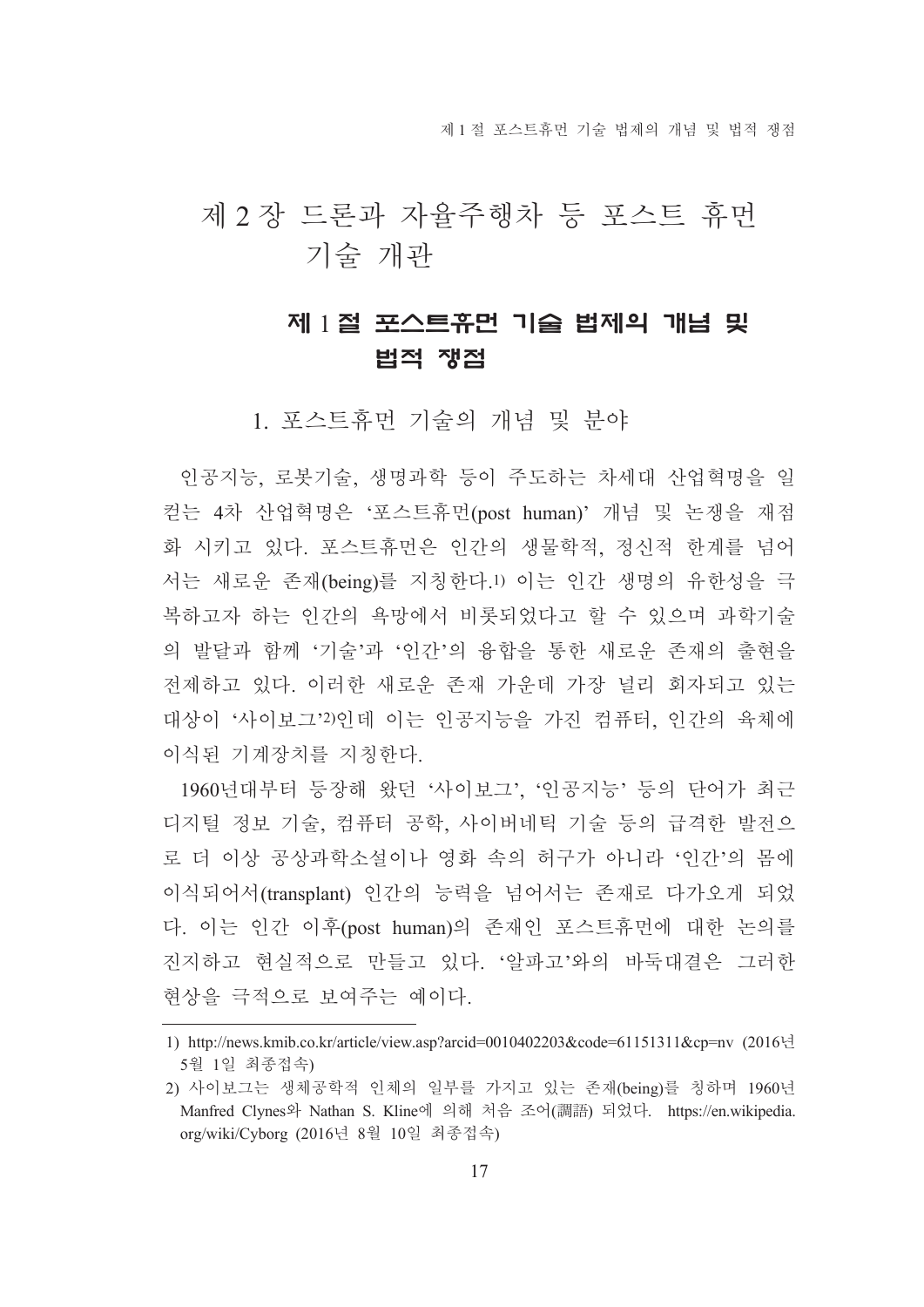# 제 2 장 드론과 자율주행차 등 포스트 휴먼 기술 개관

## 제 1 절 포스트휴먼 기술 법제의 개념 및 법적 쟁점

### 1. 포스트휴먼 기술의 개념 및 분야

인공지능, 로봇기술, 생명과학 등이 주도하는 차세대 산업혁명을 일컫는 4차 산업혁명은 '포스트휴먼(post human)' 개념 및 논쟁을 재점화 시키고 있다. 포스트휴먼은 인간의 생물학적, 정신적 한계를 넘어서는 새로운 존재(being)를 지칭한다.[1] 이는 인간 생명의 유한성을 극복하고자 하는 인간의 욕망에서 비롯되었다고 할 수 있으며 과학기술의 발달과 함께 '기술'과 '인간'의 융합을 통한 새로운 존재의 출현을 전제하고 있다. 이러한 새로운 존재 가운데 가장 널리 회자되고 있는 대상이 '사이보그'[2]인데 이는 인공지능을 가진 컴퓨터, 인간의 육체에 이식된 기계장치를 지칭한다.

1960년대부터 등장해 왔던 '사이보그', '인공지능' 등의 단어가 최근 디지털 정보 기술, 컴퓨터 공학, 사이버네틱 기술 등의 급격한 발전으로 더 이상 공상과학소설이나 영화 속의 허구가 아니라 '인간'의 몸에 이식되어서(transplant) 인간의 능력을 넘어서는 존재로 다가오게 되었다. 이는 인간 이후(post human)의 존재인 포스트휴먼에 대한 논의를 진지하고 현실적으로 만들고 있다. '알파고'와의 바둑대결은 그러한 현상을 극적으로 보여주는 예이다.

---

1) http://news.kmib.co.kr/article/view.asp?arcid=0010402203&code=61151311&cp=nv (2016년 5월 1일 최종접속)

2) 사이보그는 생체공학적 인체의 일부를 가지고 있는 존재(being)를 칭하며 1960년 Manfred Clynes와 Nathan S. Kline에 의해 처음 조어(調語) 되었다. https://en.wikipedia.org/wiki/Cyborg (2016년 8월 10일 최종접속)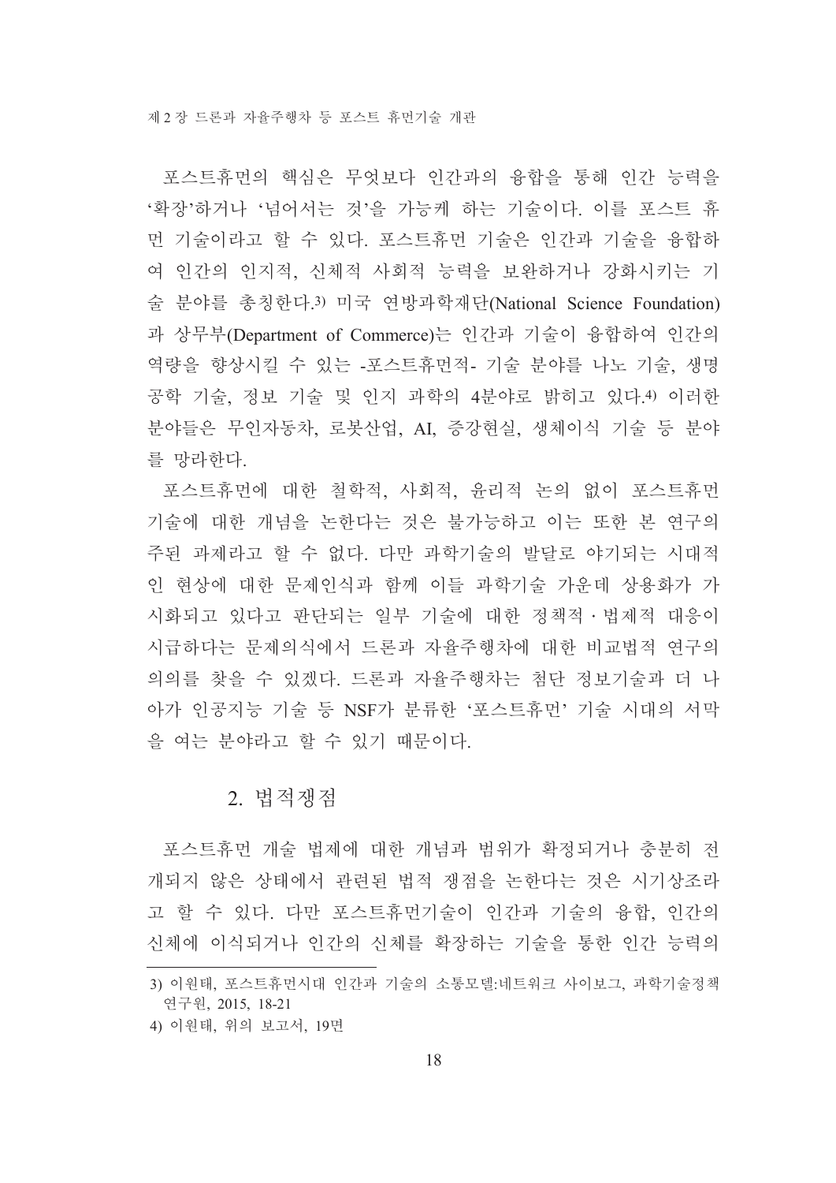포스트휴먼의 핵심은 무엇보다 인간과의 융합을 통해 인간 능력을 '확장'하거나 '넘어서는 것'을 가능케 하는 기술이다. 이를 포스트 휴먼 기술이라고 할 수 있다. 포스트휴먼 기술은 인간과 기술을 융합하여 인간의 인지적, 신체적 사회적 능력을 보완하거나 강화시키는 기술 분야를 총칭한다.[3] 미국 연방과학재단(National Science Foundation)과 상무부(Department of Commerce)는 인간과 기술이 융합하여 인간의 역량을 향상시킬 수 있는 -포스트휴먼적- 기술 분야를 나노 기술, 생명공학 기술, 정보 기술 및 인지 과학의 4분야로 밝히고 있다.[4] 이러한 분야들은 무인자동차, 로봇산업, AI, 증강현실, 생체이식 기술 등 분야를 망라한다.

포스트휴먼에 대한 철학적, 사회적, 윤리적 논의 없이 포스트휴먼 기술에 대한 개념을 논한다는 것은 불가능하고 이는 또한 본 연구의 주된 과제라고 할 수 없다. 다만 과학기술의 발달로 야기되는 시대적인 현상에 대한 문제인식과 함께 이들 과학기술 가운데 상용화가 가시화되고 있다고 판단되는 일부 기술에 대한 정책적·법제적 대응이 시급하다는 문제의식에서 드론과 자율주행차에 대한 비교법적 연구의 의의를 찾을 수 있겠다. 드론과 자율주행차는 첨단 정보기술과 더 나아가 인공지능 기술 등 NSF가 분류한 '포스트휴먼' 기술 시대의 서막을 여는 분야라고 할 수 있기 때문이다.

## 2. 법적쟁점

포스트휴먼 개술 법제에 대한 개념과 범위가 확정되거나 충분히 전개되지 않은 상태에서 관련된 법적 쟁점을 논한다는 것은 시기상조라고 할 수 있다. 다만 포스트휴먼기술이 인간과 기술의 융합, 인간의 신체에 이식되거나 인간의 신체를 확장하는 기술을 통한 인간 능력의

---

3) 이원태, 포스트휴먼시대 인간과 기술의 소통모델:네트워크 사이보그, 과학기술정책연구원, 2015, 18-21

4) 이원태, 위의 보고서, 19면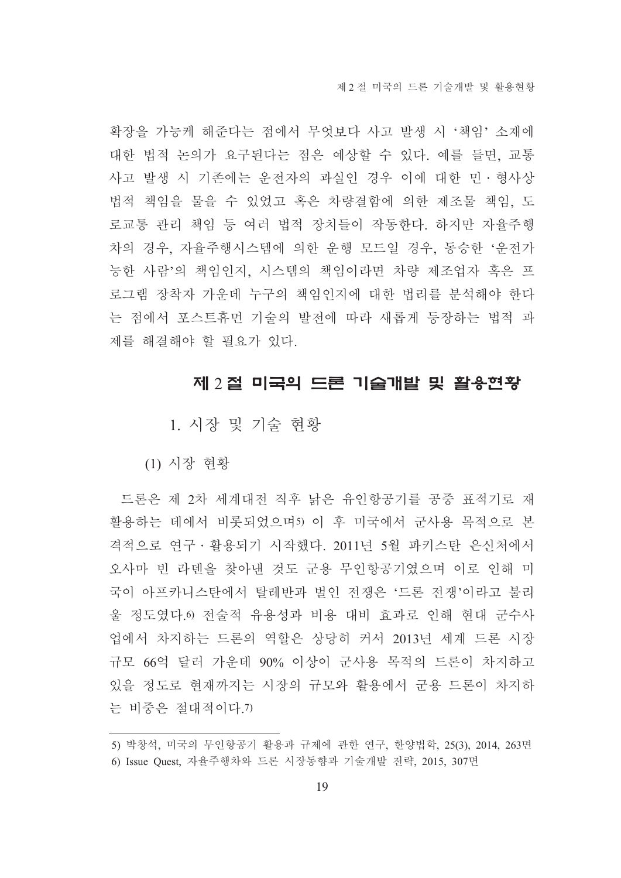확장을 가능케 해준다는 점에서 무엇보다 사고 발생 시 '책임' 소재에 대한 법적 논의가 요구된다는 점은 예상할 수 있다. 예를 들면, 교통사고 발생 시 기존에는 운전자의 과실인 경우 이에 대한 민·형사상 법적 책임을 물을 수 있었고 혹은 차량결함에 의한 제조물 책임, 도로교통 관리 책임 등 여러 법적 장치들이 작동한다. 하지만 자율주행차의 경우, 자율주행시스템에 의한 운행 모드일 경우, 동승한 '운전가능한 사람'의 책임인지, 시스템의 책임이라면 차량 제조업자 혹은 프로그램 장착자 가운데 누구의 책임인지에 대한 법리를 분석해야 한다는 점에서 포스트휴먼 기술의 발전에 따라 새롭게 등장하는 법적 과제를 해결해야 할 필요가 있다.

## 제 2 절 미국의 드론 기술개발 및 활용현황

### 1. 시장 및 기술 현황

#### (1) 시장 현황

드론은 제 2차 세계대전 직후 낡은 유인항공기를 공중 표적기로 재활용하는 데에서 비롯되었으며[5] 이 후 미국에서 군사용 목적으로 본격적으로 연구·활용되기 시작했다. 2011년 5월 파키스탄 은신처에서 오사마 빈 라덴을 찾아낸 것도 군용 무인항공기였으며 이로 인해 미국이 아프카니스탄에서 탈레반과 벌인 전쟁은 '드론 전쟁'이라고 불리울 정도였다.[6] 전술적 유용성과 비용 대비 효과로 인해 현대 군수사업에서 차지하는 드론의 역할은 상당히 커서 2013년 세계 드론 시장 규모 66억 달러 가운데 90% 이상이 군사용 목적의 드론이 차지하고 있을 정도로 현재까지는 시장의 규모와 활용에서 군용 드론이 차지하는 비중은 절대적이다.[7]

---

5) 박창석, 미국의 무인항공기 활용과 규제에 관한 연구, 한양법학, 25(3), 2014, 263면

6) Issue Quest, 자율주행차와 드론 시장동향과 기술개발 전략, 2015, 307면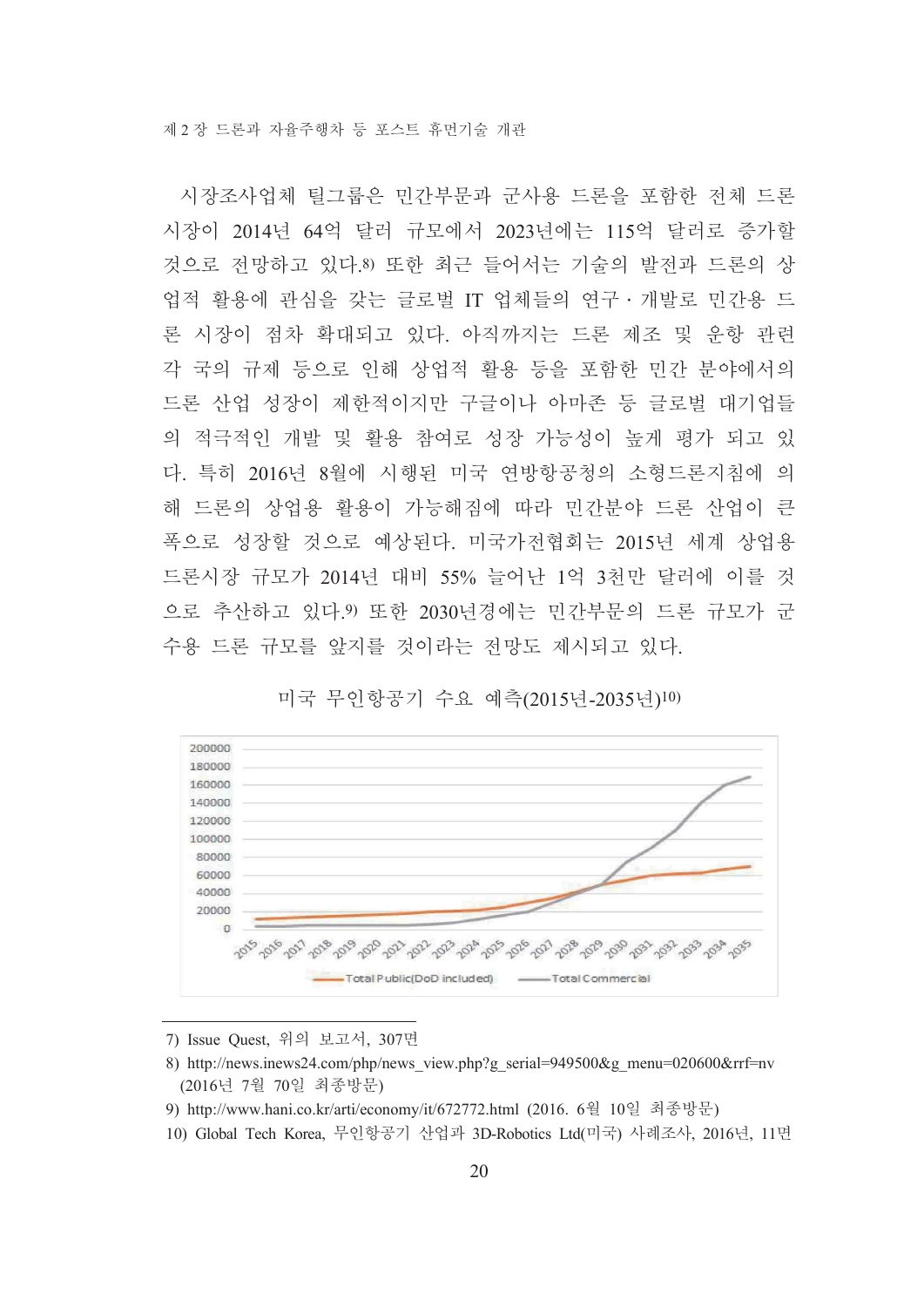시장조사업체 틸그룹은 민간부문과 군사용 드론을 포함한 전체 드론 시장이 2014년 64억 달러 규모에서 2023년에는 115억 달러로 증가할 것으로 전망하고 있다.[8] 또한 최근 들어서는 기술의 발전과 드론의 상업적 활용에 관심을 갖는 글로벌 IT 업체들의 연구·개발로 민간용 드론 시장이 점차 확대되고 있다. 아직까지는 드론 제조 및 운항 관련 각 국의 규제 등으로 인해 상업적 활용 등을 포함한 민간 분야에서의 드론 산업 성장이 제한적이지만 구글이나 아마존 등 글로벌 대기업들의 적극적인 개발 및 활용 참여로 성장 가능성이 높게 평가 되고 있다. 특히 2016년 8월에 시행된 미국 연방항공청의 소형드론지침에 의해 드론의 상업용 활용이 가능해짐에 따라 민간분야 드론 산업이 큰 폭으로 성장할 것으로 예상된다. 미국가전협회는 2015년 세계 상업용 드론시장 규모가 2014년 대비 55% 늘어난 1억 3천만 달러에 이를 것으로 추산하고 있다.[9] 또한 2030년경에는 민간부문의 드론 규모가 군수용 드론 규모를 앞지를 것이라는 전망도 제시되고 있다.

미국 무인항공기 수요 예측(2015년-2035년)[10]

---

7) Issue Quest, 위의 보고서, 307면

8) http://news.inews24.com/php/news_view.php?g_serial=949500&g_menu=020600&rrf=nv (2016년 7월 70일 최종방문)

9) http://www.hani.co.kr/arti/economy/it/672772.html (2016. 6월 10일 최종방문)

10) Global Tech Korea, 무인항공기 산업과 3D-Robotics Ltd(미국) 사례조사, 2016년, 11면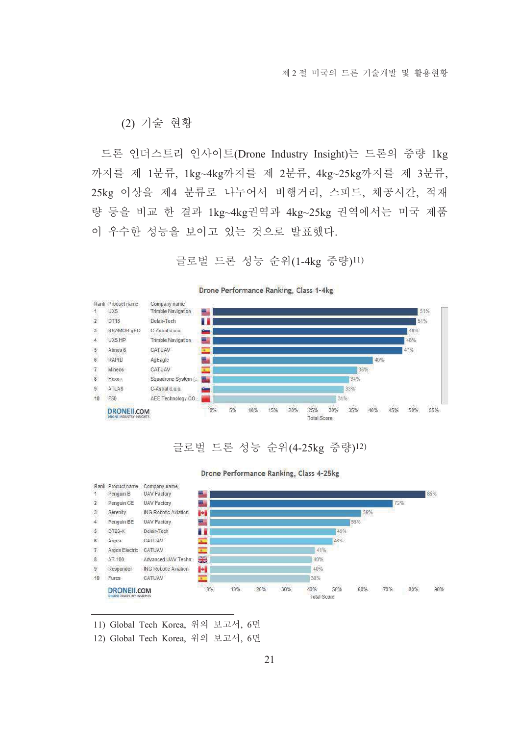### (2) 기술 현황

드론 인더스트리 인사이트(Drone Industry Insight)는 드론의 중량 1kg까지를 제 1분류, 1kg~4kg까지를 제 2분류, 4kg~25kg까지를 제 3분류, 25kg 이상을 제4 분류로 나누어서 비행거리, 스피드, 체공시간, 적재량 등을 비교 한 결과 1kg~4kg권역과 4kg~25kg 권역에서는 미국 제품이 우수한 성능을 보이고 있는 것으로 발표했다.

글로벌 드론 성능 순위(1-4kg 중량)[11]

Drone Performance Ranking, Class 1-4kg

| Rank | Product name | Company name | Total Score |
|---|---|---|---|
| 1 | UX5 | Trimble Navigation | 51% |
| 2 | DT18 | Delair-Tech | 51% |
| 3 | BRAMOR gEO | C-Astral d.o.o. | 49% |
| 4 | UX5 HP | Trimble Navigation | 48% |
| 5 | Atmos 6 | CATUAV | 47% |
| 6 | RAPID | AgEagle | 40% |
| 7 | Mineos | CATUAV | 36% |
| 8 | Hexo+ | Squadrone System (... | 34% |
| 9 | ATLAS | C-Astral d.o.o. | 33% |
| 10 | F50 | AEE Technology CO... | 31% |

DRONEII.COM DRONE INDUSTRY INSIGHTS

글로벌 드론 성능 순위(4-25kg 중량)[12]

Drone Performance Ranking, Class 4-25kg

| Rank | Product name | Company name | Total Score |
|---|---|---|---|
| 1 | Penguin B | UAV Factory | 85% |
| 2 | Penguin CE | UAV Factory | 72% |
| 3 | Serenity | ING Robotic Aviation | 59% |
| 4 | Penguin BE | UAV Factory | 55% |
| 5 | DT26-X | Delair-Tech | 49% |
| 6 | Argos | CATUAV | 48% |
| 7 | Argos Electric | CATUAV | 41% |
| 8 | AT-100 | Advanced UAV Techn... | 40% |
| 9 | Responder | ING Robotic Aviation | 40% |
| 10 | Furos | CATUAV | 39% |

DRONEII.COM DRONE INDUSTRY INSIGHTS

---

11) Global Tech Korea, 위의 보고서, 6면

12) Global Tech Korea, 위의 보고서, 6면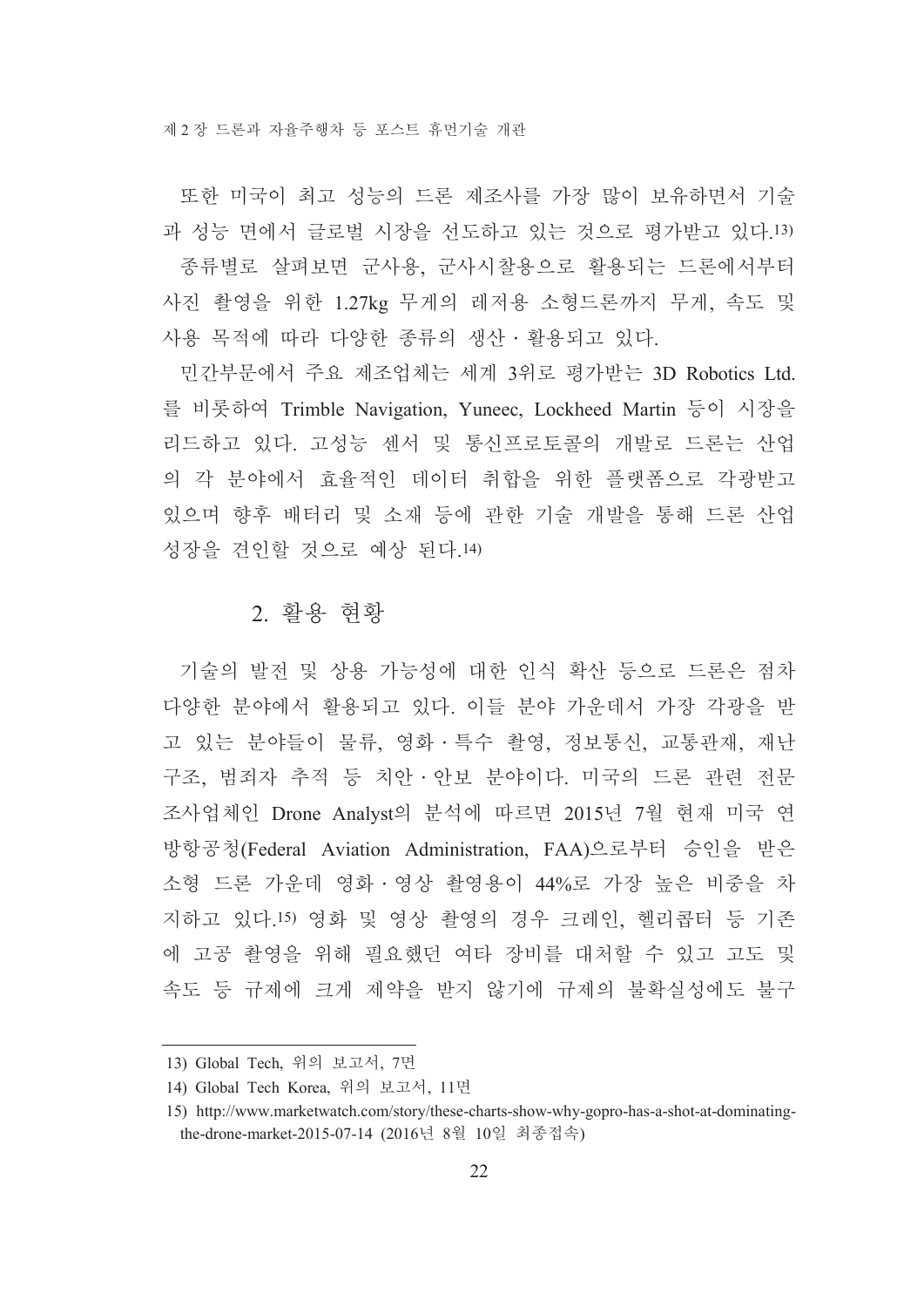또한 미국이 최고 성능의 드론 제조사를 가장 많이 보유하면서 기술과 성능 면에서 글로벌 시장을 선도하고 있는 것으로 평가받고 있다.[13) ] 종류별로 살펴보면 군사용, 군사시찰용으로 활용되는 드론에서부터 사진 촬영을 위한 1.27kg 무게의 레저용 소형드론까지 무게, 속도 및 사용 목적에 따라 다양한 종류의 생산 · 활용되고 있다.

민간부문에서 주요 제조업체는 세계 3위로 평가받는 3D Robotics Ltd.를 비롯하여 Trimble Navigation, Yuneec, Lockheed Martin 등이 시장을 리드하고 있다. 고성능 센서 및 통신프로토콜의 개발로 드론는 산업의 각 분야에서 효율적인 데이터 취합을 위한 플랫폼으로 각광받고 있으며 향후 배터리 및 소재 등에 관한 기술 개발을 통해 드론 산업 성장을 견인할 것으로 예상 된다.[14)]

## 2. 활용 현황

기술의 발전 및 상용 가능성에 대한 인식 확산 등으로 드론은 점차 다양한 분야에서 활용되고 있다. 이들 분야 가운데서 가장 각광을 받고 있는 분야들이 물류, 영화 · 특수 촬영, 정보통신, 교통관재, 재난구조, 범죄자 추적 등 치안 · 안보 분야이다. 미국의 드론 관련 전문 조사업체인 Drone Analyst의 분석에 따르면 2015년 7월 현재 미국 연방항공청(Federal Aviation Administration, FAA)으로부터 승인을 받은 소형 드론 가운데 영화 · 영상 촬영용이 44%로 가장 높은 비중을 차지하고 있다.[15)] 영화 및 영상 촬영의 경우 크레인, 헬리콥터 등 기존에 고공 촬영을 위해 필요했던 여타 장비를 대처할 수 있고 고도 및 속도 등 규제에 크게 제약을 받지 않기에 규제의 불확실성에도 불구

---

13) Global Tech, 위의 보고서, 7면

14) Global Tech Korea, 위의 보고서, 11면

15) http://www.marketwatch.com/story/these-charts-show-why-gopro-has-a-shot-at-dominating-the-drone-market-2015-07-14 (2016년 8월 10일 최종접속)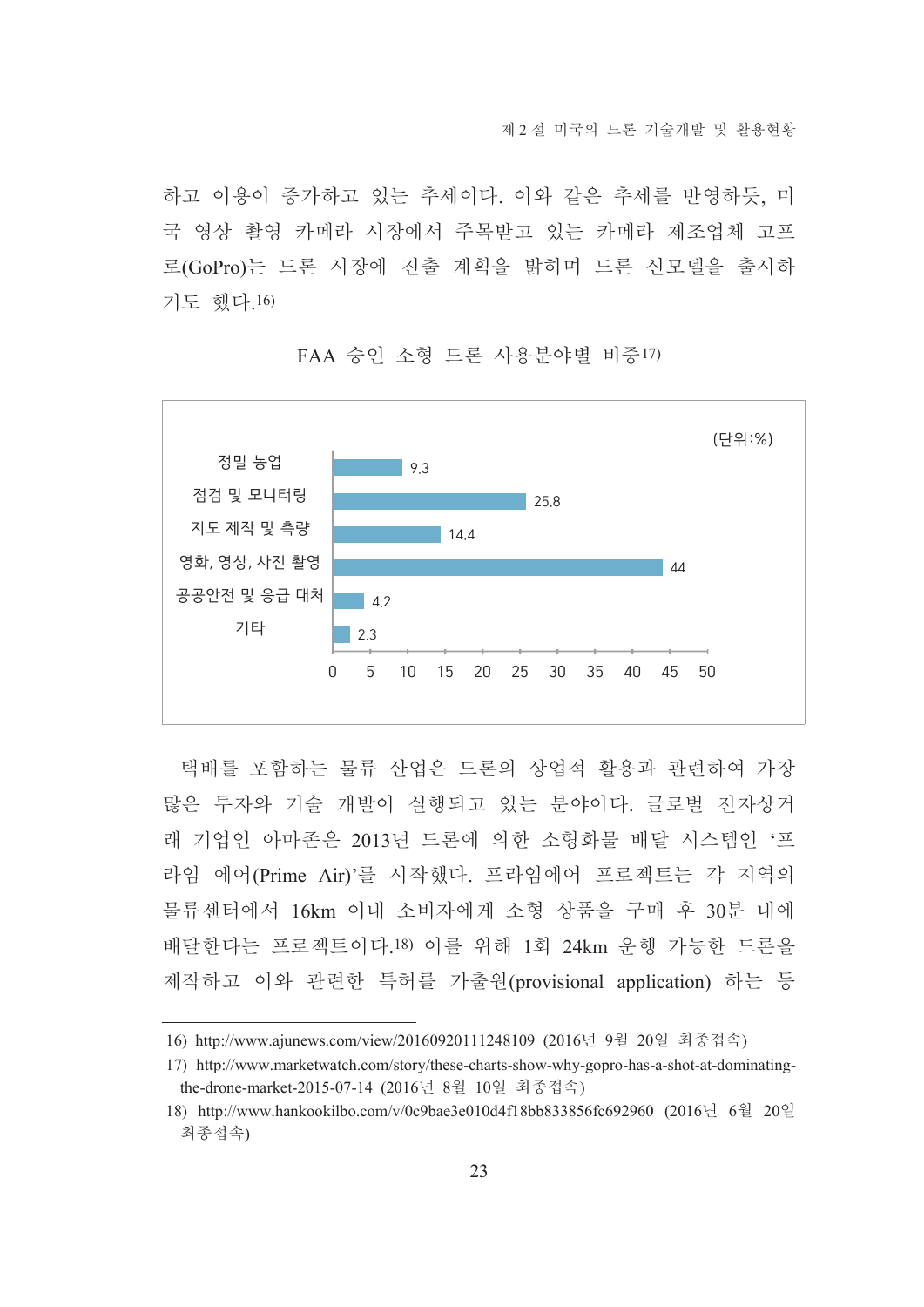하고 이용이 증가하고 있는 추세이다. 이와 같은 추세를 반영하듯, 미국 영상 촬영 카메라 시장에서 주목받고 있는 카메라 제조업체 고프로(GoPro)는 드론 시장에 진출 계획을 밝히며 드론 신모델을 출시하기도 했다.[16]

FAA 승인 소형 드론 사용분야별 비중[17]

(단위:%)

| 사용분야 | 비중 |
|---|---|
| 정밀 농업 | 9.3 |
| 점검 및 모니터링 | 25.8 |
| 지도 제작 및 측량 | 14.4 |
| 영화, 영상, 사진 촬영 | 44 |
| 공공안전 및 응급 대처 | 4.2 |
| 기타 | 2.3 |

택배를 포함하는 물류 산업은 드론의 상업적 활용과 관련하여 가장 많은 투자와 기술 개발이 실행되고 있는 분야이다. 글로벌 전자상거래 기업인 아마존은 2013년 드론에 의한 소형화물 배달 시스템인 ‘프라임 에어(Prime Air)’를 시작했다. 프라임에어 프로젝트는 각 지역의 물류센터에서 16km 이내 소비자에게 소형 상품을 구매 후 30분 내에 배달한다는 프로젝트이다.[18] 이를 위해 1회 24km 운행 가능한 드론을 제작하고 이와 관련한 특허를 가출원(provisional application) 하는 등

---

16) http://www.ajunews.com/view/20160920111248109 (2016년 9월 20일 최종접속)

17) http://www.marketwatch.com/story/these-charts-show-why-gopro-has-a-shot-at-dominating-the-drone-market-2015-07-14 (2016년 8월 10일 최종접속)

18) http://www.hankookilbo.com/v/0c9bae3e010d4f18bb833856fc692960 (2016년 6월 20일 최종접속)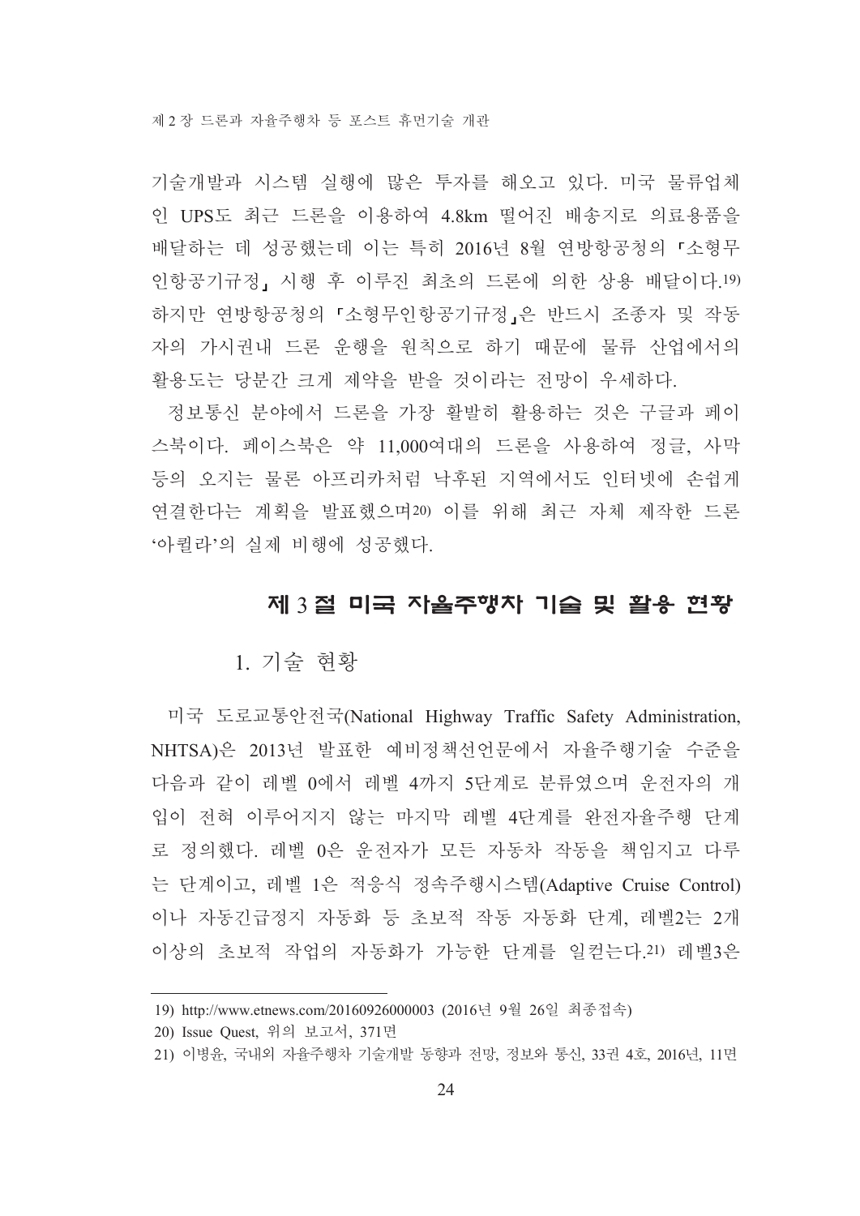기술개발과 시스템 실행에 많은 투자를 해오고 있다. 미국 물류업체인 UPS도 최근 드론을 이용하여 4.8km 떨어진 배송지로 의료용품을 배달하는 데 성공했는데 이는 특히 2016년 8월 연방항공청의 「소형무인항공기규정」 시행 후 이루진 최초의 드론에 의한 상용 배달이다.[19] 하지만 연방항공청의 「소형무인항공기규정」은 반드시 조종자 및 작동자의 가시권내 드론 운행을 원칙으로 하기 때문에 물류 산업에서의 활용도는 당분간 크게 제약을 받을 것이라는 전망이 우세하다.

정보통신 분야에서 드론을 가장 활발히 활용하는 것은 구글과 페이스북이다. 페이스북은 약 11,000여대의 드론을 사용하여 정글, 사막 등의 오지는 물론 아프리카처럼 낙후된 지역에서도 인터넷에 손쉽게 연결한다는 계획을 발표했으며[20] 이를 위해 최근 자체 제작한 드론 '아퀼라'의 실제 비행에 성공했다.

## 제 3 절 미국 자율주행차 기술 및 활용 현황

### 1. 기술 현황

미국 도로교통안전국(National Highway Traffic Safety Administration, NHTSA)은 2013년 발표한 예비정책선언문에서 자율주행기술 수준을 다음과 같이 레벨 0에서 레벨 4까지 5단계로 분류였으며 운전자의 개입이 전혀 이루어지지 않는 마지막 레벨 4단계를 완전자율주행 단계로 정의했다. 레벨 0은 운전자가 모든 자동차 작동을 책임지고 다루는 단계이고, 레벨 1은 적응식 정속주행시스템(Adaptive Cruise Control)이나 자동긴급정지 자동화 등 초보적 작동 자동화 단계, 레벨2는 2개 이상의 초보적 작업의 자동화가 가능한 단계를 일컫는다.[21] 레벨3은

---

19) http://www.etnews.com/20160926000003 (2016년 9월 26일 최종접속)

20) Issue Quest, 위의 보고서, 371면

21) 이병윤, 국내외 자율주행차 기술개발 동향과 전망, 정보와 통신, 33권 4호, 2016년, 11면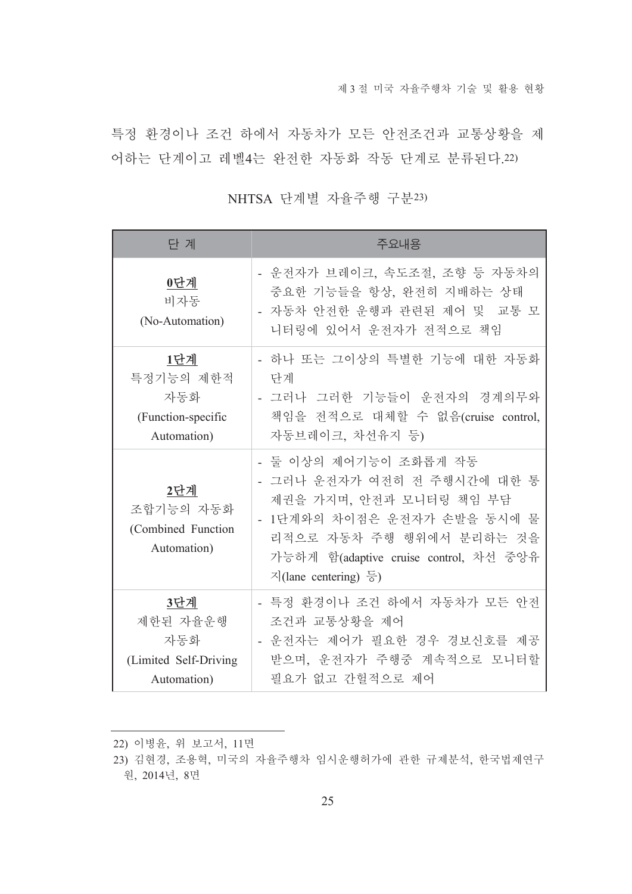특정 환경이나 조건 하에서 자동차가 모든 안전조건과 교통상황을 제어하는 단계이고 레벨4는 완전한 자동화 작동 단계로 분류된다.[22]

NHTSA 단계별 자율주행 구분[23]

| 단 계 | 주요내용 |
|---|---|
| **0단계**<br>비자동<br>(No-Automation) | - 운전자가 브레이크, 속도조절, 조향 등 자동차의 중요한 기능들을 항상, 완전히 지배하는 상태<br>- 자동차 안전한 운행과 관련된 제어 및 교통 모니터링에 있어서 운전자가 전적으로 책임 |
| **1단계**<br>특정기능의 제한적 자동화<br>(Function-specific Automation) | - 하나 또는 그이상의 특별한 기능에 대한 자동화 단계<br>- 그러나 그러한 기능들이 운전자의 경계의무와 책임을 전적으로 대체할 수 없음(cruise control, 자동브레이크, 차선유지 등) |
| **2단계**<br>조합기능의 자동화<br>(Combined Function Automation) | - 둘 이상의 제어기능이 조화롭게 작동<br>- 그러나 운전자가 여전히 전 주행시간에 대한 통제권을 가지며, 안전과 모니터링 책임 부담<br>- 1단계와의 차이점은 운전자가 손발을 동시에 물리적으로 자동차 주행 행위에서 분리하는 것을 가능하게 함(adaptive cruise control, 차선 중앙유지(lane centering) 등) |
| **3단계**<br>제한된 자율운행 자동화<br>(Limited Self-Driving Automation) | - 특정 환경이나 조건 하에서 자동차가 모든 안전조건과 교통상황을 제어<br>- 운전자는 제어가 필요한 경우 경보신호를 제공받으며, 운전자가 주행중 계속적으로 모니터할 필요가 없고 간헐적으로 제어 |

22) 이병윤, 위 보고서, 11면

23) 김현경, 조용혁, 미국의 자율주행차 임시운행허가에 관한 규제분석, 한국법제연구원, 2014년, 8면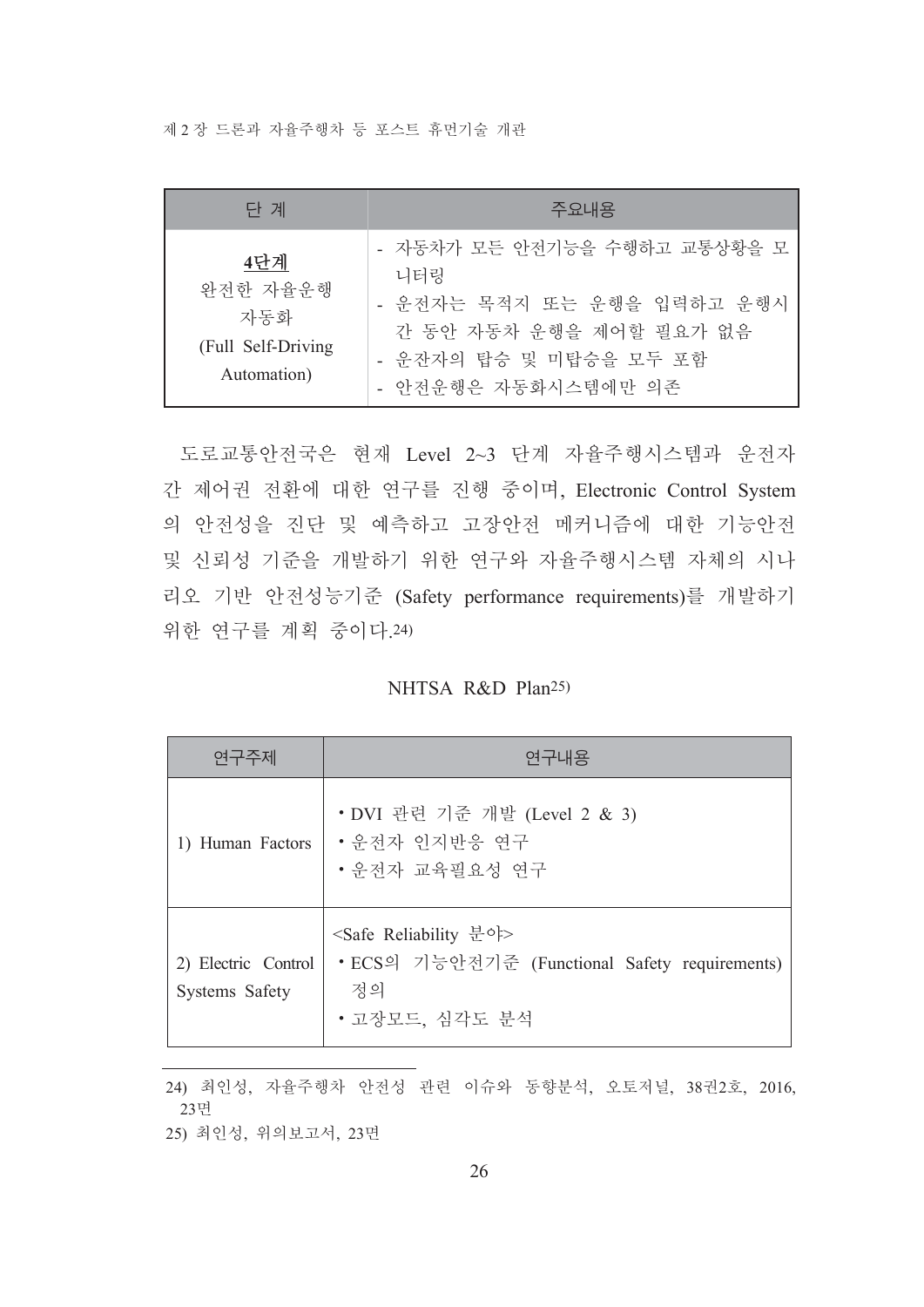| 단 계 | 주요내용 |
|---|---|
| **4단계**<br>완전한 자율운행 자동화<br>(Full Self-Driving Automation) | - 자동차가 모든 안전기능을 수행하고 교통상황을 모니터링<br>- 운전자는 목적지 또는 운행을 입력하고 운행시간 동안 자동차 운행을 제어할 필요가 없음<br>- 운잔자의 탑승 및 미탑승을 모두 포함<br>- 안전운행은 자동화시스템에만 의존 |

도로교통안전국은 현재 Level 2~3 단계 자율주행시스템과 운전자 간 제어권 전환에 대한 연구를 진행 중이며, Electronic Control System의 안전성을 진단 및 예측하고 고장안전 메커니즘에 대한 기능안전 및 신뢰성 기준을 개발하기 위한 연구와 자율주행시스템 자체의 시나리오 기반 안전성능기준 (Safety performance requirements)를 개발하기 위한 연구를 계획 중이다.[24)]

NHTSA R&D Plan[25)]

| 연구주제 | 연구내용 |
|---|---|
| 1) Human Factors | • DVI 관련 기준 개발 (Level 2 & 3)<br>• 운전자 인지반응 연구<br>• 운전자 교육필요성 연구 |
| 2) Electric Control Systems Safety | <Safe Reliability 분야><br>• ECS의 기능안전기준 (Functional Safety requirements) 정의<br>• 고장모드, 심각도 분석 |

24) 최인성, 자율주행차 안전성 관련 이슈와 동향분석, 오토저널, 38권2호, 2016, 23면

25) 최인성, 위의보고서, 23면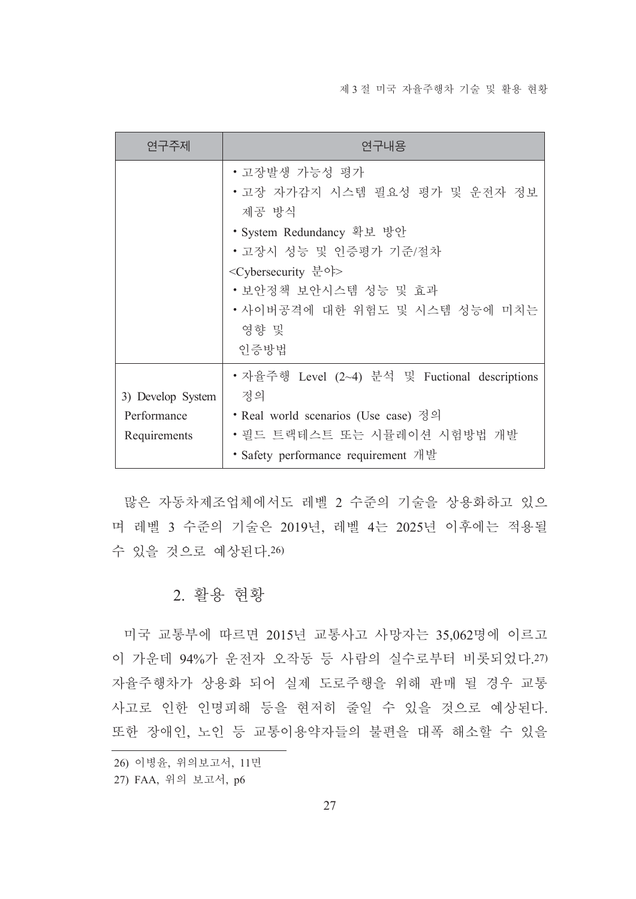| 연구주제 | 연구내용 |
| --- | --- |
| | • 고장발생 가능성 평가<br>• 고장 자가감지 시스템 필요성 평가 및 운전자 정보 제공 방식<br>• System Redundancy 확보 방안<br>• 고장시 성능 및 인증평가 기준/절차<br><Cybersecurity 분야><br>• 보안정책 보안시스템 성능 및 효과<br>• 사이버공격에 대한 위험도 및 시스템 성능에 미치는 영향 및<br>인증방법 |
| 3) Develop System Performance Requirements | • 자율주행 Level (2~4) 분석 및 Fuctional descriptions 정의<br>• Real world scenarios (Use case) 정의<br>• 필드 트랙테스트 또는 시뮬레이션 시험방법 개발<br>• Safety performance requirement 개발 |

많은 자동차제조업체에서도 레벨 2 수준의 기술을 상용화하고 있으며 레벨 3 수준의 기술은 2019년, 레벨 4는 2025년 이후에는 적용될 수 있을 것으로 예상된다.[26]

## 2. 활용 현황

미국 교통부에 따르면 2015년 교통사고 사망자는 35,062명에 이르고 이 가운데 94%가 운전자 오작동 등 사람의 실수로부터 비롯되었다.[27] 자율주행차가 상용화 되어 실제 도로주행을 위해 판매 될 경우 교통사고로 인한 인명피해 등을 현저히 줄일 수 있을 것으로 예상된다. 또한 장애인, 노인 등 교통이용약자들의 불편을 대폭 해소할 수 있을

---

26) 이병윤, 위의보고서, 11면

27) FAA, 위의 보고서, p6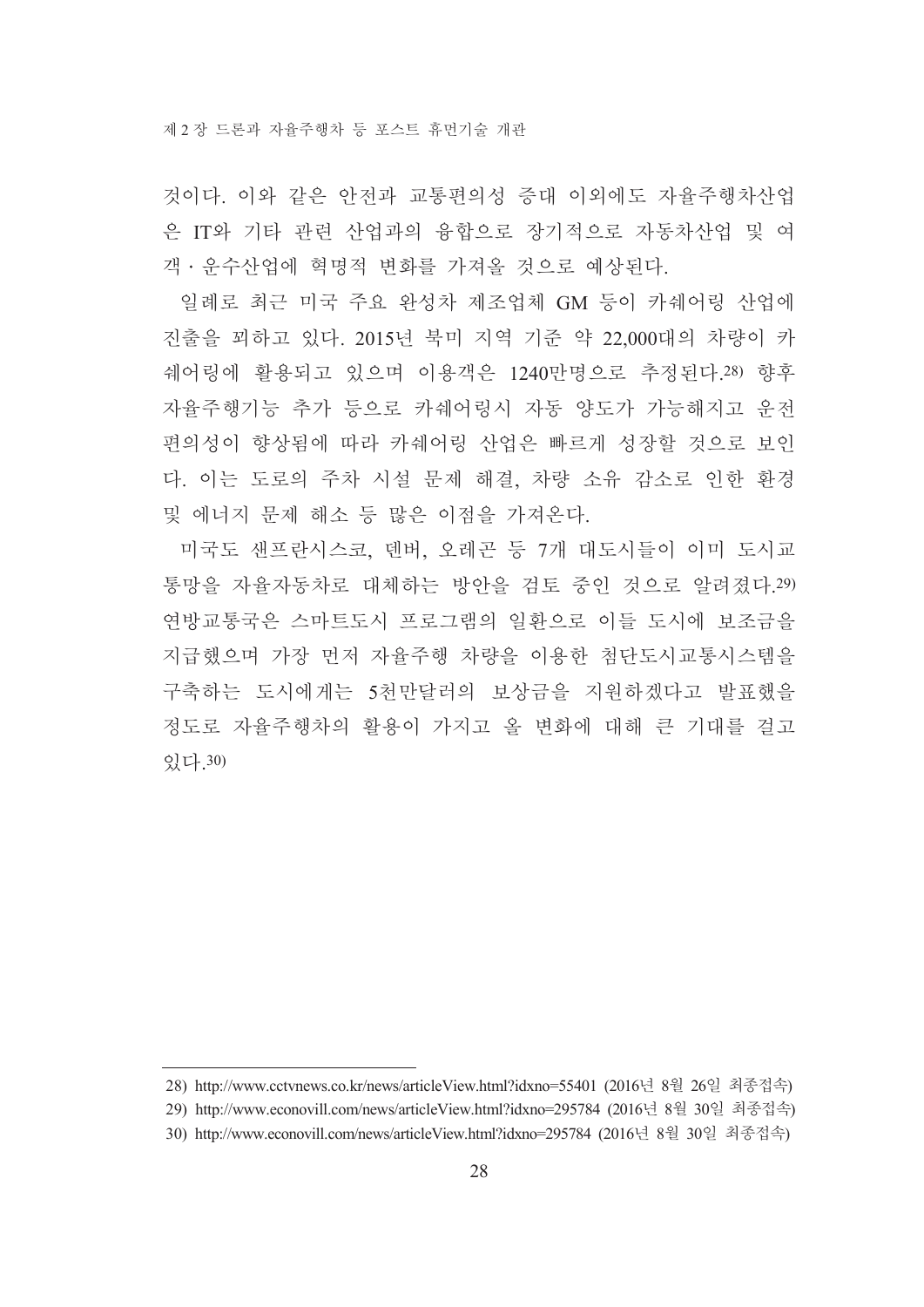것이다. 이와 같은 안전과 교통편의성 증대 이외에도 자율주행차산업은 IT와 기타 관련 산업과의 융합으로 장기적으로 자동차산업 및 여객·운수산업에 혁명적 변화를 가져올 것으로 예상된다.

일례로 최근 미국 주요 완성차 제조업체 GM 등이 카쉐어링 산업에 진출을 꾀하고 있다. 2015년 북미 지역 기준 약 22,000대의 차량이 카쉐어링에 활용되고 있으며 이용객은 1240만명으로 추정된다.[28] 향후 자율주행기능 추가 등으로 카쉐어링시 자동 양도가 가능해지고 운전 편의성이 향상됨에 따라 카쉐어링 산업은 빠르게 성장할 것으로 보인다. 이는 도로의 주차 시설 문제 해결, 차량 소유 감소로 인한 환경 및 에너지 문제 해소 등 많은 이점을 가져온다.

미국도 샌프란시스코, 덴버, 오레곤 등 7개 대도시들이 이미 도시교통망을 자율자동차로 대체하는 방안을 검토 중인 것으로 알려졌다.[29] 연방교통국은 스마트도시 프로그램의 일환으로 이들 도시에 보조금을 지급했으며 가장 먼저 자율주행 차량을 이용한 첨단도시교통시스템을 구축하는 도시에게는 5천만달러의 보상금을 지원하겠다고 발표했을 정도로 자율주행차의 활용이 가지고 올 변화에 대해 큰 기대를 걸고 있다.[30]

---

28) http://www.cctvnews.co.kr/news/articleView.html?idxno=55401 (2016년 8월 26일 최종접속)

29) http://www.econovill.com/news/articleView.html?idxno=295784 (2016년 8월 30일 최종접속)

30) http://www.econovill.com/news/articleView.html?idxno=295784 (2016년 8월 30일 최종접속)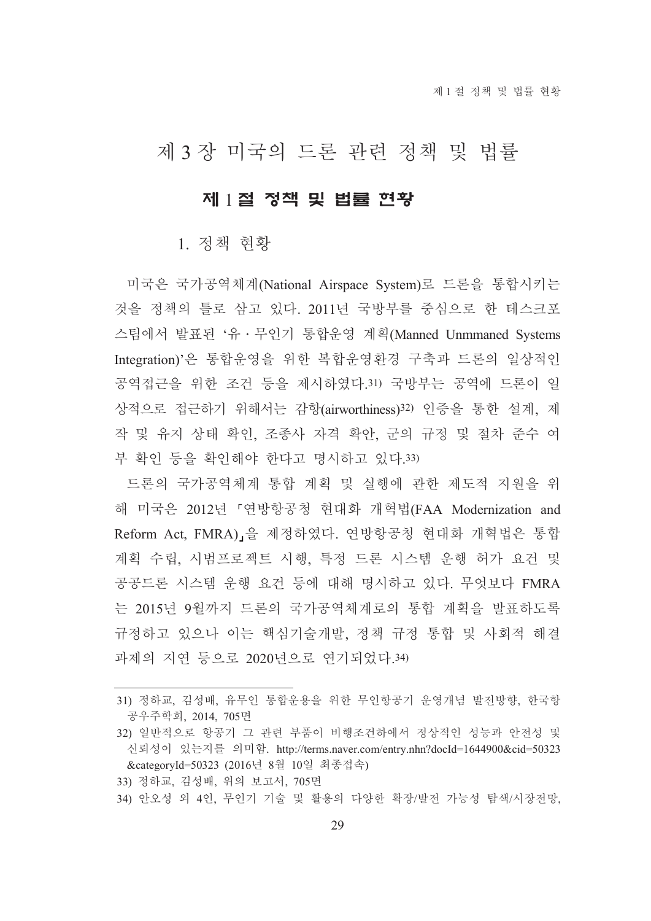# 제 3 장 미국의 드론 관련 정책 및 법률

## 제 1 절 정책 및 법률 현황

### 1. 정책 현황

미국은 국가공역체계(National Airspace System)로 드론을 통합시키는 것을 정책의 틀로 삼고 있다. 2011년 국방부를 중심으로 한 테스크포스팀에서 발표된 '유 · 무인기 통합운영 계획(Manned Unmmaned Systems Integration)'은 통합운영을 위한 복합운영환경 구축과 드론의 일상적인 공역접근을 위한 조건 등을 제시하였다.[31] 국방부는 공역에 드론이 일상적으로 접근하기 위해서는 감항(airworthiness)[32] 인증을 통한 설계, 제작 및 유지 상태 확인, 조종사 자격 확안, 군의 규정 및 절차 준수 여부 확인 등을 확인해야 한다고 명시하고 있다.[33]

드론의 국가공역체계 통합 계획 및 실행에 관한 제도적 지원을 위해 미국은 2012년 「연방항공청 현대화 개혁법(FAA Modernization and Reform Act, FMRA)」을 제정하였다. 연방항공청 현대화 개혁법은 통합계획 수립, 시범프로젝트 시행, 특정 드론 시스템 운행 허가 요건 및 공공드론 시스템 운행 요건 등에 대해 명시하고 있다. 무엇보다 FMRA는 2015년 9월까지 드론의 국가공역체계로의 통합 계획을 발표하도록 규정하고 있으나 이는 핵심기술개발, 정책 규정 통합 및 사회적 해결과제의 지연 등으로 2020년으로 연기되었다.[34]

---

31) 정하교, 김성배, 유무인 통합운용을 위한 무인항공기 운영개념 발전방향, 한국항공우주학회, 2014, 705면

32) 일반적으로 항공기 그 관련 부품이 비행조건하에서 정상적인 성능과 안전성 및 신뢰성이 있는지를 의미함. http://terms.naver.com/entry.nhn?docId=1644900&cid=50323&categoryId=50323 (2016년 8월 10일 최종접속)

33) 정하교, 김성배, 위의 보고서, 705면

34) 안오성 외 4인, 무인기 기술 및 활용의 다양한 확장/발전 가능성 탐색/시장전망,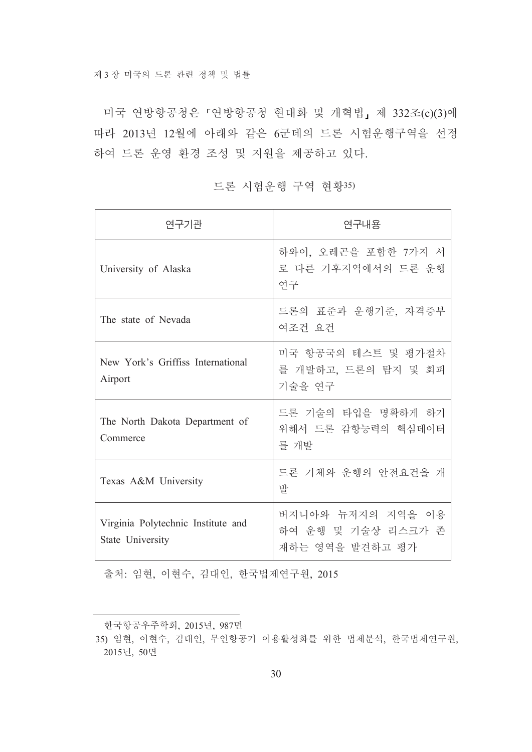미국 연방항공청은 「연방항공청 현대화 및 개혁법」 제 332조(c)(3)에 따라 2013년 12월에 아래와 같은 6군데의 드론 시험운행구역을 선정하여 드론 운영 환경 조성 및 지원을 제공하고 있다.

드론 시험운행 구역 현황[35)]

| 연구기관 | 연구내용 |
| --- | --- |
| University of Alaska | 하와이, 오레곤을 포함한 7가지 서로 다른 기후지역에서의 드론 운행 연구 |
| The state of Nevada | 드론의 표준과 운행기준, 자격증부여조건 요건 |
| New York's Griffiss International Airport | 미국 항공국의 테스트 및 평가절차를 개발하고, 드론의 탐지 및 회피 기술을 연구 |
| The North Dakota Department of Commerce | 드론 기술의 타입을 명확하게 하기 위해서 드론 감항능력의 핵심데이터를 개발 |
| Texas A&M University | 드론 기체와 운행의 안전요건을 개발 |
| Virginia Polytechnic Institute and State University | 버지니아와 뉴저지의 지역을 이용하여 운행 및 기술상 리스크가 존재하는 영역을 발견하고 평가 |

출처: 임현, 이현수, 김대인, 한국법제연구원, 2015

---

한국항공우주학회, 2015년, 987면

35) 임현, 이현수, 김대인, 무인항공기 이용활성화를 위한 법제분석, 한국법제연구원, 2015년, 50면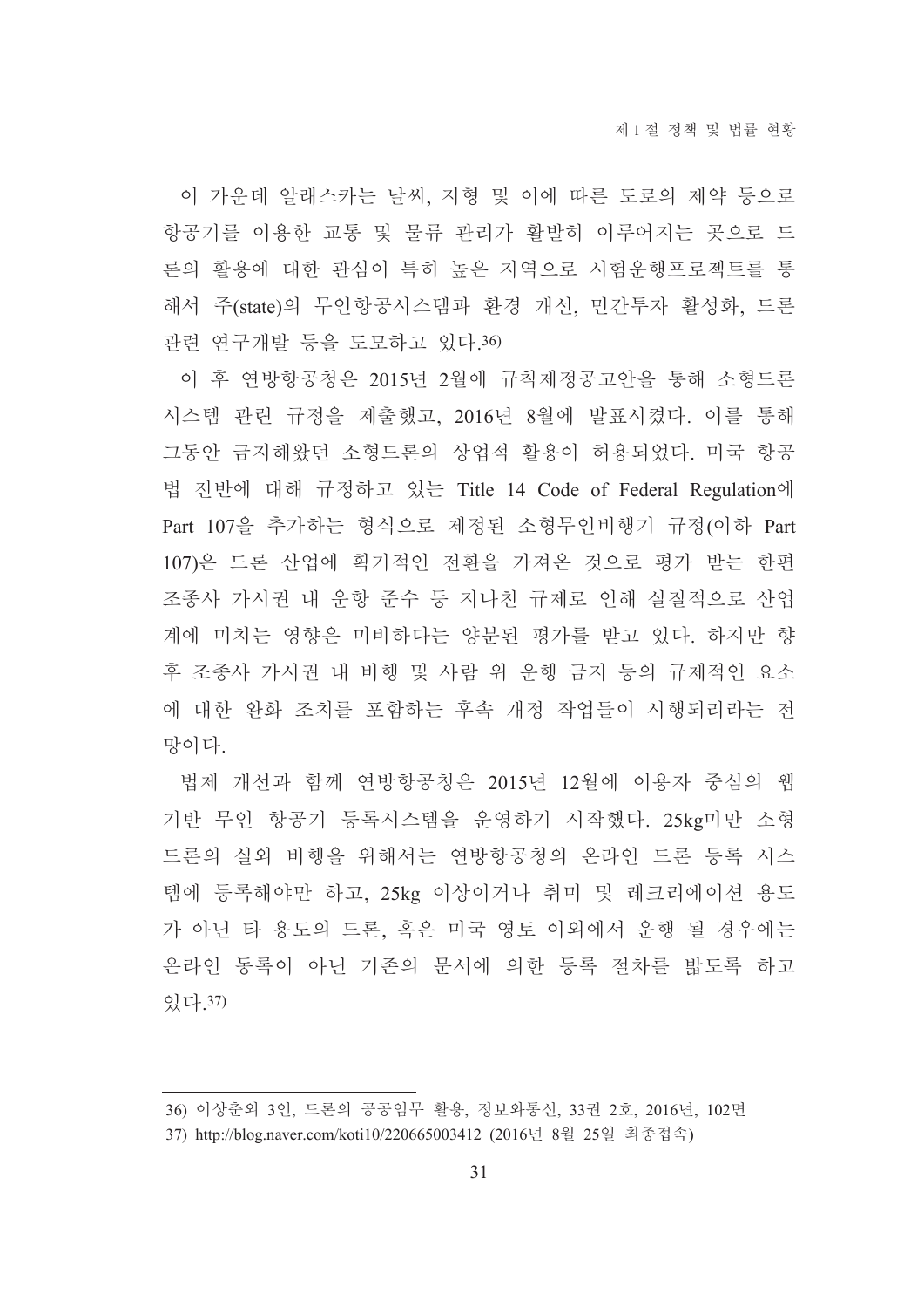이 가운데 알래스카는 날씨, 지형 및 이에 따른 도로의 제약 등으로 항공기를 이용한 교통 및 물류 관리가 활발히 이루어지는 곳으로 드론의 활용에 대한 관심이 특히 높은 지역으로 시험운행프로젝트를 통해서 주(state)의 무인항공시스템과 환경 개선, 민간투자 활성화, 드론 관련 연구개발 등을 도모하고 있다.[36]

이 후 연방항공청은 2015년 2월에 규칙제정공고안을 통해 소형드론시스템 관련 규정을 제출했고, 2016년 8월에 발표시켰다. 이를 통해 그동안 금지해왔던 소형드론의 상업적 활용이 허용되었다. 미국 항공법 전반에 대해 규정하고 있는 Title 14 Code of Federal Regulation에 Part 107을 추가하는 형식으로 제정된 소형무인비행기 규정(이하 Part 107)은 드론 산업에 획기적인 전환을 가져온 것으로 평가 받는 한편 조종사 가시권 내 운항 준수 등 지나친 규제로 인해 실질적으로 산업계에 미치는 영향은 미비하다는 양분된 평가를 받고 있다. 하지만 향후 조종사 가시권 내 비행 및 사람 위 운행 금지 등의 규제적인 요소에 대한 완화 조치를 포함하는 후속 개정 작업들이 시행되리라는 전망이다.

법제 개선과 함께 연방항공청은 2015년 12월에 이용자 중심의 웹 기반 무인 항공기 등록시스템을 운영하기 시작했다. 25kg미만 소형 드론의 실외 비행을 위해서는 연방항공청의 온라인 드론 등록 시스템에 등록해야만 하고, 25kg 이상이거나 취미 및 레크리에이션 용도가 아닌 타 용도의 드론, 혹은 미국 영토 이외에서 운행 될 경우에는 온라인 동록이 아닌 기존의 문서에 의한 등록 절차를 밟도록 하고 있다.[37]

---

36) 이상춘외 3인, 드론의 공공임무 활용, 정보와통신, 33권 2호, 2016년, 102면

37) http://blog.naver.com/koti10/220665003412 (2016년 8월 25일 최종접속)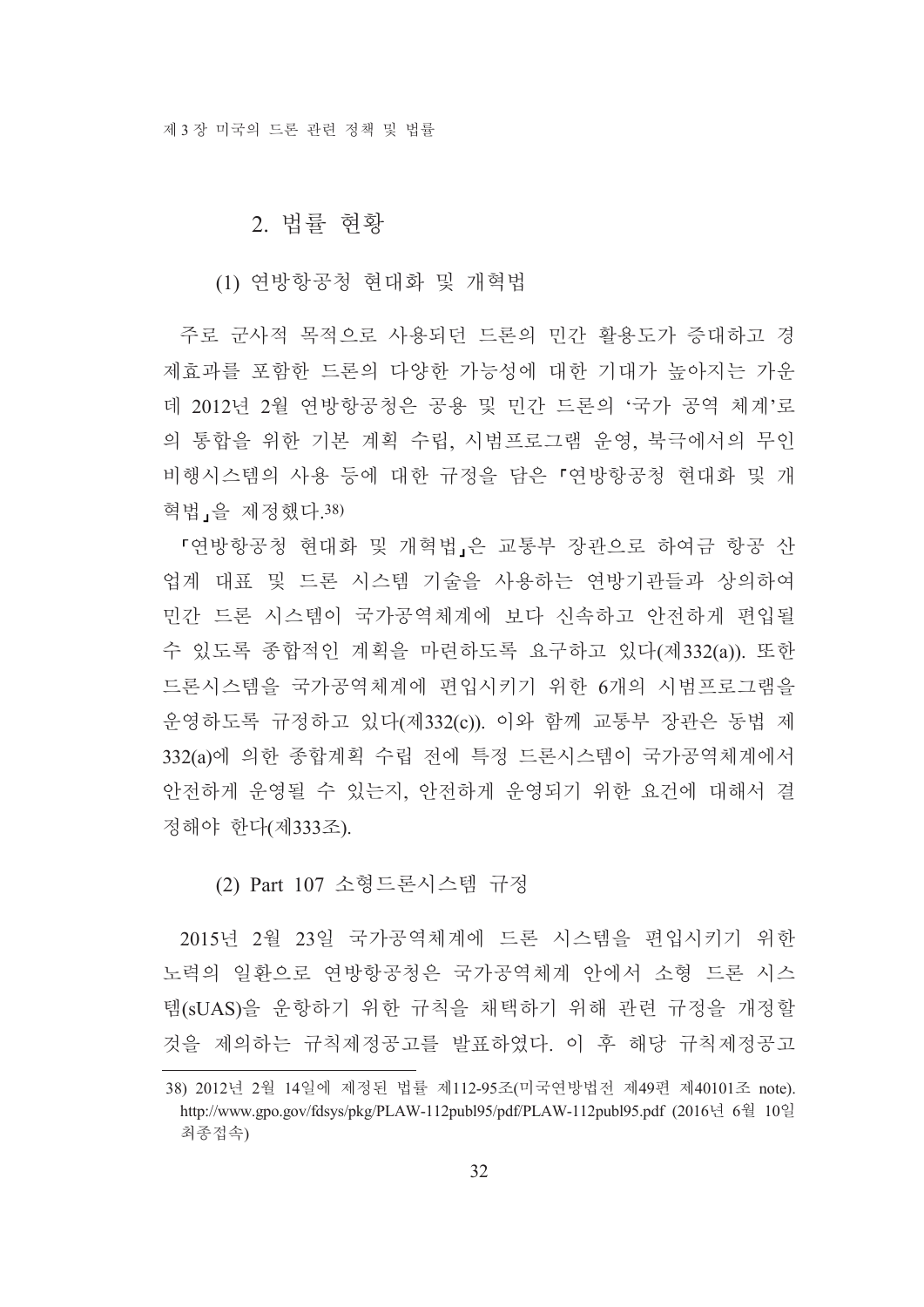## 2. 법률 현황

### (1) 연방항공청 현대화 및 개혁법

주로 군사적 목적으로 사용되던 드론의 민간 활용도가 증대하고 경제효과를 포함한 드론의 다양한 가능성에 대한 기대가 높아지는 가운데 2012년 2월 연방항공청은 공용 및 민간 드론의 '국가 공역 체계'로의 통합을 위한 기본 계획 수립, 시범프로그램 운영, 북극에서의 무인비행시스템의 사용 등에 대한 규정을 담은 「연방항공청 현대화 및 개혁법」을 제정했다.[38]

「연방항공청 현대화 및 개혁법」은 교통부 장관으로 하여금 항공 산업계 대표 및 드론 시스템 기술을 사용하는 연방기관들과 상의하여 민간 드론 시스템이 국가공역체계에 보다 신속하고 안전하게 편입될 수 있도록 종합적인 계획을 마련하도록 요구하고 있다(제332(a)). 또한 드론시스템을 국가공역체계에 편입시키기 위한 6개의 시범프로그램을 운영하도록 규정하고 있다(제332(c)). 이와 함께 교통부 장관은 동법 제332(a)에 의한 종합계획 수립 전에 특정 드론시스템이 국가공역체계에서 안전하게 운영될 수 있는지, 안전하게 운영되기 위한 요건에 대해서 결정해야 한다(제333조).

### (2) Part 107 소형드론시스템 규정

2015년 2월 23일 국가공역체계에 드론 시스템을 편입시키기 위한 노력의 일환으로 연방항공청은 국가공역체계 안에서 소형 드론 시스템(sUAS)을 운항하기 위한 규칙을 채택하기 위해 관련 규정을 개정할 것을 제의하는 규칙제정공고를 발표하였다. 이 후 해당 규칙제정공고

---

38) 2012년 2월 14일에 제정된 법률 제112-95조(미국연방법전 제49편 제40101조 note). http://www.gpo.gov/fdsys/pkg/PLAW-112publ95/pdf/PLAW-112publ95.pdf (2016년 6월 10일 최종접속)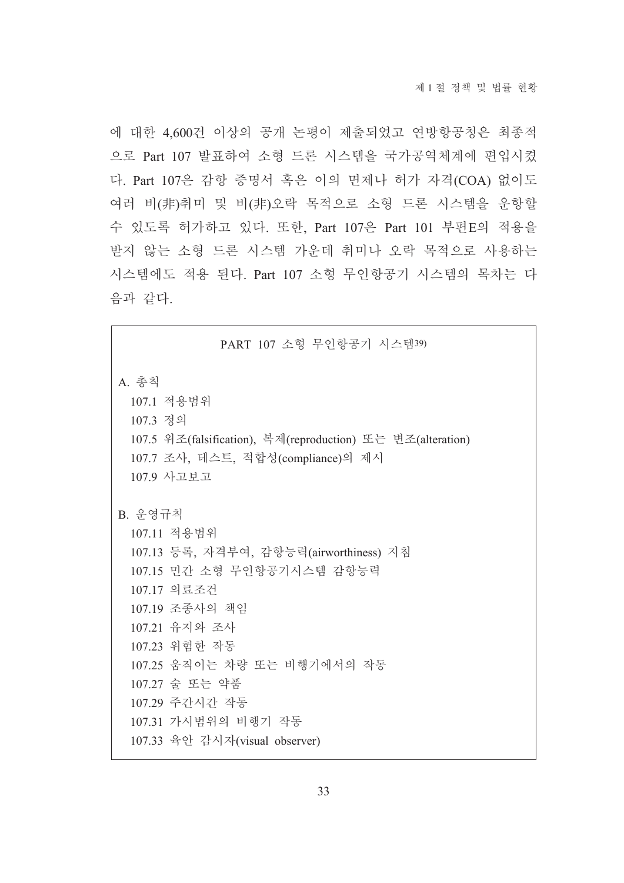에 대한 4,600건 이상의 공개 논평이 제출되었고 연방항공청은 최종적으로 Part 107 발표하여 소형 드론 시스템을 국가공역체계에 편입시켰다. Part 107은 감항 증명서 혹은 이의 면제나 허가 자격(COA) 없이도 여러 비(非)취미 및 비(非)오락 목적으로 소형 드론 시스템을 운항할 수 있도록 허가하고 있다. 또한, Part 107은 Part 101 부편E의 적용을 받지 않는 소형 드론 시스템 가운데 취미나 오락 목적으로 사용하는 시스템에도 적용 된다. Part 107 소형 무인항공기 시스템의 목차는 다음과 같다.

PART 107 소형 무인항공기 시스템[39)]

A. 총칙

- 107.1 적용범위
- 107.3 정의
- 107.5 위조(falsification), 복제(reproduction) 또는 변조(alteration)
- 107.7 조사, 테스트, 적합성(compliance)의 제시
- 107.9 사고보고

B. 운영규칙

- 107.11 적용범위
- 107.13 등록, 자격부여, 감항능력(airworthiness) 지침
- 107.15 민간 소형 무인항공기시스템 감항능력
- 107.17 의료조건
- 107.19 조종사의 책임
- 107.21 유지와 조사
- 107.23 위험한 작동
- 107.25 움직이는 차량 또는 비행기에서의 작동
- 107.27 술 또는 약품
- 107.29 주간시간 작동
- 107.31 가시범위의 비행기 작동
- 107.33 육안 감시자(visual observer)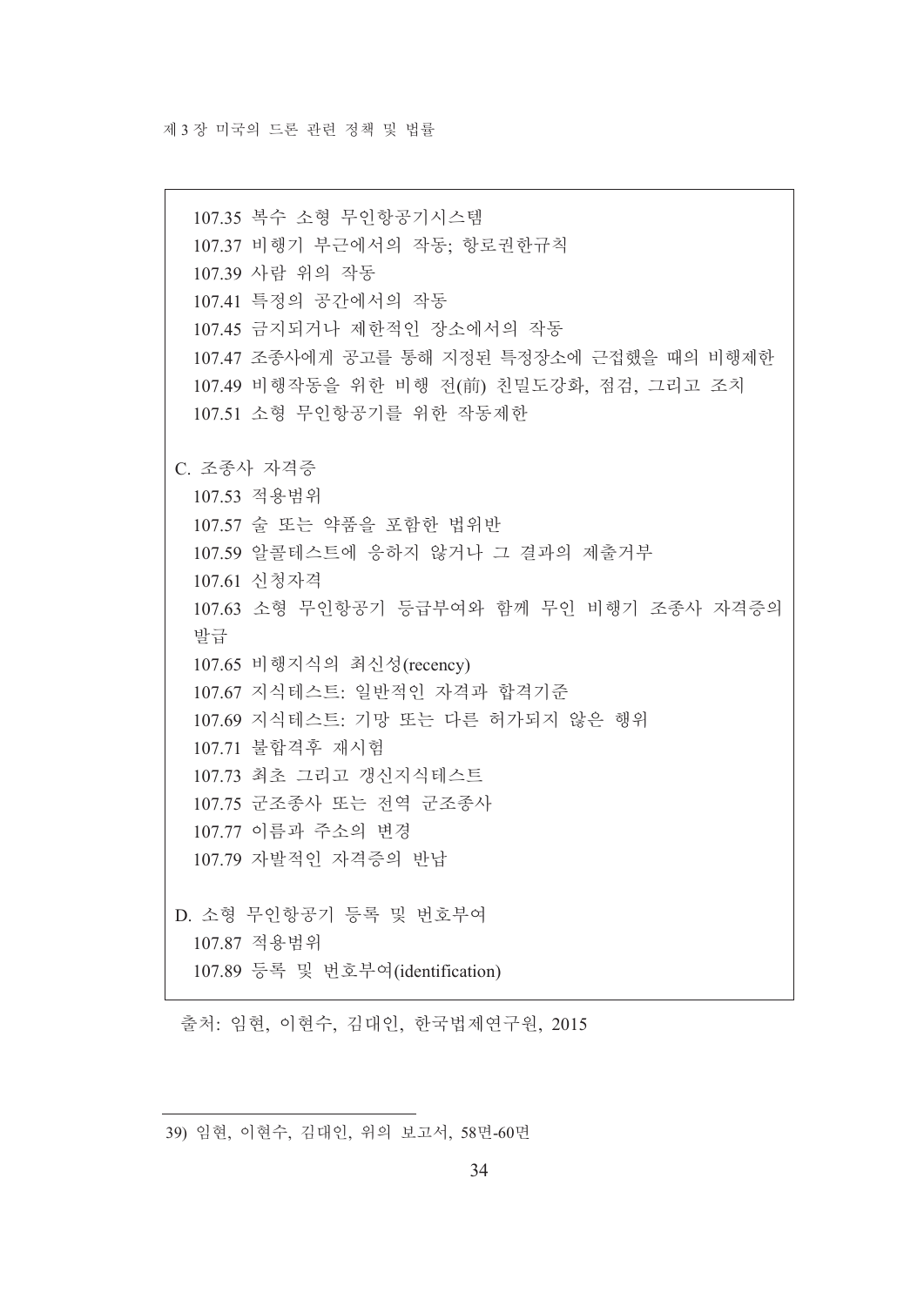107.35 복수 소형 무인항공기시스템

107.37 비행기 부근에서의 작동; 항로권한규칙

107.39 사람 위의 작동

107.41 특정의 공간에서의 작동

107.45 금지되거나 제한적인 장소에서의 작동

107.47 조종사에게 공고를 통해 지정된 특정장소에 근접했을 때의 비행제한

107.49 비행작동을 위한 비행 전(前) 친밀도강화, 점검, 그리고 조치

107.51 소형 무인항공기를 위한 작동제한

C. 조종사 자격증

107.53 적용범위

107.57 술 또는 약품을 포함한 법위반

107.59 알콜테스트에 응하지 않거나 그 결과의 제출거부

107.61 신청자격

107.63 소형 무인항공기 등급부여와 함께 무인 비행기 조종사 자격증의 발급

107.65 비행지식의 최신성(recency)

107.67 지식테스트: 일반적인 자격과 합격기준

107.69 지식테스트: 기망 또는 다른 허가되지 않은 행위

107.71 불합격후 재시험

107.73 최초 그리고 갱신지식테스트

107.75 군조종사 또는 전역 군조종사

107.77 이름과 주소의 변경

107.79 자발적인 자격증의 반납

D. 소형 무인항공기 등록 및 번호부여

107.87 적용범위

107.89 등록 및 번호부여(identification)

출처: 임현, 이현수, 김대인, 한국법제연구원, 2015

39) 임현, 이현수, 김대인, 위의 보고서, 58면-60면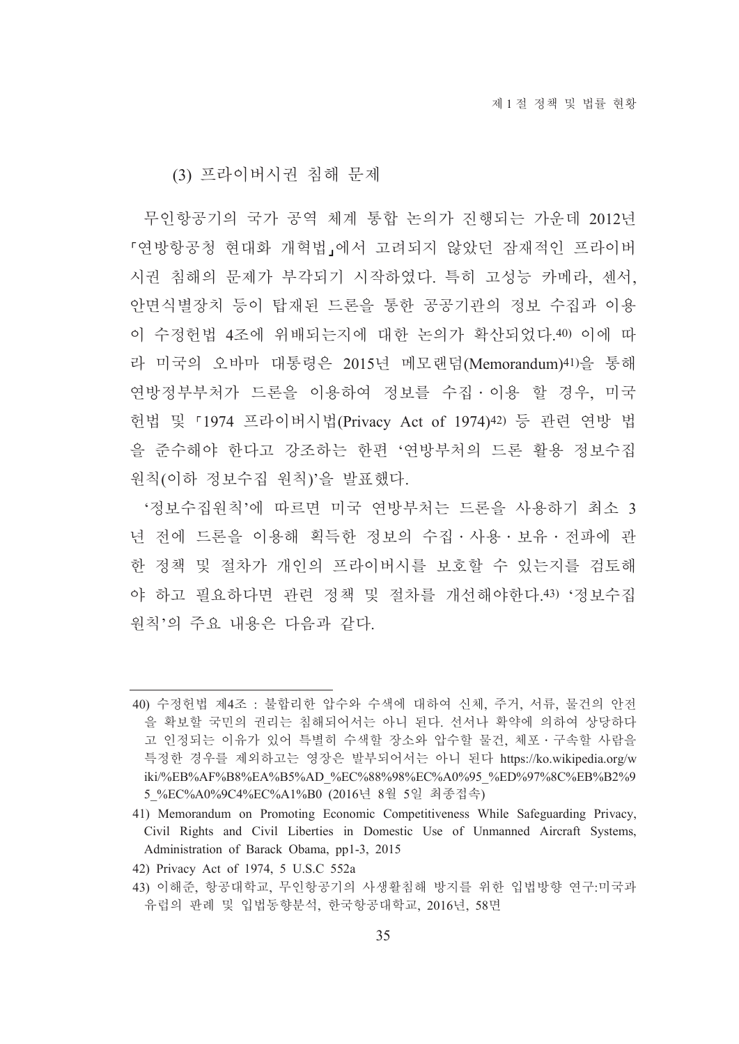### (3) 프라이버시권 침해 문제

무인항공기의 국가 공역 체계 통합 논의가 진행되는 가운데 2012년 「연방항공청 현대화 개혁법」에서 고려되지 않았던 잠재적인 프라이버시권 침해의 문제가 부각되기 시작하였다. 특히 고성능 카메라, 센서, 안면식별장치 등이 탑재된 드론을 통한 공공기관의 정보 수집과 이용이 수정헌법 4조에 위배되는지에 대한 논의가 확산되었다.[40] 이에 따라 미국의 오바마 대통령은 2015년 메모랜덤(Memorandum)[41]을 통해 연방정부부처가 드론을 이용하여 정보를 수집·이용 할 경우, 미국 헌법 및 「1974 프라이버시법(Privacy Act of 1974)[42] 등 관련 연방 법을 준수해야 한다고 강조하는 한편 '연방부처의 드론 활용 정보수집 원칙(이하 정보수집 원칙)'을 발표했다.

'정보수집원칙'에 따르면 미국 연방부처는 드론을 사용하기 최소 3년 전에 드론을 이용해 획득한 정보의 수집·사용·보유·전파에 관한 정책 및 절차가 개인의 프라이버시를 보호할 수 있는지를 검토해야 하고 필요하다면 관련 정책 및 절차를 개선해야한다.[43] '정보수집 원칙'의 주요 내용은 다음과 같다.

---

40) 수정헌법 제4조 : 불합리한 압수와 수색에 대하여 신체, 주거, 서류, 물건의 안전을 확보할 국민의 권리는 침해되어서는 아니 된다. 선서나 확약에 의하여 상당하다고 인정되는 이유가 있어 특별히 수색할 장소와 압수할 물건, 체포·구속할 사람을 특정한 경우를 제외하고는 영장은 발부되어서는 아니 된다 https://ko.wikipedia.org/wiki/%EB%AF%B8%EA%B5%AD_%EC%88%98%EC%A0%95_%ED%97%8C%EB%B2%95_%EC%A0%9C4%EC%A1%B0 (2016년 8월 5일 최종접속)

41) Memorandum on Promoting Economic Competitiveness While Safeguarding Privacy, Civil Rights and Civil Liberties in Domestic Use of Unmanned Aircraft Systems, Administration of Barack Obama, pp1-3, 2015

42) Privacy Act of 1974, 5 U.S.C 552a

43) 이해준, 항공대학교, 무인항공기의 사생활침해 방지를 위한 입법방향 연구:미국과 유럽의 판례 및 입법동향분석, 한국항공대학교, 2016년, 58면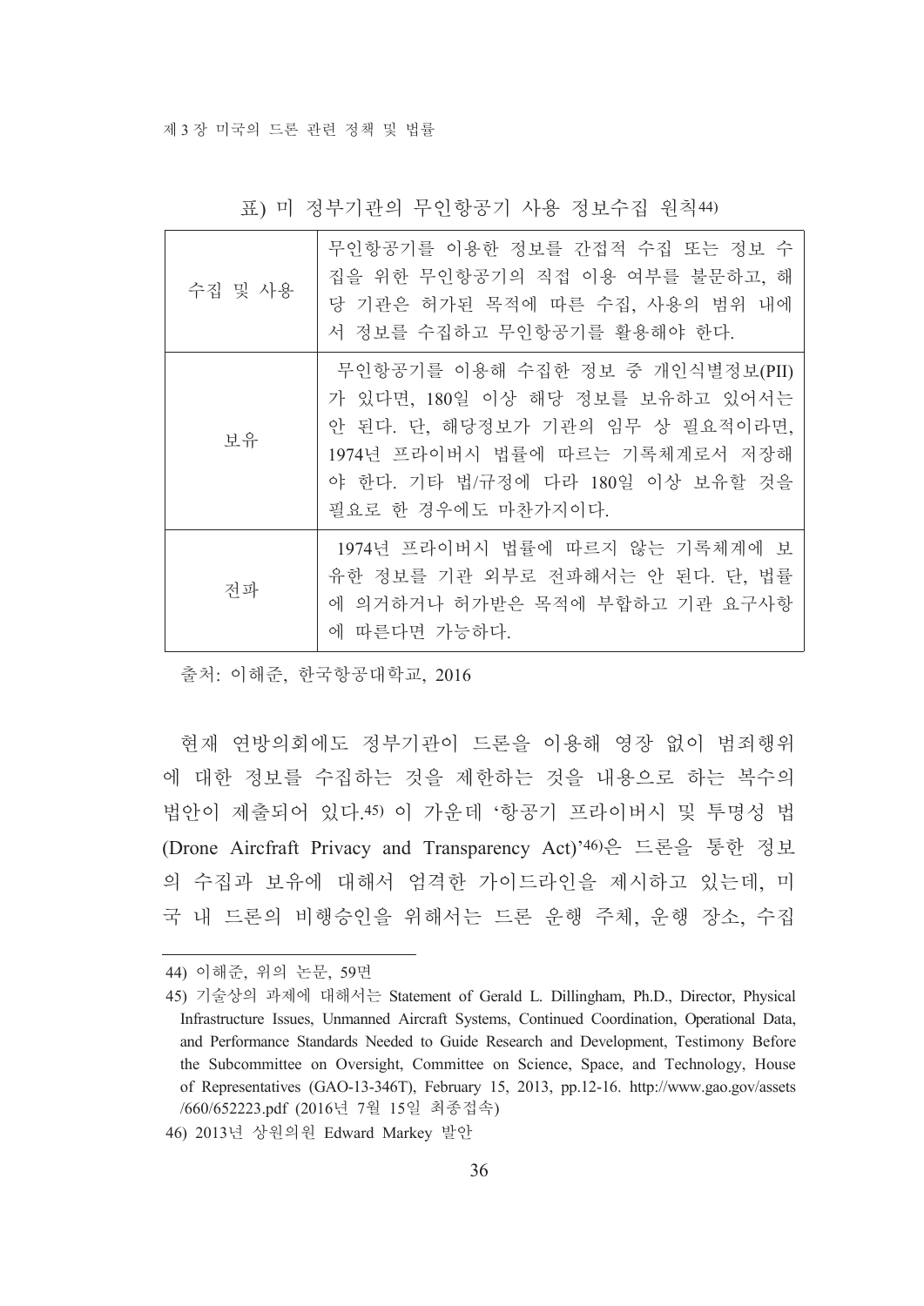표) 미 정부기관의 무인항공기 사용 정보수집 원칙[44)]

| | |
|---|---|
| 수집 및 사용 | 무인항공기를 이용한 정보를 간접적 수집 또는 정보 수집을 위한 무인항공기의 직접 이용 여부를 불문하고, 해당 기관은 허가된 목적에 따른 수집, 사용의 범위 내에서 정보를 수집하고 무인항공기를 활용해야 한다. |
| 보유 | 무인항공기를 이용해 수집한 정보 중 개인식별정보(PII)가 있다면, 180일 이상 해당 정보를 보유하고 있어서는 안 된다. 단, 해당정보가 기관의 임무 상 필요적이라면, 1974년 프라이버시 법률에 따르는 기록체계로서 저장해야 한다. 기타 법/규정에 다라 180일 이상 보유할 것을 필요로 한 경우에도 마찬가지이다. |
| 전파 | 1974년 프라이버시 법률에 따르지 않는 기록체계에 보유한 정보를 기관 외부로 전파해서는 안 된다. 단, 법률에 의거하거나 허가받은 목적에 부합하고 기관 요구사항에 따른다면 가능하다. |

출처: 이해준, 한국항공대학교, 2016

현재 연방의회에도 정부기관이 드론을 이용해 영장 없이 범죄행위에 대한 정보를 수집하는 것을 제한하는 것을 내용으로 하는 복수의 법안이 제출되어 있다.[45)] 이 가운데 '항공기 프라이버시 및 투명성 법(Drone Aircfraft Privacy and Transparency Act)'[46)]은 드론을 통한 정보의 수집과 보유에 대해서 엄격한 가이드라인을 제시하고 있는데, 미국 내 드론의 비행승인을 위해서는 드론 운행 주체, 운행 장소, 수집

---

44) 이해준, 위의 논문, 59면

45) 기술상의 과제에 대해서는 Statement of Gerald L. Dillingham, Ph.D., Director, Physical Infrastructure Issues, Unmanned Aircraft Systems, Continued Coordination, Operational Data, and Performance Standards Needed to Guide Research and Development, Testimony Before the Subcommittee on Oversight, Committee on Science, Space, and Technology, House of Representatives (GAO-13-346T), February 15, 2013, pp.12-16. http://www.gao.gov/assets/660/652223.pdf (2016년 7월 15일 최종접속)

46) 2013년 상원의원 Edward Markey 발안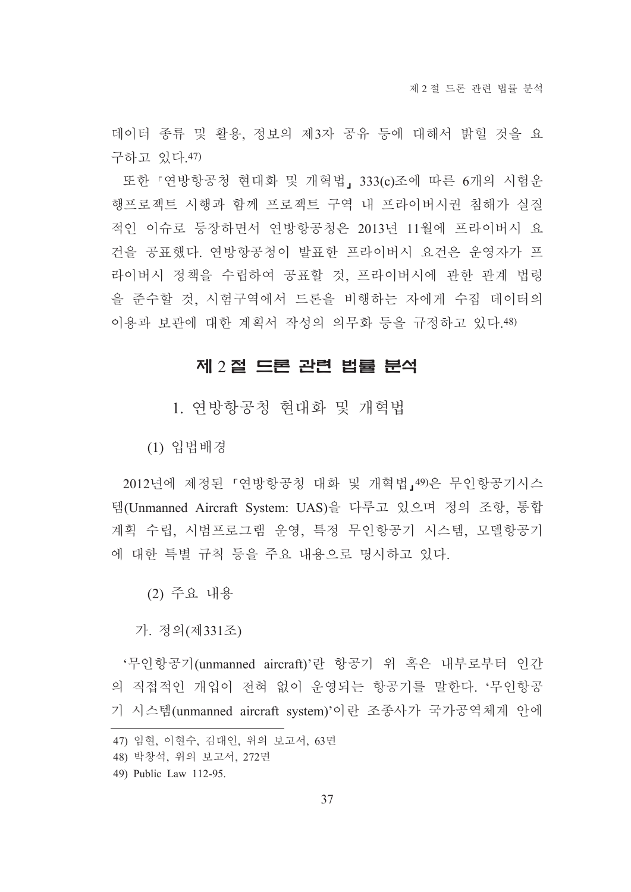데이터 종류 및 활용, 정보의 제3자 공유 등에 대해서 밝힐 것을 요구하고 있다.[47)]

또한 「연방항공청 현대화 및 개혁법」 333(c)조에 따른 6개의 시험운행프로젝트 시행과 함께 프로젝트 구역 내 프라이버시권 침해가 실질적인 이슈로 등장하면서 연방항공청은 2013년 11월에 프라이버시 요건을 공표했다. 연방항공청이 발표한 프라이버시 요건은 운영자가 프라이버시 정책을 수립하여 공표할 것, 프라이버시에 관한 관계 법령을 준수할 것, 시험구역에서 드론을 비행하는 자에게 수집 데이터의 이용과 보관에 대한 계획서 작성의 의무화 등을 규정하고 있다.[48)]

## 제 2 절 드론 관련 법률 분석

### 1. 연방항공청 현대화 및 개혁법

#### (1) 입법배경

2012년에 제정된 「연방항공청 대화 및 개혁법」[49)]은 무인항공기시스템(Unmanned Aircraft System: UAS)을 다루고 있으며 정의 조항, 통합계획 수립, 시범프로그램 운영, 특정 무인항공기 시스템, 모델항공기에 대한 특별 규칙 등을 주요 내용으로 명시하고 있다.

#### (2) 주요 내용

가. 정의(제331조)

'무인항공기(unmanned aircraft)'란 항공기 위 혹은 내부로부터 인간의 직접적인 개입이 전혀 없이 운영되는 항공기를 말한다. '무인항공기 시스템(unmanned aircraft system)'이란 조종사가 국가공역체계 안에

---

47) 임현, 이현수, 김대인, 위의 보고서, 63면

48) 박창석, 위의 보고서, 272면

49) Public Law 112-95.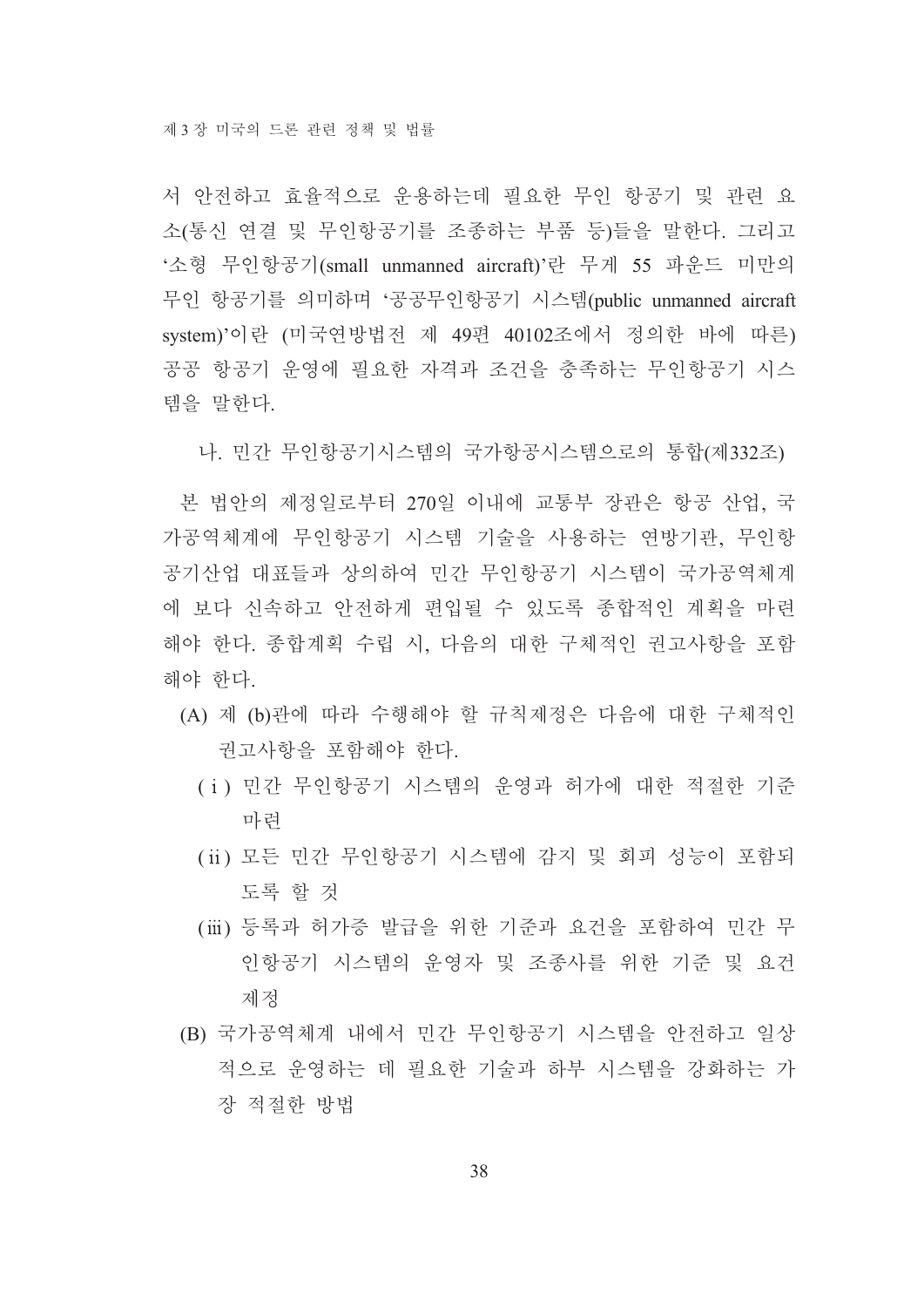서 안전하고 효율적으로 운용하는데 필요한 무인 항공기 및 관련 요소(통신 연결 및 무인항공기를 조종하는 부품 등)들을 말한다. 그리고 '소형 무인항공기(small unmanned aircraft)'란 무게 55 파운드 미만의 무인 항공기를 의미하며 '공공무인항공기 시스템(public unmanned aircraft system)'이란 (미국연방법전 제 49편 40102조에서 정의한 바에 따른) 공공 항공기 운영에 필요한 자격과 조건을 충족하는 무인항공기 시스템을 말한다.

나. 민간 무인항공기시스템의 국가항공시스템으로의 통합(제332조)

본 법안의 제정일로부터 270일 이내에 교통부 장관은 항공 산업, 국가공역체계에 무인항공기 시스템 기술을 사용하는 연방기관, 무인항공기산업 대표들과 상의하여 민간 무인항공기 시스템이 국가공역체계에 보다 신속하고 안전하게 편입될 수 있도록 종합적인 계획을 마련해야 한다. 종합계획 수립 시, 다음의 대한 구체적인 권고사항을 포함해야 한다.

(A) 제 (b)관에 따라 수행해야 할 규칙제정은 다음에 대한 구체적인 권고사항을 포함해야 한다.

  (ⅰ) 민간 무인항공기 시스템의 운영과 허가에 대한 적절한 기준 마련

  (ⅱ) 모든 민간 무인항공기 시스템에 감지 및 회피 성능이 포함되도록 할 것

  (ⅲ) 등록과 허가증 발급을 위한 기준과 요건을 포함하여 민간 무인항공기 시스템의 운영자 및 조종사를 위한 기준 및 요건 제정

(B) 국가공역체계 내에서 민간 무인항공기 시스템을 안전하고 일상적으로 운영하는 데 필요한 기술과 하부 시스템을 강화하는 가장 적절한 방법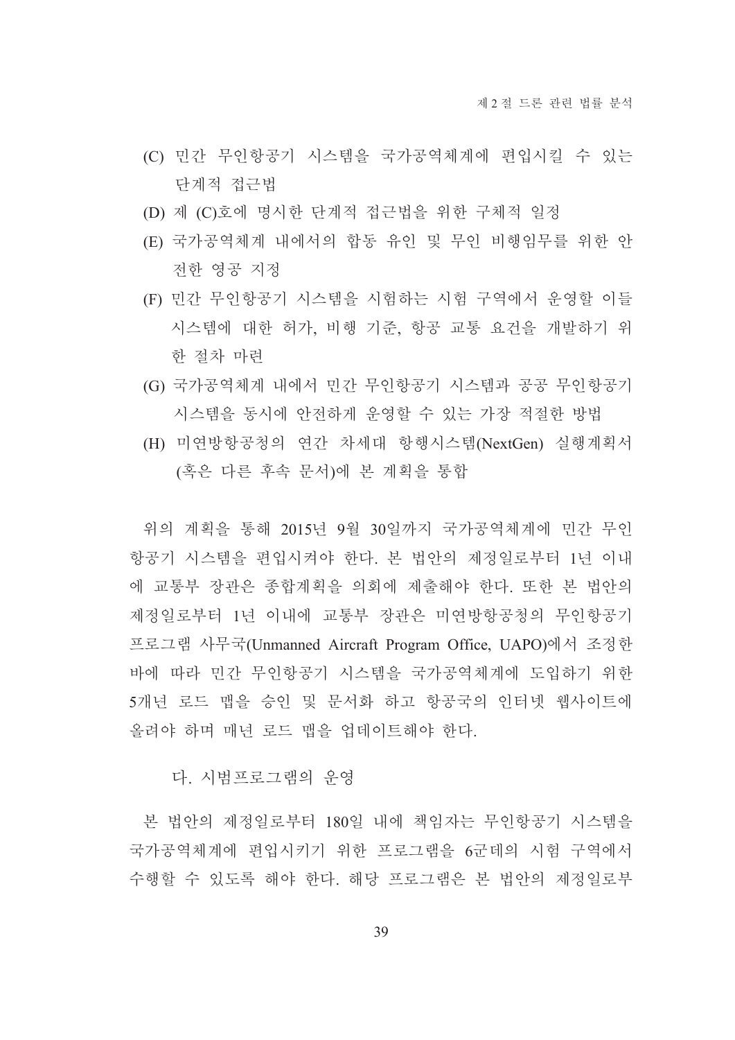(C) 민간 무인항공기 시스템을 국가공역체계에 편입시킬 수 있는 단계적 접근법

(D) 제 (C)호에 명시한 단계적 접근법을 위한 구체적 일정

(E) 국가공역체계 내에서의 합동 유인 및 무인 비행임무를 위한 안전한 영공 지정

(F) 민간 무인항공기 시스템을 시험하는 시험 구역에서 운영할 이들 시스템에 대한 허가, 비행 기준, 항공 교통 요건을 개발하기 위한 절차 마련

(G) 국가공역체계 내에서 민간 무인항공기 시스템과 공공 무인항공기 시스템을 동시에 안전하게 운영할 수 있는 가장 적절한 방법

(H) 미연방항공청의 연간 차세대 항행시스템(NextGen) 실행계획서(혹은 다른 후속 문서)에 본 계획을 통합

위의 계획을 통해 2015년 9월 30일까지 국가공역체계에 민간 무인항공기 시스템을 편입시켜야 한다. 본 법안의 제정일로부터 1년 이내에 교통부 장관은 종합계획을 의회에 제출해야 한다. 또한 본 법안의 제정일로부터 1년 이내에 교통부 장관은 미연방항공청의 무인항공기 프로그램 사무국(Unmanned Aircraft Program Office, UAPO)에서 조정한 바에 따라 민간 무인항공기 시스템을 국가공역체계에 도입하기 위한 5개년 로드 맵을 승인 및 문서화 하고 항공국의 인터넷 웹사이트에 올려야 하며 매년 로드 맵을 업데이트해야 한다.

### 다. 시범프로그램의 운영

본 법안의 제정일로부터 180일 내에 책임자는 무인항공기 시스템을 국가공역체계에 편입시키기 위한 프로그램을 6군데의 시험 구역에서 수행할 수 있도록 해야 한다. 해당 프로그램은 본 법안의 제정일로부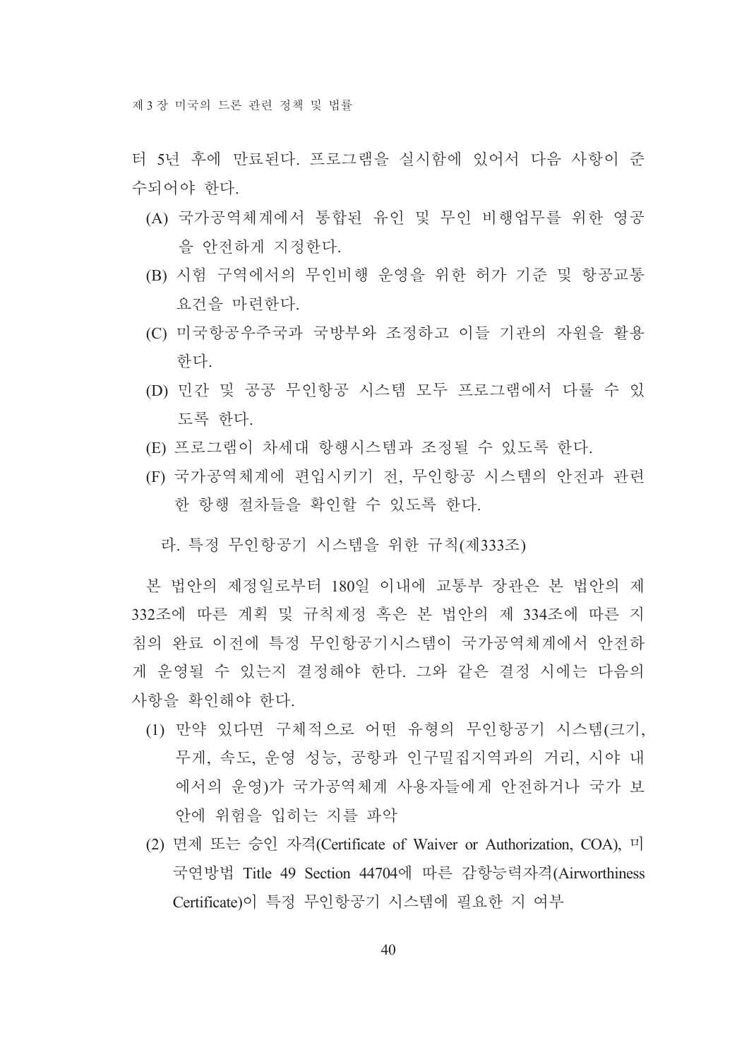터 5년 후에 만료된다. 프로그램을 실시함에 있어서 다음 사항이 준수되어야 한다.

(A) 국가공역체계에서 통합된 유인 및 무인 비행업무를 위한 영공을 안전하게 지정한다.

(B) 시험 구역에서의 무인비행 운영을 위한 허가 기준 및 항공교통 요건을 마련한다.

(C) 미국항공우주국과 국방부와 조정하고 이들 기관의 자원을 활용한다.

(D) 민간 및 공공 무인항공 시스템 모두 프로그램에서 다룰 수 있도록 한다.

(E) 프로그램이 차세대 항행시스템과 조정될 수 있도록 한다.

(F) 국가공역체계에 편입시키기 전, 무인항공 시스템의 안전과 관련한 항행 절차들을 확인할 수 있도록 한다.

라. 특정 무인항공기 시스템을 위한 규칙(제333조)

본 법안의 제정일로부터 180일 이내에 교통부 장관은 본 법안의 제 332조에 따른 계획 및 규칙제정 혹은 본 법안의 제 334조에 따른 지침의 완료 이전에 특정 무인항공기시스템이 국가공역체계에서 안전하게 운영될 수 있는지 결정해야 한다. 그와 같은 결정 시에는 다음의 사항을 확인해야 한다.

(1) 만약 있다면 구체적으로 어떤 유형의 무인항공기 시스템(크기, 무게, 속도, 운영 성능, 공항과 인구밀집지역과의 거리, 시야 내에서의 운영)가 국가공역체계 사용자들에게 안전하거나 국가 보안에 위험을 입히는 지를 파악

(2) 면제 또는 승인 자격(Certificate of Waiver or Authorization, COA), 미국연방법 Title 49 Section 44704에 따른 감항능력자격(Airworthiness Certificate)이 특정 무인항공기 시스템에 필요한 지 여부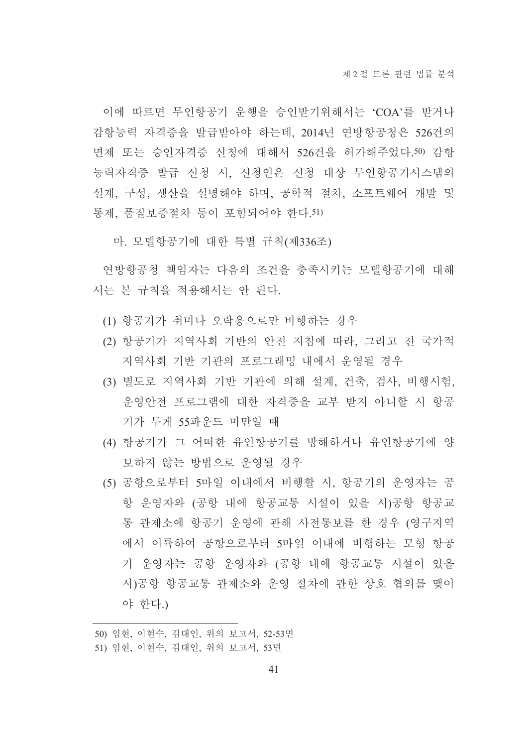이에 따르면 무인항공기 운행을 승인받기위해서는 'COA'를 받거나 감항능력 자격증을 발급받아야 하는데, 2014년 연방항공청은 526건의 면제 또는 승인자격증 신청에 대해서 526건을 허가해주었다.[50] 감항능력자격증 발급 신청 시, 신청인은 신청 대상 무인항공기시스템의 설계, 구성, 생산을 설명해야 하며, 공학적 절차, 소프트웨어 개발 및 통제, 품질보증절차 등이 포함되어야 한다.[51]

마. 모델항공기에 대한 특별 규칙(제336조)

연방항공청 책임자는 다음의 조건을 충족시키는 모델항공기에 대해서는 본 규칙을 적용해서는 안 된다.

(1) 항공기가 취미나 오락용으로만 비행하는 경우
(2) 항공기가 지역사회 기반의 안전 지침에 따라, 그리고 전 국가적 지역사회 기반 기관의 프로그래밍 내에서 운영될 경우
(3) 별도로 지역사회 기반 기관에 의해 설계, 건축, 검사, 비행시험, 운영안전 프로그램에 대한 자격증을 교부 받지 아니할 시 항공기가 무게 55파운드 미만일 때
(4) 항공기가 그 어떠한 유인항공기를 방해하거나 유인항공기에 양보하지 않는 방법으로 운영될 경우
(5) 공항으로부터 5마일 이내에서 비행할 시, 항공기의 운영자는 공항 운영자와 (공항 내에 항공교통 시설이 있을 시)공항 항공교통 관제소에 항공기 운영에 관해 사전통보를 한 경우 (영구지역에서 이륙하여 공항으로부터 5마일 이내에 비행하는 모형 항공기 운영자는 공항 운영자와 (공항 내에 항공교통 시설이 있을 시)공항 항공교통 관제소와 운영 절차에 관한 상호 협의를 맺어야 한다.)

---

50) 임현, 이현수, 김대인, 위의 보고서, 52-53면

51) 임현, 이현수, 김대인, 위의 보고서, 53면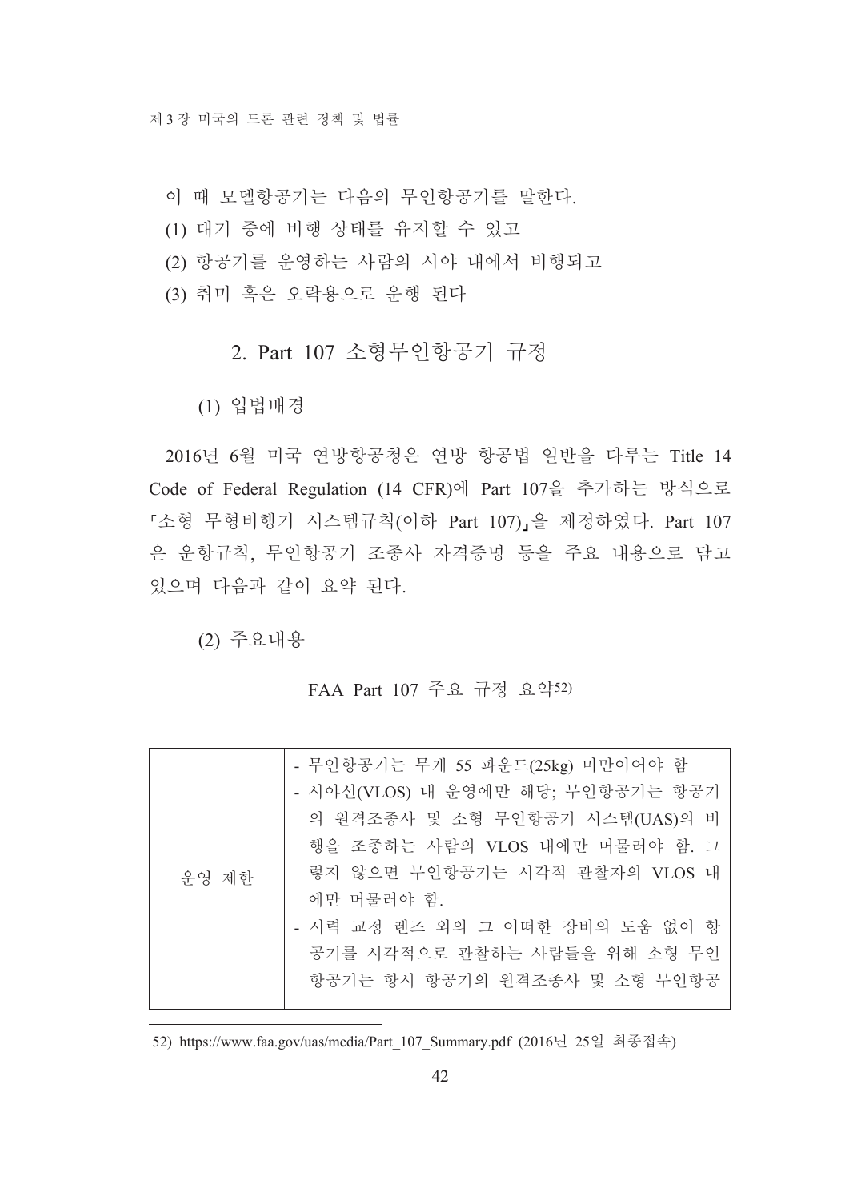이 때 모델항공기는 다음의 무인항공기를 말한다.

(1) 대기 중에 비행 상태를 유지할 수 있고

(2) 항공기를 운영하는 사람의 시야 내에서 비행되고

(3) 취미 혹은 오락용으로 운행 된다

## 2. Part 107 소형무인항공기 규정

### (1) 입법배경

2016년 6월 미국 연방항공청은 연방 항공법 일반을 다루는 Title 14 Code of Federal Regulation (14 CFR)에 Part 107을 추가하는 방식으로 「소형 무형비행기 시스템규칙(이하 Part 107)」을 제정하였다. Part 107은 운항규칙, 무인항공기 조종사 자격증명 등을 주요 내용으로 담고 있으며 다음과 같이 요약 된다.

### (2) 주요내용

FAA Part 107 주요 규정 요약[52)]

| | |
|---|---|
| 운영 제한 | - 무인항공기는 무게 55 파운드(25kg) 미만이어야 함<br>- 시야선(VLOS) 내 운영에만 해당; 무인항공기는 항공기의 원격조종사 및 소형 무인항공기 시스템(UAS)의 비행을 조종하는 사람의 VLOS 내에만 머물러야 함. 그렇지 않으면 무인항공기는 시각적 관찰자의 VLOS 내에만 머물러야 함.<br>- 시력 교정 렌즈 외의 그 어떠한 장비의 도움 없이 항공기를 시각적으로 관찰하는 사람들을 위해 소형 무인항공기는 항시 항공기의 원격조종사 및 소형 무인항공 |

52) https://www.faa.gov/uas/media/Part_107_Summary.pdf (2016년 25일 최종접속)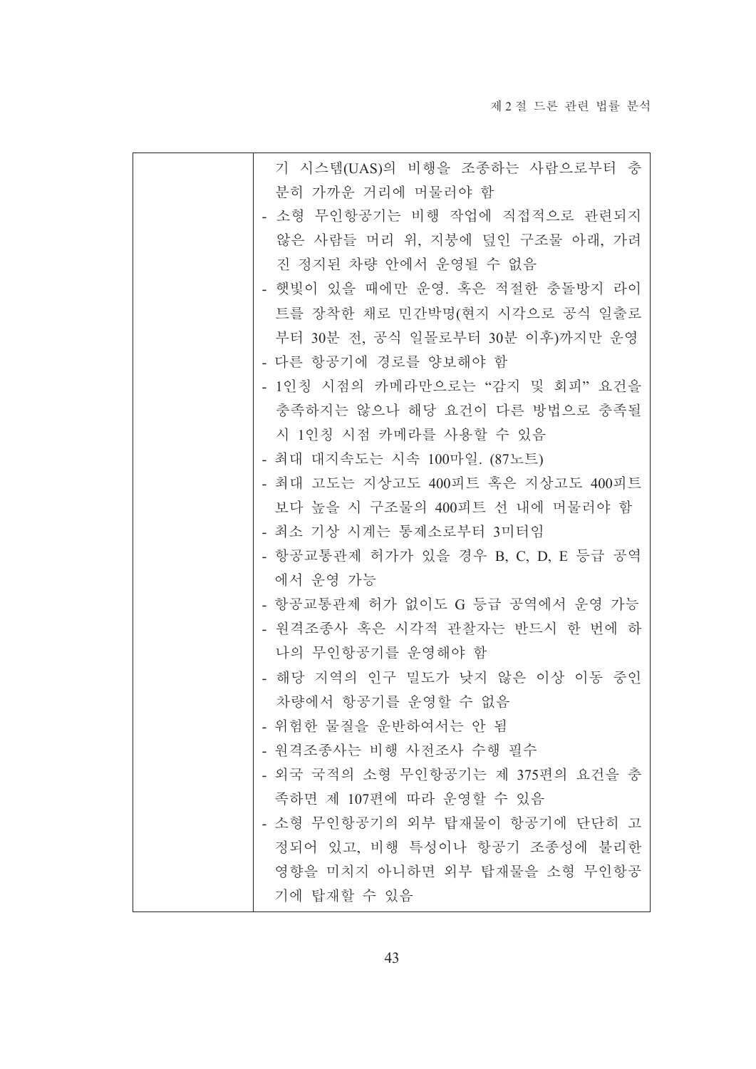| | 기 시스템(UAS)의 비행을 조종하는 사람으로부터 충분히 가까운 거리에 머물러야 함<br>- 소형 무인항공기는 비행 작업에 직접적으로 관련되지 않은 사람들 머리 위, 지붕에 덮인 구조물 아래, 가려진 정지된 차량 안에서 운영될 수 없음<br>- 햇빛이 있을 때에만 운영. 혹은 적절한 충돌방지 라이트를 장착한 채로 민간박명(현지 시각으로 공식 일출로부터 30분 전, 공식 일몰로부터 30분 이후)까지만 운영<br>- 다른 항공기에 경로를 양보해야 함<br>- 1인칭 시점의 카메라만으로는 "감지 및 회피" 요건을 충족하지는 않으나 해당 요건이 다른 방법으로 충족될 시 1인칭 시점 카메라를 사용할 수 있음<br>- 최대 대지속도는 시속 100마일. (87노트)<br>- 최대 고도는 지상고도 400피트 혹은 지상고도 400피트보다 높을 시 구조물의 400피트 선 내에 머물러야 함<br>- 최소 기상 시계는 통제소로부터 3미터임<br>- 항공교통관제 허가가 있을 경우 B, C, D, E 등급 공역에서 운영 가능<br>- 항공교통관제 허가 없이도 G 등급 공역에서 운영 가능<br>- 원격조종사 혹은 시각적 관찰자는 반드시 한 번에 하나의 무인항공기를 운영해야 함<br>- 해당 지역의 인구 밀도가 낮지 않은 이상 이동 중인 차량에서 항공기를 운영할 수 없음<br>- 위험한 물질을 운반하여서는 안 됨<br>- 원격조종사는 비행 사전조사 수행 필수<br>- 외국 국적의 소형 무인항공기는 제 375편의 요건을 충족하면 제 107편에 따라 운영할 수 있음<br>- 소형 무인항공기의 외부 탑재물이 항공기에 단단히 고정되어 있고, 비행 특성이나 항공기 조종성에 불리한 영향을 미치지 아니하면 외부 탑재물을 소형 무인항공기에 탑재할 수 있음 |
|---|---|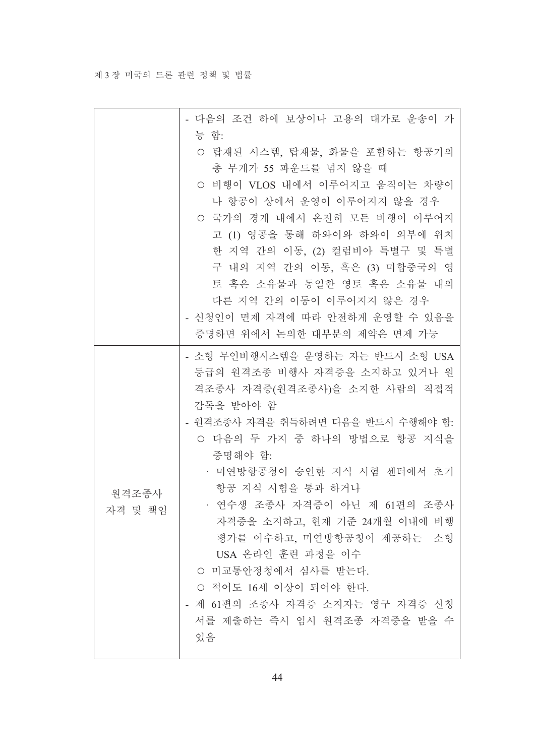| | |
|---|---|
| | - 다음의 조건 하에 보상이나 고용의 대가로 운송이 가능 함:<br>○ 탑재된 시스템, 탑재물, 화물을 포함하는 항공기의 총 무게가 55 파운드를 넘지 않을 때<br>○ 비행이 VLOS 내에서 이루어지고 움직이는 차량이나 항공이 상에서 운영이 이루어지지 않을 경우<br>○ 국가의 경계 내에서 온전히 모든 비행이 이루어지고 (1) 영공을 통해 하와이와 하와이 외부에 위치한 지역 간의 이동, (2) 컬럼비아 특별구 및 특별구 내의 지역 간의 이동, 혹은 (3) 미합중국의 영토 혹은 소유물과 동일한 영토 혹은 소유물 내의 다른 지역 간의 이동이 이루어지지 않은 경우<br>- 신청인이 면제 자격에 따라 안전하게 운영할 수 있음을 증명하면 위에서 논의한 대부분의 제약은 면제 가능 |
| 원격조종사 자격 및 책임 | - 소형 무인비행시스템을 운영하는 자는 반드시 소형 USA 등급의 원격조종 비행사 자격증을 소지하고 있거나 원격조종사 자격증(원격조종사)을 소지한 사람의 직접적 감독을 받아야 함<br>- 원격조종사 자격을 취득하려면 다음을 반드시 수행해야 함:<br>○ 다음의 두 가지 중 하나의 방법으로 항공 지식을 증명해야 함:<br>· 미연방항공청이 승인한 지식 시험 센터에서 초기 항공 지식 시험을 통과 하거나<br>· 연수생 조종사 자격증이 아닌 제 61편의 조종사 자격증을 소지하고, 현재 기준 24개월 이내에 비행 평가를 이수하고, 미연방항공청이 제공하는 소형 USA 온라인 훈련 과정을 이수<br>○ 미교통안정청에서 심사를 받는다.<br>○ 적어도 16세 이상이 되어야 한다.<br>- 제 61편의 조종사 자격증 소지자는 영구 자격증 신청서를 제출하는 즉시 임시 원격조종 자격증을 받을 수 있음 |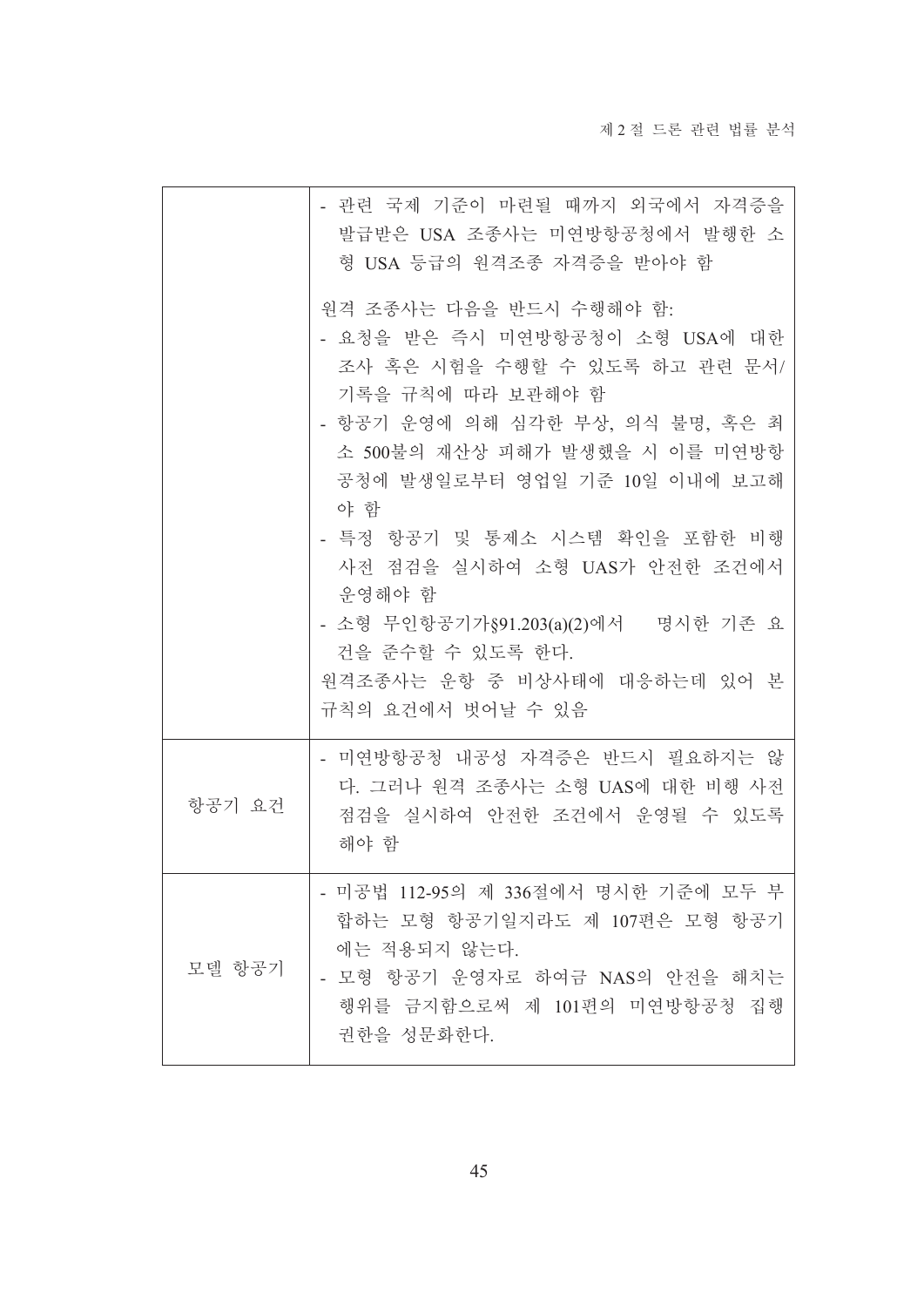| | |
|---|---|
| | - 관련 국제 기준이 마련될 때까지 외국에서 자격증을 발급받은 USA 조종사는 미연방항공청에서 발행한 소형 USA 등급의 원격조종 자격증을 받아야 함<br><br>원격 조종사는 다음을 반드시 수행해야 함:<br>- 요청을 받은 즉시 미연방항공청이 소형 USA에 대한 조사 혹은 시험을 수행할 수 있도록 하고 관련 문서/기록을 규칙에 따라 보관해야 함<br>- 항공기 운영에 의해 심각한 부상, 의식 불명, 혹은 최소 500불의 재산상 피해가 발생했을 시 이를 미연방항공청에 발생일로부터 영업일 기준 10일 이내에 보고해야 함<br>- 특정 항공기 및 통제소 시스템 확인을 포함한 비행 사전 점검을 실시하여 소형 UAS가 안전한 조건에서 운영해야 함<br>- 소형 무인항공기가§91.203(a)(2)에서 명시한 기존 요건을 준수할 수 있도록 한다.<br>원격조종사는 운항 중 비상사태에 대응하는데 있어 본 규칙의 요건에서 벗어날 수 있음 |
| 항공기 요건 | - 미연방항공청 내공성 자격증은 반드시 필요하지는 않다. 그러나 원격 조종사는 소형 UAS에 대한 비행 사전 점검을 실시하여 안전한 조건에서 운영될 수 있도록 해야 함 |
| 모델 항공기 | - 미공법 112-95의 제 336절에서 명시한 기준에 모두 부합하는 모형 항공기일지라도 제 107편은 모형 항공기에는 적용되지 않는다.<br>- 모형 항공기 운영자로 하여금 NAS의 안전을 해치는 행위를 금지함으로써 제 101편의 미연방항공청 집행 권한을 성문화한다. |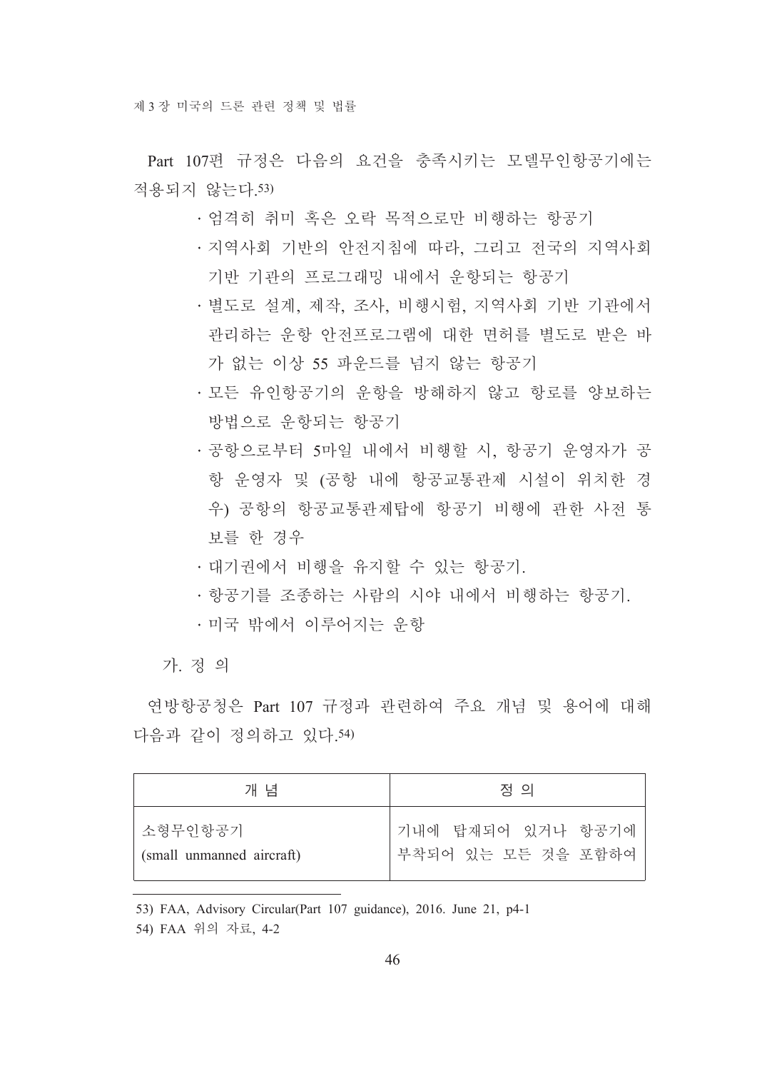Part 107편 규정은 다음의 요건을 충족시키는 모델무인항공기에는 적용되지 않는다.[53)]

- 엄격히 취미 혹은 오락 목적으로만 비행하는 항공기
- 지역사회 기반의 안전지침에 따라, 그리고 전국의 지역사회 기반 기관의 프로그래밍 내에서 운항되는 항공기
- 별도로 설계, 제작, 조사, 비행시험, 지역사회 기반 기관에서 관리하는 운항 안전프로그램에 대한 면허를 별도로 받은 바가 없는 이상 55 파운드를 넘지 않는 항공기
- 모든 유인항공기의 운항을 방해하지 않고 항로를 양보하는 방법으로 운항되는 항공기
- 공항으로부터 5마일 내에서 비행할 시, 항공기 운영자가 공항 운영자 및 (공항 내에 항공교통관제 시설이 위치한 경우) 공항의 항공교통관제탑에 항공기 비행에 관한 사전 통보를 한 경우
- 대기권에서 비행을 유지할 수 있는 항공기.
- 항공기를 조종하는 사람의 시야 내에서 비행하는 항공기.
- 미국 밖에서 이루어지는 운항

### 가. 정 의

연방항공청은 Part 107 규정과 관련하여 주요 개념 및 용어에 대해 다음과 같이 정의하고 있다.[54)]

| 개 념 | 정 의 |
|---|---|
| 소형무인항공기 (small unmanned aircraft) | 기내에 탑재되어 있거나 항공기에 부착되어 있는 모든 것을 포함하여 |

53) FAA, Advisory Circular(Part 107 guidance), 2016. June 21, p4-1

54) FAA 위의 자료, 4-2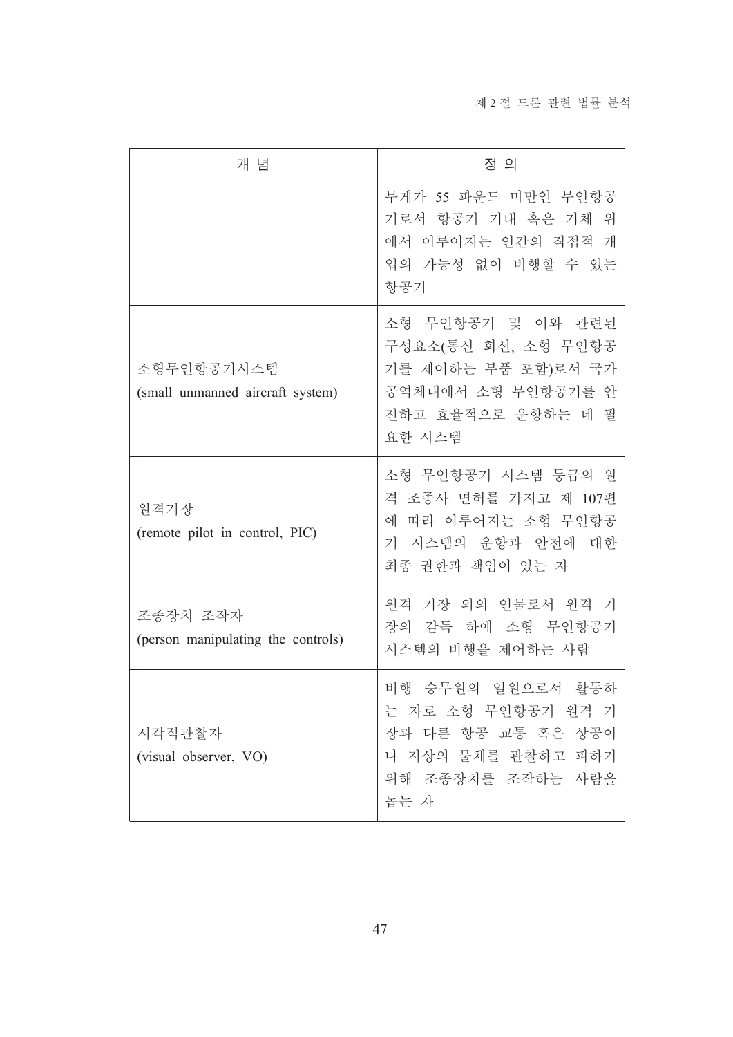| 개 념 | 정 의 |
| --- | --- |
| | 무게가 55 파운드 미만인 무인항공기로서 항공기 기내 혹은 기체 위에서 이루어지는 인간의 직접적 개입의 가능성 없이 비행할 수 있는 항공기 |
| 소형무인항공기시스템 (small unmanned aircraft system) | 소형 무인항공기 및 이와 관련된 구성요소(통신 회선, 소형 무인항공기를 제어하는 부품 포함)로서 국가 공역체내에서 소형 무인항공기를 안전하고 효율적으로 운항하는 데 필요한 시스템 |
| 원격기장 (remote pilot in control, PIC) | 소형 무인항공기 시스템 등급의 원격 조종사 면허를 가지고 제 107편에 따라 이루어지는 소형 무인항공기 시스템의 운항과 안전에 대한 최종 권한과 책임이 있는 자 |
| 조종장치 조작자 (person manipulating the controls) | 원격 기장 외의 인물로서 원격 기장의 감독 하에 소형 무인항공기 시스템의 비행을 제어하는 사람 |
| 시각적관찰자 (visual observer, VO) | 비행 승무원의 일원으로서 활동하는 자로 소형 무인항공기 원격 기장과 다른 항공 교통 혹은 상공이나 지상의 물체를 관찰하고 피하기 위해 조종장치를 조작하는 사람을 돕는 자 |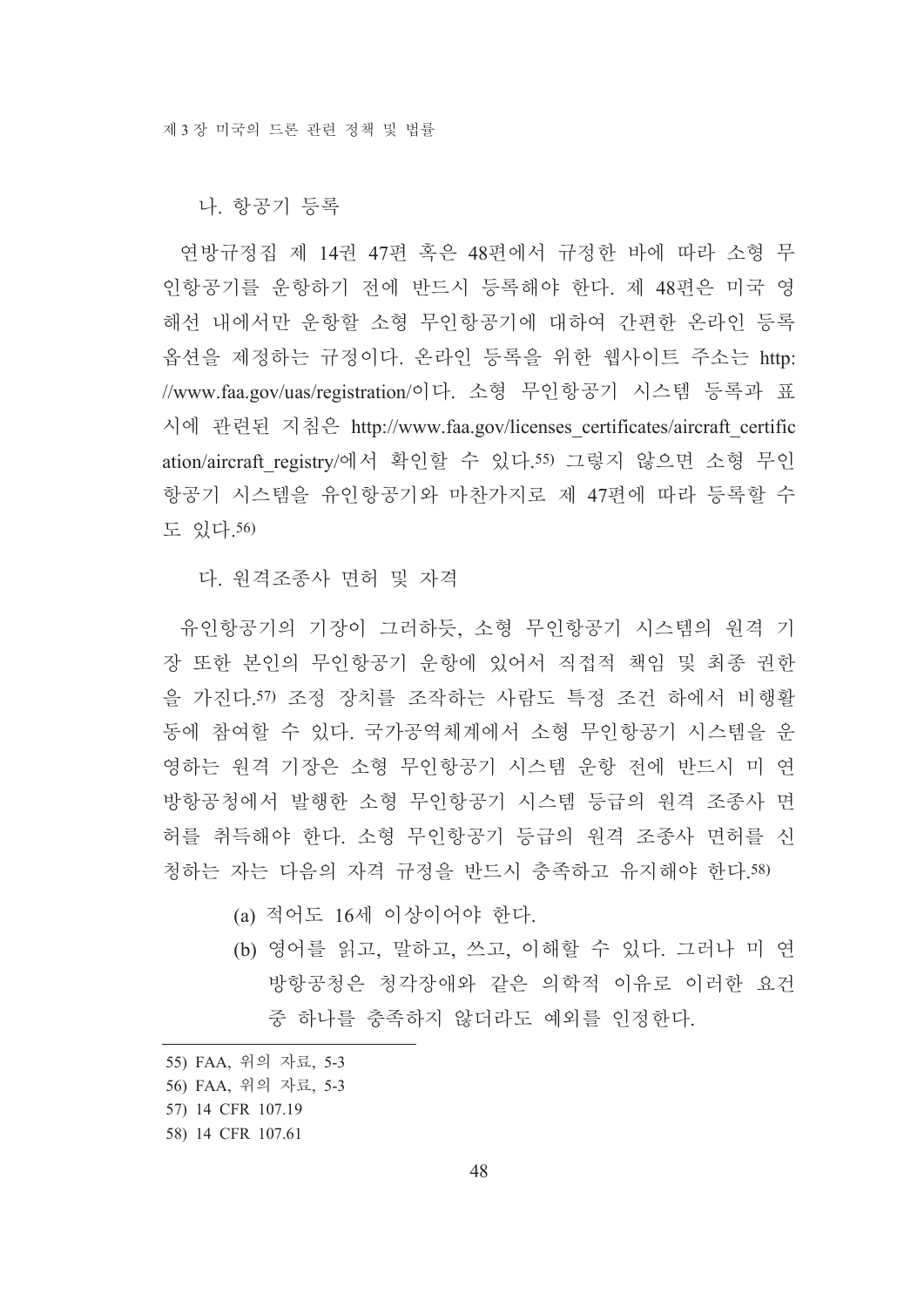### 나. 항공기 등록

연방규정집 제 14권 47편 혹은 48편에서 규정한 바에 따라 소형 무인항공기를 운항하기 전에 반드시 등록해야 한다. 제 48편은 미국 영해선 내에서만 운항할 소형 무인항공기에 대하여 간편한 온라인 등록 옵션을 제정하는 규정이다. 온라인 등록을 위한 웹사이트 주소는 http://www.faa.gov/uas/registration/이다. 소형 무인항공기 시스템 등록과 표시에 관련된 지침은 http://www.faa.gov/licenses_certificates/aircraft_certification/aircraft_registry/에서 확인할 수 있다.[55] 그렇지 않으면 소형 무인항공기 시스템을 유인항공기와 마찬가지로 제 47편에 따라 등록할 수도 있다.[56]

### 다. 원격조종사 면허 및 자격

유인항공기의 기장이 그러하듯, 소형 무인항공기 시스템의 원격 기장 또한 본인의 무인항공기 운항에 있어서 직접적 책임 및 최종 권한을 가진다.[57] 조정 장치를 조작하는 사람도 특정 조건 하에서 비행활동에 참여할 수 있다. 국가공역체계에서 소형 무인항공기 시스템을 운영하는 원격 기장은 소형 무인항공기 시스템 운항 전에 반드시 미 연방항공청에서 발행한 소형 무인항공기 시스템 등급의 원격 조종사 면허를 취득해야 한다. 소형 무인항공기 등급의 원격 조종사 면허를 신청하는 자는 다음의 자격 규정을 반드시 충족하고 유지해야 한다.[58]

(a) 적어도 16세 이상이어야 한다.

(b) 영어를 읽고, 말하고, 쓰고, 이해할 수 있다. 그러나 미 연방항공청은 청각장애와 같은 의학적 이유로 이러한 요건 중 하나를 충족하지 않더라도 예외를 인정한다.

---

55) FAA, 위의 자료, 5-3

56) FAA, 위의 자료, 5-3

57) 14 CFR 107.19

58) 14 CFR 107.61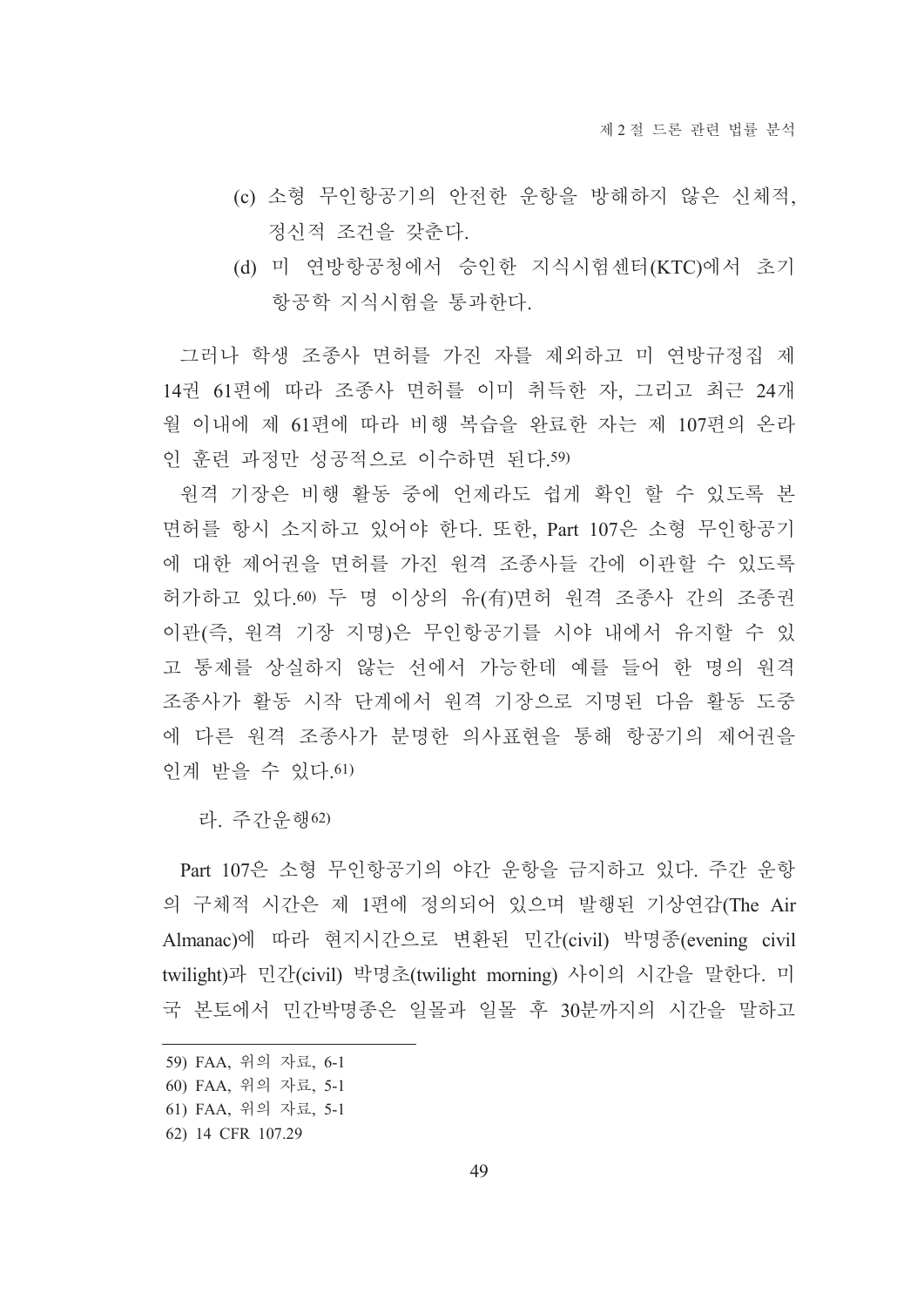(c) 소형 무인항공기의 안전한 운항을 방해하지 않은 신체적, 정신적 조건을 갖춘다.

(d) 미 연방항공청에서 승인한 지식시험센터(KTC)에서 초기 항공학 지식시험을 통과한다.

그러나 학생 조종사 면허를 가진 자를 제외하고 미 연방규정집 제 14권 61편에 따라 조종사 면허를 이미 취득한 자, 그리고 최근 24개월 이내에 제 61편에 따라 비행 복습을 완료한 자는 제 107편의 온라인 훈련 과정만 성공적으로 이수하면 된다.59)

원격 기장은 비행 활동 중에 언제라도 쉽게 확인 할 수 있도록 본 면허를 항시 소지하고 있어야 한다. 또한, Part 107은 소형 무인항공기에 대한 제어권을 면허를 가진 원격 조종사들 간에 이관할 수 있도록 허가하고 있다.60) 두 명 이상의 유(有)면허 원격 조종사 간의 조종권 이관(즉, 원격 기장 지명)은 무인항공기를 시야 내에서 유지할 수 있고 통제를 상실하지 않는 선에서 가능한데 예를 들어 한 명의 원격 조종사가 활동 시작 단계에서 원격 기장으로 지명된 다음 활동 도중에 다른 원격 조종사가 분명한 의사표현을 통해 항공기의 제어권을 인계 받을 수 있다.61)

라. 주간운행62)

Part 107은 소형 무인항공기의 야간 운항을 금지하고 있다. 주간 운항의 구체적 시간은 제 1편에 정의되어 있으며 발행된 기상연감(The Air Almanac)에 따라 현지시간으로 변환된 민간(civil) 박명종(evening civil twilight)과 민간(civil) 박명초(twilight morning) 사이의 시간을 말한다. 미국 본토에서 민간박명종은 일몰과 일몰 후 30분까지의 시간을 말하고

---

59) FAA, 위의 자료, 6-1

60) FAA, 위의 자료, 5-1

61) FAA, 위의 자료, 5-1

62) 14 CFR 107.29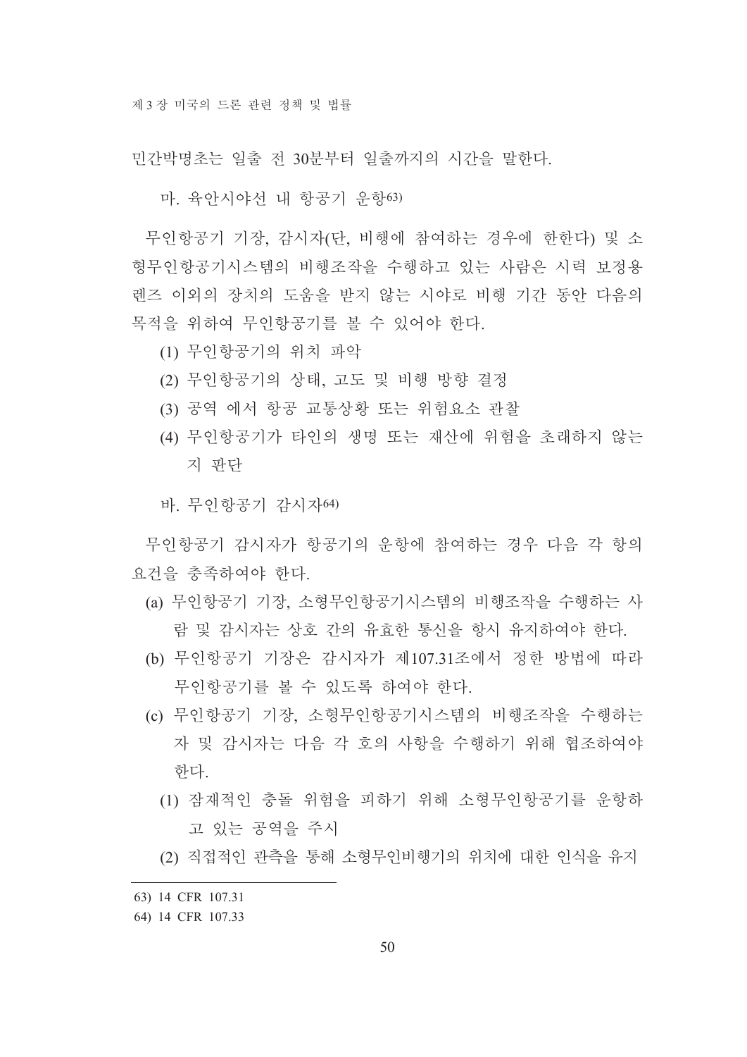민간박명초는 일출 전 30분부터 일출까지의 시간을 말한다.

### 마. 육안시야선 내 항공기 운항[63)]

무인항공기 기장, 감시자(단, 비행에 참여하는 경우에 한한다) 및 소형무인항공기시스템의 비행조작을 수행하고 있는 사람은 시력 보정용 렌즈 이외의 장치의 도움을 받지 않는 시야로 비행 기간 동안 다음의 목적을 위하여 무인항공기를 볼 수 있어야 한다.

(1) 무인항공기의 위치 파악

(2) 무인항공기의 상태, 고도 및 비행 방향 결정

(3) 공역 에서 항공 교통상황 또는 위험요소 관찰

(4) 무인항공기가 타인의 생명 또는 재산에 위험을 초래하지 않는지 판단

### 바. 무인항공기 감시자[64)]

무인항공기 감시자가 항공기의 운항에 참여하는 경우 다음 각 항의 요건을 충족하여야 한다.

(a) 무인항공기 기장, 소형무인항공기시스템의 비행조작을 수행하는 사람 및 감시자는 상호 간의 유효한 통신을 항시 유지하여야 한다.

(b) 무인항공기 기장은 감시자가 제107.31조에서 정한 방법에 따라 무인항공기를 볼 수 있도록 하여야 한다.

(c) 무인항공기 기장, 소형무인항공기시스템의 비행조작을 수행하는 자 및 감시자는 다음 각 호의 사항을 수행하기 위해 협조하여야 한다.

  (1) 잠재적인 충돌 위험을 피하기 위해 소형무인항공기를 운항하고 있는 공역을 주시

  (2) 직접적인 관측을 통해 소형무인비행기의 위치에 대한 인식을 유지

---

63) 14 CFR 107.31

64) 14 CFR 107.33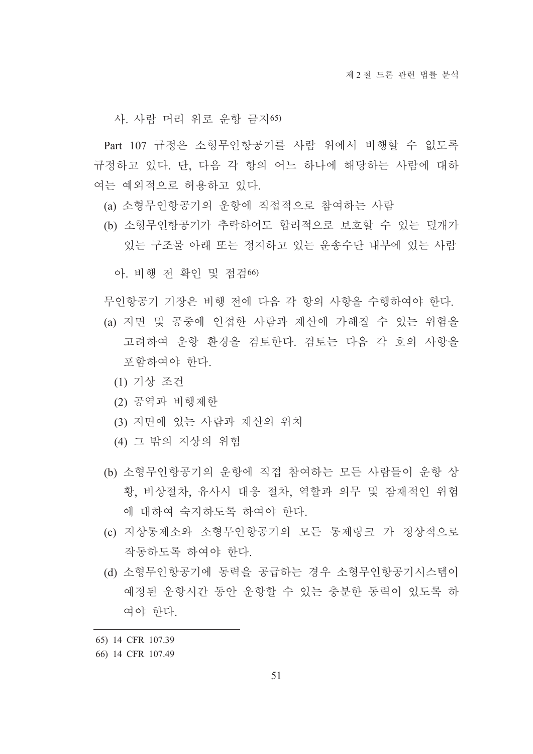사. 사람 머리 위로 운항 금지[65)]

Part 107 규정은 소형무인항공기를 사람 위에서 비행할 수 없도록 규정하고 있다. 단, 다음 각 항의 어느 하나에 해당하는 사람에 대하여는 예외적으로 허용하고 있다.

(a) 소형무인항공기의 운항에 직접적으로 참여하는 사람

(b) 소형무인항공기가 추락하여도 합리적으로 보호할 수 있는 덮개가 있는 구조물 아래 또는 정지하고 있는 운송수단 내부에 있는 사람

아. 비행 전 확인 및 점검[66)]

무인항공기 기장은 비행 전에 다음 각 항의 사항을 수행하여야 한다.

(a) 지면 및 공중에 인접한 사람과 재산에 가해질 수 있는 위험을 고려하여 운항 환경을 검토한다. 검토는 다음 각 호의 사항을 포함하여야 한다.

  (1) 기상 조건

  (2) 공역과 비행제한

  (3) 지면에 있는 사람과 재산의 위치

  (4) 그 밖의 지상의 위험

(b) 소형무인항공기의 운항에 직접 참여하는 모든 사람들이 운항 상황, 비상절차, 유사시 대응 절차, 역할과 의무 및 잠재적인 위험에 대하여 숙지하도록 하여야 한다.

(c) 지상통제소와 소형무인항공기의 모든 통제링크 가 정상적으로 작동하도록 하여야 한다.

(d) 소형무인항공기에 동력을 공급하는 경우 소형무인항공기시스템이 예정된 운항시간 동안 운항할 수 있는 충분한 동력이 있도록 하여야 한다.

---

65) 14 CFR 107.39

66) 14 CFR 107.49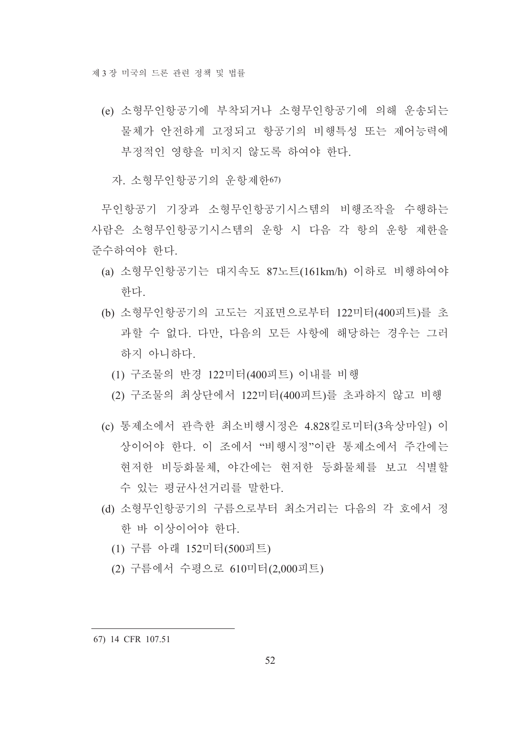(e) 소형무인항공기에 부착되거나 소형무인항공기에 의해 운송되는 물체가 안전하게 고정되고 항공기의 비행특성 또는 제어능력에 부정적인 영향을 미치지 않도록 하여야 한다.

자. 소형무인항공기의 운항제한[67]

무인항공기 기장과 소형무인항공기시스템의 비행조작을 수행하는 사람은 소형무인항공기시스템의 운항 시 다음 각 항의 운항 제한을 준수하여야 한다.

(a) 소형무인항공기는 대지속도 87노트(161km/h) 이하로 비행하여야 한다.

(b) 소형무인항공기의 고도는 지표면으로부터 122미터(400피트)를 초과할 수 없다. 다만, 다음의 모든 사항에 해당하는 경우는 그러하지 아니하다.

  (1) 구조물의 반경 122미터(400피트) 이내를 비행

  (2) 구조물의 최상단에서 122미터(400피트)를 초과하지 않고 비행

(c) 통제소에서 관측한 최소비행시정은 4.828킬로미터(3육상마일) 이상이어야 한다. 이 조에서 "비행시정"이란 통제소에서 주간에는 현저한 비등화물체, 야간에는 현저한 등화물체를 보고 식별할 수 있는 평균사선거리를 말한다.

(d) 소형무인항공기의 구름으로부터 최소거리는 다음의 각 호에서 정한 바 이상이어야 한다.

  (1) 구름 아래 152미터(500피트)

  (2) 구름에서 수평으로 610미터(2,000피트)

---

67) 14 CFR 107.51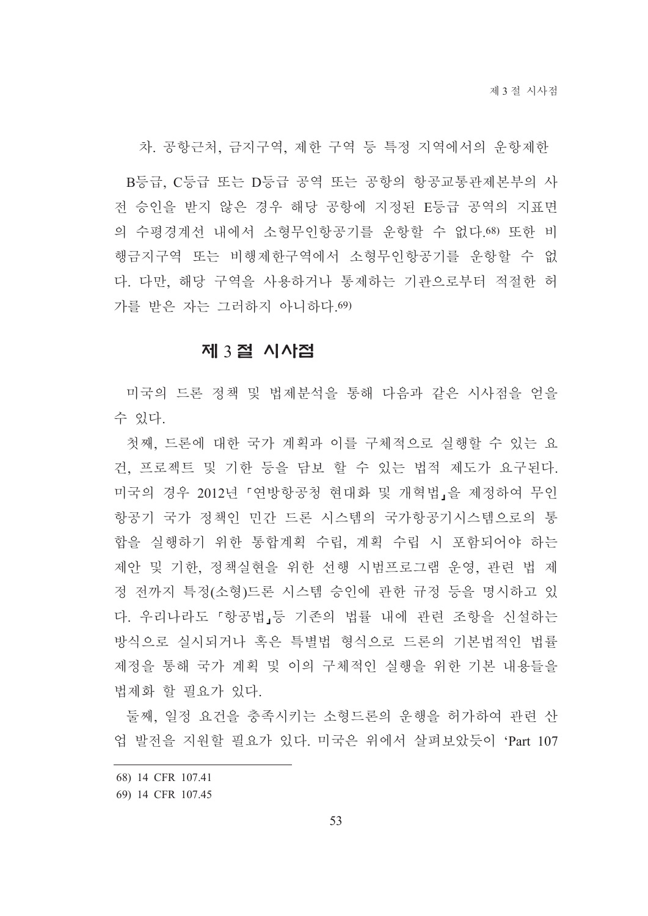차. 공항근처, 금지구역, 제한 구역 등 특정 지역에서의 운항제한

B등급, C등급 또는 D등급 공역 또는 공항의 항공교통관제본부의 사전 승인을 받지 않은 경우 해당 공항에 지정된 E등급 공역의 지표면의 수평경계선 내에서 소형무인항공기를 운항할 수 없다.[68] 또한 비행금지구역 또는 비행제한구역에서 소형무인항공기를 운항할 수 없다. 다만, 해당 구역을 사용하거나 통제하는 기관으로부터 적절한 허가를 받은 자는 그러하지 아니하다.[69]

## 제 3 절 시사점

미국의 드론 정책 및 법제분석을 통해 다음과 같은 시사점을 얻을 수 있다.

첫째, 드론에 대한 국가 계획과 이를 구체적으로 실행할 수 있는 요건, 프로젝트 및 기한 등을 담보 할 수 있는 법적 제도가 요구된다. 미국의 경우 2012년 「연방항공청 현대화 및 개혁법」을 제정하여 무인항공기 국가 정책인 민간 드론 시스템의 국가항공기시스템으로의 통합을 실행하기 위한 통합계획 수립, 계획 수립 시 포함되어야 하는 제안 및 기한, 정책실현을 위한 선행 시범프로그램 운영, 관련 법 제정 전까지 특정(소형)드론 시스템 승인에 관한 규정 등을 명시하고 있다. 우리나라도 「항공법」등 기존의 법률 내에 관련 조항을 신설하는 방식으로 실시되거나 혹은 특별법 형식으로 드론의 기본법적인 법률 제정을 통해 국가 계획 및 이의 구체적인 실행을 위한 기본 내용들을 법제화 할 필요가 있다.

둘째, 일정 요건을 충족시키는 소형드론의 운행을 허가하여 관련 산업 발전을 지원할 필요가 있다. 미국은 위에서 살펴보았듯이 'Part 107

---

68) 14 CFR 107.41

69) 14 CFR 107.45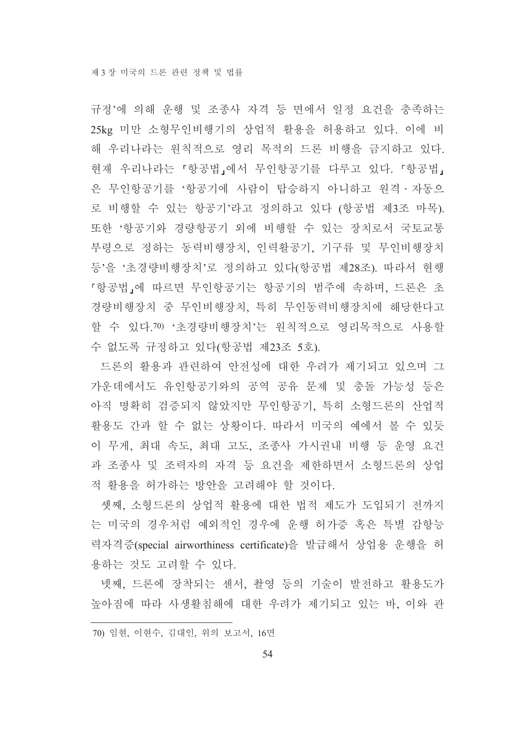규정'에 의해 운행 및 조종사 자격 등 면에서 일정 요건을 충족하는 25kg 미만 소형무인비행기의 상업적 활용을 허용하고 있다. 이에 비해 우리나라는 원칙적으로 영리 목적의 드론 비행을 금지하고 있다. 현재 우리나라는 「항공법」에서 무인항공기를 다루고 있다. 「항공법」은 무인항공기를 '항공기에 사람이 탑승하지 아니하고 원격·자동으로 비행할 수 있는 항공기'라고 정의하고 있다 (항공법 제3조 마목). 또한 '항공기와 경량항공기 외에 비행할 수 있는 장치로서 국토교통부령으로 정하는 동력비행장치, 인력활공기, 기구류 및 무인비행장치 등'을 '초경량비행장치'로 정의하고 있다(항공법 제28조). 따라서 현행 「항공법」에 따르면 무인항공기는 항공기의 범주에 속하며, 드론은 초경량비행장치 중 무인비행장치, 특히 무인동력비행장치에 해당한다고 할 수 있다.[70] '초경량비행장치'는 원칙적으로 영리목적으로 사용할 수 없도록 규정하고 있다(항공법 제23조 5호).

드론의 활용과 관련하여 안전성에 대한 우려가 제기되고 있으며 그 가운데에서도 유인항공기와의 공역 공유 문제 및 충돌 가능성 등은 아직 명확히 검증되지 않았지만 무인항공기, 특히 소형드론의 산업적 활용도 간과 할 수 없는 상황이다. 따라서 미국의 예에서 볼 수 있듯이 무게, 최대 속도, 최대 고도, 조종사 가시권내 비행 등 운영 요건과 조종사 및 조력자의 자격 등 요건을 제한하면서 소형드론의 상업적 활용을 허가하는 방안을 고려해야 할 것이다.

셋째, 소형드론의 상업적 활용에 대한 법적 제도가 도입되기 전까지는 미국의 경우처럼 예외적인 경우에 운행 허가증 혹은 특별 감항능력자격증(special airworthiness certificate)을 발급해서 상업용 운행을 허용하는 것도 고려할 수 있다.

넷째, 드론에 장착되는 센서, 촬영 등의 기술이 발전하고 활용도가 높아짐에 따라 사생활침해에 대한 우려가 제기되고 있는 바, 이와 관

---

70) 임현, 이현수, 김대인, 위의 보고서, 16면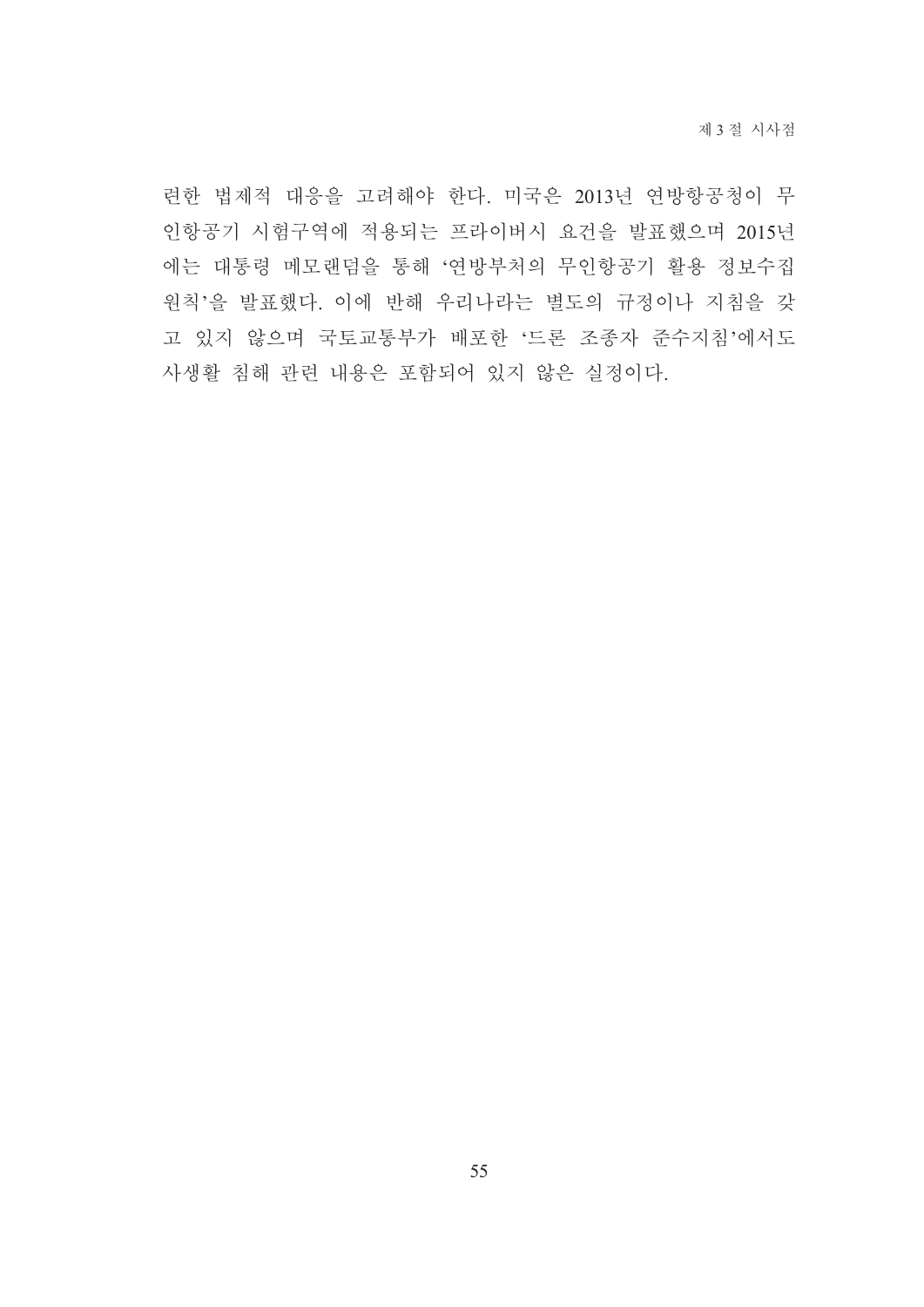련한 법제적 대응을 고려해야 한다. 미국은 2013년 연방항공청이 무인항공기 시험구역에 적용되는 프라이버시 요건을 발표했으며 2015년에는 대통령 메모랜덤을 통해 '연방부처의 무인항공기 활용 정보수집 원칙'을 발표했다. 이에 반해 우리나라는 별도의 규정이나 지침을 갖고 있지 않으며 국토교통부가 배포한 '드론 조종자 준수지침'에서도 사생활 침해 관련 내용은 포함되어 있지 않은 실정이다.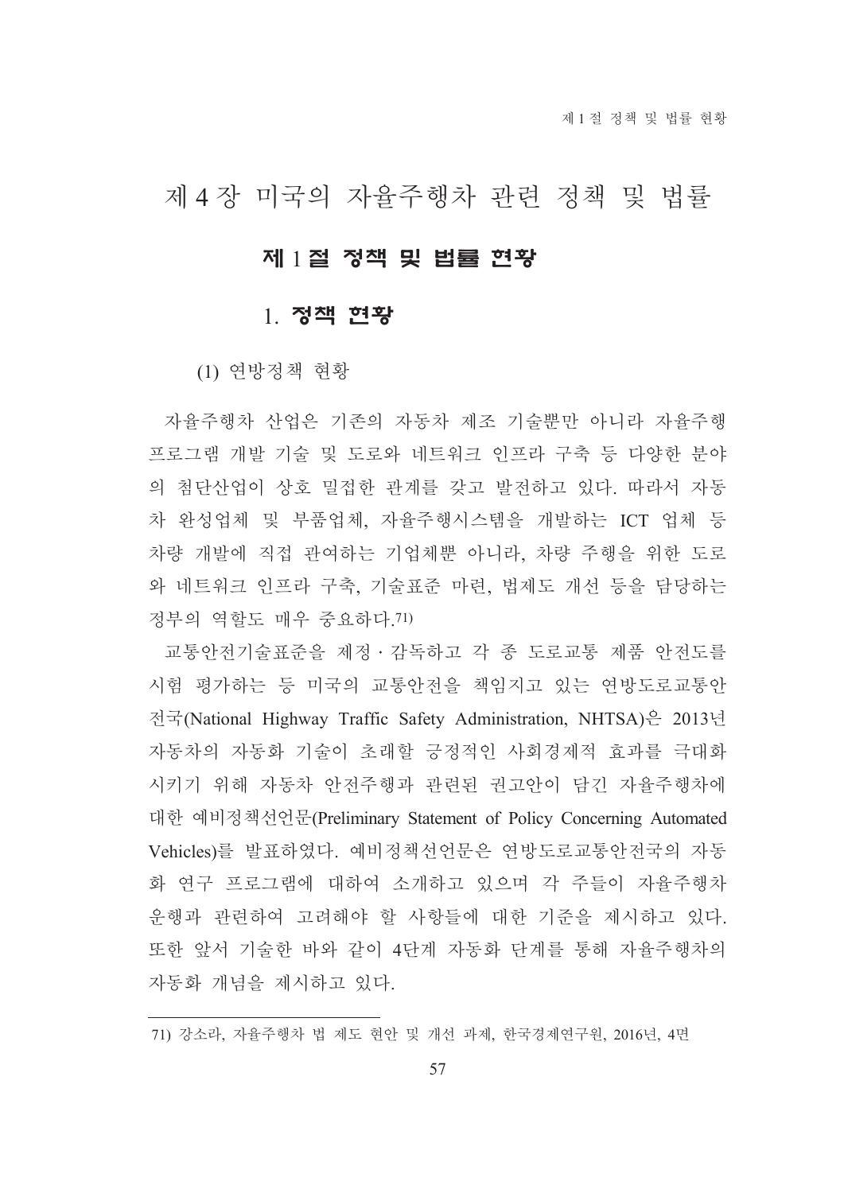# 제 4 장 미국의 자율주행차 관련 정책 및 법률

## 제 1 절 정책 및 법률 현황

### 1. 정책 현황

(1) 연방정책 현황

자율주행차 산업은 기존의 자동차 제조 기술뿐만 아니라 자율주행 프로그램 개발 기술 및 도로와 네트워크 인프라 구축 등 다양한 분야의 첨단산업이 상호 밀접한 관계를 갖고 발전하고 있다. 따라서 자동차 완성업체 및 부품업체, 자율주행시스템을 개발하는 ICT 업체 등 차량 개발에 직접 관여하는 기업체뿐 아니라, 차량 주행을 위한 도로와 네트워크 인프라 구축, 기술표준 마련, 법제도 개선 등을 담당하는 정부의 역할도 매우 중요하다.[71)]

교통안전기술표준을 제정ㆍ감독하고 각 종 도로교통 제품 안전도를 시험 평가하는 등 미국의 교통안전을 책임지고 있는 연방도로교통안전국(National Highway Traffic Safety Administration, NHTSA)은 2013년 자동차의 자동화 기술이 초래할 긍정적인 사회경제적 효과를 극대화 시키기 위해 자동차 안전주행과 관련된 권고안이 담긴 자율주행차에 대한 예비정책선언문(Preliminary Statement of Policy Concerning Automated Vehicles)를 발표하였다. 예비정책선언문은 연방도로교통안전국의 자동화 연구 프로그램에 대하여 소개하고 있으며 각 주들이 자율주행차 운행과 관련하여 고려해야 할 사항들에 대한 기준을 제시하고 있다. 또한 앞서 기술한 바와 같이 4단계 자동화 단계를 통해 자율주행차의 자동화 개념을 제시하고 있다.

---

71) 강소라, 자율주행차 법 제도 현안 및 개선 과제, 한국경제연구원, 2016년, 4면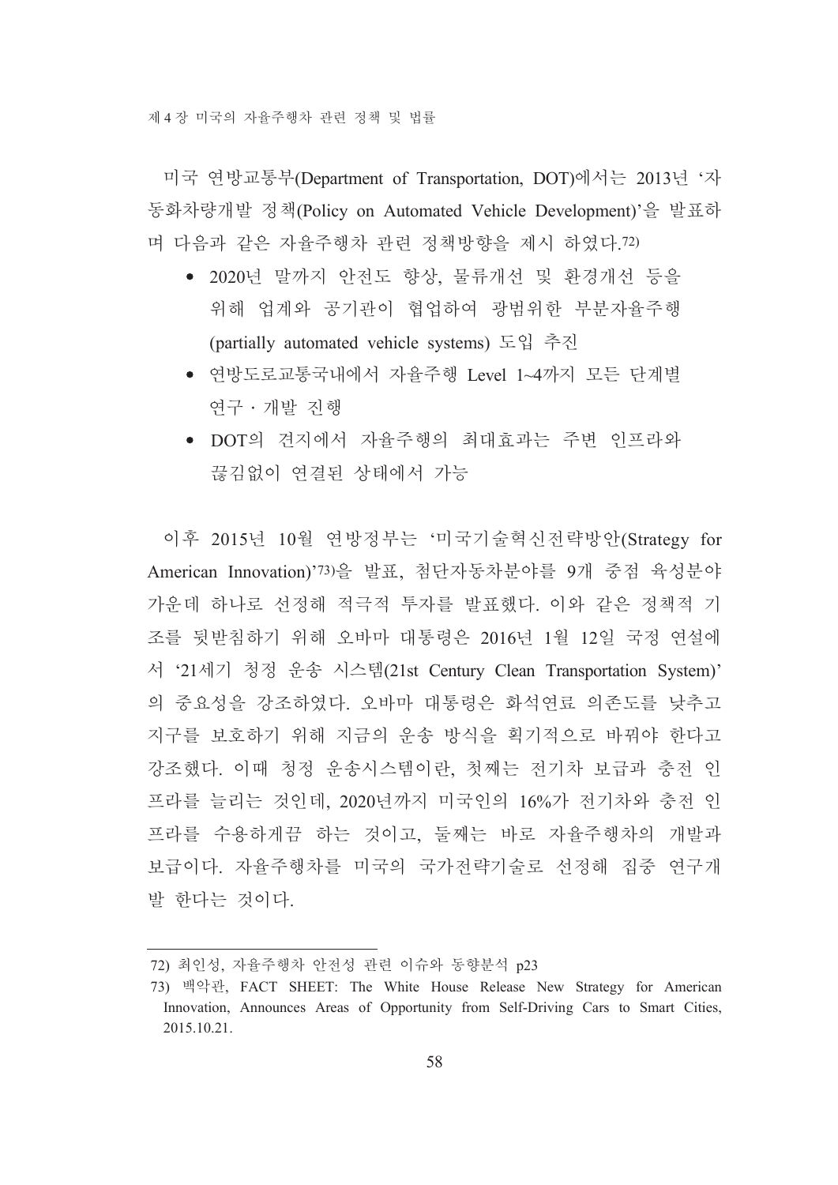미국 연방교통부(Department of Transportation, DOT)에서는 2013년 '자동화차량개발 정책(Policy on Automated Vehicle Development)'을 발표하며 다음과 같은 자율주행차 관련 정책방향을 제시 하였다.[72]

- 2020년 말까지 안전도 향상, 물류개선 및 환경개선 등을 위해 업계와 공기관이 협업하여 광범위한 부분자율주행(partially automated vehicle systems) 도입 추진
- 연방도로교통국내에서 자율주행 Level 1~4까지 모든 단계별 연구・개발 진행
- DOT의 견지에서 자율주행의 최대효과는 주변 인프라와 끊김없이 연결된 상태에서 가능

이후 2015년 10월 연방정부는 '미국기술혁신전략방안(Strategy for American Innovation)'[73]을 발표, 첨단자동차분야를 9개 중점 육성분야 가운데 하나로 선정해 적극적 투자를 발표했다. 이와 같은 정책적 기조를 뒷받침하기 위해 오바마 대통령은 2016년 1월 12일 국정 연설에서 '21세기 청정 운송 시스템(21st Century Clean Transportation System)'의 중요성을 강조하였다. 오바마 대통령은 화석연료 의존도를 낮추고 지구를 보호하기 위해 지금의 운송 방식을 획기적으로 바꿔야 한다고 강조했다. 이때 청정 운송시스템이란, 첫째는 전기차 보급과 충전 인프라를 늘리는 것인데, 2020년까지 미국인의 16%가 전기차와 충전 인프라를 수용하게끔 하는 것이고, 둘째는 바로 자율주행차의 개발과 보급이다. 자율주행차를 미국의 국가전략기술로 선정해 집중 연구개발 한다는 것이다.

---

72) 최인성, 자율주행차 안전성 관련 이슈와 동향분석 p23

73) 백악관, FACT SHEET: The White House Release New Strategy for American Innovation, Announces Areas of Opportunity from Self-Driving Cars to Smart Cities, 2015.10.21.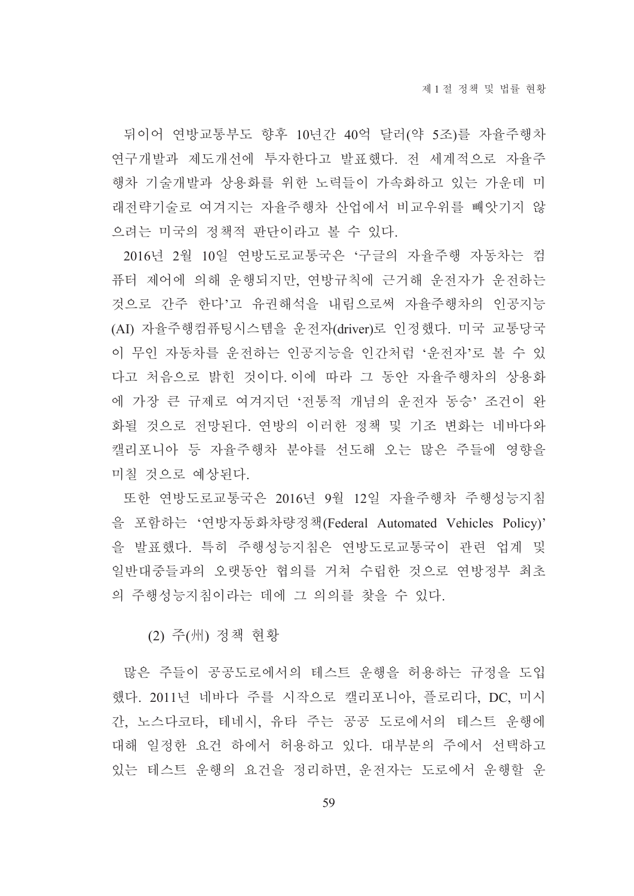뒤이어 연방교통부도 향후 10년간 40억 달러(약 5조)를 자율주행차 연구개발과 제도개선에 투자한다고 발표했다. 전 세계적으로 자율주행차 기술개발과 상용화를 위한 노력들이 가속화하고 있는 가운데 미래전략기술로 여겨지는 자율주행차 산업에서 비교우위를 빼앗기지 않으려는 미국의 정책적 판단이라고 볼 수 있다.

2016년 2월 10일 연방도로교통국은 '구글의 자율주행 자동차는 컴퓨터 제어에 의해 운행되지만, 연방규칙에 근거해 운전자가 운전하는 것으로 간주 한다'고 유권해석을 내림으로써 자율주행차의 인공지능(AI) 자율주행컴퓨팅시스템을 운전자(driver)로 인정했다. 미국 교통당국이 무인 자동차를 운전하는 인공지능을 인간처럼 '운전자'로 볼 수 있다고 처음으로 밝힌 것이다. 이에 따라 그 동안 자율주행차의 상용화에 가장 큰 규제로 여겨지던 '전통적 개념의 운전자 동승' 조건이 완화될 것으로 전망된다. 연방의 이러한 정책 및 기조 변화는 네바다와 캘리포니아 등 자율주행차 분야를 선도해 오는 많은 주들에 영향을 미칠 것으로 예상된다.

또한 연방도로교통국은 2016년 9월 12일 자율주행차 주행성능지침을 포함하는 '연방자동화차량정책(Federal Automated Vehicles Policy)'을 발표했다. 특히 주행성능지침은 연방도로교통국이 관련 업계 및 일반대중들과의 오랫동안 협의를 거쳐 수립한 것으로 연방정부 최초의 주행성능지침이라는 데에 그 의의를 찾을 수 있다.

### (2) 주(州) 정책 현황

많은 주들이 공공도로에서의 테스트 운행을 허용하는 규정을 도입했다. 2011년 네바다 주를 시작으로 캘리포니아, 플로리다, DC, 미시간, 노스다코타, 테네시, 유타 주는 공공 도로에서의 테스트 운행에 대해 일정한 요건 하에서 허용하고 있다. 대부분의 주에서 선택하고 있는 테스트 운행의 요건을 정리하면, 운전자는 도로에서 운행할 운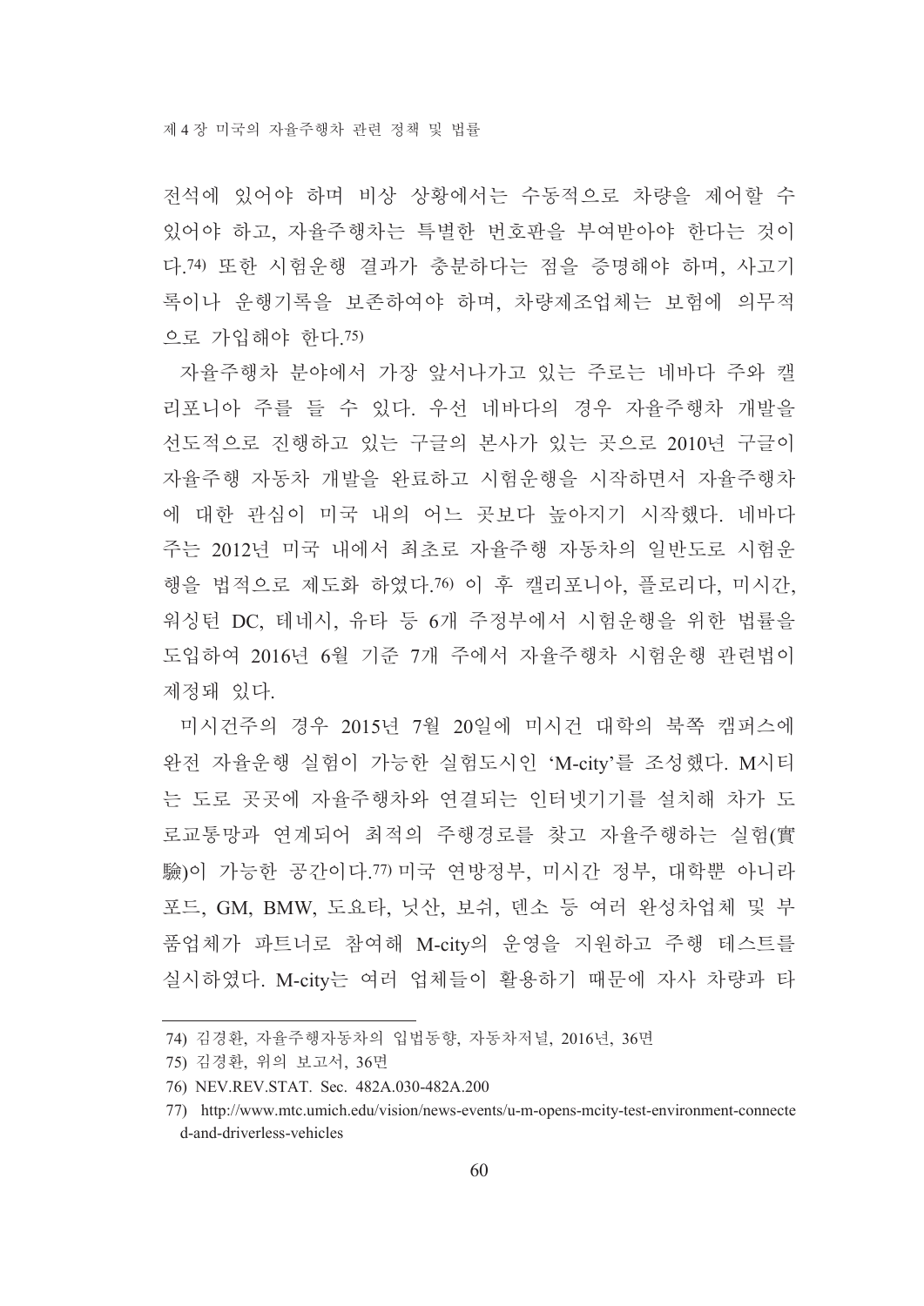전석에 있어야 하며 비상 상황에서는 수동적으로 차량을 제어할 수 있어야 하고, 자율주행차는 특별한 번호판을 부여받아야 한다는 것이다.[74] 또한 시험운행 결과가 충분하다는 점을 증명해야 하며, 사고기록이나 운행기록을 보존하여야 하며, 차량제조업체는 보험에 의무적으로 가입해야 한다.[75]

자율주행차 분야에서 가장 앞서나가고 있는 주로는 네바다 주와 캘리포니아 주를 들 수 있다. 우선 네바다의 경우 자율주행차 개발을 선도적으로 진행하고 있는 구글의 본사가 있는 곳으로 2010년 구글이 자율주행 자동차 개발을 완료하고 시험운행을 시작하면서 자율주행차에 대한 관심이 미국 내의 어느 곳보다 높아지기 시작했다. 네바다 주는 2012년 미국 내에서 최초로 자율주행 자동차의 일반도로 시험운행을 법적으로 제도화 하였다.[76] 이 후 캘리포니아, 플로리다, 미시간, 워싱턴 DC, 테네시, 유타 등 6개 주정부에서 시험운행을 위한 법률을 도입하여 2016년 6월 기준 7개 주에서 자율주행차 시험운행 관련법이 제정돼 있다.

미시건주의 경우 2015년 7월 20일에 미시건 대학의 북쪽 캠퍼스에 완전 자율운행 실험이 가능한 실험도시인 'M-city'를 조성했다. M시티는 도로 곳곳에 자율주행차와 연결되는 인터넷기기를 설치해 차가 도로교통망과 연계되어 최적의 주행경로를 찾고 자율주행하는 실험(實驗)이 가능한 공간이다.[77] 미국 연방정부, 미시간 정부, 대학뿐 아니라 포드, GM, BMW, 도요타, 닛산, 보쉬, 덴소 등 여러 완성차업체 및 부품업체가 파트너로 참여해 M-city의 운영을 지원하고 주행 테스트를 실시하였다. M-city는 여러 업체들이 활용하기 때문에 자사 차량과 타

---

74) 김경환, 자율주행자동차의 입법동향, 자동차저널, 2016년, 36면

75) 김경환, 위의 보고서, 36면

76) NEV.REV.STAT. Sec. 482A.030-482A.200

77) http://www.mtc.umich.edu/vision/news-events/u-m-opens-mcity-test-environment-connected-and-driverless-vehicles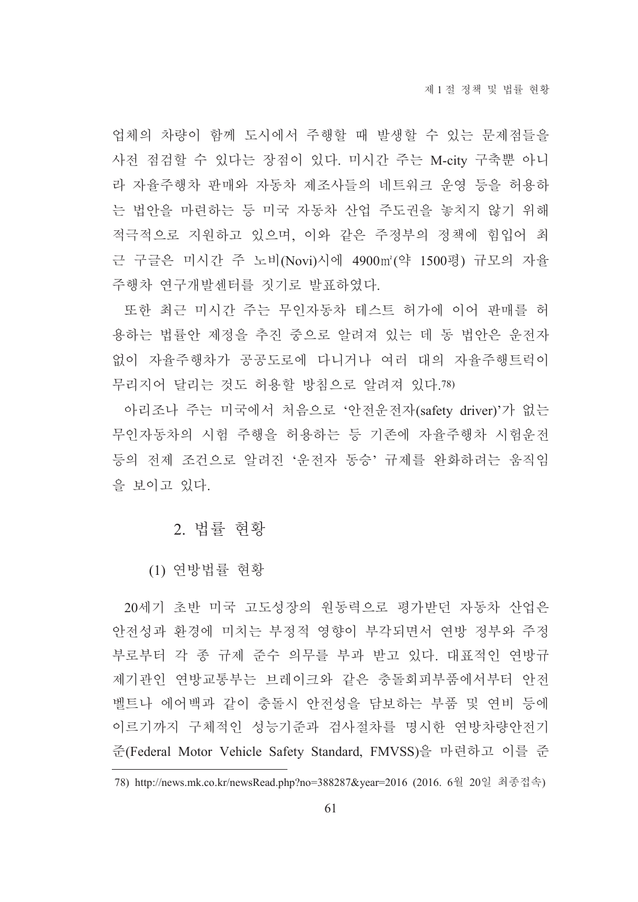업체의 차량이 함께 도시에서 주행할 때 발생할 수 있는 문제점들을 사전 점검할 수 있다는 장점이 있다. 미시간 주는 M-city 구축뿐 아니라 자율주행차 판매와 자동차 제조사들의 네트워크 운영 등을 허용하는 법안을 마련하는 등 미국 자동차 산업 주도권을 놓치지 않기 위해 적극적으로 지원하고 있으며, 이와 같은 주정부의 정책에 힘입어 최근 구글은 미시간 주 노비(Novi)시에 4900㎡(약 1500평) 규모의 자율주행차 연구개발센터를 짓기로 발표하였다.

또한 최근 미시간 주는 무인자동차 테스트 허가에 이어 판매를 허용하는 법률안 제정을 추진 중으로 알려져 있는 데 동 법안은 운전자 없이 자율주행차가 공공도로에 다니거나 여러 대의 자율주행트럭이 무리지어 달리는 것도 허용할 방침으로 알려져 있다.[78)]

아리조나 주는 미국에서 처음으로 '안전운전자(safety driver)'가 없는 무인자동차의 시험 주행을 허용하는 등 기존에 자율주행차 시험운전 등의 전제 조건으로 알려진 '운전자 동승' 규제를 완화하려는 움직임을 보이고 있다.

## 2. 법률 현황

### (1) 연방법률 현황

20세기 초반 미국 고도성장의 원동력으로 평가받던 자동차 산업은 안전성과 환경에 미치는 부정적 영향이 부각되면서 연방 정부와 주정부로부터 각 종 규제 준수 의무를 부과 받고 있다. 대표적인 연방규제기관인 연방교통부는 브레이크와 같은 충돌회피부품에서부터 안전벨트나 에어백과 같이 충돌시 안전성을 담보하는 부품 및 연비 등에 이르기까지 구체적인 성능기준과 검사절차를 명시한 연방차량안전기준(Federal Motor Vehicle Safety Standard, FMVSS)을 마련하고 이를 준

---

78) http://news.mk.co.kr/newsRead.php?no=388287&year=2016 (2016. 6월 20일 최종접속)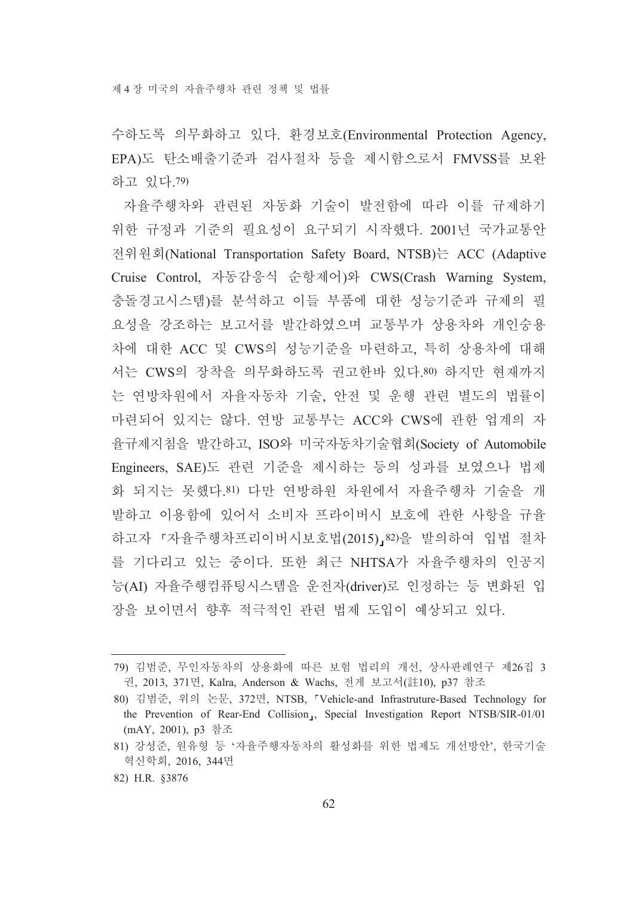수하도록 의무화하고 있다. 환경보호(Environmental Protection Agency, EPA)도 탄소배출기준과 검사절차 등을 제시함으로서 FMVSS를 보완하고 있다.[79)]

자율주행차와 관련된 자동화 기술이 발전함에 따라 이를 규제하기 위한 규정과 기준의 필요성이 요구되기 시작했다. 2001년 국가교통안전위원회(National Transportation Safety Board, NTSB)는 ACC (Adaptive Cruise Control, 자동감응식 순항제어)와 CWS(Crash Warning System, 충돌경고시스템)를 분석하고 이들 부품에 대한 성능기준과 규제의 필요성을 강조하는 보고서를 발간하였으며 교통부가 상용차와 개인승용차에 대한 ACC 및 CWS의 성능기준을 마련하고, 특히 상용차에 대해서는 CWS의 장착을 의무화하도록 권고한바 있다.[80)] 하지만 현재까지는 연방차원에서 자율자동차 기술, 안전 및 운행 관련 별도의 법률이 마련되어 있지는 않다. 연방 교통부는 ACC와 CWS에 관한 업계의 자율규제지침을 발간하고, ISO와 미국자동차기술협회(Society of Automobile Engineers, SAE)도 관련 기준을 제시하는 등의 성과를 보였으나 법제화 되지는 못했다.[81)] 다만 연방하원 차원에서 자율주행차 기술을 개발하고 이용함에 있어서 소비자 프라이버시 보호에 관한 사항을 규율하고자 「자율주행차프리이버시보호법(2015)」[82)]을 발의하여 입법 절차를 기다리고 있는 중이다. 또한 최근 NHTSA가 자율주행차의 인공지능(AI) 자율주행컴퓨팅시스템을 운전자(driver)로 인정하는 등 변화된 입장을 보이면서 향후 적극적인 관련 법제 도입이 예상되고 있다.

---

79) 김범준, 무인자동차의 상용화에 따른 보험 법리의 개선, 상사판례연구 제26집 3권, 2013, 371면, Kalra, Anderson & Wachs, 전게 보고서(註10), p37 참조

80) 김범준, 위의 논문, 372면, NTSB, 「Vehicle-and Infrastruture-Based Technology for the Prevention of Rear-End Collision」, Special Investigation Report NTSB/SIR-01/01 (mAY, 2001), p3 참조

81) 강성준, 원유형 등 '자율주행자동차의 활성화를 위한 법제도 개선방안', 한국기술혁신학회, 2016, 344면

82) H.R. §3876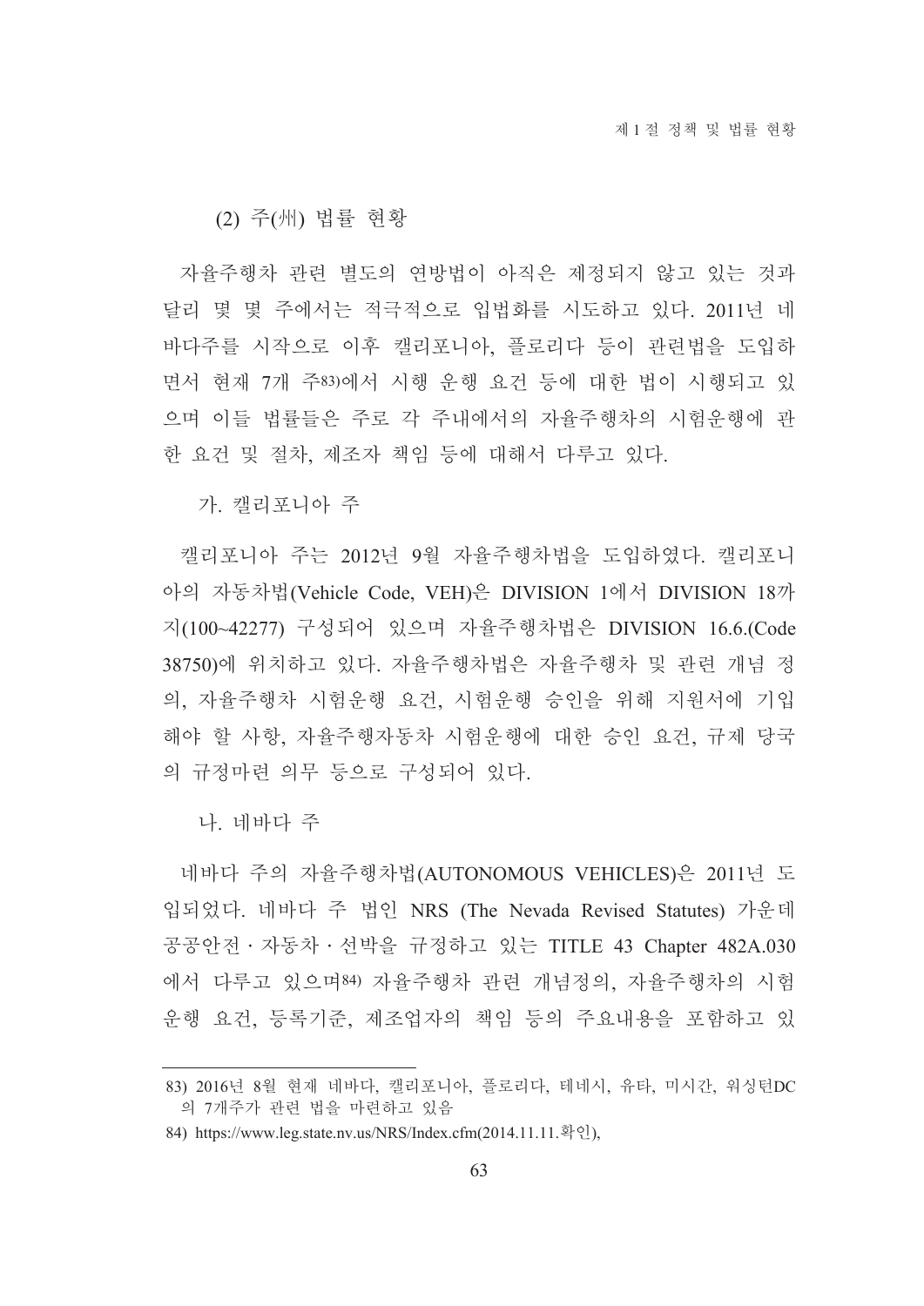### (2) 주(州) 법률 현황

자율주행차 관련 별도의 연방법이 아직은 제정되지 않고 있는 것과 달리 몇 몇 주에서는 적극적으로 입법화를 시도하고 있다. 2011년 네바다주를 시작으로 이후 캘리포니아, 플로리다 등이 관련법을 도입하면서 현재 7개 주[83]에서 시행 운행 요건 등에 대한 법이 시행되고 있으며 이들 법률들은 주로 각 주내에서의 자율주행차의 시험운행에 관한 요건 및 절차, 제조자 책임 등에 대해서 다루고 있다.

#### 가. 캘리포니아 주

캘리포니아 주는 2012년 9월 자율주행차법을 도입하였다. 캘리포니아의 자동차법(Vehicle Code, VEH)은 DIVISION 1에서 DIVISION 18까지(100~42277) 구성되어 있으며 자율주행차법은 DIVISION 16.6.(Code 38750)에 위치하고 있다. 자율주행차법은 자율주행차 및 관련 개념 정의, 자율주행차 시험운행 요건, 시험운행 승인을 위해 지원서에 기입해야 할 사항, 자율주행자동차 시험운행에 대한 승인 요건, 규제 당국의 규정마련 의무 등으로 구성되어 있다.

#### 나. 네바다 주

네바다 주의 자율주행차법(AUTONOMOUS VEHICLES)은 2011년 도입되었다. 네바다 주 법인 NRS (The Nevada Revised Statutes) 가운데 공공안전 · 자동차 · 선박을 규정하고 있는 TITLE 43 Chapter 482A.030에서 다루고 있으며[84] 자율주행차 관련 개념정의, 자율주행차의 시험운행 요건, 등록기준, 제조업자의 책임 등의 주요내용을 포함하고 있

---

83) 2016년 8월 현재 네바다, 캘리포니아, 플로리다, 테네시, 유타, 미시간, 워싱턴DC의 7개주가 관련 법을 마련하고 있음

84) https://www.leg.state.nv.us/NRS/Index.cfm(2014.11.11.확인),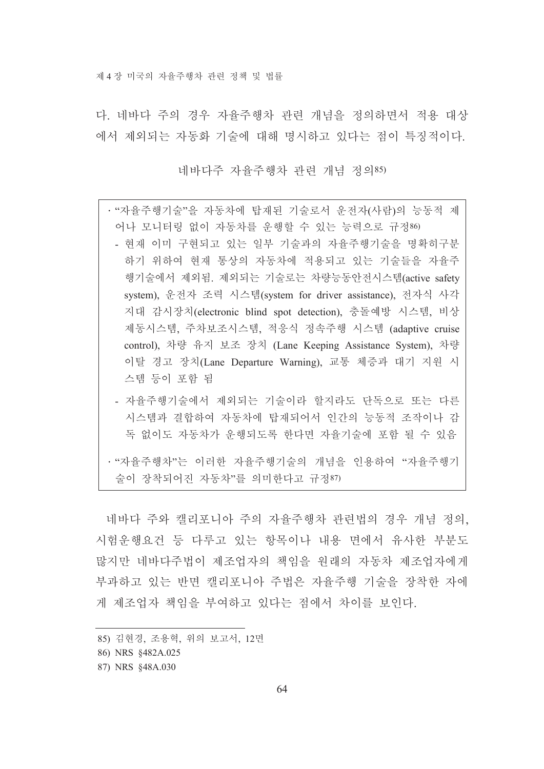다. 네바다 주의 경우 자율주행차 관련 개념을 정의하면서 적용 대상에서 제외되는 자동화 기술에 대해 명시하고 있다는 점이 특징적이다.

네바다주 자율주행차 관련 개념 정의[85)]

- "자율주행기술"을 자동차에 탑재된 기술로서 운전자(사람)의 능동적 제어나 모니터링 없이 자동차를 운행할 수 있는 능력으로 규정[86)]
  - 현재 이미 구현되고 있는 일부 기술과의 자율주행기술을 명확히구분하기 위하여 현재 통상의 자동차에 적용되고 있는 기술들을 자율주행기술에서 제외됨. 제외되는 기술로는 차량능동안전시스템(active safety system), 운전자 조력 시스템(system for driver assistance), 전자식 사각지대 감시장치(electronic blind spot detection), 충돌예방 시스템, 비상제동시스템, 주차보조시스템, 적응식 정속주행 시스템 (adaptive cruise control), 차량 유지 보조 장치 (Lane Keeping Assistance System), 차량이탈 경고 장치(Lane Departure Warning), 교통 체증과 대기 지원 시스템 등이 포함 됨
  - 자율주행기술에서 제외되는 기술이라 할지라도 단독으로 또는 다른 시스템과 결합하여 자동차에 탑재되어서 인간의 능동적 조작이나 감독 없이도 자동차가 운행되도록 한다면 자율기술에 포함 될 수 있음
- "자율주행차"는 이러한 자율주행기술의 개념을 인용하여 "자율주행기술이 장착되어진 자동차"를 의미한다고 규정[87)]

네바다 주와 캘리포니아 주의 자율주행차 관련법의 경우 개념 정의, 시험운행요건 등 다루고 있는 항목이나 내용 면에서 유사한 부분도 많지만 네바다주법이 제조업자의 책임을 원래의 자동차 제조업자에게 부과하고 있는 반면 캘리포니아 주법은 자율주행 기술을 장착한 자에게 제조업자 책임을 부여하고 있다는 점에서 차이를 보인다.

---

85) 김현경, 조용혁, 위의 보고서, 12면

86) NRS §482A.025

87) NRS §48A.030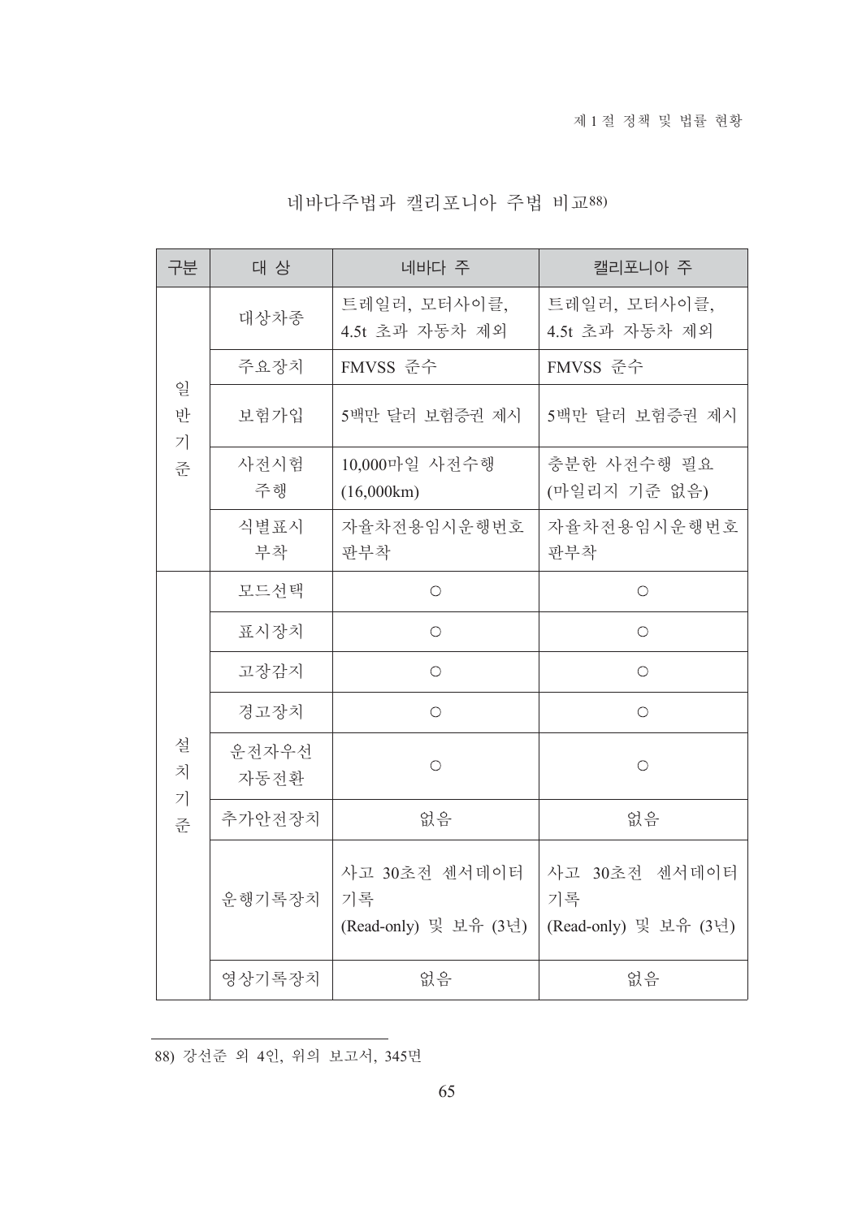네바다주법과 캘리포니아 주법 비교[88)]

| 구분 | 대 상 | 네바다 주 | 캘리포니아 주 |
|---|---|---|---|
| 일반기준 | 대상차종 | 트레일러, 모터사이클, 4.5t 초과 자동차 제외 | 트레일러, 모터사이클, 4.5t 초과 자동차 제외 |
| | 주요장치 | FMVSS 준수 | FMVSS 준수 |
| | 보험가입 | 5백만 달러 보험증권 제시 | 5백만 달러 보험증권 제시 |
| | 사전시험 주행 | 10,000마일 사전수행 (16,000km) | 충분한 사전수행 필요 (마일리지 기준 없음) |
| | 식별표시 부착 | 자율차전용임시운행번호 판부착 | 자율차전용임시운행번호 판부착 |
| 설치기준 | 모드선택 | ○ | ○ |
| | 표시장치 | ○ | ○ |
| | 고장감지 | ○ | ○ |
| | 경고장치 | ○ | ○ |
| | 운전자우선 자동전환 | ○ | ○ |
| | 추가안전장치 | 없음 | 없음 |
| | 운행기록장치 | 사고 30초전 센서데이터 기록 (Read-only) 및 보유 (3년) | 사고 30초전 센서데이터 기록 (Read-only) 및 보유 (3년) |
| | 영상기록장치 | 없음 | 없음 |

88) 강선준 외 4인, 위의 보고서, 345면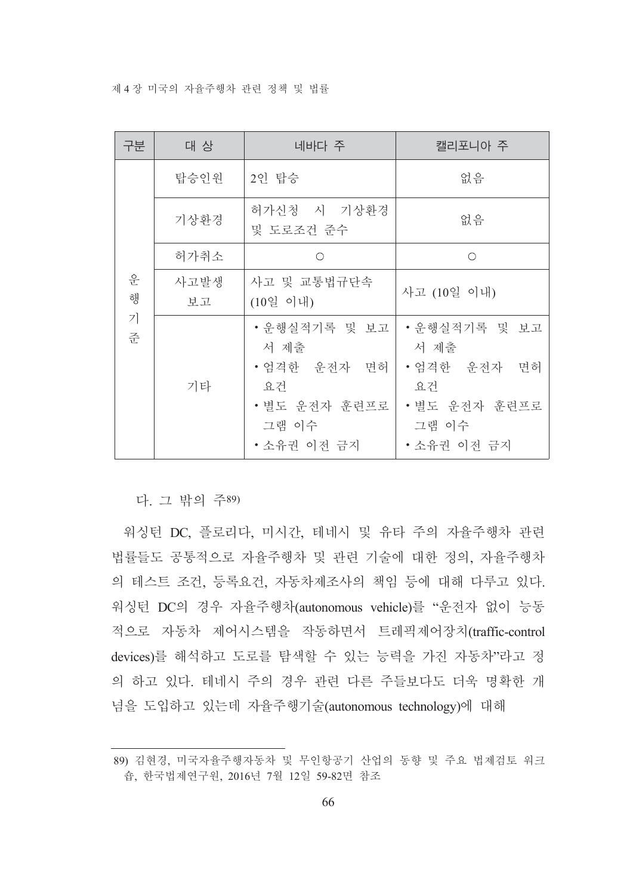| 구분 | 대 상 | 네바다 주 | 캘리포니아 주 |
|---|---|---|---|
| 운행기준 | 탑승인원 | 2인 탑승 | 없음 |
| | 기상환경 | 허가신청 시 기상환경 및 도로조건 준수 | 없음 |
| | 허가취소 | ○ | ○ |
| | 사고발생 보고 | 사고 및 교통법규단속 (10일 이내) | 사고 (10일 이내) |
| | 기타 | • 운행실적기록 및 보고서 제출<br>• 엄격한 운전자 면허 요건<br>• 별도 운전자 훈련프로그램 이수<br>• 소유권 이전 금지 | • 운행실적기록 및 보고서 제출<br>• 엄격한 운전자 면허 요건<br>• 별도 운전자 훈련프로그램 이수<br>• 소유권 이전 금지 |

### 다. 그 밖의 주[89)]

워싱턴 DC, 플로리다, 미시간, 테네시 및 유타 주의 자율주행차 관련 법률들도 공통적으로 자율주행차 및 관련 기술에 대한 정의, 자율주행차의 테스트 조건, 등록요건, 자동차제조사의 책임 등에 대해 다루고 있다. 워싱턴 DC의 경우 자율주행차(autonomous vehicle)를 "운전자 없이 능동적으로 자동차 제어시스템을 작동하면서 트레픽제어장치(traffic-control devices)를 해석하고 도로를 탐색할 수 있는 능력을 가진 자동차"라고 정의 하고 있다. 테네시 주의 경우 관련 다른 주들보다도 더욱 명확한 개념을 도입하고 있는데 자율주행기술(autonomous technology)에 대해

---

89) 김현경, 미국자율주행자동차 및 무인항공기 산업의 동향 및 주요 법제검토 워크숍, 한국법제연구원, 2016년 7월 12일 59-82면 참조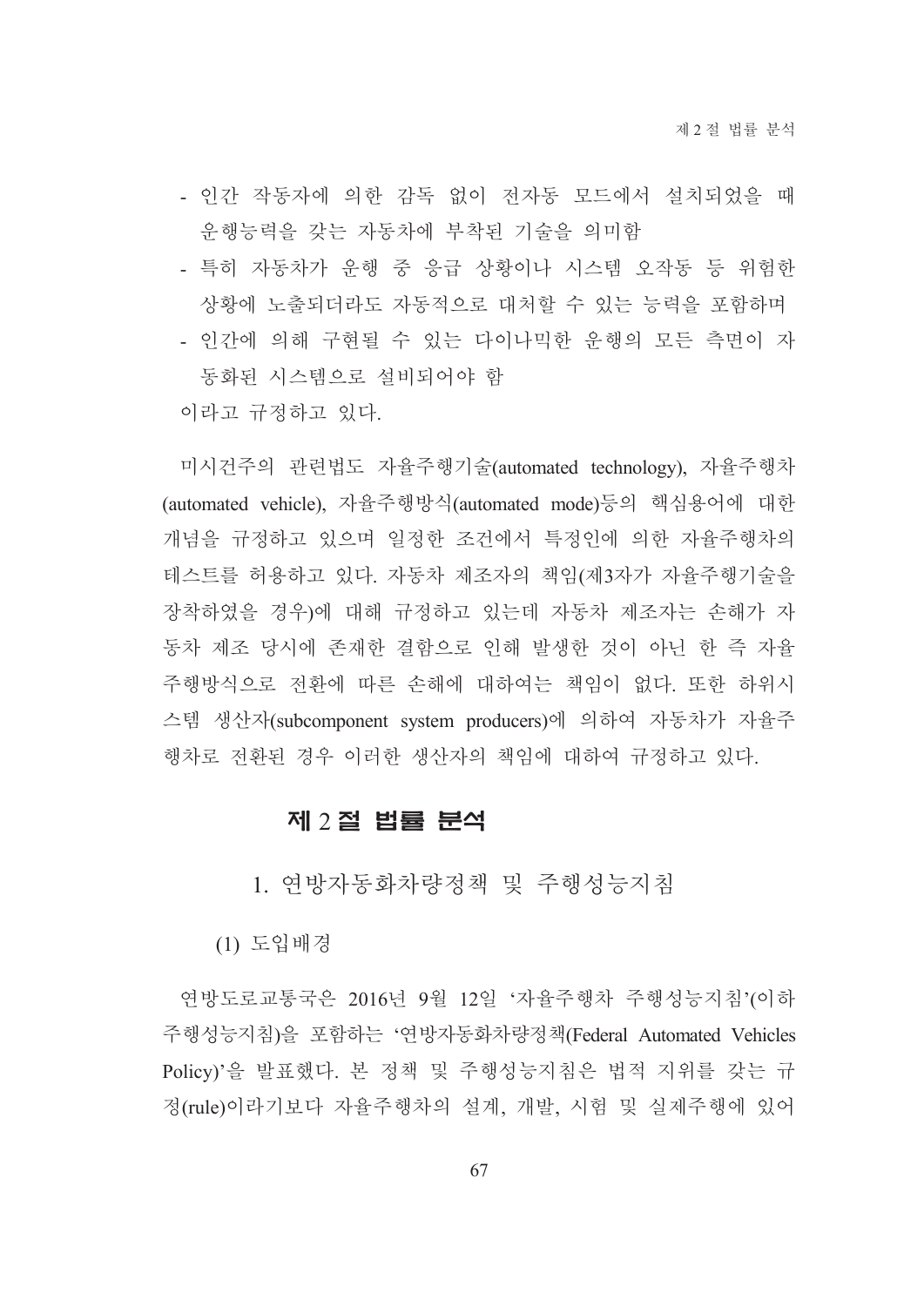- 인간 작동자에 의한 감독 없이 전자동 모드에서 설치되었을 때 운행능력을 갖는 자동차에 부착된 기술을 의미함
- 특히 자동차가 운행 중 응급 상황이나 시스템 오작동 등 위험한 상황에 노출되더라도 자동적으로 대처할 수 있는 능력을 포함하며
- 인간에 의해 구현될 수 있는 다이나믹한 운행의 모든 측면이 자동화된 시스템으로 설비되어야 함

이라고 규정하고 있다.

미시건주의 관련법도 자율주행기술(automated technology), 자율주행차(automated vehicle), 자율주행방식(automated mode)등의 핵심용어에 대한 개념을 규정하고 있으며 일정한 조건에서 특정인에 의한 자율주행차의 테스트를 허용하고 있다. 자동차 제조자의 책임(제3자가 자율주행기술을 장착하였을 경우)에 대해 규정하고 있는데 자동차 제조자는 손해가 자동차 제조 당시에 존재한 결함으로 인해 발생한 것이 아닌 한 즉 자율주행방식으로 전환에 따른 손해에 대하여는 책임이 없다. 또한 하위시스템 생산자(subcomponent system producers)에 의하여 자동차가 자율주행차로 전환된 경우 이러한 생산자의 책임에 대하여 규정하고 있다.

## 제 2 절 법률 분석

### 1. 연방자동화차량정책 및 주행성능지침

#### (1) 도입배경

연방도로교통국은 2016년 9월 12일 '자율주행차 주행성능지침'(이하 주행성능지침)을 포함하는 '연방자동화차량정책(Federal Automated Vehicles Policy)'을 발표했다. 본 정책 및 주행성능지침은 법적 지위를 갖는 규정(rule)이라기보다 자율주행차의 설계, 개발, 시험 및 실제주행에 있어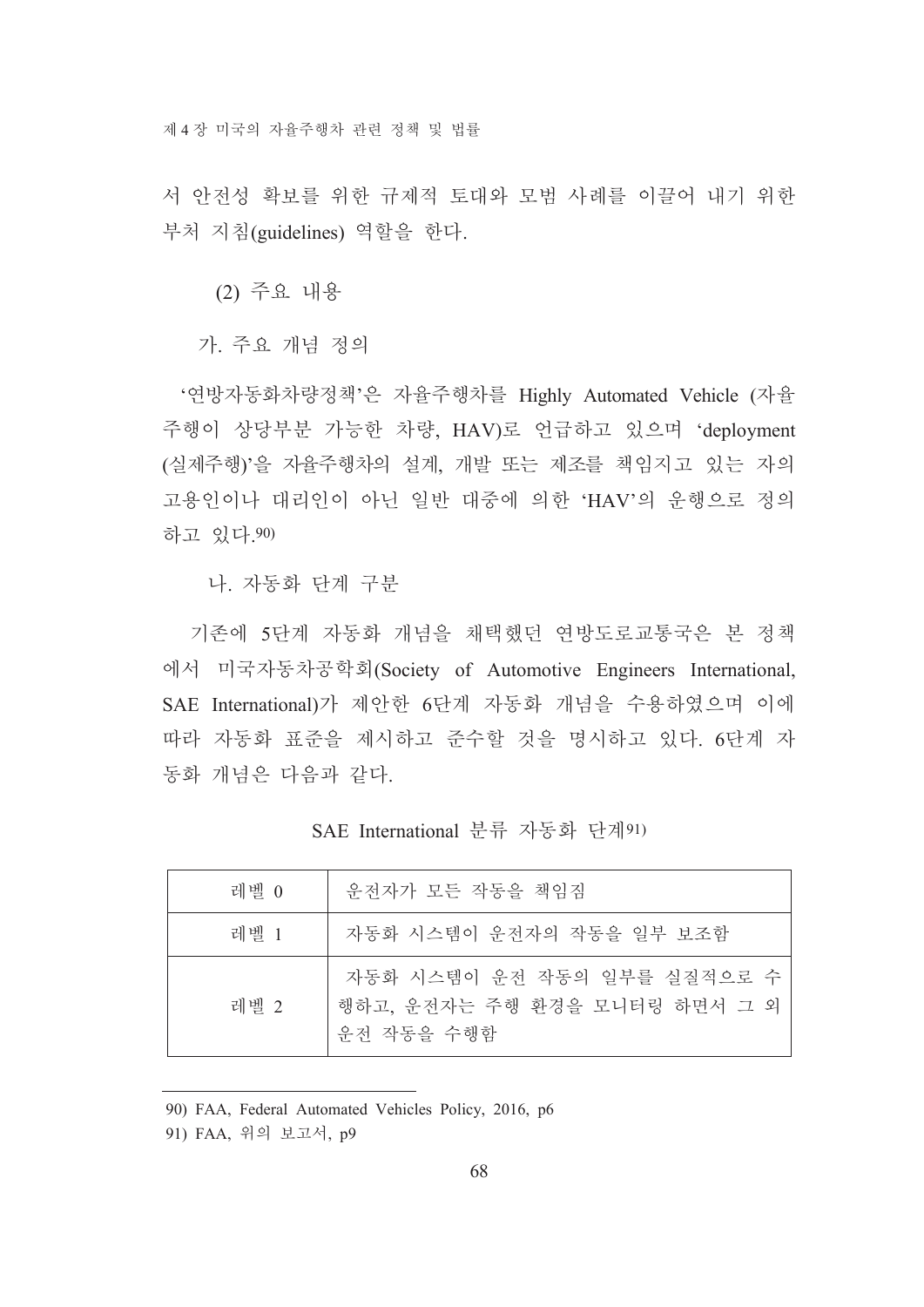서 안전성 확보를 위한 규제적 토대와 모범 사례를 이끌어 내기 위한 부처 지침(guidelines) 역할을 한다.

### (2) 주요 내용

#### 가. 주요 개념 정의

'연방자동화차량정책'은 자율주행차를 Highly Automated Vehicle (자율주행이 상당부분 가능한 차량, HAV)로 언급하고 있으며 'deployment (실제주행)'을 자율주행차의 설계, 개발 또는 제조를 책임지고 있는 자의 고용인이나 대리인이 아닌 일반 대중에 의한 'HAV'의 운행으로 정의하고 있다.[90]

#### 나. 자동화 단계 구분

기존에 5단계 자동화 개념을 채택했던 연방도로교통국은 본 정책에서 미국자동차공학회(Society of Automotive Engineers International, SAE International)가 제안한 6단계 자동화 개념을 수용하였으며 이에 따라 자동화 표준을 제시하고 준수할 것을 명시하고 있다. 6단계 자동화 개념은 다음과 같다.

SAE International 분류 자동화 단계[91]

| | |
|---|---|
| 레벨 0 | 운전자가 모든 작동을 책임짐 |
| 레벨 1 | 자동화 시스템이 운전자의 작동을 일부 보조함 |
| 레벨 2 | 자동화 시스템이 운전 작동의 일부를 실질적으로 수행하고, 운전자는 주행 환경을 모니터링 하면서 그 외 운전 작동을 수행함 |

---

90) FAA, Federal Automated Vehicles Policy, 2016, p6

91) FAA, 위의 보고서, p9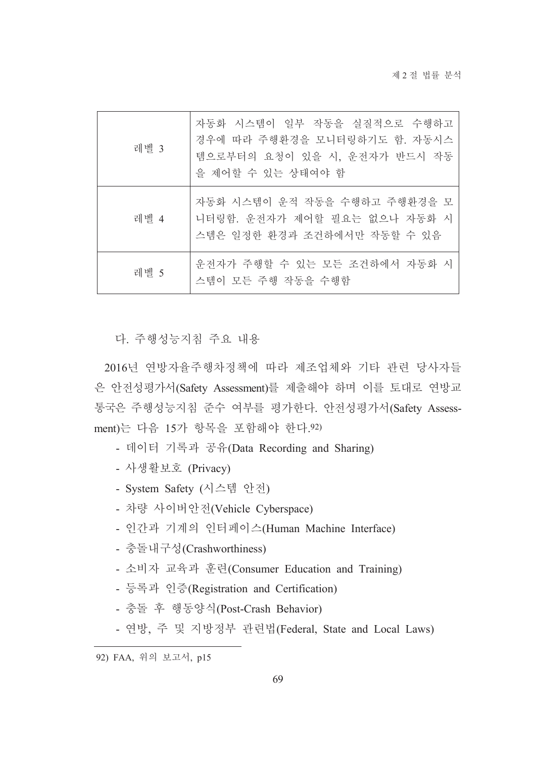| | |
|---|---|
| 레벨 3 | 자동화 시스템이 일부 작동을 실질적으로 수행하고 경우에 따라 주행환경을 모니터링하기도 함. 자동시스템으로부터의 요청이 있을 시, 운전자가 반드시 작동을 제어할 수 있는 상태여야 함 |
| 레벨 4 | 자동화 시스템이 운적 작동을 수행하고 주행환경을 모니터링함. 운전자가 제어할 필요는 없으나 자동화 시스템은 일정한 환경과 조건하에서만 작동할 수 있음 |
| 레벨 5 | 운전자가 주행할 수 있는 모든 조건하에서 자동화 시스템이 모든 주행 작동을 수행함 |

### 다. 주행성능지침 주요 내용

2016년 연방자율주행차정책에 따라 제조업체와 기타 관련 당사자들은 안전성평가서(Safety Assessment)를 제출해야 하며 이를 토대로 연방교통국은 주행성능지침 준수 여부를 평가한다. 안전성평가서(Safety Assessment)는 다음 15가 항목을 포함해야 한다.[92)]

- 데이터 기록과 공유(Data Recording and Sharing)
- 사생활보호 (Privacy)
- System Safety (시스템 안전)
- 차량 사이버안전(Vehicle Cyberspace)
- 인간과 기계의 인터페이스(Human Machine Interface)
- 충돌내구성(Crashworthiness)
- 소비자 교육과 훈련(Consumer Education and Training)
- 등록과 인증(Registration and Certification)
- 충돌 후 행동양식(Post-Crash Behavior)
- 연방, 주 및 지방정부 관련법(Federal, State and Local Laws)

92) FAA, 위의 보고서, p15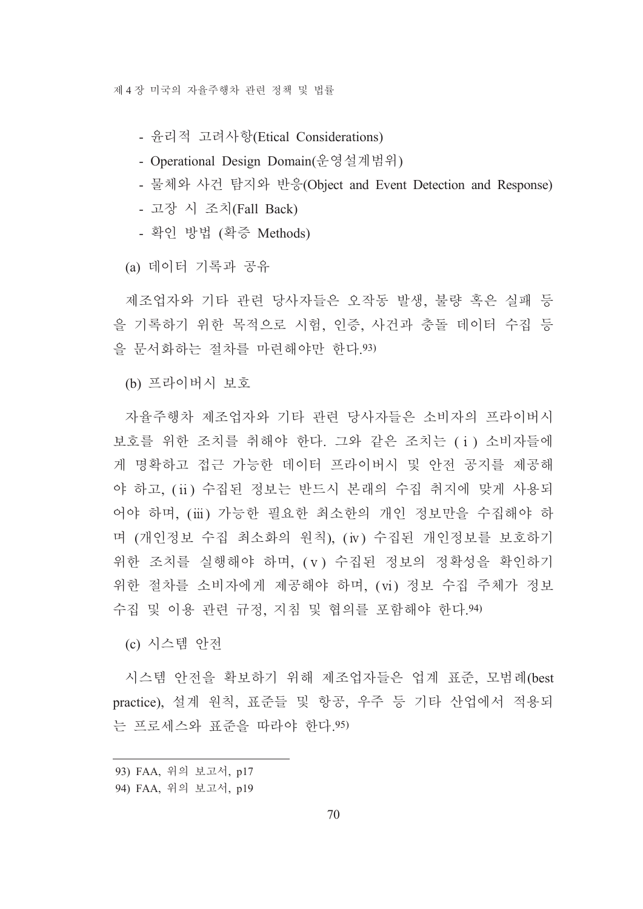- 윤리적 고려사항(Etical Considerations)
- Operational Design Domain(운영설계범위)
- 물체와 사건 탐지와 반응(Object and Event Detection and Response)
- 고장 시 조치(Fall Back)
- 확인 방법 (확증 Methods)

(a) 데이터 기록과 공유

제조업자와 기타 관련 당사자들은 오작동 발생, 불량 혹은 실패 등을 기록하기 위한 목적으로 시험, 인증, 사건과 충돌 데이터 수집 등을 문서화하는 절차를 마련해야만 한다.[93)]

(b) 프라이버시 보호

자율주행차 제조업자와 기타 관련 당사자들은 소비자의 프라이버시 보호를 위한 조치를 취해야 한다. 그와 같은 조치는 (ⅰ) 소비자들에게 명확하고 접근 가능한 데이터 프라이버시 및 안전 공지를 제공해야 하고, (ⅱ) 수집된 정보는 반드시 본래의 수집 취지에 맞게 사용되어야 하며, (ⅲ) 가능한 필요한 최소한의 개인 정보만을 수집해야 하며 (개인정보 수집 최소화의 원칙), (ⅳ) 수집된 개인정보를 보호하기 위한 조치를 실행해야 하며, (ⅴ) 수집된 정보의 정확성을 확인하기 위한 절차를 소비자에게 제공해야 하며, (ⅵ) 정보 수집 주체가 정보 수집 및 이용 관련 규정, 지침 및 협의를 포함해야 한다.[94)]

(c) 시스템 안전

시스템 안전을 확보하기 위해 제조업자들은 업계 표준, 모범례(best practice), 설계 원칙, 표준들 및 항공, 우주 등 기타 산업에서 적용되는 프로세스와 표준을 따라야 한다.[95)]

---

93) FAA, 위의 보고서, p17

94) FAA, 위의 보고서, p19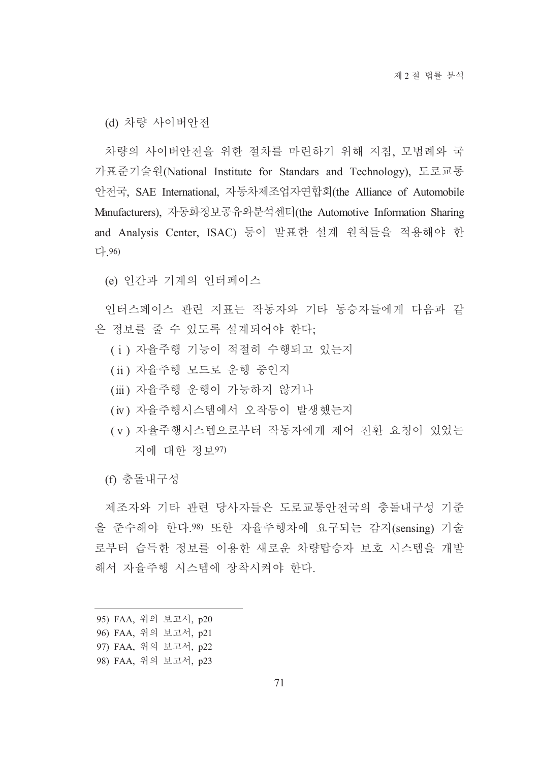(d) 차량 사이버안전

차량의 사이버안전을 위한 절차를 마련하기 위해 지침, 모범례와 국가표준기술원(National Institute for Standars and Technology), 도로교통안전국, SAE International, 자동차제조업자연합회(the Alliance of Automobile Manufacturers), 자동화정보공유와분석센터(the Automotive Information Sharing and Analysis Center, ISAC) 등이 발표한 설계 원칙들을 적용해야 한다.[96]

(e) 인간과 기계의 인터페이스

인터스페이스 관련 지표는 작동자와 기타 동승자들에게 다음과 같은 정보를 줄 수 있도록 설계되어야 한다;

(ⅰ) 자율주행 기능이 적절히 수행되고 있는지
(ⅱ) 자율주행 모드로 운행 중인지
(ⅲ) 자율주행 운행이 가능하지 않거나
(ⅳ) 자율주행시스템에서 오작동이 발생했는지
(ⅴ) 자율주행시스템으로부터 작동자에게 제어 전환 요청이 있었는지에 대한 정보[97]

(f) 충돌내구성

제조자와 기타 관련 당사자들은 도로교통안전국의 충돌내구성 기준을 준수해야 한다.[98] 또한 자율주행차에 요구되는 감지(sensing) 기술로부터 습득한 정보를 이용한 새로운 차량탑승자 보호 시스템을 개발해서 자율주행 시스템에 장착시켜야 한다.

---

95) FAA, 위의 보고서, p20
96) FAA, 위의 보고서, p21
97) FAA, 위의 보고서, p22
98) FAA, 위의 보고서, p23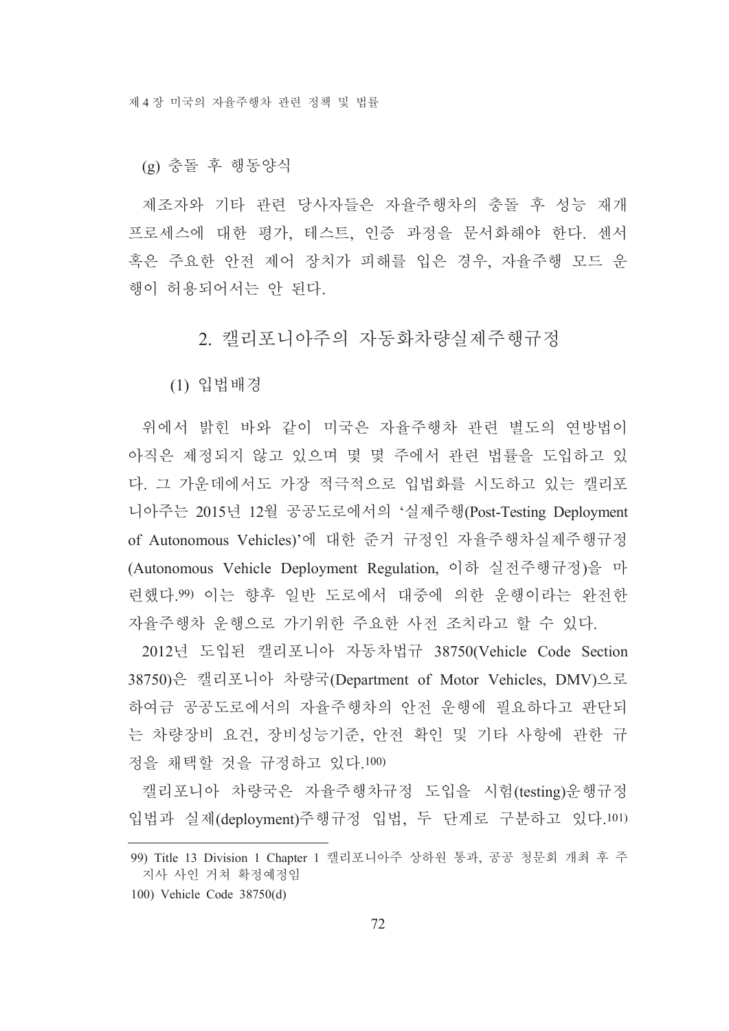(g) 충돌 후 행동양식

제조자와 기타 관련 당사자들은 자율주행차의 충돌 후 성능 재개 프로세스에 대한 평가, 테스트, 인증 과정을 문서화해야 한다. 센서 혹은 주요한 안전 제어 장치가 피해를 입은 경우, 자율주행 모드 운행이 허용되어서는 안 된다.

## 2. 캘리포니아주의 자동화차량실제주행규정

### (1) 입법배경

위에서 밝힌 바와 같이 미국은 자율주행차 관련 별도의 연방법이 아직은 제정되지 않고 있으며 몇 몇 주에서 관련 법률을 도입하고 있다. 그 가운데에서도 가장 적극적으로 입법화를 시도하고 있는 캘리포니아주는 2015년 12월 공공도로에서의 '실제주행(Post-Testing Deployment of Autonomous Vehicles)'에 대한 준거 규정인 자율주행차실제주행규정(Autonomous Vehicle Deployment Regulation, 이하 실전주행규정)을 마련했다.[99] 이는 향후 일반 도로에서 대중에 의한 운행이라는 완전한 자율주행차 운행으로 가기위한 주요한 사전 조치라고 할 수 있다.

2012년 도입된 캘리포니아 자동차법규 38750(Vehicle Code Section 38750)은 캘리포니아 차량국(Department of Motor Vehicles, DMV)으로 하여금 공공도로에서의 자율주행차의 안전 운행에 필요하다고 판단되는 차량장비 요건, 장비성능기준, 안전 확인 및 기타 사항에 관한 규정을 채택할 것을 규정하고 있다.[100]

캘리포니아 차량국은 자율주행차규정 도입을 시험(testing)운행규정 입법과 실제(deployment)주행규정 입법, 두 단계로 구분하고 있다.[101]

---

99) Title 13 Division 1 Chapter 1 캘리포니아주 상하원 통과, 공공 청문회 개최 후 주지사 사인 거쳐 확정예정임

100) Vehicle Code 38750(d)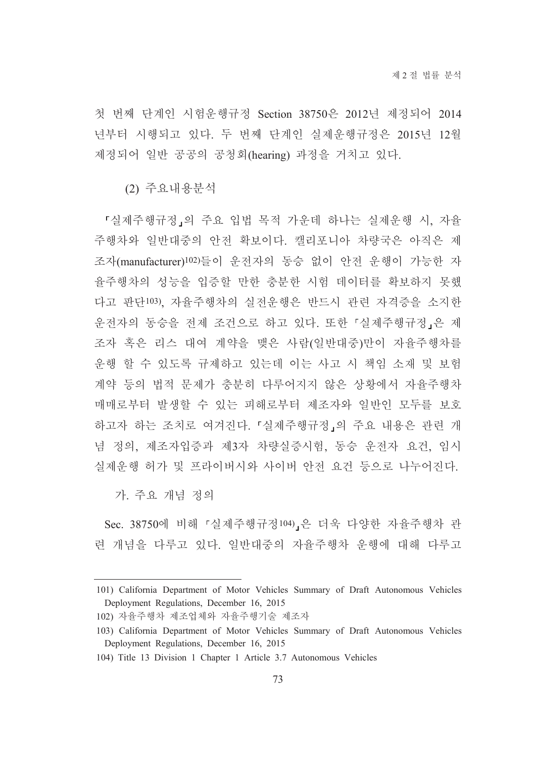첫 번째 단계인 시험운행규정 Section 38750은 2012년 제정되어 2014년부터 시행되고 있다. 두 번째 단계인 실제운행규정은 2015년 12월 제정되어 일반 공공의 공청회(hearing) 과정을 거치고 있다.

(2) 주요내용분석

「실제주행규정」의 주요 입법 목적 가운데 하나는 실제운행 시, 자율주행차와 일반대중의 안전 확보이다. 캘리포니아 차량국은 아직은 제조자(manufacturer)[102]들이 운전자의 동승 없이 안전 운행이 가능한 자율주행차의 성능을 입증할 만한 충분한 시험 데이터를 확보하지 못했다고 판단[103], 자율주행차의 실전운행은 반드시 관련 자격증을 소지한 운전자의 동승을 전제 조건으로 하고 있다. 또한 「실제주행규정」은 제조자 혹은 리스 대여 계약을 맺은 사람(일반대중)만이 자율주행차를 운행 할 수 있도록 규제하고 있는데 이는 사고 시 책임 소재 및 보험계약 등의 법적 문제가 충분히 다루어지지 않은 상황에서 자율주행차 매매로부터 발생할 수 있는 피해로부터 제조자와 일반인 모두를 보호하고자 하는 조치로 여겨진다. 「실제주행규정」의 주요 내용은 관련 개념 정의, 제조자입증과 제3자 차량실증시험, 동승 운전자 요건, 임시 실제운행 허가 및 프라이버시와 사이버 안전 요건 등으로 나누어진다.

가. 주요 개념 정의

Sec. 38750에 비해 「실제주행규정[104]」은 더욱 다양한 자율주행차 관련 개념을 다루고 있다. 일반대중의 자율주행차 운행에 대해 다루고

---

101) California Department of Motor Vehicles Summary of Draft Autonomous Vehicles Deployment Regulations, December 16, 2015

102) 자율주행차 제조업체와 자율주행기술 제조자

103) California Department of Motor Vehicles Summary of Draft Autonomous Vehicles Deployment Regulations, December 16, 2015

104) Title 13 Division 1 Chapter 1 Article 3.7 Autonomous Vehicles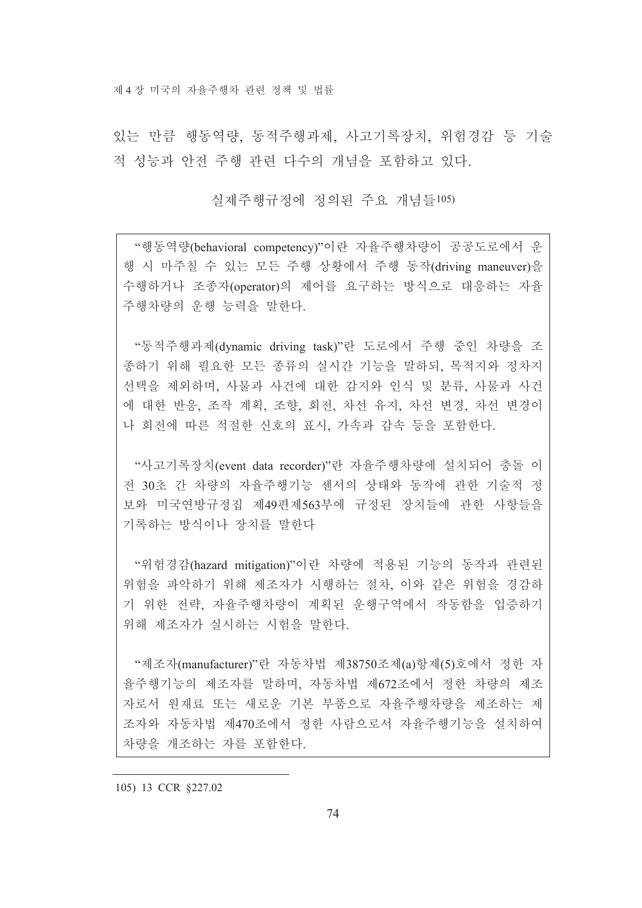있는 만큼 행동역량, 동적주행과제, 사고기록장치, 위험경감 등 기술적 성능과 안전 주행 관련 다수의 개념을 포함하고 있다.

실제주행규정에 정의된 주요 개념들[105]

> “행동역량(behavioral competency)”이란 자율주행차량이 공공도로에서 운행 시 마주칠 수 있는 모든 주행 상황에서 주행 동작(driving maneuver)을 수행하거나 조종자(operator)의 제어를 요구하는 방식으로 대응하는 자율주행차량의 운행 능력을 말한다.
>
> “동적주행과제(dynamic driving task)”란 도로에서 주행 중인 차량을 조종하기 위해 필요한 모든 종류의 실시간 기능을 말하되, 목적지와 정차지 선택을 제외하며, 사물과 사건에 대한 감지와 인식 및 분류, 사물과 사건에 대한 반응, 조작 계획, 조향, 회전, 차선 유지, 차선 변경, 차선 변경이나 회전에 따른 적절한 신호의 표시, 가속과 감속 등을 포함한다.
>
> “사고기록장치(event data recorder)”란 자율주행차량에 설치되어 충돌 이전 30초 간 차량의 자율주행기능 센서의 상태와 동작에 관한 기술적 정보와 미국연방규정집 제49편제563부에 규정된 장치들에 관한 사항들을 기록하는 방식이나 장치를 말한다
>
> “위험경감(hazard mitigation)”이란 차량에 적용된 기능의 동작과 관련된 위험을 파악하기 위해 제조자가 시행하는 절차, 이와 같은 위험을 경감하기 위한 전략, 자율주행차량이 계획된 운행구역에서 작동함을 입증하기 위해 제조자가 실시하는 시험을 말한다.
>
> “제조자(manufacturer)”란 자동차법 제38750조제(a)항제(5)호에서 정한 자율주행기능의 제조자를 말하며, 자동차법 제672조에서 정한 차량의 제조자로서 원재료 또는 새로운 기본 부품으로 자율주행차량을 제조하는 제조자와 자동차법 제470조에서 정한 사람으로서 자율주행기능을 설치하여 차량을 개조하는 자를 포함한다.

---

105) 13 CCR §227.02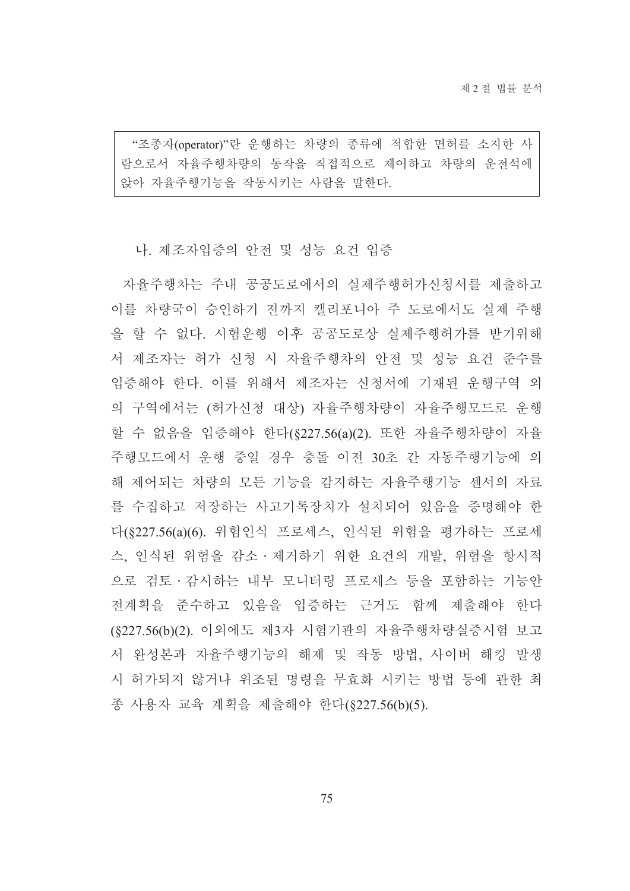> "조종자(operator)"란 운행하는 차량의 종류에 적합한 면허를 소지한 사람으로서 자율주행차량의 동작을 직접적으로 제어하고 차량의 운전석에 앉아 자율주행기능을 작동시키는 사람을 말한다.

나. 제조자입증의 안전 및 성능 요건 입증

자율주행차는 주내 공공도로에서의 실제주행허가신청서를 제출하고 이를 차량국이 승인하기 전까지 캘리포니아 주 도로에서도 실제 주행을 할 수 없다. 시험운행 이후 공공도로상 실제주행허가를 받기위해서 제조자는 허가 신청 시 자율주행차의 안전 및 성능 요건 준수를 입증해야 한다. 이를 위해서 제조자는 신청서에 기재된 운행구역 외의 구역에서는 (허가신청 대상) 자율주행차량이 자율주행모드로 운행할 수 없음을 입증해야 한다(§227.56(a)(2). 또한 자율주행차량이 자율주행모드에서 운행 중일 경우 충돌 이전 30초 간 자동주행기능에 의해 제어되는 차량의 모든 기능을 감지하는 자율주행기능 센서의 자료를 수집하고 저장하는 사고기록장치가 설치되어 있음을 증명해야 한다(§227.56(a)(6). 위험인식 프로세스, 인식된 위험을 평가하는 프로세스, 인식된 위험을 감소·제거하기 위한 요건의 개발, 위험을 항시적으로 검토·감시하는 내부 모니터링 프로세스 등을 포함하는 기능안전계획을 준수하고 있음을 입증하는 근거도 함께 제출해야 한다(§227.56(b)(2). 이외에도 제3자 시험기관의 자율주행차량실증시험 보고서 완성본과 자율주행기능의 해제 및 작동 방법, 사이버 해킹 발생 시 허가되지 않거나 위조된 명령을 무효화 시키는 방법 등에 관한 최종 사용자 교육 계획을 제출해야 한다(§227.56(b)(5).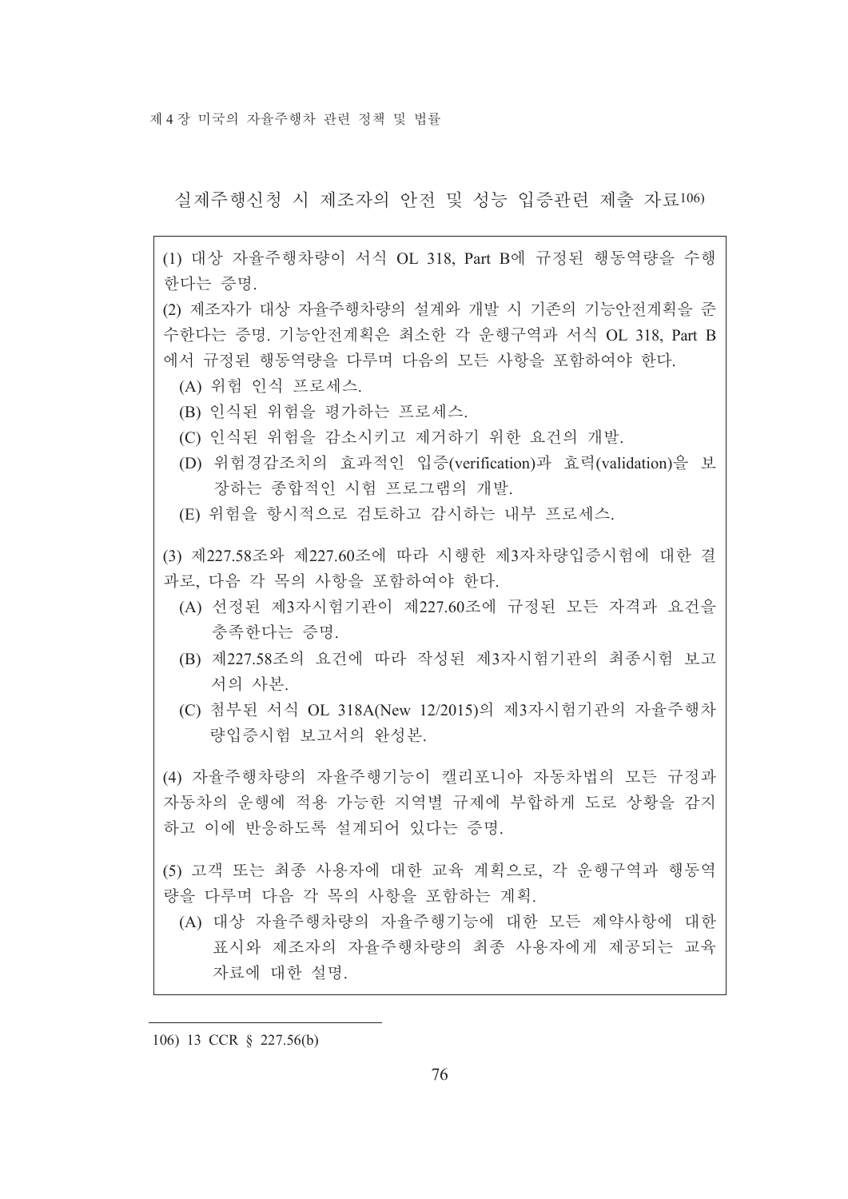실제주행신청 시 제조자의 안전 및 성능 입증관련 제출 자료[106)]

(1) 대상 자율주행차량이 서식 OL 318, Part B에 규정된 행동역량을 수행한다는 증명.

(2) 제조자가 대상 자율주행차량의 설계와 개발 시 기존의 기능안전계획을 준수한다는 증명. 기능안전계획은 최소한 각 운행구역과 서식 OL 318, Part B에서 규정된 행동역량을 다루며 다음의 모든 사항을 포함하여야 한다.

- (A) 위험 인식 프로세스.
- (B) 인식된 위험을 평가하는 프로세스.
- (C) 인식된 위험을 감소시키고 제거하기 위한 요건의 개발.
- (D) 위험경감조치의 효과적인 입증(verification)과 효력(validation)을 보장하는 종합적인 시험 프로그램의 개발.
- (E) 위험을 항시적으로 검토하고 감시하는 내부 프로세스.

(3) 제227.58조와 제227.60조에 따라 시행한 제3자차량입증시험에 대한 결과로, 다음 각 목의 사항을 포함하여야 한다.

- (A) 선정된 제3자시험기관이 제227.60조에 규정된 모든 자격과 요건을 충족한다는 증명.
- (B) 제227.58조의 요건에 따라 작성된 제3자시험기관의 최종시험 보고서의 사본.
- (C) 첨부된 서식 OL 318A(New 12/2015)의 제3자시험기관의 자율주행차량입증시험 보고서의 완성본.

(4) 자율주행차량의 자율주행기능이 캘리포니아 자동차법의 모든 규정과 자동차의 운행에 적용 가능한 지역별 규제에 부합하게 도로 상황을 감지하고 이에 반응하도록 설계되어 있다는 증명.

(5) 고객 또는 최종 사용자에 대한 교육 계획으로, 각 운행구역과 행동역량을 다루며 다음 각 목의 사항을 포함하는 계획.

- (A) 대상 자율주행차량의 자율주행기능에 대한 모든 제약사항에 대한 표시와 제조자의 자율주행차량의 최종 사용자에게 제공되는 교육 자료에 대한 설명.

---

106) 13 CCR § 227.56(b)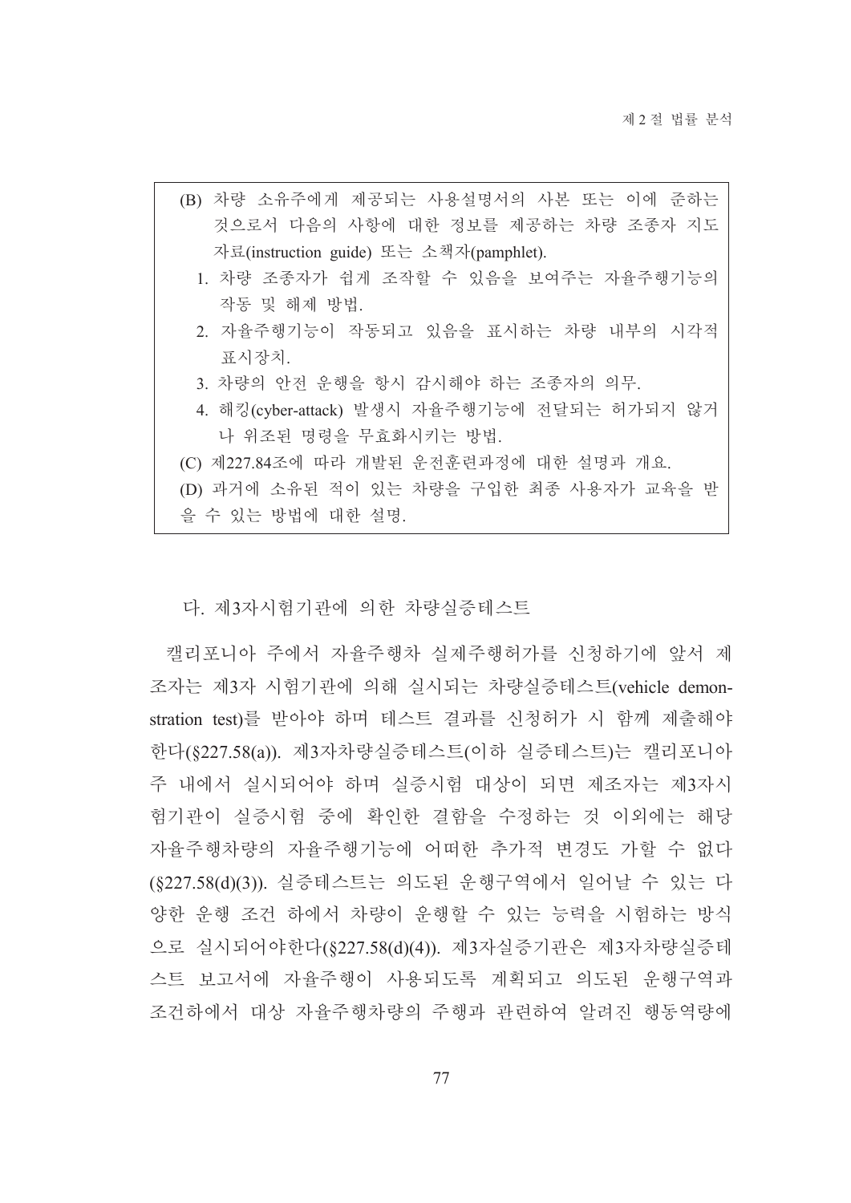(B) 차량 소유주에게 제공되는 사용설명서의 사본 또는 이에 준하는 것으로서 다음의 사항에 대한 정보를 제공하는 차량 조종자 지도자료(instruction guide) 또는 소책자(pamphlet).

1. 차량 조종자가 쉽게 조작할 수 있음을 보여주는 자율주행기능의 작동 및 해제 방법.
2. 자율주행기능이 작동되고 있음을 표시하는 차량 내부의 시각적 표시장치.
3. 차량의 안전 운행을 항시 감시해야 하는 조종자의 의무.
4. 해킹(cyber-attack) 발생시 자율주행기능에 전달되는 허가되지 않거나 위조된 명령을 무효화시키는 방법.

(C) 제227.84조에 따라 개발된 운전훈련과정에 대한 설명과 개요.

(D) 과거에 소유된 적이 있는 차량을 구입한 최종 사용자가 교육을 받을 수 있는 방법에 대한 설명.

### 다. 제3자시험기관에 의한 차량실증테스트

캘리포니아 주에서 자율주행차 실제주행허가를 신청하기에 앞서 제조자는 제3자 시험기관에 의해 실시되는 차량실증테스트(vehicle demonstration test)를 받아야 하며 테스트 결과를 신청허가 시 함께 제출해야 한다(§227.58(a)). 제3자차량실증테스트(이하 실증테스트)는 캘리포니아 주 내에서 실시되어야 하며 실증시험 대상이 되면 제조자는 제3자시험기관이 실증시험 중에 확인한 결함을 수정하는 것 이외에는 해당 자율주행차량의 자율주행기능에 어떠한 추가적 변경도 가할 수 없다(§227.58(d)(3)). 실증테스트는 의도된 운행구역에서 일어날 수 있는 다양한 운행 조건 하에서 차량이 운행할 수 있는 능력을 시험하는 방식으로 실시되어야한다(§227.58(d)(4)). 제3자실증기관은 제3자차량실증테스트 보고서에 자율주행이 사용되도록 계획되고 의도된 운행구역과 조건하에서 대상 자율주행차량의 주행과 관련하여 알려진 행동역량에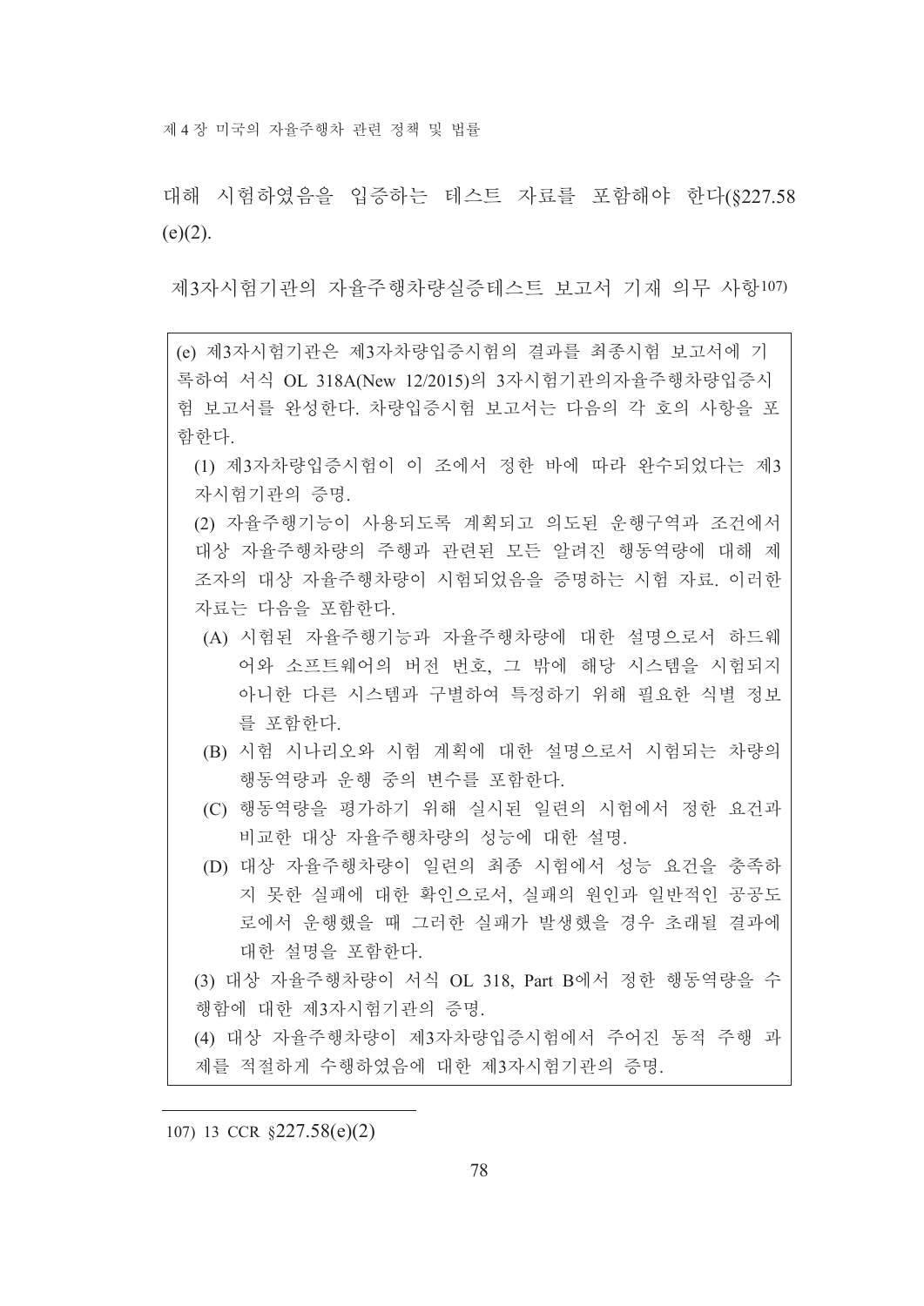대해 시험하였음을 입증하는 테스트 자료를 포함해야 한다(§227.58 (e)(2).

제3자시험기관의 자율주행차량실증테스트 보고서 기재 의무 사항[107]

> (e) 제3자시험기관은 제3자차량입증시험의 결과를 최종시험 보고서에 기록하여 서식 OL 318A(New 12/2015)의 3자시험기관의자율주행차량입증시험 보고서를 완성한다. 차량입증시험 보고서는 다음의 각 호의 사항을 포함한다.
>
> (1) 제3자차량입증시험이 이 조에서 정한 바에 따라 완수되었다는 제3자시험기관의 증명.
>
> (2) 자율주행기능이 사용되도록 계획되고 의도된 운행구역과 조건에서 대상 자율주행차량의 주행과 관련된 모든 알려진 행동역량에 대해 제조자의 대상 자율주행차량이 시험되었음을 증명하는 시험 자료. 이러한 자료는 다음을 포함한다.
>
> (A) 시험된 자율주행기능과 자율주행차량에 대한 설명으로서 하드웨어와 소프트웨어의 버전 번호, 그 밖에 해당 시스템을 시험되지 아니한 다른 시스템과 구별하여 특정하기 위해 필요한 식별 정보를 포함한다.
>
> (B) 시험 시나리오와 시험 계획에 대한 설명으로서 시험되는 차량의 행동역량과 운행 중의 변수를 포함한다.
>
> (C) 행동역량을 평가하기 위해 실시된 일련의 시험에서 정한 요건과 비교한 대상 자율주행차량의 성능에 대한 설명.
>
> (D) 대상 자율주행차량이 일련의 최종 시험에서 성능 요건을 충족하지 못한 실패에 대한 확인으로서, 실패의 원인과 일반적인 공공도로에서 운행했을 때 그러한 실패가 발생했을 경우 초래될 결과에 대한 설명을 포함한다.
>
> (3) 대상 자율주행차량이 서식 OL 318, Part B에서 정한 행동역량을 수행함에 대한 제3자시험기관의 증명.
>
> (4) 대상 자율주행차량이 제3자차량입증시험에서 주어진 동적 주행 과제를 적절하게 수행하였음에 대한 제3자시험기관의 증명.

---

107) 13 CCR §227.58(e)(2)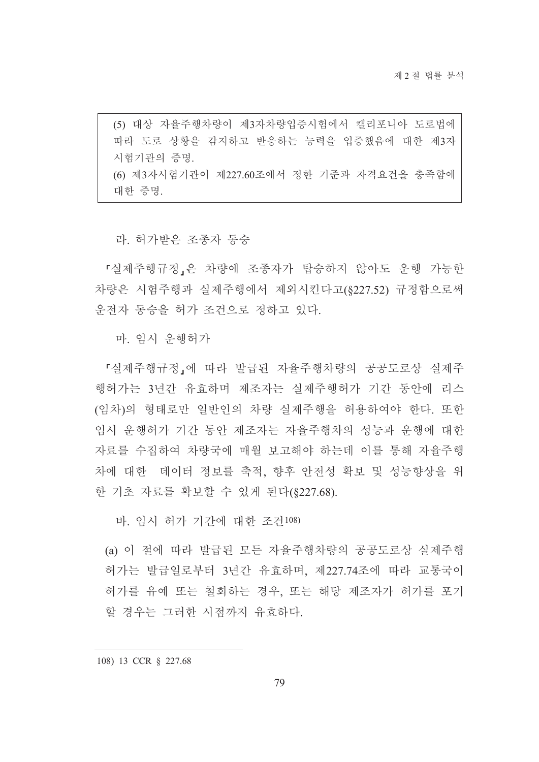> (5) 대상 자율주행차량이 제3자차량입증시험에서 캘리포니아 도로법에 따라 도로 상황을 감지하고 반응하는 능력을 입증했음에 대한 제3자 시험기관의 증명.
> (6) 제3자시험기관이 제227.60조에서 정한 기준과 자격요건을 충족함에 대한 증명.

라. 허가받은 조종자 동승

「실제주행규정」은 차량에 조종자가 탑승하지 않아도 운행 가능한 차량은 시험주행과 실제주행에서 제외시킨다고(§227.52) 규정함으로써 운전자 동승을 허가 조건으로 정하고 있다.

마. 임시 운행허가

「실제주행규정」에 따라 발급된 자율주행차량의 공공도로상 실제주행허가는 3년간 유효하며 제조자는 실제주행허가 기간 동안에 리스(임차)의 형태로만 일반인의 차량 실제주행을 허용하여야 한다. 또한 임시 운행허가 기간 동안 제조자는 자율주행차의 성능과 운행에 대한 자료를 수집하여 차량국에 매월 보고해야 하는데 이를 통해 자율주행차에 대한 데이터 정보를 축적, 향후 안전성 확보 및 성능향상을 위한 기초 자료를 확보할 수 있게 된다(§227.68).

바. 임시 허가 기간에 대한 조건[108]

(a) 이 절에 따라 발급된 모든 자율주행차량의 공공도로상 실제주행 허가는 발급일로부터 3년간 유효하며, 제227.74조에 따라 교통국이 허가를 유예 또는 철회하는 경우, 또는 해당 제조자가 허가를 포기할 경우는 그러한 시점까지 유효하다.

---

108) 13 CCR § 227.68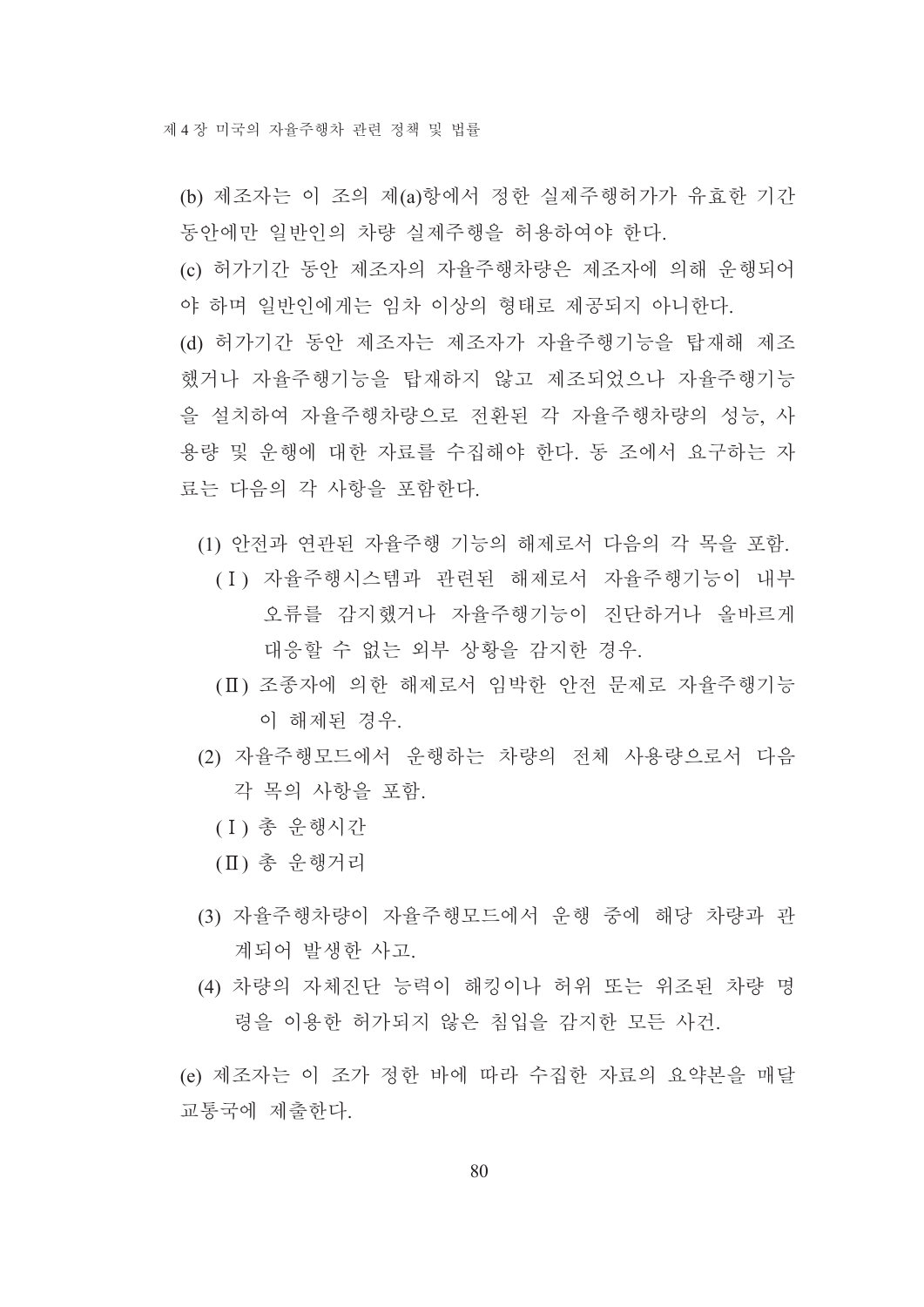(b) 제조자는 이 조의 제(a)항에서 정한 실제주행허가가 유효한 기간 동안에만 일반인의 차량 실제주행을 허용하여야 한다.

(c) 허가기간 동안 제조자의 자율주행차량은 제조자에 의해 운행되어야 하며 일반인에게는 임차 이상의 형태로 제공되지 아니한다.

(d) 허가기간 동안 제조자는 제조자가 자율주행기능을 탑재해 제조했거나 자율주행기능을 탑재하지 않고 제조되었으나 자율주행기능을 설치하여 자율주행차량으로 전환된 각 자율주행차량의 성능, 사용량 및 운행에 대한 자료를 수집해야 한다. 동 조에서 요구하는 자료는 다음의 각 사항을 포함한다.

- (1) 안전과 연관된 자율주행 기능의 해제로서 다음의 각 목을 포함.
  - (Ⅰ) 자율주행시스템과 관련된 해제로서 자율주행기능이 내부 오류를 감지했거나 자율주행기능이 진단하거나 올바르게 대응할 수 없는 외부 상황을 감지한 경우.
  - (Ⅱ) 조종자에 의한 해제로서 임박한 안전 문제로 자율주행기능이 해제된 경우.
- (2) 자율주행모드에서 운행하는 차량의 전체 사용량으로서 다음 각 목의 사항을 포함.
  - (Ⅰ) 총 운행시간
  - (Ⅱ) 총 운행거리
- (3) 자율주행차량이 자율주행모드에서 운행 중에 해당 차량과 관계되어 발생한 사고.
- (4) 차량의 자체진단 능력이 해킹이나 허위 또는 위조된 차량 명령을 이용한 허가되지 않은 침입을 감지한 모든 사건.

(e) 제조자는 이 조가 정한 바에 따라 수집한 자료의 요약본을 매달 교통국에 제출한다.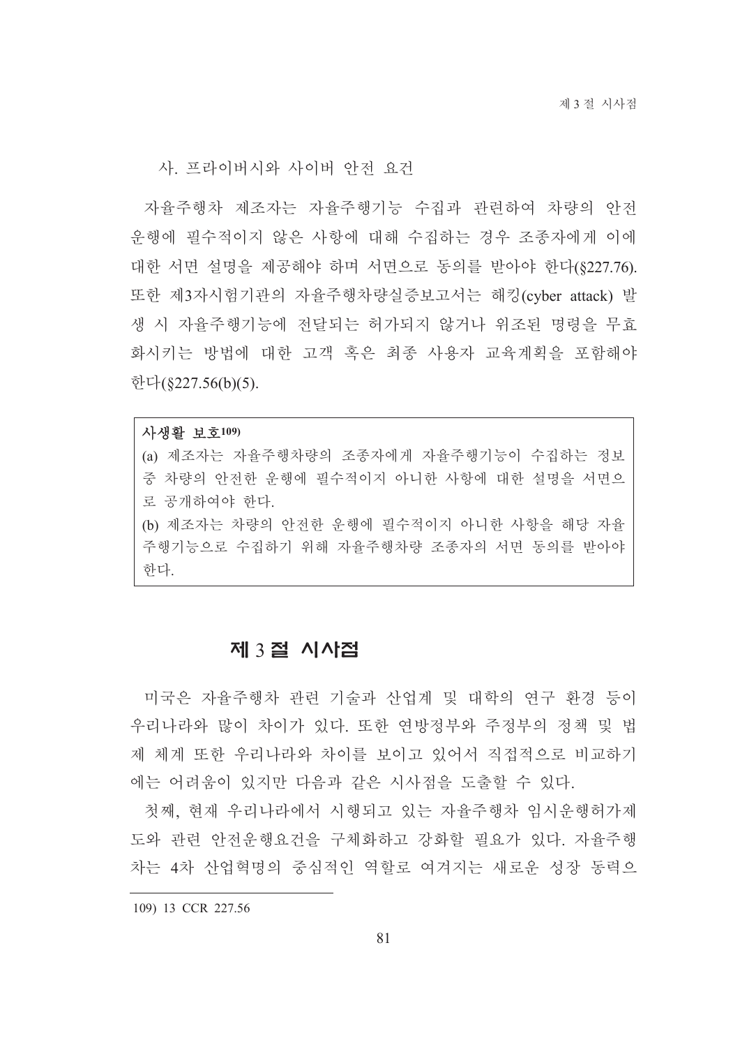사. 프라이버시와 사이버 안전 요건

자율주행차 제조자는 자율주행기능 수집과 관련하여 차량의 안전 운행에 필수적이지 않은 사항에 대해 수집하는 경우 조종자에게 이에 대한 서면 설명을 제공해야 하며 서면으로 동의를 받아야 한다(§227.76). 또한 제3자시험기관의 자율주행차량실증보고서는 해킹(cyber attack) 발생 시 자율주행기능에 전달되는 허가되지 않거나 위조된 명령을 무효화시키는 방법에 대한 고객 혹은 최종 사용자 교육계획을 포함해야 한다(§227.56(b)(5).

| **사생활 보호**[109] |
|---|
| (a) 제조자는 자율주행차량의 조종자에게 자율주행기능이 수집하는 정보 중 차량의 안전한 운행에 필수적이지 아니한 사항에 대한 설명을 서면으로 공개하여야 한다.<br>(b) 제조자는 차량의 안전한 운행에 필수적이지 아니한 사항을 해당 자율주행기능으로 수집하기 위해 자율주행차량 조종자의 서면 동의를 받아야 한다. |

## 제 3 절 시사점

미국은 자율주행차 관련 기술과 산업계 및 대학의 연구 환경 등이 우리나라와 많이 차이가 있다. 또한 연방정부와 주정부의 정책 및 법제 체계 또한 우리나라와 차이를 보이고 있어서 직접적으로 비교하기에는 어려움이 있지만 다음과 같은 시사점을 도출할 수 있다.

첫째, 현재 우리나라에서 시행되고 있는 자율주행차 임시운행허가제도와 관련 안전운행요건을 구체화하고 강화할 필요가 있다. 자율주행차는 4차 산업혁명의 중심적인 역할로 여겨지는 새로운 성장 동력으

---

109) 13 CCR 227.56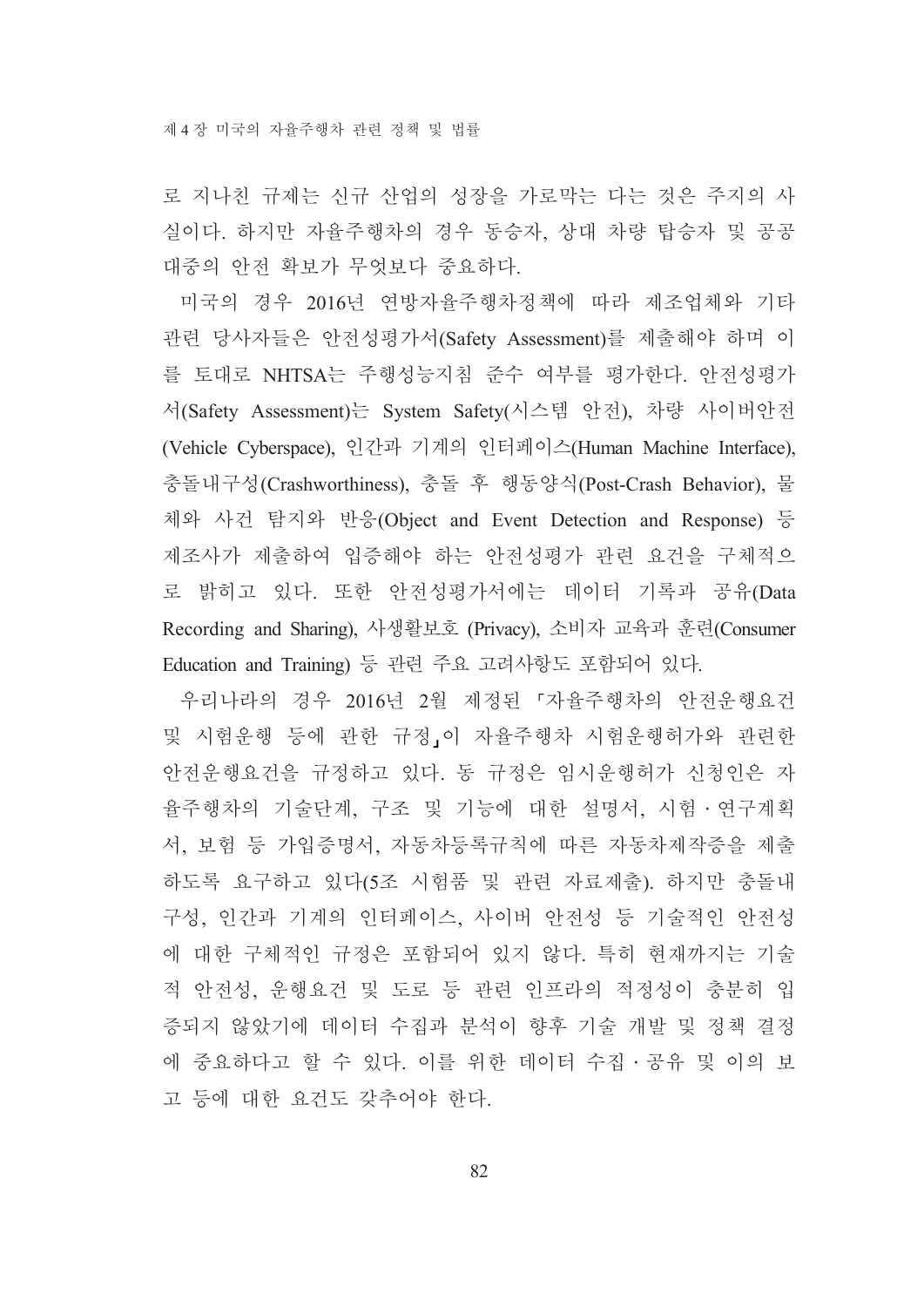로 지나친 규제는 신규 산업의 성장을 가로막는 다는 것은 주지의 사실이다. 하지만 자율주행차의 경우 동승자, 상대 차량 탑승자 및 공공대중의 안전 확보가 무엇보다 중요하다.

미국의 경우 2016년 연방자율주행차정책에 따라 제조업체와 기타 관련 당사자들은 안전성평가서(Safety Assessment)를 제출해야 하며 이를 토대로 NHTSA는 주행성능지침 준수 여부를 평가한다. 안전성평가서(Safety Assessment)는 System Safety(시스템 안전), 차량 사이버안전(Vehicle Cyberspace), 인간과 기계의 인터페이스(Human Machine Interface), 충돌내구성(Crashworthiness), 충돌 후 행동양식(Post-Crash Behavior), 물체와 사건 탐지와 반응(Object and Event Detection and Response) 등 제조사가 제출하여 입증해야 하는 안전성평가 관련 요건을 구체적으로 밝히고 있다. 또한 안전성평가서에는 데이터 기록과 공유(Data Recording and Sharing), 사생활보호 (Privacy), 소비자 교육과 훈련(Consumer Education and Training) 등 관련 주요 고려사항도 포함되어 있다.

우리나라의 경우 2016년 2월 제정된 「자율주행차의 안전운행요건 및 시험운행 등에 관한 규정」이 자율주행차 시험운행허가와 관련한 안전운행요건을 규정하고 있다. 동 규정은 임시운행허가 신청인은 자율주행차의 기술단계, 구조 및 기능에 대한 설명서, 시험·연구계획서, 보험 등 가입증명서, 자동차등록규칙에 따른 자동차제작증을 제출하도록 요구하고 있다(5조 시험품 및 관련 자료제출). 하지만 충돌내구성, 인간과 기계의 인터페이스, 사이버 안전성 등 기술적인 안전성에 대한 구체적인 규정은 포함되어 있지 않다. 특히 현재까지는 기술적 안전성, 운행요건 및 도로 등 관련 인프라의 적정성이 충분히 입증되지 않았기에 데이터 수집과 분석이 향후 기술 개발 및 정책 결정에 중요하다고 할 수 있다. 이를 위한 데이터 수집·공유 및 이의 보고 등에 대한 요건도 갖추어야 한다.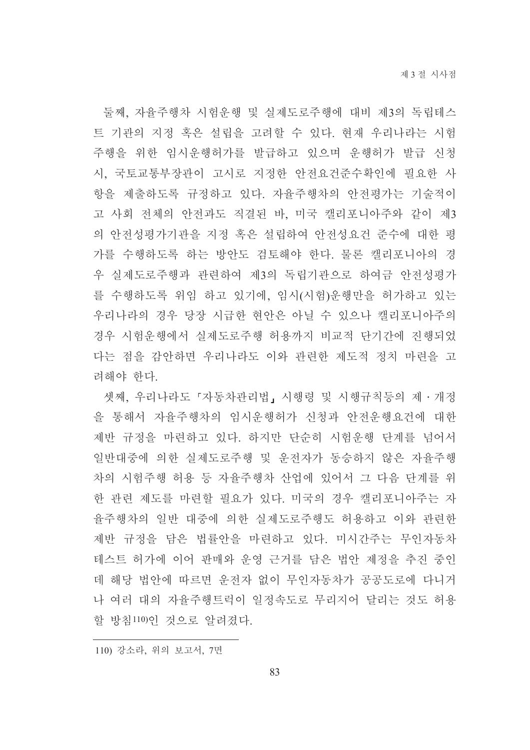둘째, 자율주행차 시험운행 및 실제도로주행에 대비 제3의 독립테스트 기관의 지정 혹은 설립을 고려할 수 있다. 현재 우리나라는 시험주행을 위한 임시운행허가를 발급하고 있으며 운행허가 발급 신청 시, 국토교통부장관이 고시로 지정한 안전요건준수확인에 필요한 사항을 제출하도록 규정하고 있다. 자율주행차의 안전평가는 기술적이고 사회 전체의 안전과도 직결된 바, 미국 캘리포니아주와 같이 제3의 안전성평가기관을 지정 혹은 설립하여 안전성요건 준수에 대한 평가를 수행하도록 하는 방안도 검토해야 한다. 물론 캘리포니아의 경우 실제도로주행과 관련하여 제3의 독립기관으로 하여금 안전성평가를 수행하도록 위임 하고 있기에, 임시(시험)운행만을 허가하고 있는 우리나라의 경우 당장 시급한 현안은 아닐 수 있으나 캘리포니아주의 경우 시험운행에서 실제도로주행 허용까지 비교적 단기간에 진행되었다는 점을 감안하면 우리나라도 이와 관련한 제도적 정치 마련을 고려해야 한다.

셋째, 우리나라도 「자동차관리법」 시행령 및 시행규칙등의 제・개정을 통해서 자율주행차의 임시운행허가 신청과 안전운행요건에 대한 제반 규정을 마련하고 있다. 하지만 단순히 시험운행 단계를 넘어서 일반대중에 의한 실제도로주행 및 운전자가 동승하지 않은 자율주행차의 시험주행 허용 등 자율주행차 산업에 있어서 그 다음 단계를 위한 관련 제도를 마련할 필요가 있다. 미국의 경우 캘리포니아주는 자율주행차의 일반 대중에 의한 실제도로주행도 허용하고 이와 관련한 제반 규정을 담은 법률안을 마련하고 있다. 미시간주는 무인자동차 테스트 허가에 이어 판매와 운영 근거를 담은 법안 제정을 추진 중인데 해당 법안에 따르면 운전자 없이 무인자동차가 공공도로에 다니거나 여러 대의 자율주행트럭이 일정속도로 무리지어 달리는 것도 허용할 방침[110]인 것으로 알려졌다.

---

110) 강소라, 위의 보고서, 7면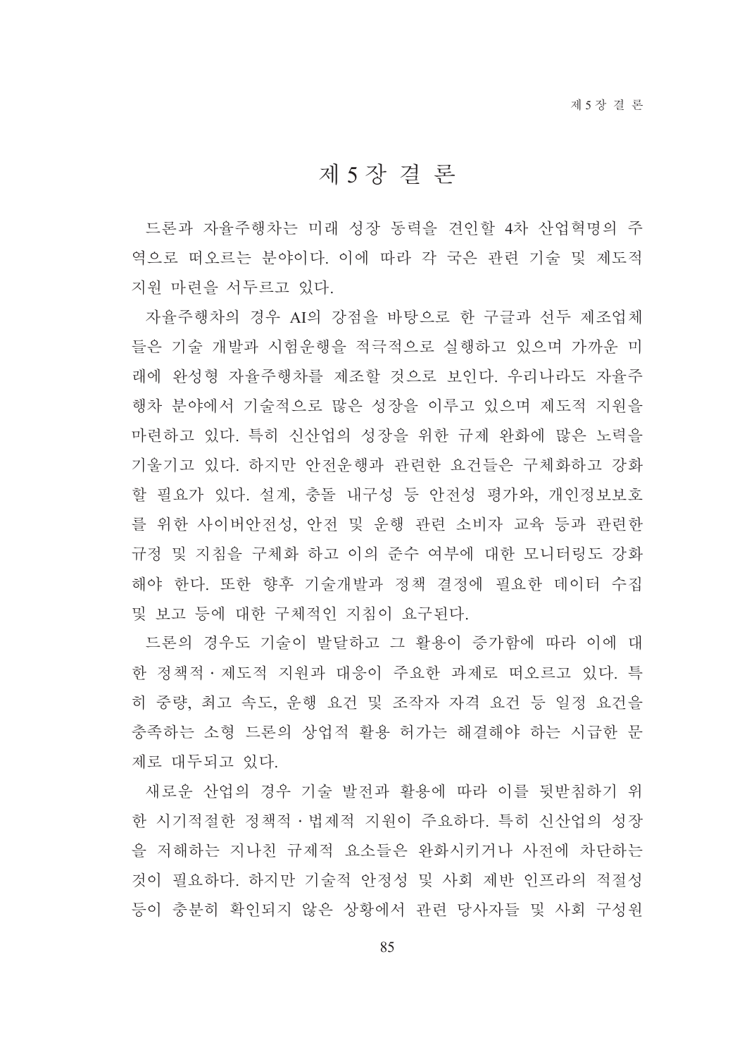# 제 5 장 결 론

드론과 자율주행차는 미래 성장 동력을 견인할 4차 산업혁명의 주역으로 떠오르는 분야이다. 이에 따라 각 국은 관련 기술 및 제도적 지원 마련을 서두르고 있다.

자율주행차의 경우 AI의 강점을 바탕으로 한 구글과 선두 제조업체들은 기술 개발과 시험운행을 적극적으로 실행하고 있으며 가까운 미래에 완성형 자율주행차를 제조할 것으로 보인다. 우리나라도 자율주행차 분야에서 기술적으로 많은 성장을 이루고 있으며 제도적 지원을 마련하고 있다. 특히 신산업의 성장을 위한 규제 완화에 많은 노력을 기울이고 있다. 하지만 안전운행과 관련한 요건들은 구체화하고 강화할 필요가 있다. 설계, 충돌 내구성 등 안전성 평가와, 개인정보보호를 위한 사이버안전성, 안전 및 운행 관련 소비자 교육 등과 관련한 규정 및 지침을 구체화 하고 이의 준수 여부에 대한 모니터링도 강화해야 한다. 또한 향후 기술개발과 정책 결정에 필요한 데이터 수집 및 보고 등에 대한 구체적인 지침이 요구된다.

드론의 경우도 기술이 발달하고 그 활용이 증가함에 따라 이에 대한 정책적·제도적 지원과 대응이 주요한 과제로 떠오르고 있다. 특히 중량, 최고 속도, 운행 요건 및 조작자 자격 요건 등 일정 요건을 충족하는 소형 드론의 상업적 활용 허가는 해결해야 하는 시급한 문제로 대두되고 있다.

새로운 산업의 경우 기술 발전과 활용에 따라 이를 뒷받침하기 위한 시기적절한 정책적·법제적 지원이 주요하다. 특히 신산업의 성장을 저해하는 지나친 규제적 요소들은 완화시키거나 사전에 차단하는 것이 필요하다. 하지만 기술적 안정성 및 사회 제반 인프라의 적절성 등이 충분히 확인되지 않은 상황에서 관련 당사자들 및 사회 구성원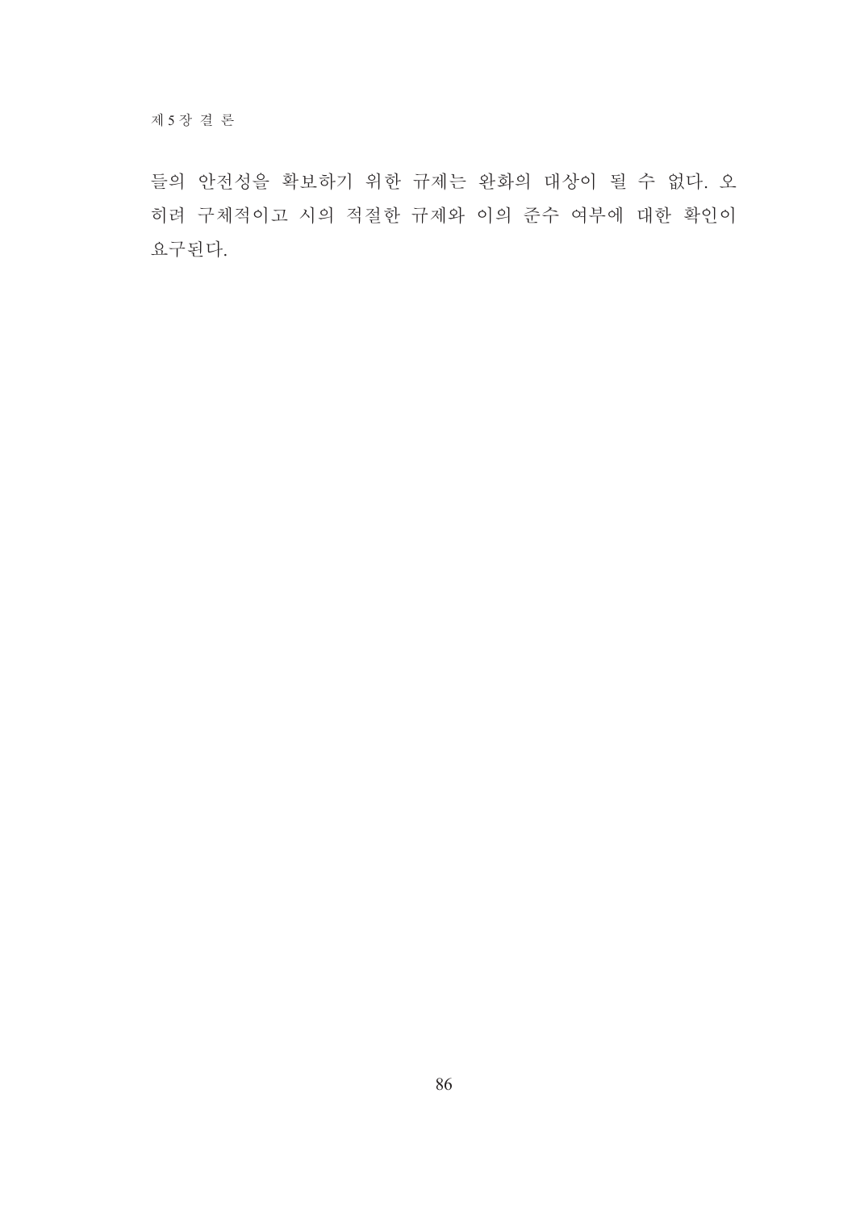들의 안전성을 확보하기 위한 규제는 완화의 대상이 될 수 없다. 오히려 구체적이고 시의 적절한 규제와 이의 준수 여부에 대한 확인이 요구된다.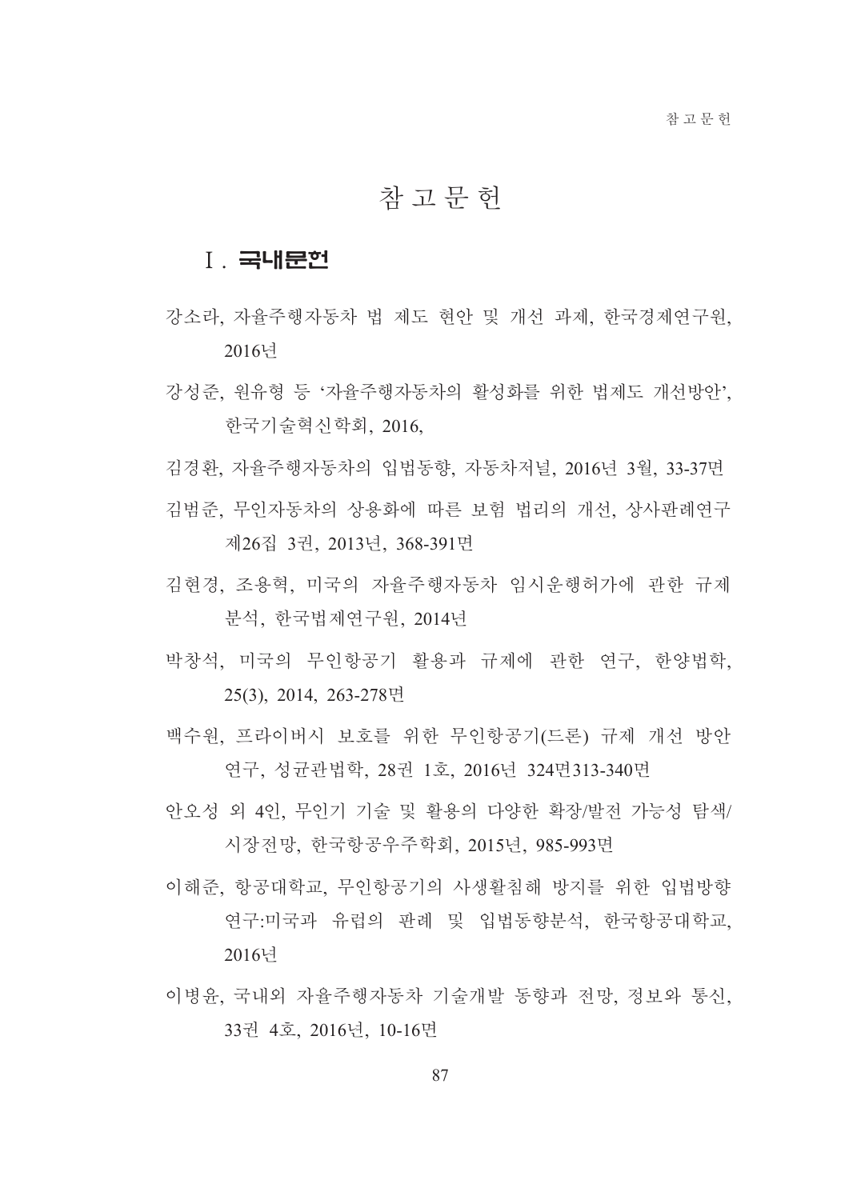# 참 고 문 헌

## Ⅰ. 국내문헌

강소라, 자율주행자동차 법 제도 현안 및 개선 과제, 한국경제연구원, 2016년

강성준, 원유형 등 '자율주행자동차의 활성화를 위한 법제도 개선방안', 한국기술혁신학회, 2016,

김경환, 자율주행자동차의 입법동향, 자동차저널, 2016년 3월, 33-37면

김범준, 무인자동차의 상용화에 따른 보험 법리의 개선, 상사판례연구 제26집 3권, 2013년, 368-391면

김현경, 조용혁, 미국의 자율주행자동차 임시운행허가에 관한 규제 분석, 한국법제연구원, 2014년

박창석, 미국의 무인항공기 활용과 규제에 관한 연구, 한양법학, 25(3), 2014, 263-278면

백수원, 프라이버시 보호를 위한 무인항공기(드론) 규제 개선 방안 연구, 성균관법학, 28권 1호, 2016년 324면313-340면

안오성 외 4인, 무인기 기술 및 활용의 다양한 확장/발전 가능성 탐색/시장전망, 한국항공우주학회, 2015년, 985-993면

이해준, 항공대학교, 무인항공기의 사생활침해 방지를 위한 입법방향 연구:미국과 유럽의 판례 및 입법동향분석, 한국항공대학교, 2016년

이병윤, 국내외 자율주행자동차 기술개발 동향과 전망, 정보와 통신, 33권 4호, 2016년, 10-16면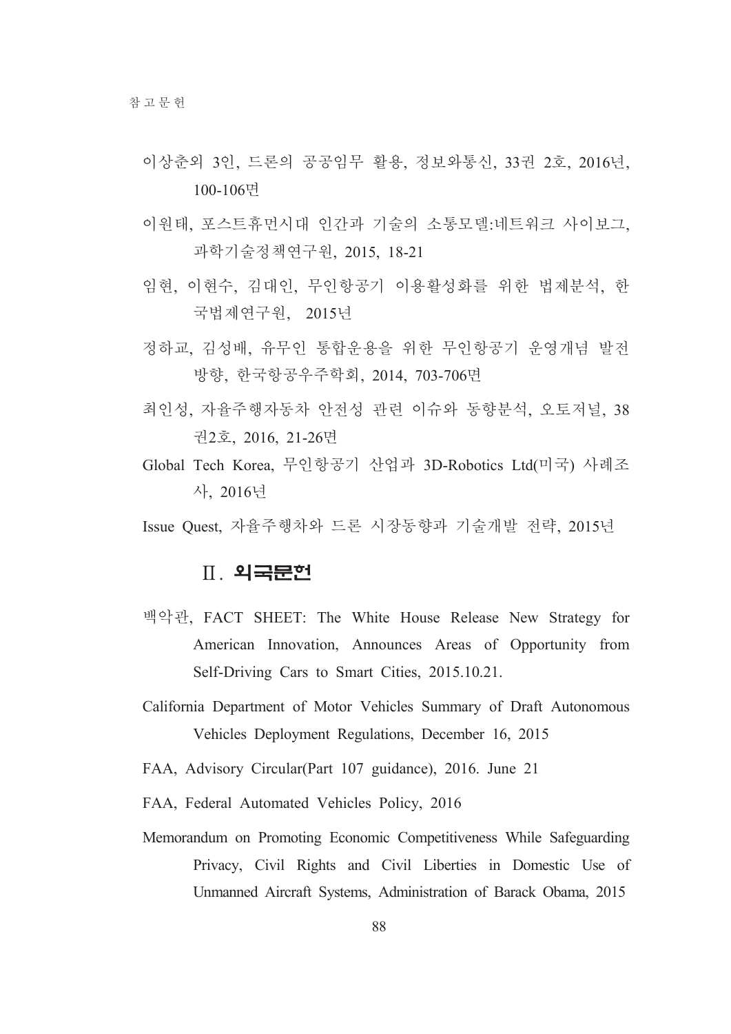이상춘외 3인, 드론의 공공임무 활용, 정보와통신, 33권 2호, 2016년, 100-106면

이원태, 포스트휴먼시대 인간과 기술의 소통모델:네트워크 사이보그, 과학기술정책연구원, 2015, 18-21

임현, 이현수, 김대인, 무인항공기 이용활성화를 위한 법제분석, 한국법제연구원, 2015년

정하교, 김성배, 유무인 통합운용을 위한 무인항공기 운영개념 발전방향, 한국항공우주학회, 2014, 703-706면

최인성, 자율주행자동차 안전성 관련 이슈와 동향분석, 오토저널, 38권2호, 2016, 21-26면

Global Tech Korea, 무인항공기 산업과 3D-Robotics Ltd(미국) 사례조사, 2016년

Issue Quest, 자율주행차와 드론 시장동향과 기술개발 전략, 2015년

## Ⅱ. 외국문헌

백악관, FACT SHEET: The White House Release New Strategy for American Innovation, Announces Areas of Opportunity from Self-Driving Cars to Smart Cities, 2015.10.21.

California Department of Motor Vehicles Summary of Draft Autonomous Vehicles Deployment Regulations, December 16, 2015

FAA, Advisory Circular(Part 107 guidance), 2016. June 21

FAA, Federal Automated Vehicles Policy, 2016

Memorandum on Promoting Economic Competitiveness While Safeguarding Privacy, Civil Rights and Civil Liberties in Domestic Use of Unmanned Aircraft Systems, Administration of Barack Obama, 2015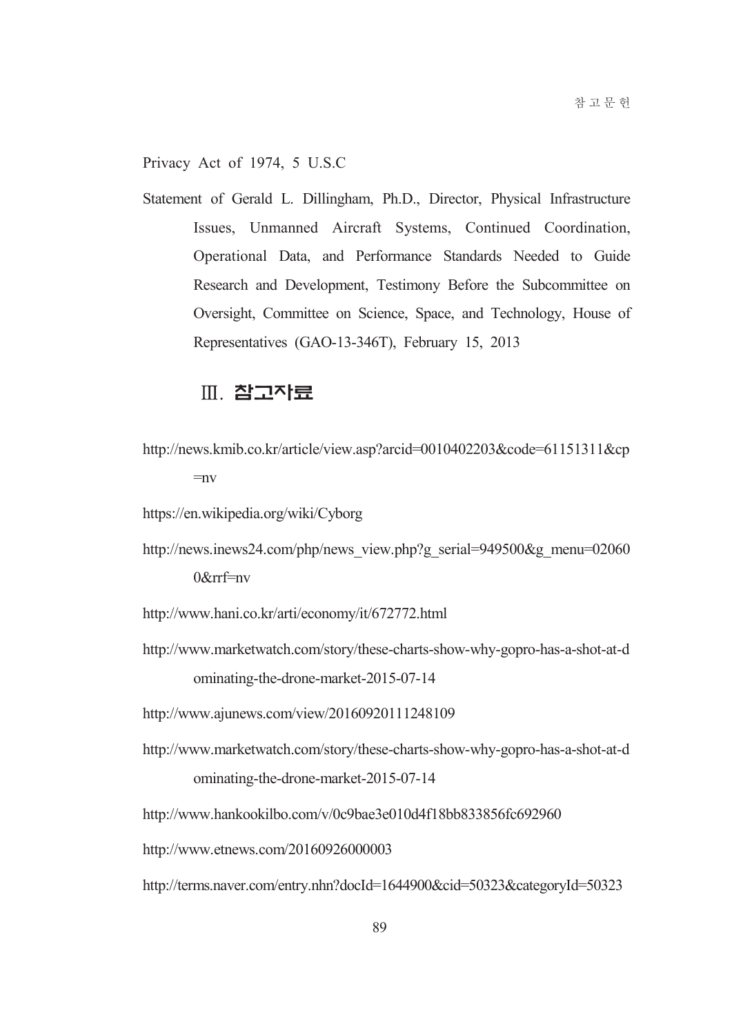Privacy Act of 1974, 5 U.S.C

Statement of Gerald L. Dillingham, Ph.D., Director, Physical Infrastructure Issues, Unmanned Aircraft Systems, Continued Coordination, Operational Data, and Performance Standards Needed to Guide Research and Development, Testimony Before the Subcommittee on Oversight, Committee on Science, Space, and Technology, House of Representatives (GAO-13-346T), February 15, 2013

## Ⅲ. 참고자료

http://news.kmib.co.kr/article/view.asp?arcid=0010402203&code=61151311&cp=nv

https://en.wikipedia.org/wiki/Cyborg

http://news.inews24.com/php/news_view.php?g_serial=949500&g_menu=020600&rrf=nv

http://www.hani.co.kr/arti/economy/it/672772.html

http://www.marketwatch.com/story/these-charts-show-why-gopro-has-a-shot-at-dominating-the-drone-market-2015-07-14

http://www.ajunews.com/view/20160920111248109

http://www.marketwatch.com/story/these-charts-show-why-gopro-has-a-shot-at-dominating-the-drone-market-2015-07-14

http://www.hankookilbo.com/v/0c9bae3e010d4f18bb833856fc692960

http://www.etnews.com/20160926000003

http://terms.naver.com/entry.nhn?docId=1644900&cid=50323&categoryId=50323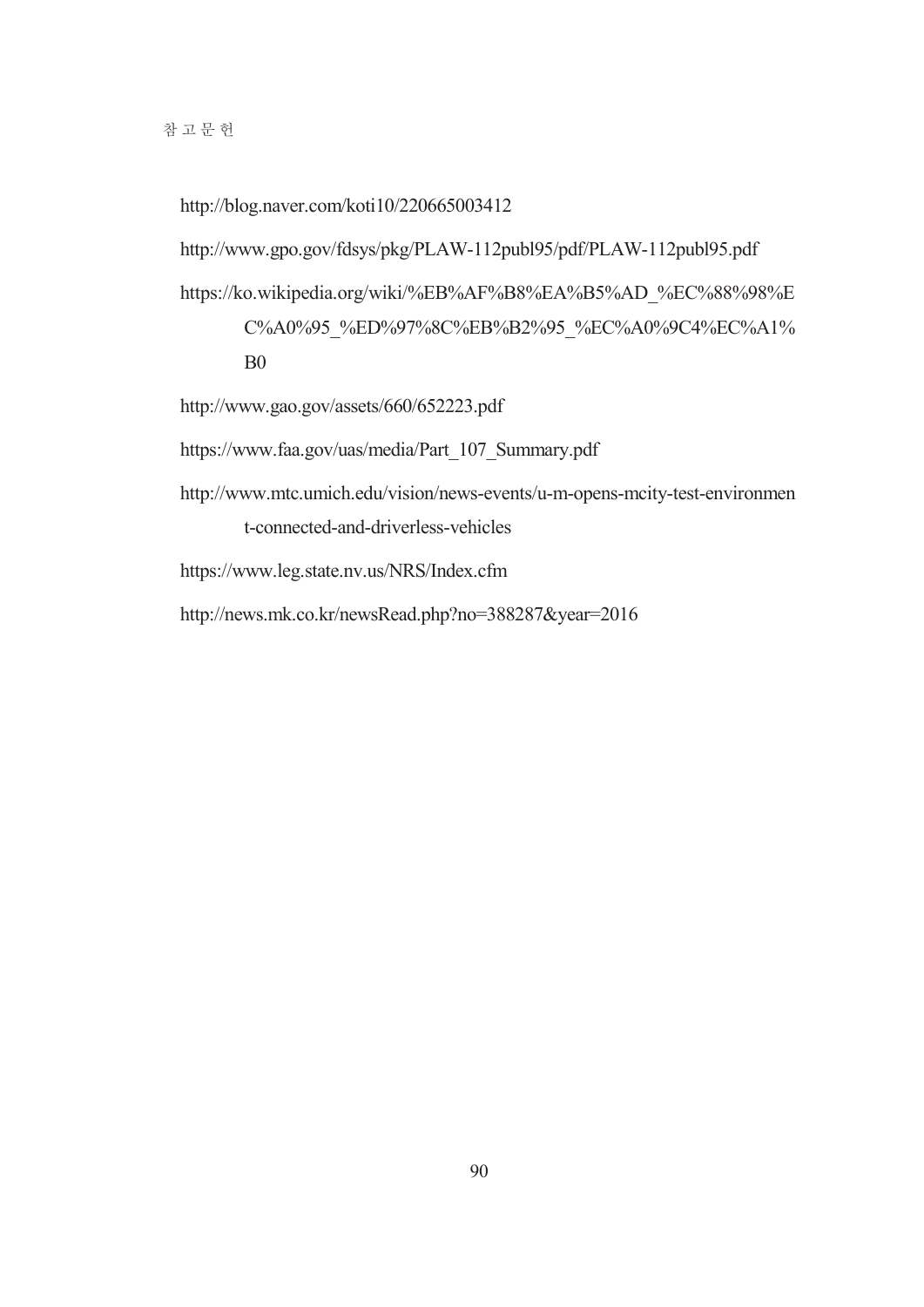http://blog.naver.com/koti10/220665003412

http://www.gpo.gov/fdsys/pkg/PLAW-112publ95/pdf/PLAW-112publ95.pdf

https://ko.wikipedia.org/wiki/%EB%AF%B8%EA%B5%AD_%EC%88%98%EC%A0%95_%ED%97%8C%EB%B2%95_%EC%A0%9C4%EC%A1%B0

http://www.gao.gov/assets/660/652223.pdf

https://www.faa.gov/uas/media/Part_107_Summary.pdf

http://www.mtc.umich.edu/vision/news-events/u-m-opens-mcity-test-environment-connected-and-driverless-vehicles

https://www.leg.state.nv.us/NRS/Index.cfm

http://news.mk.co.kr/newsRead.php?no=388287&year=2016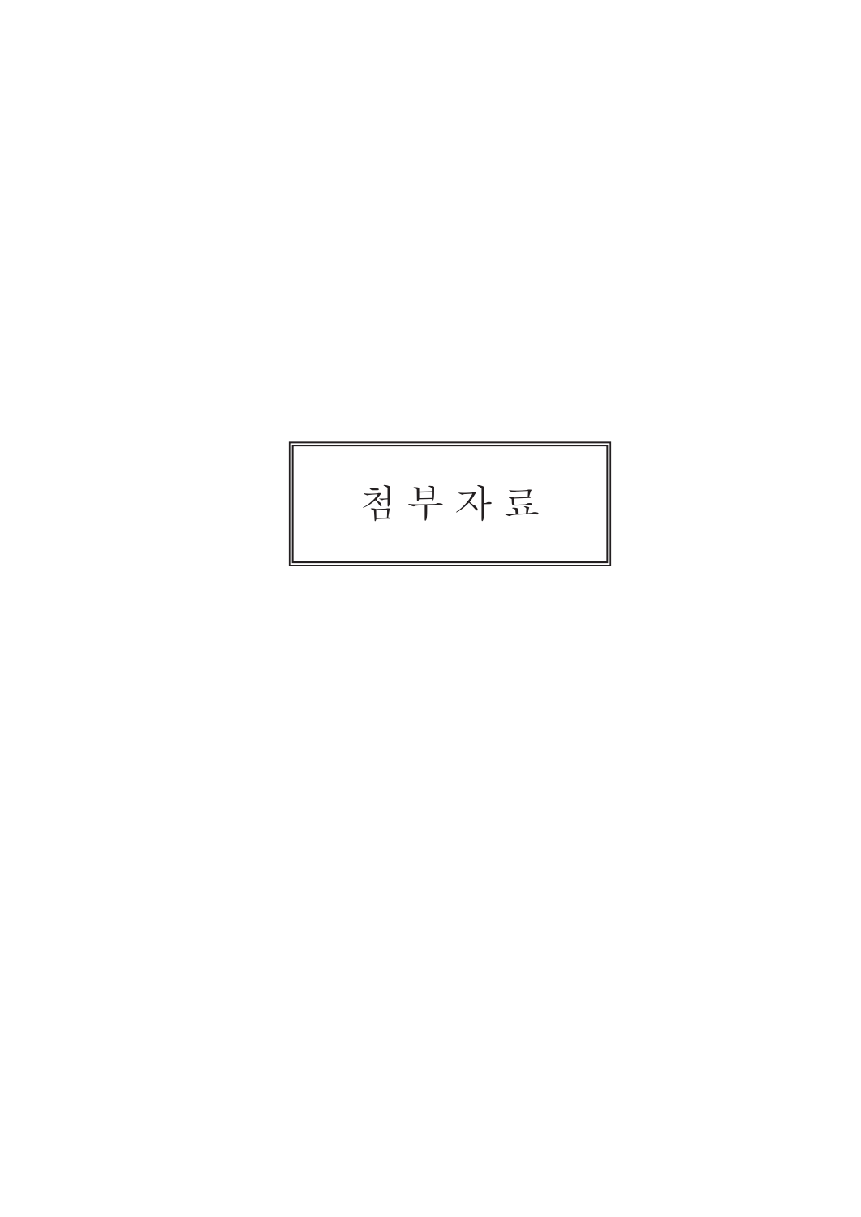# 첨 부 자 료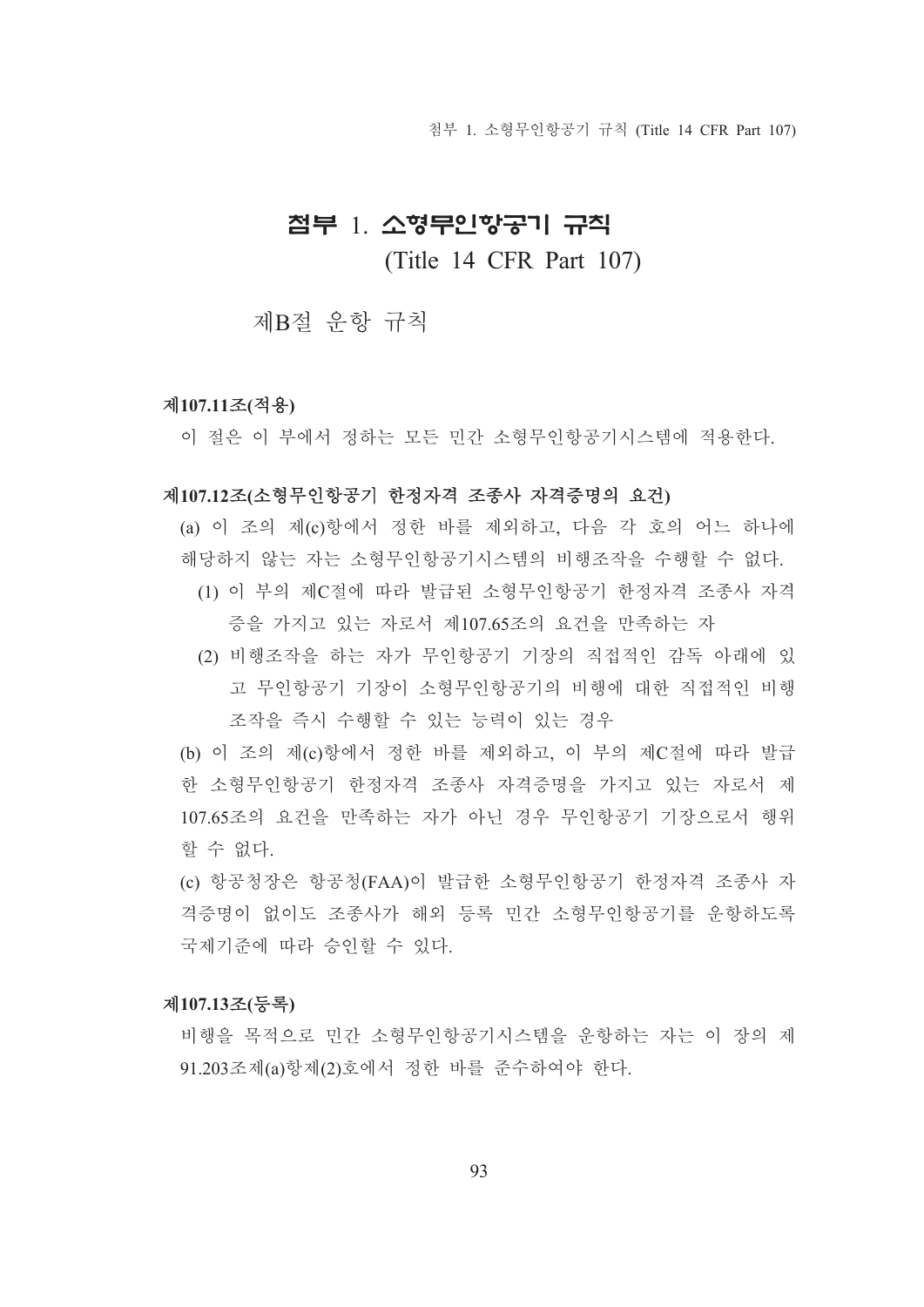# 첨부 1. 소형무인항공기 규칙
(Title 14 CFR Part 107)

## 제B절 운항 규칙

**제107.11조(적용)**

이 절은 이 부에서 정하는 모든 민간 소형무인항공기시스템에 적용한다.

**제107.12조(소형무인항공기 한정자격 조종사 자격증명의 요건)**

(a) 이 조의 제(c)항에서 정한 바를 제외하고, 다음 각 호의 어느 하나에 해당하지 않는 자는 소형무인항공기시스템의 비행조작을 수행할 수 없다.

(1) 이 부의 제C절에 따라 발급된 소형무인항공기 한정자격 조종사 자격증을 가지고 있는 자로서 제107.65조의 요건을 만족하는 자

(2) 비행조작을 하는 자가 무인항공기 기장의 직접적인 감독 아래에 있고 무인항공기 기장이 소형무인항공기의 비행에 대한 직접적인 비행조작을 즉시 수행할 수 있는 능력이 있는 경우

(b) 이 조의 제(c)항에서 정한 바를 제외하고, 이 부의 제C절에 따라 발급한 소형무인항공기 한정자격 조종사 자격증명을 가지고 있는 자로서 제107.65조의 요건을 만족하는 자가 아닌 경우 무인항공기 기장으로서 행위할 수 없다.

(c) 항공청장은 항공청(FAA)이 발급한 소형무인항공기 한정자격 조종사 자격증명이 없이도 조종사가 해외 등록 민간 소형무인항공기를 운항하도록 국제기준에 따라 승인할 수 있다.

**제107.13조(등록)**

비행을 목적으로 민간 소형무인항공기시스템을 운항하는 자는 이 장의 제91.203조제(a)항제(2)호에서 정한 바를 준수하여야 한다.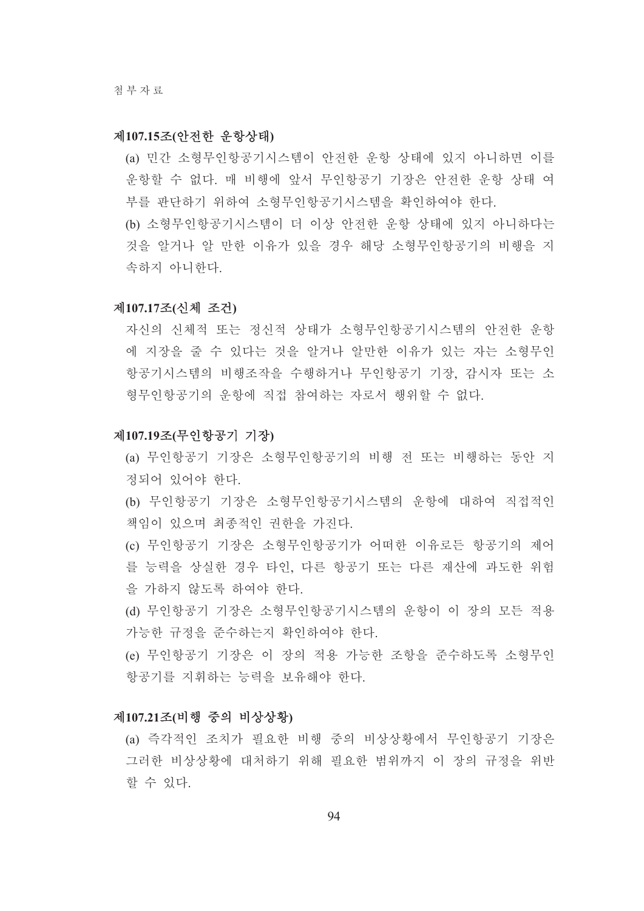### 제107.15조(안전한 운항상태)

(a) 민간 소형무인항공기시스템이 안전한 운항 상태에 있지 아니하면 이를 운항할 수 없다. 매 비행에 앞서 무인항공기 기장은 안전한 운항 상태 여부를 판단하기 위하여 소형무인항공기시스템을 확인하여야 한다.

(b) 소형무인항공기시스템이 더 이상 안전한 운항 상태에 있지 아니하다는 것을 알거나 알 만한 이유가 있을 경우 해당 소형무인항공기의 비행을 지속하지 아니한다.

### 제107.17조(신체 조건)

자신의 신체적 또는 정신적 상태가 소형무인항공기시스템의 안전한 운항에 지장을 줄 수 있다는 것을 알거나 알만한 이유가 있는 자는 소형무인항공기시스템의 비행조작을 수행하거나 무인항공기 기장, 감시자 또는 소형무인항공기의 운항에 직접 참여하는 자로서 행위할 수 없다.

### 제107.19조(무인항공기 기장)

(a) 무인항공기 기장은 소형무인항공기의 비행 전 또는 비행하는 동안 지정되어 있어야 한다.

(b) 무인항공기 기장은 소형무인항공기시스템의 운항에 대하여 직접적인 책임이 있으며 최종적인 권한을 가진다.

(c) 무인항공기 기장은 소형무인항공기가 어떠한 이유로든 항공기의 제어를 능력을 상실한 경우 타인, 다른 항공기 또는 다른 재산에 과도한 위험을 가하지 않도록 하여야 한다.

(d) 무인항공기 기장은 소형무인항공기시스템의 운항이 이 장의 모든 적용 가능한 규정을 준수하는지 확인하여야 한다.

(e) 무인항공기 기장은 이 장의 적용 가능한 조항을 준수하도록 소형무인항공기를 지휘하는 능력을 보유해야 한다.

### 제107.21조(비행 중의 비상상황)

(a) 즉각적인 조치가 필요한 비행 중의 비상상황에서 무인항공기 기장은 그러한 비상상황에 대처하기 위해 필요한 범위까지 이 장의 규정을 위반할 수 있다.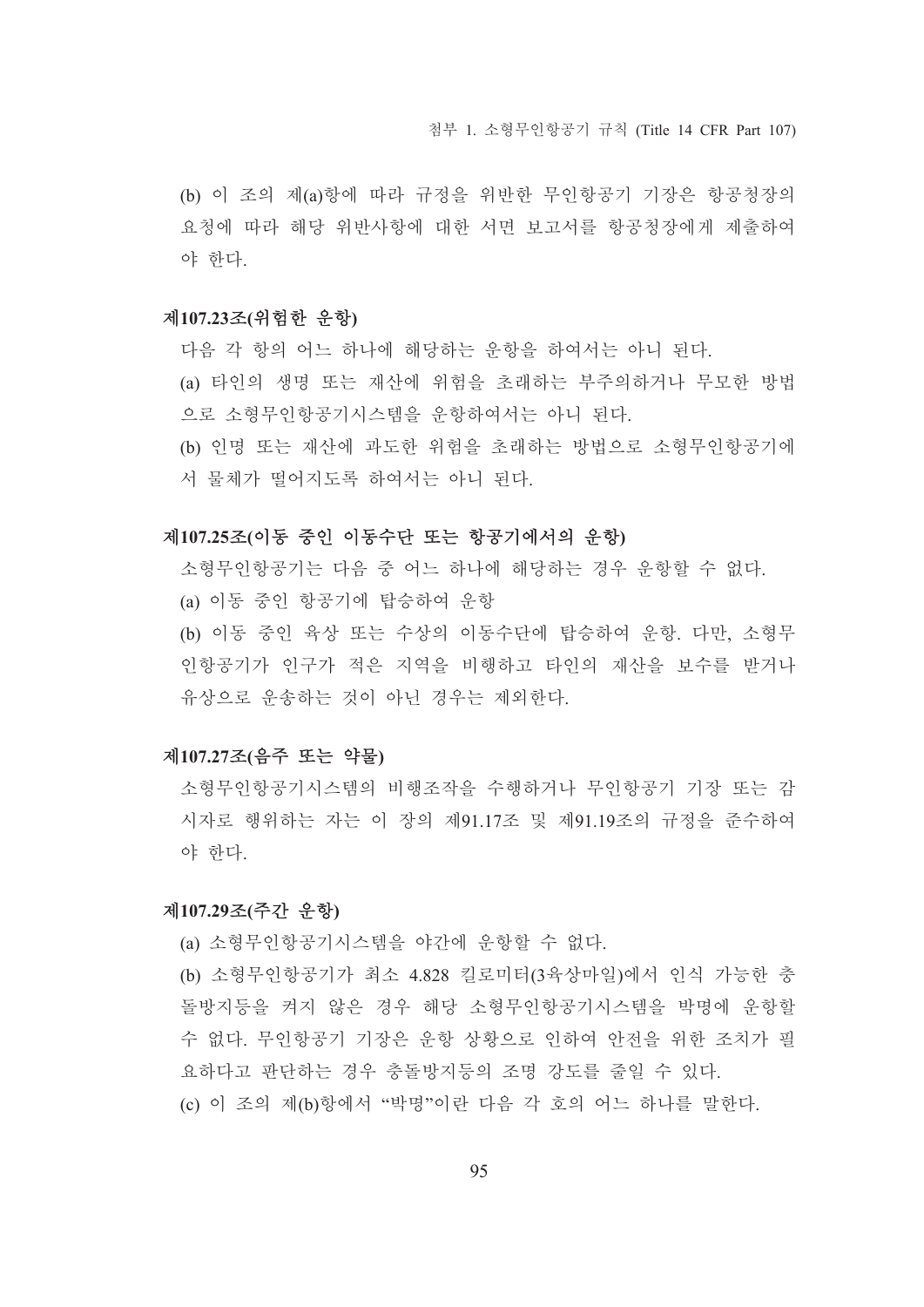(b) 이 조의 제(a)항에 따라 규정을 위반한 무인항공기 기장은 항공청장의 요청에 따라 해당 위반사항에 대한 서면 보고서를 항공청장에게 제출하여야 한다.

### 제107.23조(위험한 운항)

다음 각 항의 어느 하나에 해당하는 운항을 하여서는 아니 된다.

(a) 타인의 생명 또는 재산에 위험을 초래하는 부주의하거나 무모한 방법으로 소형무인항공기시스템을 운항하여서는 아니 된다.

(b) 인명 또는 재산에 과도한 위험을 초래하는 방법으로 소형무인항공기에서 물체가 떨어지도록 하여서는 아니 된다.

### 제107.25조(이동 중인 이동수단 또는 항공기에서의 운항)

소형무인항공기는 다음 중 어느 하나에 해당하는 경우 운항할 수 없다.

(a) 이동 중인 항공기에 탑승하여 운항

(b) 이동 중인 육상 또는 수상의 이동수단에 탑승하여 운항. 다만, 소형무인항공기가 인구가 적은 지역을 비행하고 타인의 재산을 보수를 받거나 유상으로 운송하는 것이 아닌 경우는 제외한다.

### 제107.27조(음주 또는 약물)

소형무인항공기시스템의 비행조작을 수행하거나 무인항공기 기장 또는 감시자로 행위하는 자는 이 장의 제91.17조 및 제91.19조의 규정을 준수하여야 한다.

### 제107.29조(주간 운항)

(a) 소형무인항공기시스템을 야간에 운항할 수 없다.

(b) 소형무인항공기가 최소 4.828 킬로미터(3육상마일)에서 인식 가능한 충돌방지등을 켜지 않은 경우 해당 소형무인항공기시스템을 박명에 운항할 수 없다. 무인항공기 기장은 운항 상황으로 인하여 안전을 위한 조치가 필요하다고 판단하는 경우 충돌방지등의 조명 강도를 줄일 수 있다.

(c) 이 조의 제(b)항에서 "박명"이란 다음 각 호의 어느 하나를 말한다.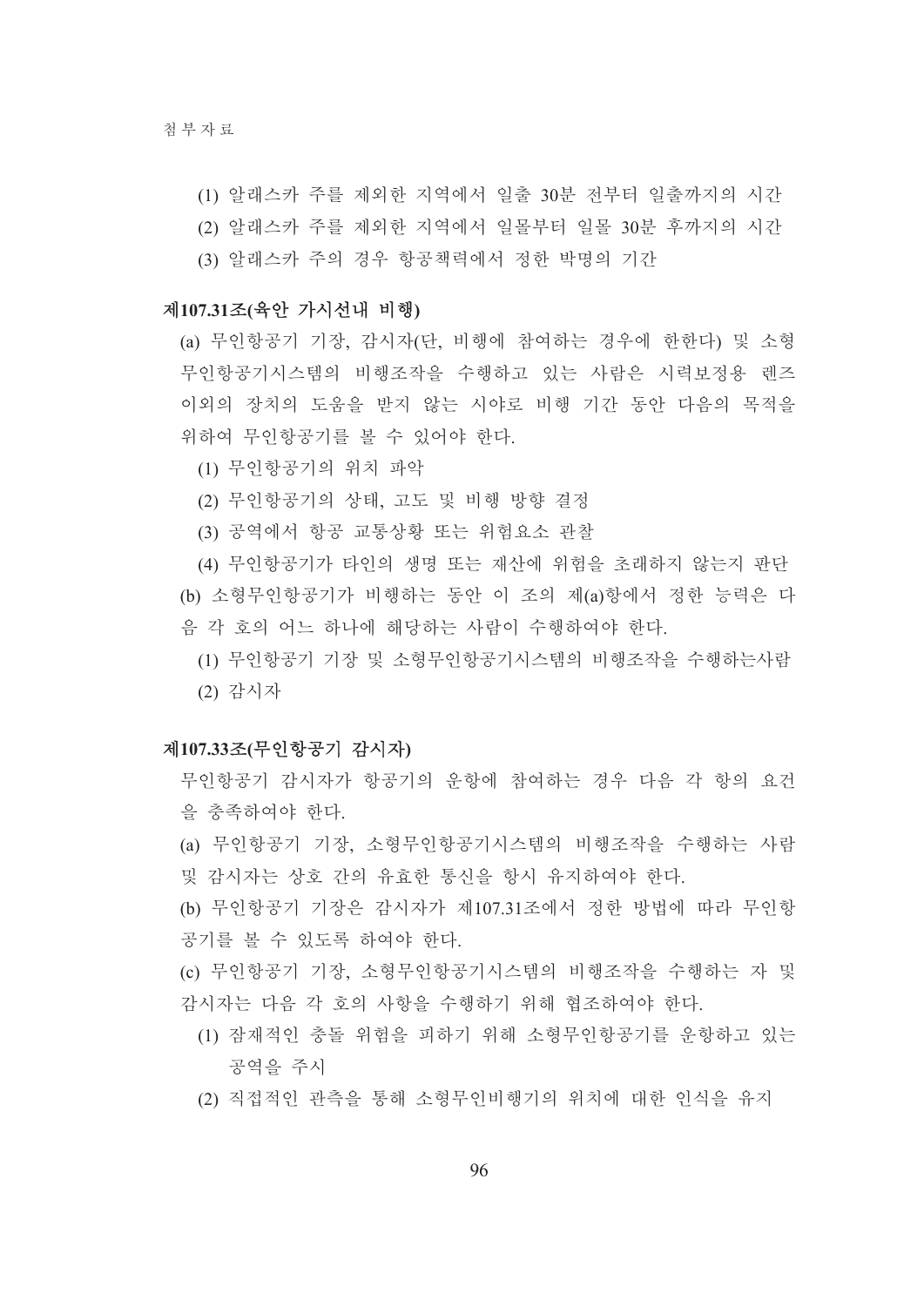(1) 알래스카 주를 제외한 지역에서 일출 30분 전부터 일출까지의 시간

(2) 알래스카 주를 제외한 지역에서 일몰부터 일몰 30분 후까지의 시간

(3) 알래스카 주의 경우 항공책력에서 정한 박명의 기간

**제107.31조(육안 가시선내 비행)**

(a) 무인항공기 기장, 감시자(단, 비행에 참여하는 경우에 한한다) 및 소형무인항공기시스템의 비행조작을 수행하고 있는 사람은 시력보정용 렌즈 이외의 장치의 도움을 받지 않는 시야로 비행 기간 동안 다음의 목적을 위하여 무인항공기를 볼 수 있어야 한다.

(1) 무인항공기의 위치 파악

(2) 무인항공기의 상태, 고도 및 비행 방향 결정

(3) 공역에서 항공 교통상황 또는 위험요소 관찰

(4) 무인항공기가 타인의 생명 또는 재산에 위험을 초래하지 않는지 판단

(b) 소형무인항공기가 비행하는 동안 이 조의 제(a)항에서 정한 능력은 다음 각 호의 어느 하나에 해당하는 사람이 수행하여야 한다.

(1) 무인항공기 기장 및 소형무인항공기시스템의 비행조작을 수행하는사람

(2) 감시자

**제107.33조(무인항공기 감시자)**

무인항공기 감시자가 항공기의 운항에 참여하는 경우 다음 각 항의 요건을 충족하여야 한다.

(a) 무인항공기 기장, 소형무인항공기시스템의 비행조작을 수행하는 사람 및 감시자는 상호 간의 유효한 통신을 항시 유지하여야 한다.

(b) 무인항공기 기장은 감시자가 제107.31조에서 정한 방법에 따라 무인항공기를 볼 수 있도록 하여야 한다.

(c) 무인항공기 기장, 소형무인항공기시스템의 비행조작을 수행하는 자 및 감시자는 다음 각 호의 사항을 수행하기 위해 협조하여야 한다.

(1) 잠재적인 충돌 위험을 피하기 위해 소형무인항공기를 운항하고 있는 공역을 주시

(2) 직접적인 관측을 통해 소형무인비행기의 위치에 대한 인식을 유지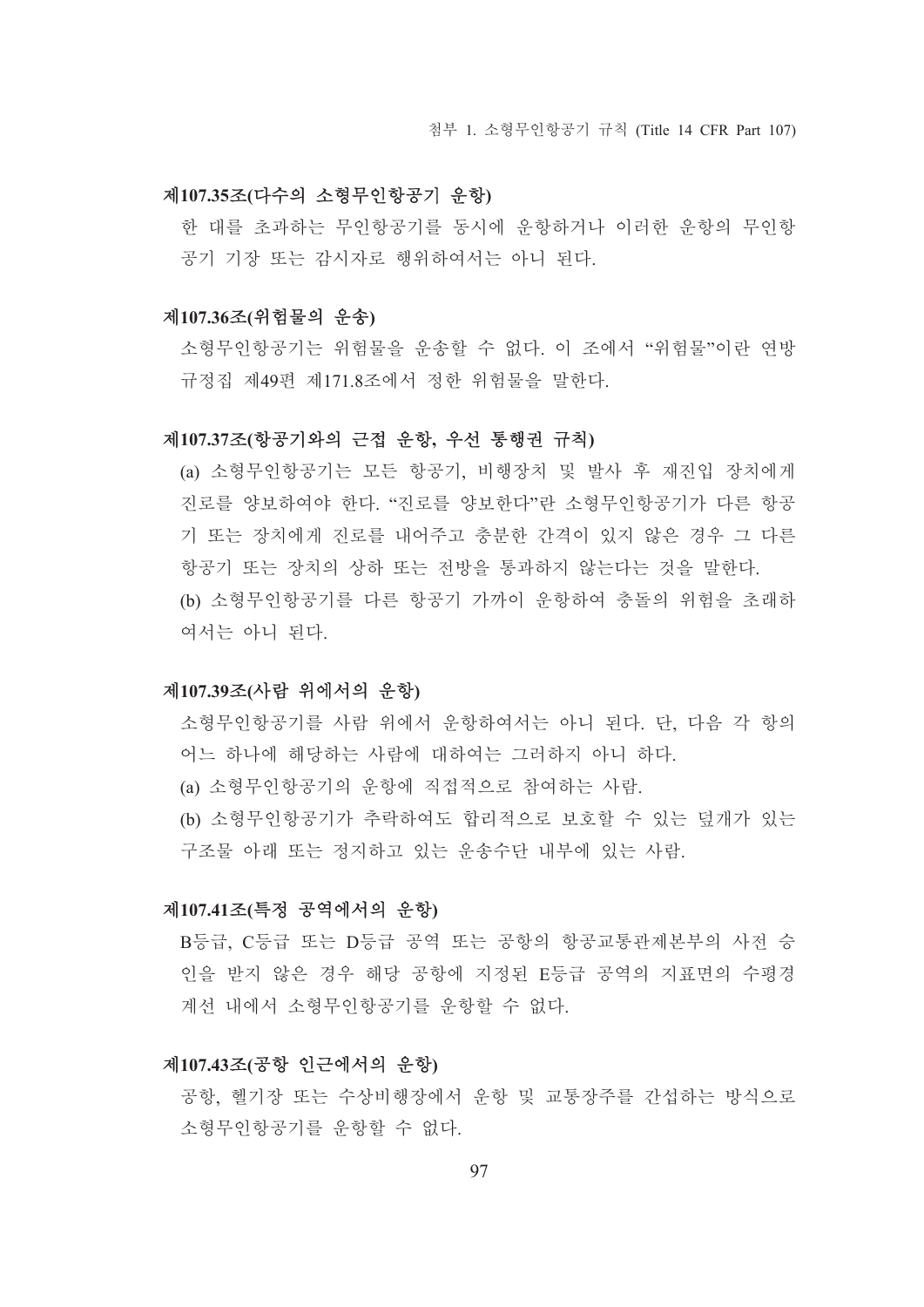### 제107.35조(다수의 소형무인항공기 운항)

한 대를 초과하는 무인항공기를 동시에 운항하거나 이러한 운항의 무인항공기 기장 또는 감시자로 행위하여서는 아니 된다.

### 제107.36조(위험물의 운송)

소형무인항공기는 위험물을 운송할 수 없다. 이 조에서 "위험물"이란 연방규정집 제49편 제171.8조에서 정한 위험물을 말한다.

### 제107.37조(항공기와의 근접 운항, 우선 통행권 규칙)

(a) 소형무인항공기는 모든 항공기, 비행장치 및 발사 후 재진입 장치에게 진로를 양보하여야 한다. "진로를 양보한다"란 소형무인항공기가 다른 항공기 또는 장치에게 진로를 내어주고 충분한 간격이 있지 않은 경우 그 다른 항공기 또는 장치의 상하 또는 전방을 통과하지 않는다는 것을 말한다.

(b) 소형무인항공기를 다른 항공기 가까이 운항하여 충돌의 위험을 초래하여서는 아니 된다.

### 제107.39조(사람 위에서의 운항)

소형무인항공기를 사람 위에서 운항하여서는 아니 된다. 단, 다음 각 항의 어느 하나에 해당하는 사람에 대하여는 그러하지 아니 하다.

(a) 소형무인항공기의 운항에 직접적으로 참여하는 사람.

(b) 소형무인항공기가 추락하여도 합리적으로 보호할 수 있는 덮개가 있는 구조물 아래 또는 정지하고 있는 운송수단 내부에 있는 사람.

### 제107.41조(특정 공역에서의 운항)

B등급, C등급 또는 D등급 공역 또는 공항의 항공교통관제본부의 사전 승인을 받지 않은 경우 해당 공항에 지정된 E등급 공역의 지표면의 수평경계선 내에서 소형무인항공기를 운항할 수 없다.

### 제107.43조(공항 인근에서의 운항)

공항, 헬기장 또는 수상비행장에서 운항 및 교통장주를 간섭하는 방식으로 소형무인항공기를 운항할 수 없다.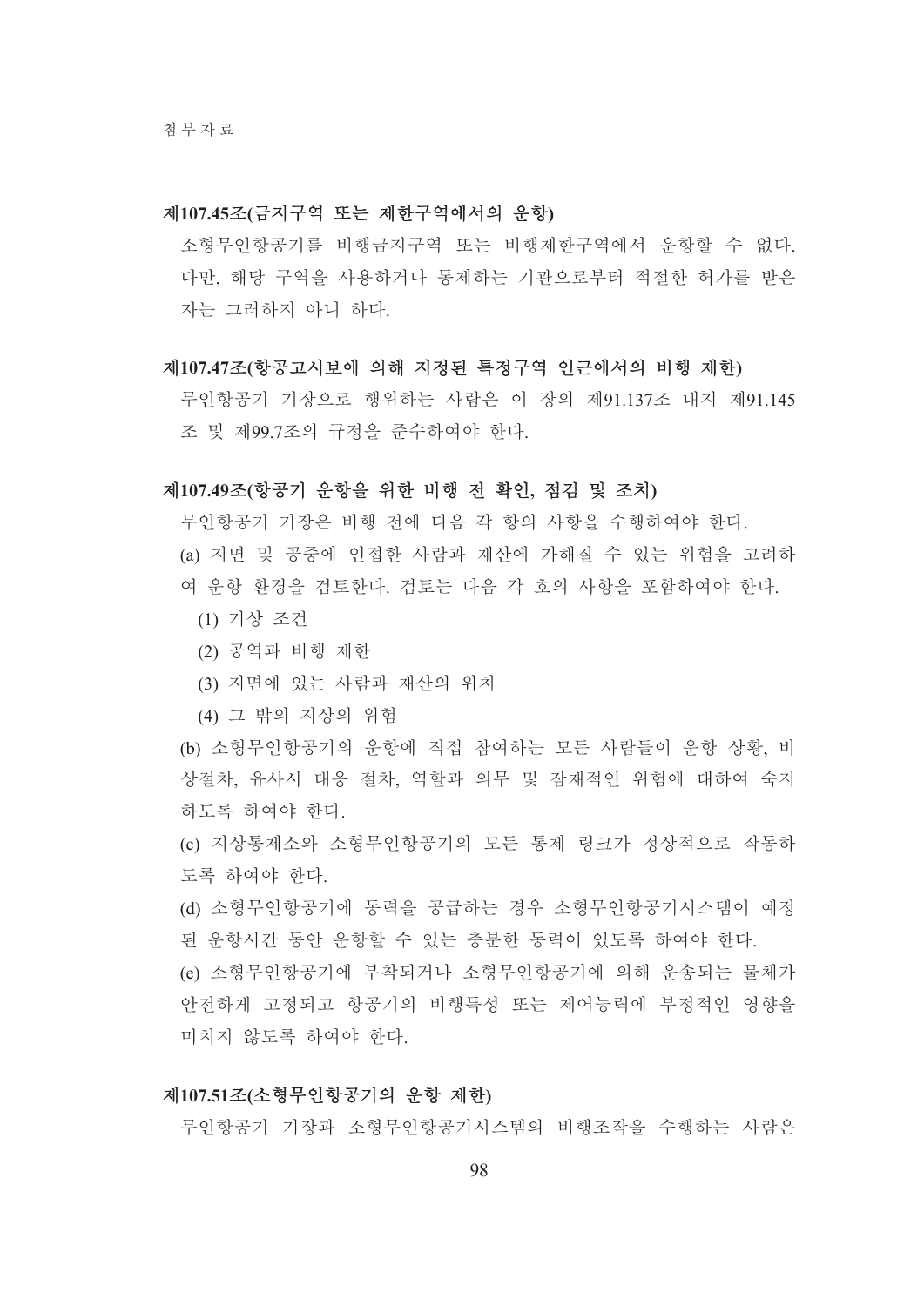#### 제107.45조(금지구역 또는 제한구역에서의 운항)

소형무인항공기를 비행금지구역 또는 비행제한구역에서 운항할 수 없다. 다만, 해당 구역을 사용하거나 통제하는 기관으로부터 적절한 허가를 받은 자는 그러하지 아니 하다.

#### 제107.47조(항공고시보에 의해 지정된 특정구역 인근에서의 비행 제한)

무인항공기 기장으로 행위하는 사람은 이 장의 제91.137조 내지 제91.145조 및 제99.7조의 규정을 준수하여야 한다.

#### 제107.49조(항공기 운항을 위한 비행 전 확인, 점검 및 조치)

무인항공기 기장은 비행 전에 다음 각 항의 사항을 수행하여야 한다.

(a) 지면 및 공중에 인접한 사람과 재산에 가해질 수 있는 위험을 고려하여 운항 환경을 검토한다. 검토는 다음 각 호의 사항을 포함하여야 한다.

(1) 기상 조건

(2) 공역과 비행 제한

(3) 지면에 있는 사람과 재산의 위치

(4) 그 밖의 지상의 위험

(b) 소형무인항공기의 운항에 직접 참여하는 모든 사람들이 운항 상황, 비상절차, 유사시 대응 절차, 역할과 의무 및 잠재적인 위험에 대하여 숙지하도록 하여야 한다.

(c) 지상통제소와 소형무인항공기의 모든 통제 링크가 정상적으로 작동하도록 하여야 한다.

(d) 소형무인항공기에 동력을 공급하는 경우 소형무인항공기시스템이 예정된 운항시간 동안 운항할 수 있는 충분한 동력이 있도록 하여야 한다.

(e) 소형무인항공기에 부착되거나 소형무인항공기에 의해 운송되는 물체가 안전하게 고정되고 항공기의 비행특성 또는 제어능력에 부정적인 영향을 미치지 않도록 하여야 한다.

#### 제107.51조(소형무인항공기의 운항 제한)

무인항공기 기장과 소형무인항공기시스템의 비행조작을 수행하는 사람은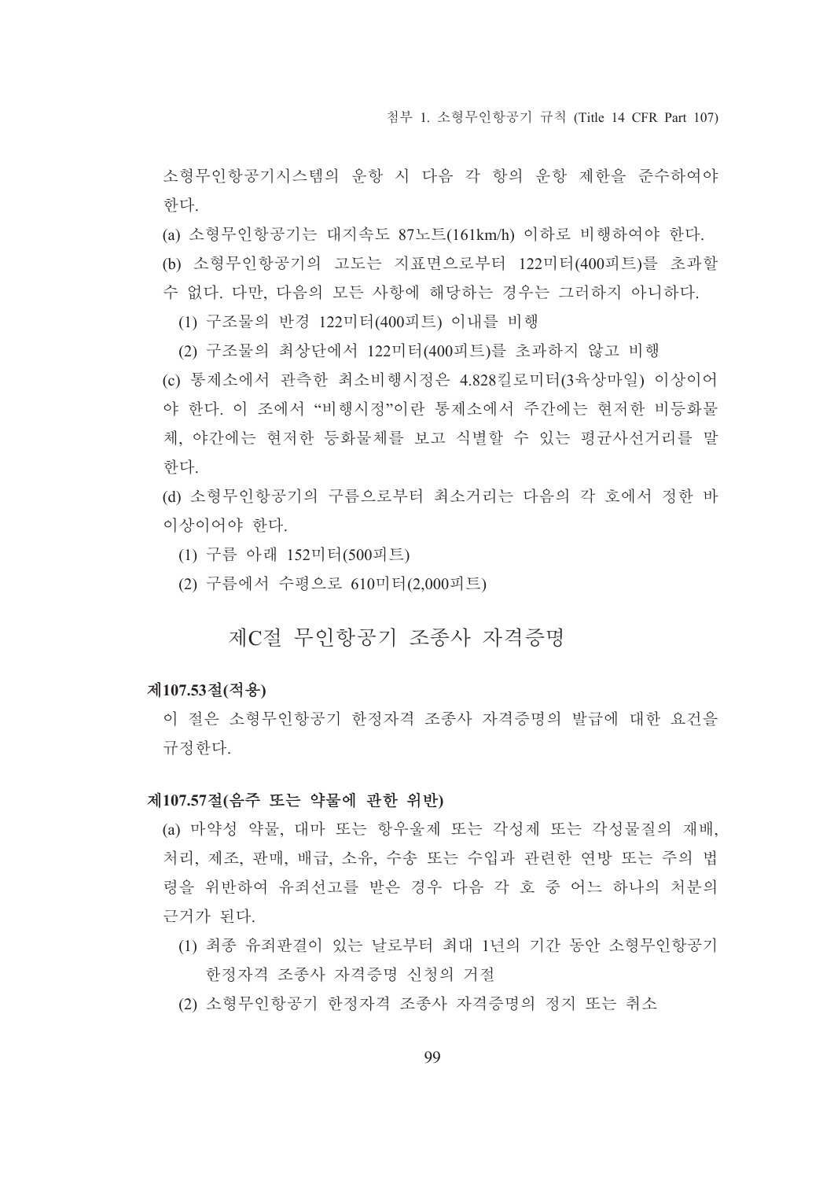소형무인항공기시스템의 운항 시 다음 각 항의 운항 제한을 준수하여야 한다.

(a) 소형무인항공기는 대지속도 87노트(161km/h) 이하로 비행하여야 한다.

(b) 소형무인항공기의 고도는 지표면으로부터 122미터(400피트)를 초과할 수 없다. 다만, 다음의 모든 사항에 해당하는 경우는 그러하지 아니하다.

  (1) 구조물의 반경 122미터(400피트) 이내를 비행

  (2) 구조물의 최상단에서 122미터(400피트)를 초과하지 않고 비행

(c) 통제소에서 관측한 최소비행시정은 4.828킬로미터(3육상마일) 이상이어야 한다. 이 조에서 "비행시정"이란 통제소에서 주간에는 현저한 비등화물체, 야간에는 현저한 등화물체를 보고 식별할 수 있는 평균사선거리를 말한다.

(d) 소형무인항공기의 구름으로부터 최소거리는 다음의 각 호에서 정한 바 이상이어야 한다.

  (1) 구름 아래 152미터(500피트)

  (2) 구름에서 수평으로 610미터(2,000피트)

## 제C절 무인항공기 조종사 자격증명

### 제107.53절(적용)

이 절은 소형무인항공기 한정자격 조종사 자격증명의 발급에 대한 요건을 규정한다.

### 제107.57절(음주 또는 약물에 관한 위반)

(a) 마약성 약물, 대마 또는 항우울제 또는 각성제 또는 각성물질의 재배, 처리, 제조, 판매, 배급, 소유, 수송 또는 수입과 관련한 연방 또는 주의 법령을 위반하여 유죄선고를 받은 경우 다음 각 호 중 어느 하나의 처분의 근거가 된다.

  (1) 최종 유죄판결이 있는 날로부터 최대 1년의 기간 동안 소형무인항공기 한정자격 조종사 자격증명 신청의 거절

  (2) 소형무인항공기 한정자격 조종사 자격증명의 정지 또는 취소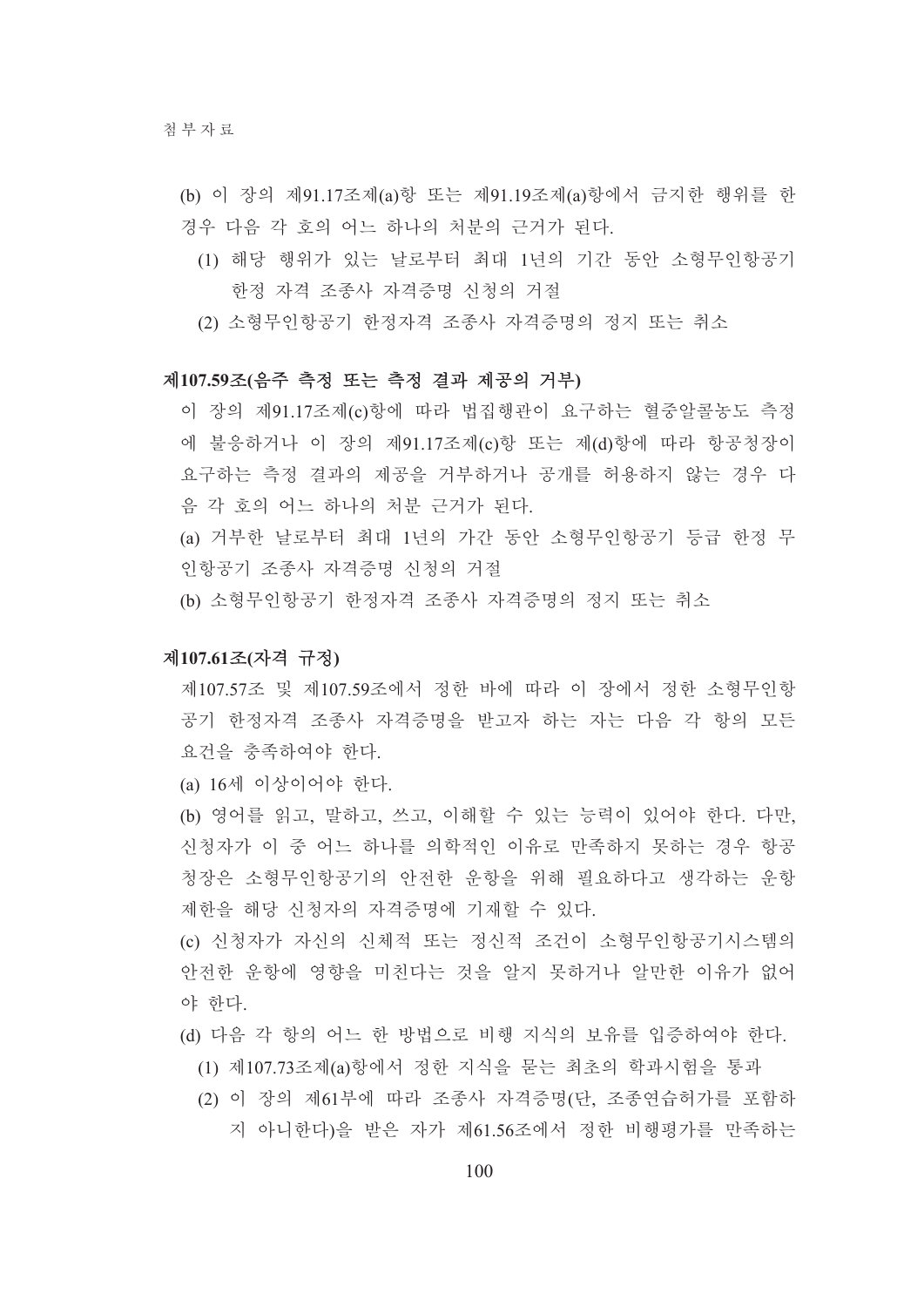(b) 이 장의 제91.17조제(a)항 또는 제91.19조제(a)항에서 금지한 행위를 한 경우 다음 각 호의 어느 하나의 처분의 근거가 된다.

(1) 해당 행위가 있는 날로부터 최대 1년의 기간 동안 소형무인항공기 한정 자격 조종사 자격증명 신청의 거절

(2) 소형무인항공기 한정자격 조종사 자격증명의 정지 또는 취소

**제107.59조(음주 측정 또는 측정 결과 제공의 거부)**

이 장의 제91.17조제(c)항에 따라 법집행관이 요구하는 혈중알콜농도 측정에 불응하거나 이 장의 제91.17조제(c)항 또는 제(d)항에 따라 항공청장이 요구하는 측정 결과의 제공을 거부하거나 공개를 허용하지 않는 경우 다음 각 호의 어느 하나의 처분 근거가 된다.

(a) 거부한 날로부터 최대 1년의 가간 동안 소형무인항공기 등급 한정 무인항공기 조종사 자격증명 신청의 거절

(b) 소형무인항공기 한정자격 조종사 자격증명의 정지 또는 취소

**제107.61조(자격 규정)**

제107.57조 및 제107.59조에서 정한 바에 따라 이 장에서 정한 소형무인항공기 한정자격 조종사 자격증명을 받고자 하는 자는 다음 각 항의 모든 요건을 충족하여야 한다.

(a) 16세 이상이어야 한다.

(b) 영어를 읽고, 말하고, 쓰고, 이해할 수 있는 능력이 있어야 한다. 다만, 신청자가 이 중 어느 하나를 의학적인 이유로 만족하지 못하는 경우 항공청장은 소형무인항공기의 안전한 운항을 위해 필요하다고 생각하는 운항 제한을 해당 신청자의 자격증명에 기재할 수 있다.

(c) 신청자가 자신의 신체적 또는 정신적 조건이 소형무인항공기시스템의 안전한 운항에 영향을 미친다는 것을 알지 못하거나 알만한 이유가 없어야 한다.

(d) 다음 각 항의 어느 한 방법으로 비행 지식의 보유를 입증하여야 한다.

(1) 제107.73조제(a)항에서 정한 지식을 묻는 최초의 학과시험을 통과

(2) 이 장의 제61부에 따라 조종사 자격증명(단, 조종연습허가를 포함하지 아니한다)을 받은 자가 제61.56조에서 정한 비행평가를 만족하는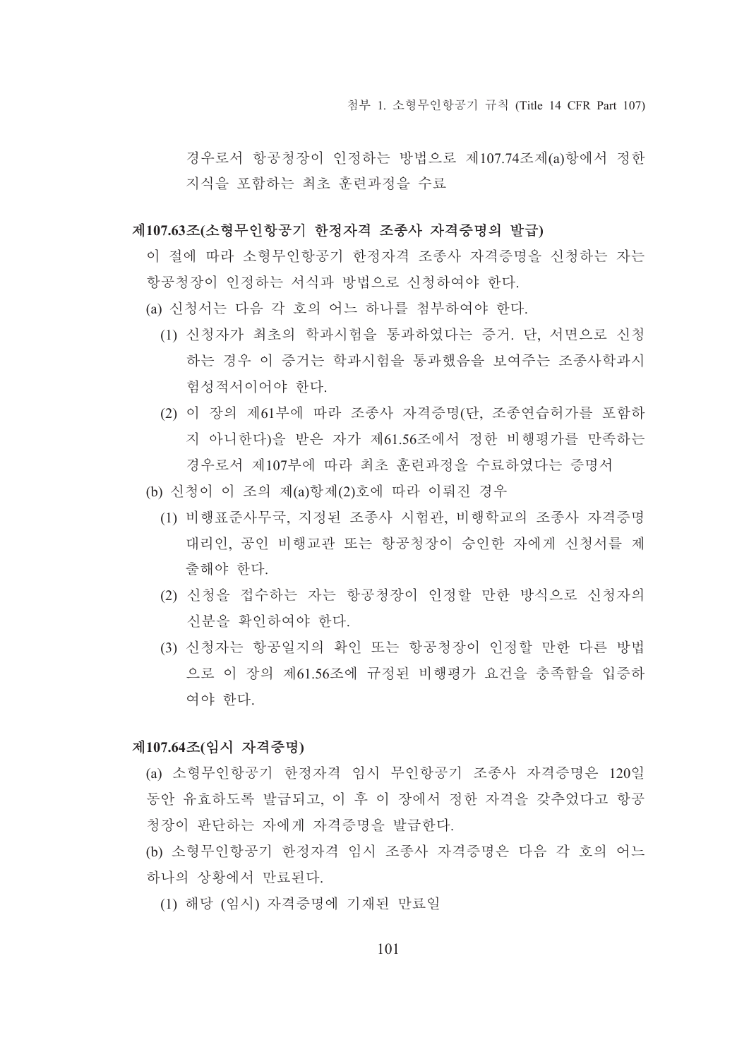경우로서 항공청장이 인정하는 방법으로 제107.74조제(a)항에서 정한 지식을 포함하는 최초 훈련과정을 수료

### 제107.63조(소형무인항공기 한정자격 조종사 자격증명의 발급)

이 절에 따라 소형무인항공기 한정자격 조종사 자격증명을 신청하는 자는 항공청장이 인정하는 서식과 방법으로 신청하여야 한다.

(a) 신청서는 다음 각 호의 어느 하나를 첨부하여야 한다.

(1) 신청자가 최초의 학과시험을 통과하였다는 증거. 단, 서면으로 신청하는 경우 이 증거는 학과시험을 통과했음을 보여주는 조종사학과시험성적서이어야 한다.

(2) 이 장의 제61부에 따라 조종사 자격증명(단, 조종연습허가를 포함하지 아니한다)을 받은 자가 제61.56조에서 정한 비행평가를 만족하는 경우로서 제107부에 따라 최초 훈련과정을 수료하였다는 증명서

(b) 신청이 이 조의 제(a)항제(2)호에 따라 이뤄진 경우

(1) 비행표준사무국, 지정된 조종사 시험관, 비행학교의 조종사 자격증명 대리인, 공인 비행교관 또는 항공청장이 승인한 자에게 신청서를 제출해야 한다.

(2) 신청을 접수하는 자는 항공청장이 인정할 만한 방식으로 신청자의 신분을 확인하여야 한다.

(3) 신청자는 항공일지의 확인 또는 항공청장이 인정할 만한 다른 방법으로 이 장의 제61.56조에 규정된 비행평가 요건을 충족함을 입증하여야 한다.

### 제107.64조(임시 자격증명)

(a) 소형무인항공기 한정자격 임시 무인항공기 조종사 자격증명은 120일 동안 유효하도록 발급되고, 이 후 이 장에서 정한 자격을 갖추었다고 항공청장이 판단하는 자에게 자격증명을 발급한다.

(b) 소형무인항공기 한정자격 임시 조종사 자격증명은 다음 각 호의 어느 하나의 상황에서 만료된다.

(1) 해당 (임시) 자격증명에 기재된 만료일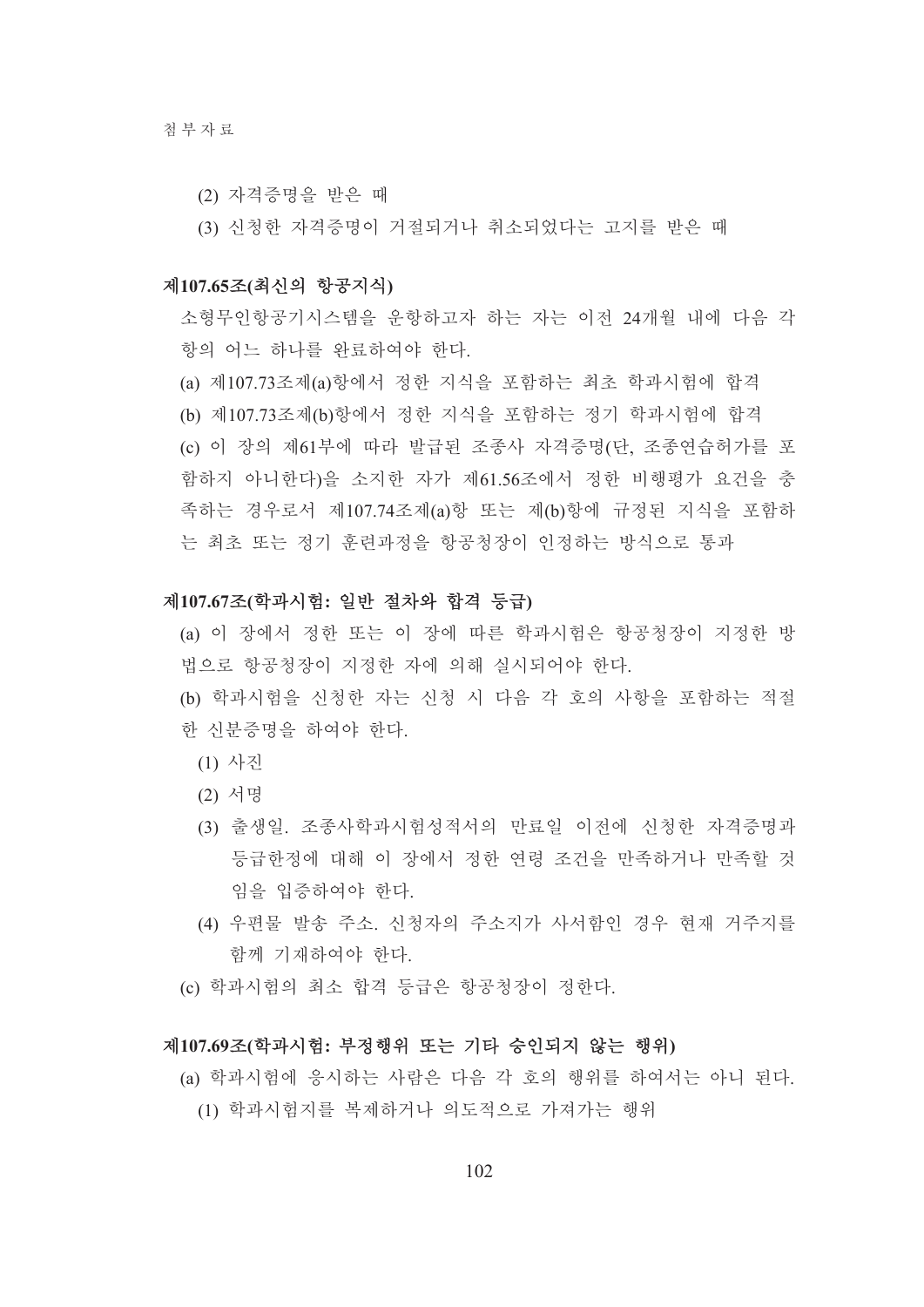(2) 자격증명을 받은 때

(3) 신청한 자격증명이 거절되거나 취소되었다는 고지를 받은 때

**제107.65조(최신의 항공지식)**

소형무인항공기시스템을 운항하고자 하는 자는 이전 24개월 내에 다음 각 항의 어느 하나를 완료하여야 한다.

(a) 제107.73조제(a)항에서 정한 지식을 포함하는 최초 학과시험에 합격

(b) 제107.73조제(b)항에서 정한 지식을 포함하는 정기 학과시험에 합격

(c) 이 장의 제61부에 따라 발급된 조종사 자격증명(단, 조종연습허가를 포함하지 아니한다)을 소지한 자가 제61.56조에서 정한 비행평가 요건을 충족하는 경우로서 제107.74조제(a)항 또는 제(b)항에 규정된 지식을 포함하는 최초 또는 정기 훈련과정을 항공청장이 인정하는 방식으로 통과

**제107.67조(학과시험: 일반 절차와 합격 등급)**

(a) 이 장에서 정한 또는 이 장에 따른 학과시험은 항공청장이 지정한 방법으로 항공청장이 지정한 자에 의해 실시되어야 한다.

(b) 학과시험을 신청한 자는 신청 시 다음 각 호의 사항을 포함하는 적절한 신분증명을 하여야 한다.

(1) 사진

(2) 서명

(3) 출생일. 조종사학과시험성적서의 만료일 이전에 신청한 자격증명과 등급한정에 대해 이 장에서 정한 연령 조건을 만족하거나 만족할 것임을 입증하여야 한다.

(4) 우편물 발송 주소. 신청자의 주소지가 사서함인 경우 현재 거주지를 함께 기재하여야 한다.

(c) 학과시험의 최소 합격 등급은 항공청장이 정한다.

**제107.69조(학과시험: 부정행위 또는 기타 승인되지 않는 행위)**

(a) 학과시험에 응시하는 사람은 다음 각 호의 행위를 하여서는 아니 된다.

(1) 학과시험지를 복제하거나 의도적으로 가져가는 행위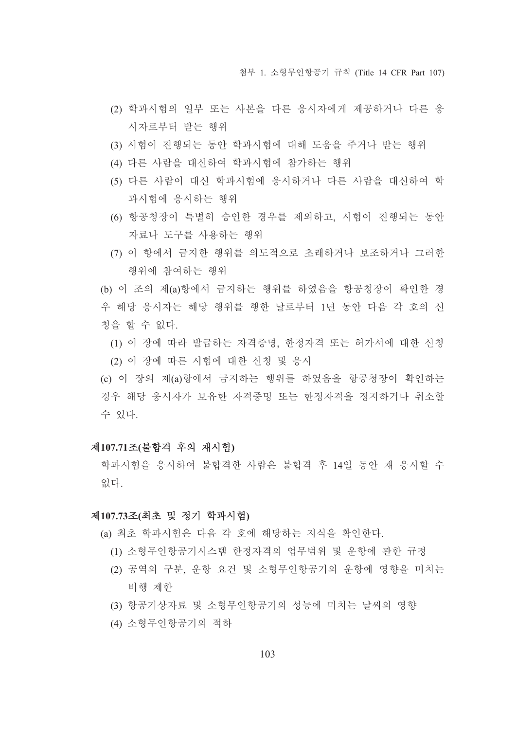(2) 학과시험의 일부 또는 사본을 다른 응시자에게 제공하거나 다른 응시자로부터 받는 행위

(3) 시험이 진행되는 동안 학과시험에 대해 도움을 주거나 받는 행위

(4) 다른 사람을 대신하여 학과시험에 참가하는 행위

(5) 다른 사람이 대신 학과시험에 응시하거나 다른 사람을 대신하여 학과시험에 응시하는 행위

(6) 항공청장이 특별히 승인한 경우를 제외하고, 시험이 진행되는 동안 자료나 도구를 사용하는 행위

(7) 이 항에서 금지한 행위를 의도적으로 초래하거나 보조하거나 그러한 행위에 참여하는 행위

(b) 이 조의 제(a)항에서 금지하는 행위를 하였음을 항공청장이 확인한 경우 해당 응시자는 해당 행위를 행한 날로부터 1년 동안 다음 각 호의 신청을 할 수 없다.

(1) 이 장에 따라 발급하는 자격증명, 한정자격 또는 허가서에 대한 신청

(2) 이 장에 따른 시험에 대한 신청 및 응시

(c) 이 장의 제(a)항에서 금지하는 행위를 하였음을 항공청장이 확인하는 경우 해당 응시자가 보유한 자격증명 또는 한정자격을 정지하거나 취소할 수 있다.

**제107.71조(불합격 후의 재시험)**

학과시험을 응시하여 불합격한 사람은 불합격 후 14일 동안 재 응시할 수 없다.

**제107.73조(최초 및 정기 학과시험)**

(a) 최초 학과시험은 다음 각 호에 해당하는 지식을 확인한다.

(1) 소형무인항공기시스템 한정자격의 업무범위 및 운항에 관한 규정

(2) 공역의 구분, 운항 요건 및 소형무인항공기의 운항에 영향을 미치는 비행 제한

(3) 항공기상자료 및 소형무인항공기의 성능에 미치는 날씨의 영향

(4) 소형무인항공기의 적하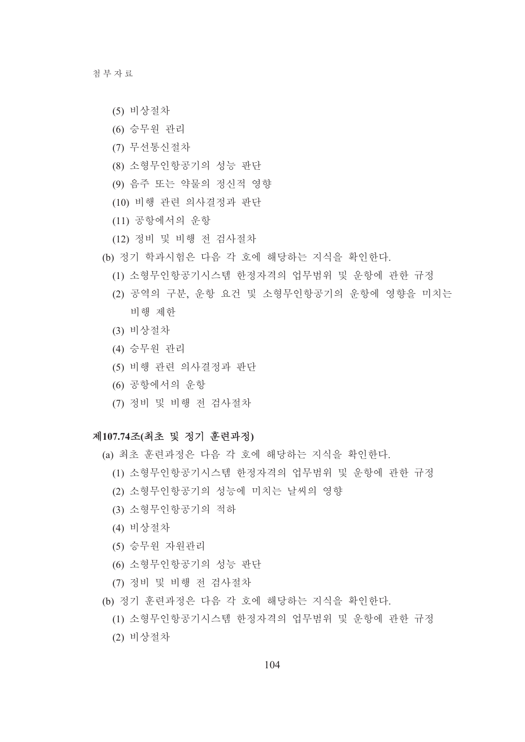(5) 비상절차

(6) 승무원 관리

(7) 무선통신절차

(8) 소형무인항공기의 성능 판단

(9) 음주 또는 약물의 정신적 영향

(10) 비행 관련 의사결정과 판단

(11) 공항에서의 운항

(12) 정비 및 비행 전 검사절차

(b) 정기 학과시험은 다음 각 호에 해당하는 지식을 확인한다.

(1) 소형무인항공기시스템 한정자격의 업무범위 및 운항에 관한 규정

(2) 공역의 구분, 운항 요건 및 소형무인항공기의 운항에 영향을 미치는 비행 제한

(3) 비상절차

(4) 승무원 관리

(5) 비행 관련 의사결정과 판단

(6) 공항에서의 운항

(7) 정비 및 비행 전 검사절차

**제107.74조(최초 및 정기 훈련과정)**

(a) 최초 훈련과정은 다음 각 호에 해당하는 지식을 확인한다.

(1) 소형무인항공기시스템 한정자격의 업무범위 및 운항에 관한 규정

(2) 소형무인항공기의 성능에 미치는 날씨의 영향

(3) 소형무인항공기의 적하

(4) 비상절차

(5) 승무원 자원관리

(6) 소형무인항공기의 성능 판단

(7) 정비 및 비행 전 검사절차

(b) 정기 훈련과정은 다음 각 호에 해당하는 지식을 확인한다.

(1) 소형무인항공기시스템 한정자격의 업무범위 및 운항에 관한 규정

(2) 비상절차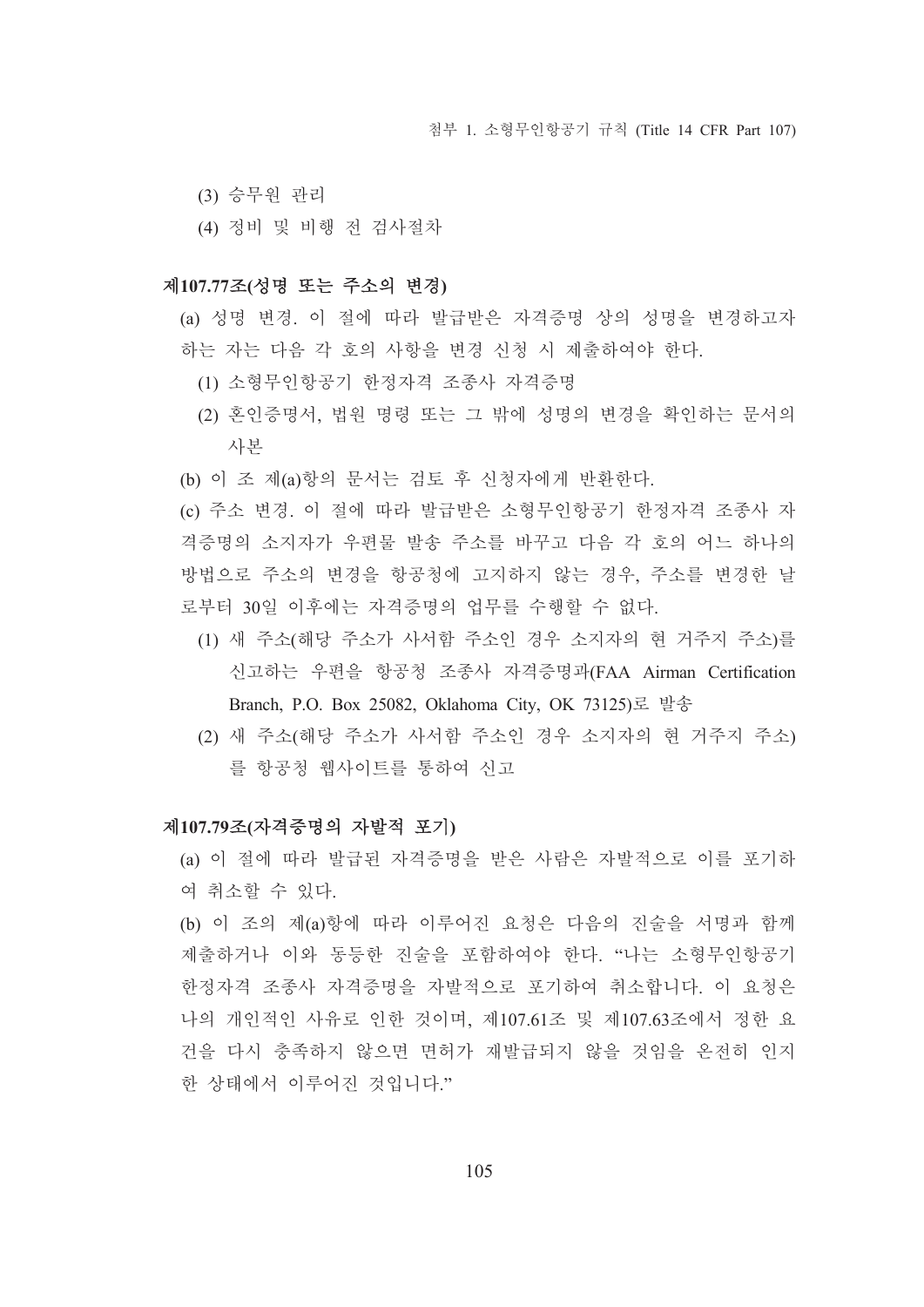(3) 승무원 관리

(4) 정비 및 비행 전 검사절차

**제107.77조(성명 또는 주소의 변경)**

(a) 성명 변경. 이 절에 따라 발급받은 자격증명 상의 성명을 변경하고자 하는 자는 다음 각 호의 사항을 변경 신청 시 제출하여야 한다.

(1) 소형무인항공기 한정자격 조종사 자격증명

(2) 혼인증명서, 법원 명령 또는 그 밖에 성명의 변경을 확인하는 문서의 사본

(b) 이 조 제(a)항의 문서는 검토 후 신청자에게 반환한다.

(c) 주소 변경. 이 절에 따라 발급받은 소형무인항공기 한정자격 조종사 자격증명의 소지자가 우편물 발송 주소를 바꾸고 다음 각 호의 어느 하나의 방법으로 주소의 변경을 항공청에 고지하지 않는 경우, 주소를 변경한 날로부터 30일 이후에는 자격증명의 업무를 수행할 수 없다.

(1) 새 주소(해당 주소가 사서함 주소인 경우 소지자의 현 거주지 주소)를 신고하는 우편을 항공청 조종사 자격증명과(FAA Airman Certification Branch, P.O. Box 25082, Oklahoma City, OK 73125)로 발송

(2) 새 주소(해당 주소가 사서함 주소인 경우 소지자의 현 거주지 주소)를 항공청 웹사이트를 통하여 신고

**제107.79조(자격증명의 자발적 포기)**

(a) 이 절에 따라 발급된 자격증명을 받은 사람은 자발적으로 이를 포기하여 취소할 수 있다.

(b) 이 조의 제(a)항에 따라 이루어진 요청은 다음의 진술을 서명과 함께 제출하거나 이와 동등한 진술을 포함하여야 한다. "나는 소형무인항공기 한정자격 조종사 자격증명을 자발적으로 포기하여 취소합니다. 이 요청은 나의 개인적인 사유로 인한 것이며, 제107.61조 및 제107.63조에서 정한 요건을 다시 충족하지 않으면 면허가 재발급되지 않을 것임을 온전히 인지한 상태에서 이루어진 것입니다."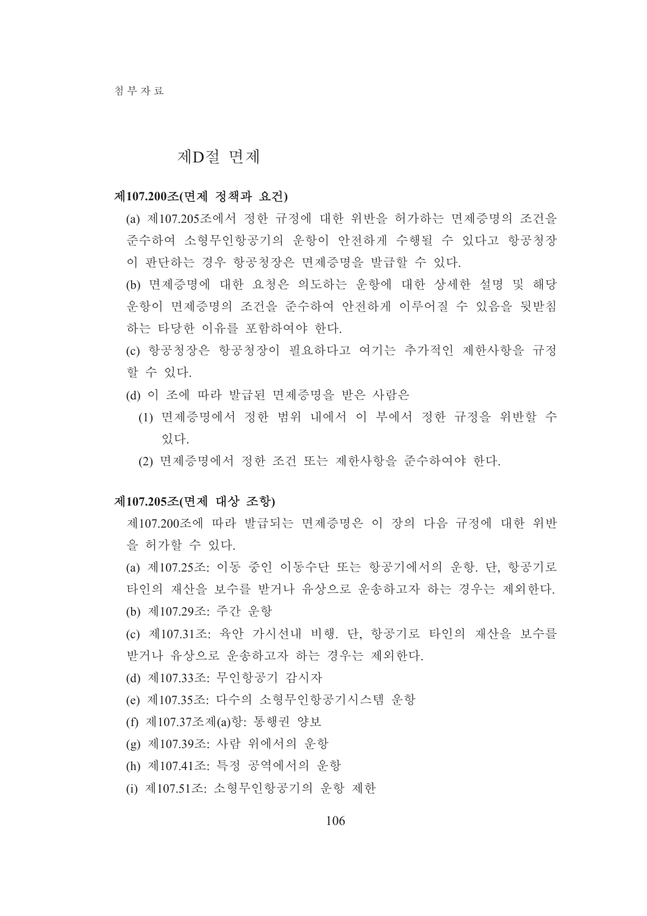## 제D절 면제

**제107.200조(면제 정책과 요건)**

(a) 제107.205조에서 정한 규정에 대한 위반을 허가하는 면제증명의 조건을 준수하여 소형무인항공기의 운항이 안전하게 수행될 수 있다고 항공청장이 판단하는 경우 항공청장은 면제증명을 발급할 수 있다.

(b) 면제증명에 대한 요청은 의도하는 운항에 대한 상세한 설명 및 해당 운항이 면제증명의 조건을 준수하여 안전하게 이루어질 수 있음을 뒷받침하는 타당한 이유를 포함하여야 한다.

(c) 항공청장은 항공청장이 필요하다고 여기는 추가적인 제한사항을 규정할 수 있다.

(d) 이 조에 따라 발급된 면제증명을 받은 사람은

(1) 면제증명에서 정한 범위 내에서 이 부에서 정한 규정을 위반할 수 있다.

(2) 면제증명에서 정한 조건 또는 제한사항을 준수하여야 한다.

**제107.205조(면제 대상 조항)**

제107.200조에 따라 발급되는 면제증명은 이 장의 다음 규정에 대한 위반을 허가할 수 있다.

(a) 제107.25조: 이동 중인 이동수단 또는 항공기에서의 운항. 단, 항공기로 타인의 재산을 보수를 받거나 유상으로 운송하고자 하는 경우는 제외한다.

(b) 제107.29조: 주간 운항

(c) 제107.31조: 육안 가시선내 비행. 단, 항공기로 타인의 재산을 보수를 받거나 유상으로 운송하고자 하는 경우는 제외한다.

(d) 제107.33조: 무인항공기 감시자

(e) 제107.35조: 다수의 소형무인항공기시스템 운항

(f) 제107.37조제(a)항: 통행권 양보

(g) 제107.39조: 사람 위에서의 운항

(h) 제107.41조: 특정 공역에서의 운항

(i) 제107.51조: 소형무인항공기의 운항 제한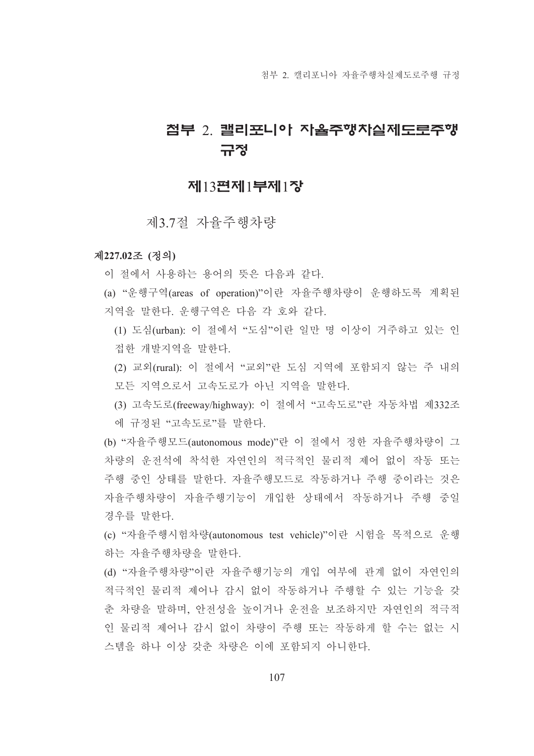# 첨부 2. 캘리포니아 자율주행차실제도로주행 규정

## 제13편제1부제1장

### 제3.7절 자율주행차량

**제227.02조 (정의)**

이 절에서 사용하는 용어의 뜻은 다음과 같다.

(a) "운행구역(areas of operation)"이란 자율주행차량이 운행하도록 계획된 지역을 말한다. 운행구역은 다음 각 호와 같다.

(1) 도심(urban): 이 절에서 "도심"이란 일만 명 이상이 거주하고 있는 인접한 개발지역을 말한다.

(2) 교외(rural): 이 절에서 "교외"란 도심 지역에 포함되지 않는 주 내의 모든 지역으로서 고속도로가 아닌 지역을 말한다.

(3) 고속도로(freeway/highway): 이 절에서 "고속도로"란 자동차법 제332조에 규정된 "고속도로"를 말한다.

(b) "자율주행모드(autonomous mode)"란 이 절에서 정한 자율주행차량이 그 차량의 운전석에 착석한 자연인의 적극적인 물리적 제어 없이 작동 또는 주행 중인 상태를 말한다. 자율주행모드로 작동하거나 주행 중이라는 것은 자율주행차량이 자율주행기능이 개입한 상태에서 작동하거나 주행 중일 경우를 말한다.

(c) "자율주행시험차량(autonomous test vehicle)"이란 시험을 목적으로 운행하는 자율주행차량을 말한다.

(d) "자율주행차량"이란 자율주행기능의 개입 여부에 관계 없이 자연인의 적극적인 물리적 제어나 감시 없이 작동하거나 주행할 수 있는 기능을 갖춘 차량을 말하며, 안전성을 높이거나 운전을 보조하지만 자연인의 적극적인 물리적 제어나 감시 없이 차량이 주행 또는 작동하게 할 수는 없는 시스템을 하나 이상 갖춘 차량은 이에 포함되지 아니한다.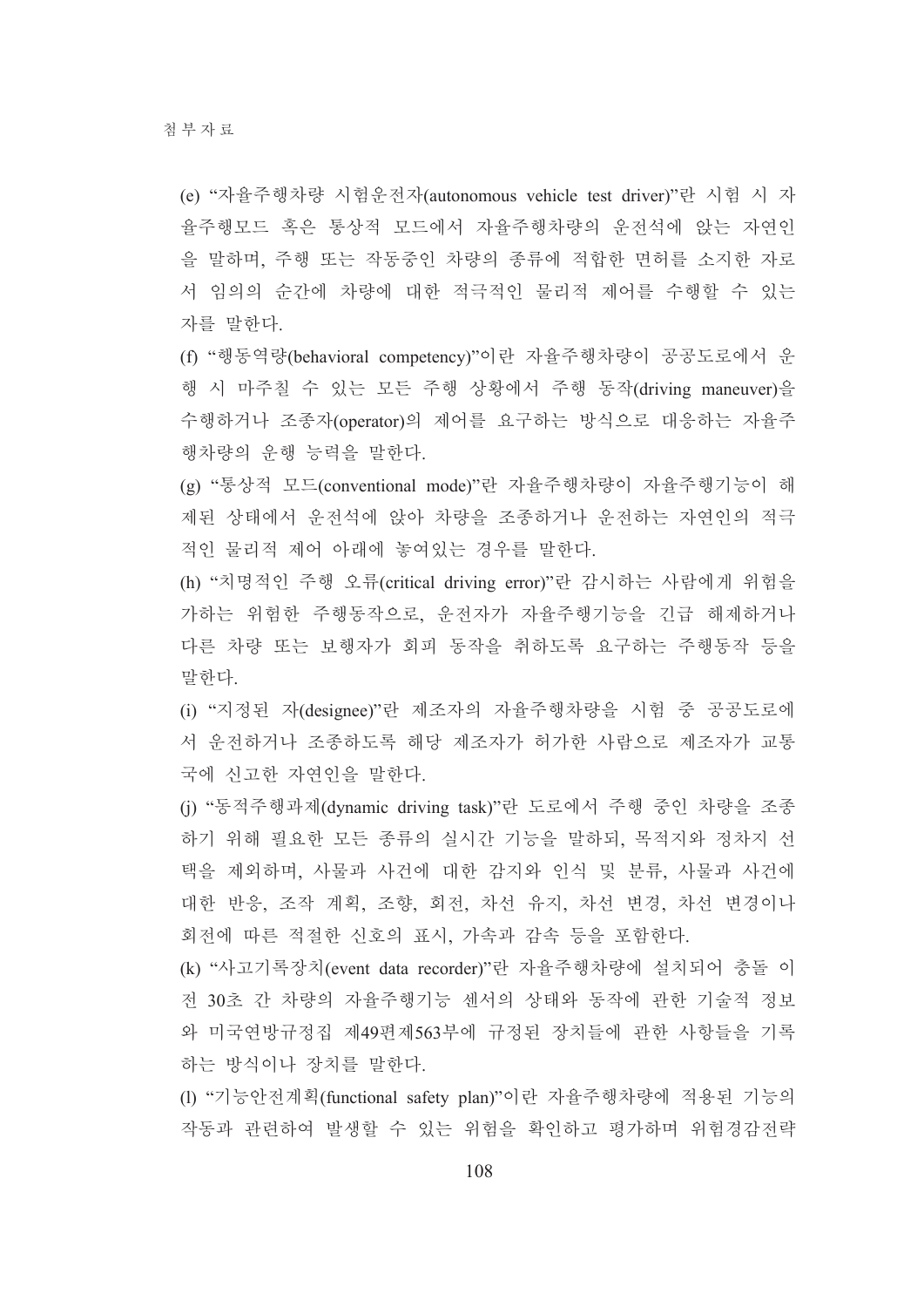(e) “자율주행차량 시험운전자(autonomous vehicle test driver)”란 시험 시 자율주행모드 혹은 통상적 모드에서 자율주행차량의 운전석에 앉는 자연인을 말하며, 주행 또는 작동중인 차량의 종류에 적합한 면허를 소지한 자로서 임의의 순간에 차량에 대한 적극적인 물리적 제어를 수행할 수 있는 자를 말한다.

(f) “행동역량(behavioral competency)”이란 자율주행차량이 공공도로에서 운행 시 마주칠 수 있는 모든 주행 상황에서 주행 동작(driving maneuver)을 수행하거나 조종자(operator)의 제어를 요구하는 방식으로 대응하는 자율주행차량의 운행 능력을 말한다.

(g) “통상적 모드(conventional mode)”란 자율주행차량이 자율주행기능이 해제된 상태에서 운전석에 앉아 차량을 조종하거나 운전하는 자연인의 적극적인 물리적 제어 아래에 놓여있는 경우를 말한다.

(h) “치명적인 주행 오류(critical driving error)”란 감시하는 사람에게 위험을 가하는 위험한 주행동작으로, 운전자가 자율주행기능을 긴급 해제하거나 다른 차량 또는 보행자가 회피 동작을 취하도록 요구하는 주행동작 등을 말한다.

(i) “지정된 자(designee)”란 제조자의 자율주행차량을 시험 중 공공도로에서 운전하거나 조종하도록 해당 제조자가 허가한 사람으로 제조자가 교통국에 신고한 자연인을 말한다.

(j) “동적주행과제(dynamic driving task)”란 도로에서 주행 중인 차량을 조종하기 위해 필요한 모든 종류의 실시간 기능을 말하되, 목적지와 정차지 선택을 제외하며, 사물과 사건에 대한 감지와 인식 및 분류, 사물과 사건에 대한 반응, 조작 계획, 조향, 회전, 차선 유지, 차선 변경, 차선 변경이나 회전에 따른 적절한 신호의 표시, 가속과 감속 등을 포함한다.

(k) “사고기록장치(event data recorder)”란 자율주행차량에 설치되어 충돌 이전 30초 간 차량의 자율주행기능 센서의 상태와 동작에 관한 기술적 정보와 미국연방규정집 제49편제563부에 규정된 장치들에 관한 사항들을 기록하는 방식이나 장치를 말한다.

(l) “기능안전계획(functional safety plan)”이란 자율주행차량에 적용된 기능의 작동과 관련하여 발생할 수 있는 위험을 확인하고 평가하며 위험경감전략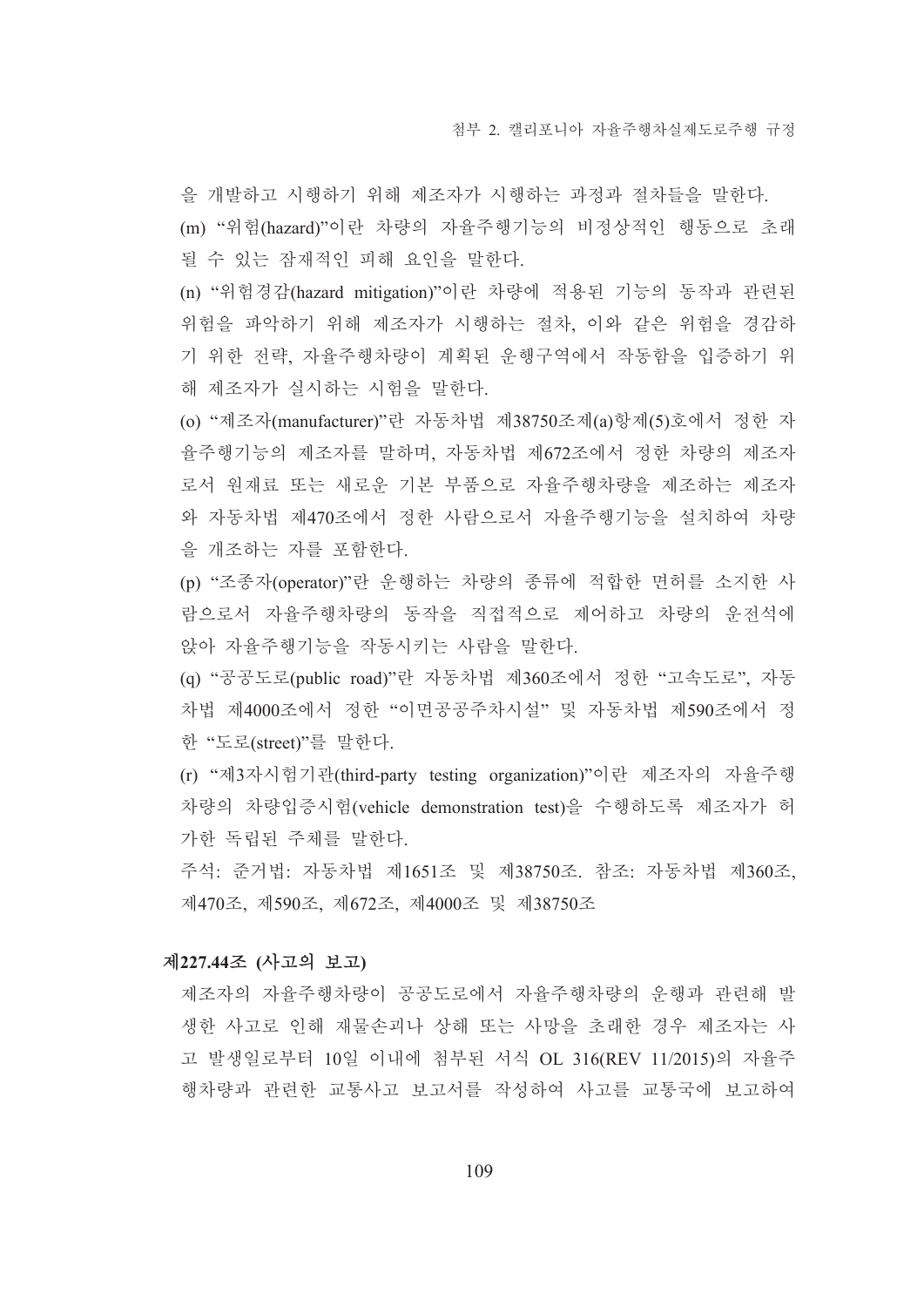을 개발하고 시행하기 위해 제조자가 시행하는 과정과 절차들을 말한다.

(m) “위험(hazard)”이란 차량의 자율주행기능의 비정상적인 행동으로 초래될 수 있는 잠재적인 피해 요인을 말한다.

(n) “위험경감(hazard mitigation)”이란 차량에 적용된 기능의 동작과 관련된 위험을 파악하기 위해 제조자가 시행하는 절차, 이와 같은 위험을 경감하기 위한 전략, 자율주행차량이 계획된 운행구역에서 작동함을 입증하기 위해 제조자가 실시하는 시험을 말한다.

(o) “제조자(manufacturer)”란 자동차법 제38750조제(a)항제(5)호에서 정한 자율주행기능의 제조자를 말하며, 자동차법 제672조에서 정한 차량의 제조자로서 원재료 또는 새로운 기본 부품으로 자율주행차량을 제조하는 제조자와 자동차법 제470조에서 정한 사람으로서 자율주행기능을 설치하여 차량을 개조하는 자를 포함한다.

(p) “조종자(operator)”란 운행하는 차량의 종류에 적합한 면허를 소지한 사람으로서 자율주행차량의 동작을 직접적으로 제어하고 차량의 운전석에 앉아 자율주행기능을 작동시키는 사람을 말한다.

(q) “공공도로(public road)”란 자동차법 제360조에서 정한 “고속도로”, 자동차법 제4000조에서 정한 “이면공공주차시설” 및 자동차법 제590조에서 정한 “도로(street)”를 말한다.

(r) “제3자시험기관(third-party testing organization)”이란 제조자의 자율주행차량의 차량입증시험(vehicle demonstration test)을 수행하도록 제조자가 허가한 독립된 주체를 말한다.

주석: 준거법: 자동차법 제1651조 및 제38750조. 참조: 자동차법 제360조, 제470조, 제590조, 제672조, 제4000조 및 제38750조

### 제227.44조 (사고의 보고)

제조자의 자율주행차량이 공공도로에서 자율주행차량의 운행과 관련해 발생한 사고로 인해 재물손괴나 상해 또는 사망을 초래한 경우 제조자는 사고 발생일로부터 10일 이내에 첨부된 서식 OL 316(REV 11/2015)의 자율주행차량과 관련한 교통사고 보고서를 작성하여 사고를 교통국에 보고하여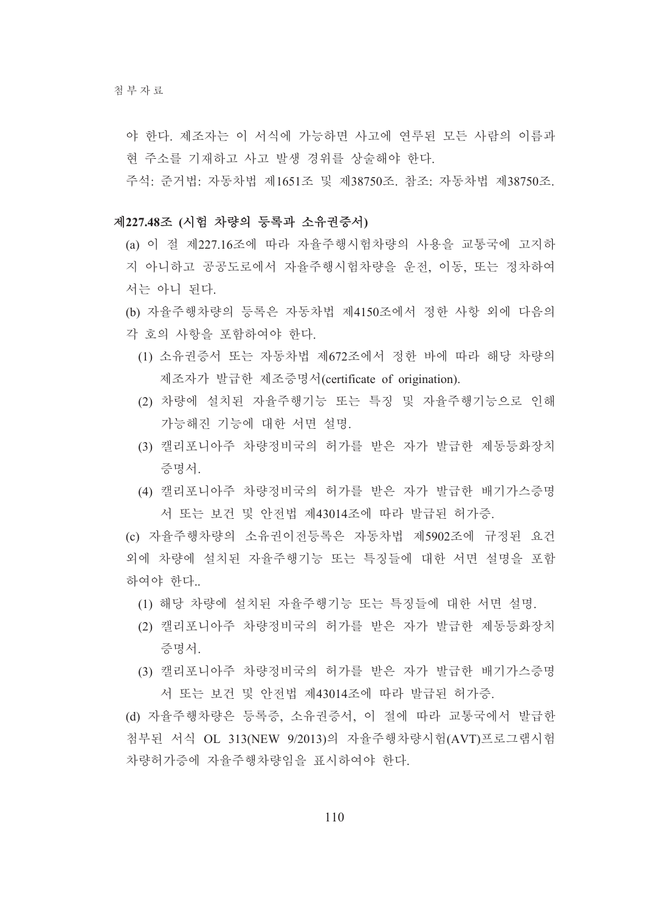야 한다. 제조자는 이 서식에 가능하면 사고에 연루된 모든 사람의 이름과 현 주소를 기재하고 사고 발생 경위를 상술해야 한다.

주석: 준거법: 자동차법 제1651조 및 제38750조. 참조: 자동차법 제38750조.

**제227.48조 (시험 차량의 등록과 소유권증서)**

(a) 이 절 제227.16조에 따라 자율주행시험차량의 사용을 교통국에 고지하지 아니하고 공공도로에서 자율주행시험차량을 운전, 이동, 또는 정차하여서는 아니 된다.

(b) 자율주행차량의 등록은 자동차법 제4150조에서 정한 사항 외에 다음의 각 호의 사항을 포함하여야 한다.

(1) 소유권증서 또는 자동차법 제672조에서 정한 바에 따라 해당 차량의 제조자가 발급한 제조증명서(certificate of origination).

(2) 차량에 설치된 자율주행기능 또는 특징 및 자율주행기능으로 인해 가능해진 기능에 대한 서면 설명.

(3) 캘리포니아주 차량정비국의 허가를 받은 자가 발급한 제동등화장치 증명서.

(4) 캘리포니아주 차량정비국의 허가를 받은 자가 발급한 배기가스증명서 또는 보건 및 안전법 제43014조에 따라 발급된 허가증.

(c) 자율주행차량의 소유권이전등록은 자동차법 제5902조에 규정된 요건 외에 차량에 설치된 자율주행기능 또는 특징들에 대한 서면 설명을 포함하여야 한다..

(1) 해당 차량에 설치된 자율주행기능 또는 특징들에 대한 서면 설명.

(2) 캘리포니아주 차량정비국의 허가를 받은 자가 발급한 제동등화장치 증명서.

(3) 캘리포니아주 차량정비국의 허가를 받은 자가 발급한 배기가스증명서 또는 보건 및 안전법 제43014조에 따라 발급된 허가증.

(d) 자율주행차량은 등록증, 소유권증서, 이 절에 따라 교통국에서 발급한 첨부된 서식 OL 313(NEW 9/2013)의 자율주행차량시험(AVT)프로그램시험차량허가증에 자율주행차량임을 표시하여야 한다.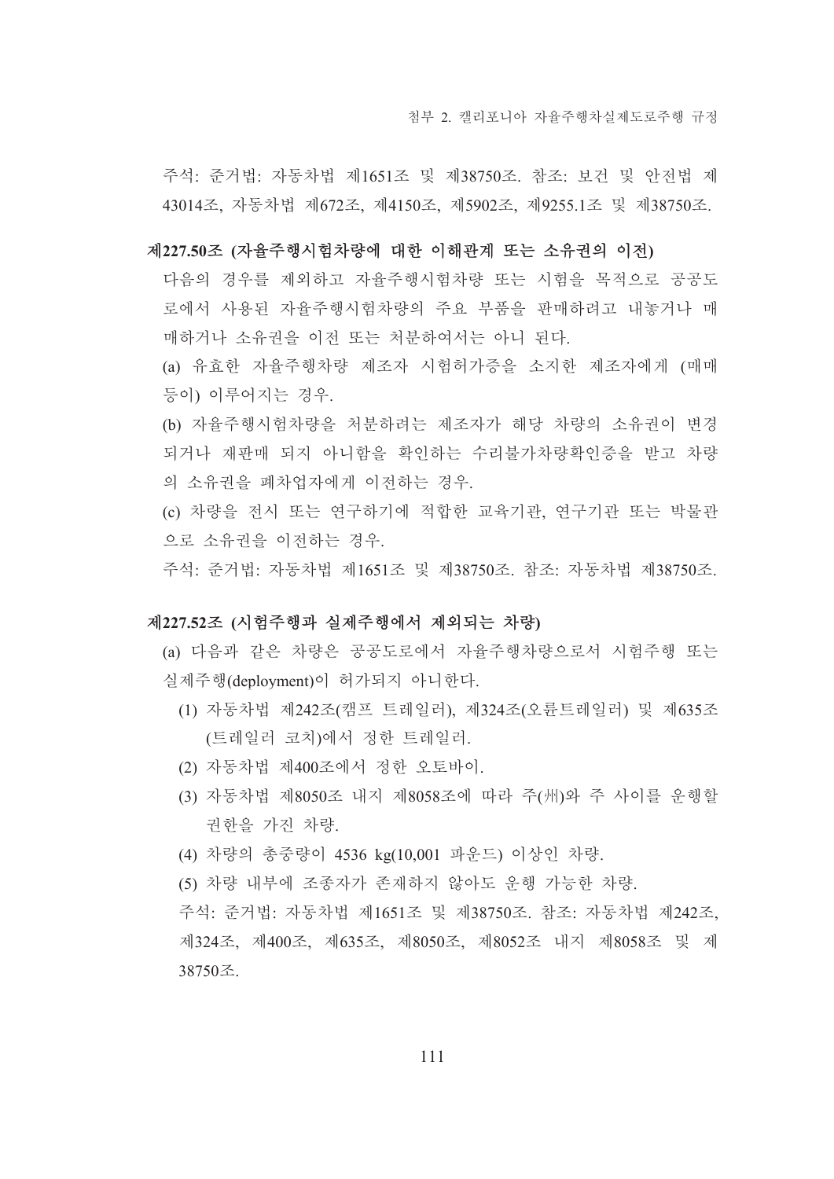주석: 준거법: 자동차법 제1651조 및 제38750조. 참조: 보건 및 안전법 제43014조, 자동차법 제672조, 제4150조, 제5902조, 제9255.1조 및 제38750조.

### 제227.50조 (자율주행시험차량에 대한 이해관계 또는 소유권의 이전)

다음의 경우를 제외하고 자율주행시험차량 또는 시험을 목적으로 공공도로에서 사용된 자율주행시험차량의 주요 부품을 판매하려고 내놓거나 매매하거나 소유권을 이전 또는 처분하여서는 아니 된다.

(a) 유효한 자율주행차량 제조자 시험허가증을 소지한 제조자에게 (매매 등이) 이루어지는 경우.

(b) 자율주행시험차량을 처분하려는 제조자가 해당 차량의 소유권이 변경되거나 재판매 되지 아니함을 확인하는 수리불가차량확인증을 받고 차량의 소유권을 폐차업자에게 이전하는 경우.

(c) 차량을 전시 또는 연구하기에 적합한 교육기관, 연구기관 또는 박물관으로 소유권을 이전하는 경우.

주석: 준거법: 자동차법 제1651조 및 제38750조. 참조: 자동차법 제38750조.

### 제227.52조 (시험주행과 실제주행에서 제외되는 차량)

(a) 다음과 같은 차량은 공공도로에서 자율주행차량으로서 시험주행 또는 실제주행(deployment)이 허가되지 아니한다.

(1) 자동차법 제242조(캠프 트레일러), 제324조(오륜트레일러) 및 제635조(트레일러 코치)에서 정한 트레일러.

(2) 자동차법 제400조에서 정한 오토바이.

(3) 자동차법 제8050조 내지 제8058조에 따라 주(州)와 주 사이를 운행할 권한을 가진 차량.

(4) 차량의 총중량이 4536 kg(10,001 파운드) 이상인 차량.

(5) 차량 내부에 조종자가 존재하지 않아도 운행 가능한 차량.

주석: 준거법: 자동차법 제1651조 및 제38750조. 참조: 자동차법 제242조, 제324조, 제400조, 제635조, 제8050조, 제8052조 내지 제8058조 및 제38750조.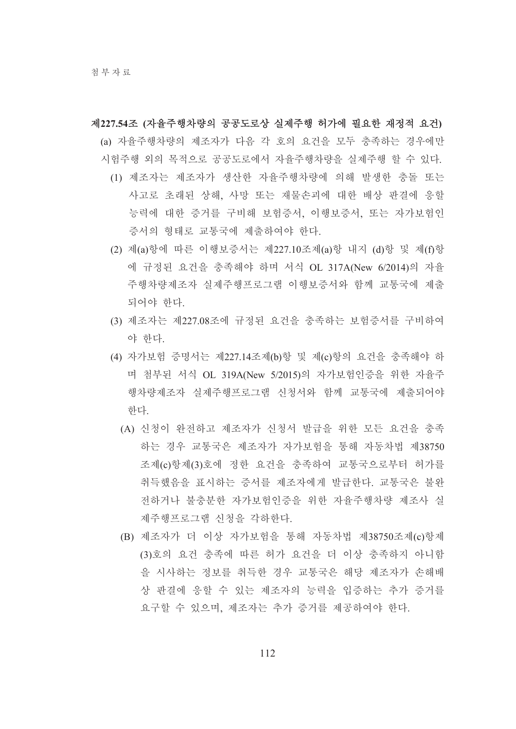**제227.54조 (자율주행차량의 공공도로상 실제주행 허가에 필요한 재정적 요건)**

(a) 자율주행차량의 제조자가 다음 각 호의 요건을 모두 충족하는 경우에만 시험주행 외의 목적으로 공공도로에서 자율주행차량을 실제주행 할 수 있다.

(1) 제조자는 제조자가 생산한 자율주행차량에 의해 발생한 충돌 또는 사고로 초래된 상해, 사망 또는 재물손괴에 대한 배상 판결에 응할 능력에 대한 증거를 구비해 보험증서, 이행보증서, 또는 자가보험인 증서의 형태로 교통국에 제출하여야 한다.

(2) 제(a)항에 따른 이행보증서는 제227.10조제(a)항 내지 (d)항 및 제(f)항에 규정된 요건을 충족해야 하며 서식 OL 317A(New 6/2014)의 자율주행차량제조자 실제주행프로그램 이행보증서와 함께 교통국에 제출되어야 한다.

(3) 제조자는 제227.08조에 규정된 요건을 충족하는 보험증서를 구비하여야 한다.

(4) 자가보험 증명서는 제227.14조제(b)항 및 제(c)항의 요건을 충족해야 하며 첨부된 서식 OL 319A(New 5/2015)의 자가보험인증을 위한 자율주행차량제조자 실제주행프로그램 신청서와 함께 교통국에 제출되어야 한다.

(A) 신청이 완전하고 제조자가 신청서 발급을 위한 모든 요건을 충족하는 경우 교통국은 제조자가 자가보험을 통해 자동차법 제38750조제(c)항제(3)호에 정한 요건을 충족하여 교통국으로부터 허가를 취득했음을 표시하는 증서를 제조자에게 발급한다. 교통국은 불완전하거나 불충분한 자가보험인증을 위한 자율주행차량 제조사 실제주행프로그램 신청을 각하한다.

(B) 제조자가 더 이상 자가보험을 통해 자동차법 제38750조제(c)항제(3)호의 요건 충족에 따른 허가 요건을 더 이상 충족하지 아니함을 시사하는 정보를 취득한 경우 교통국은 해당 제조자가 손해배상 판결에 응할 수 있는 제조자의 능력을 입증하는 추가 증거를 요구할 수 있으며, 제조자는 추가 증거를 제공하여야 한다.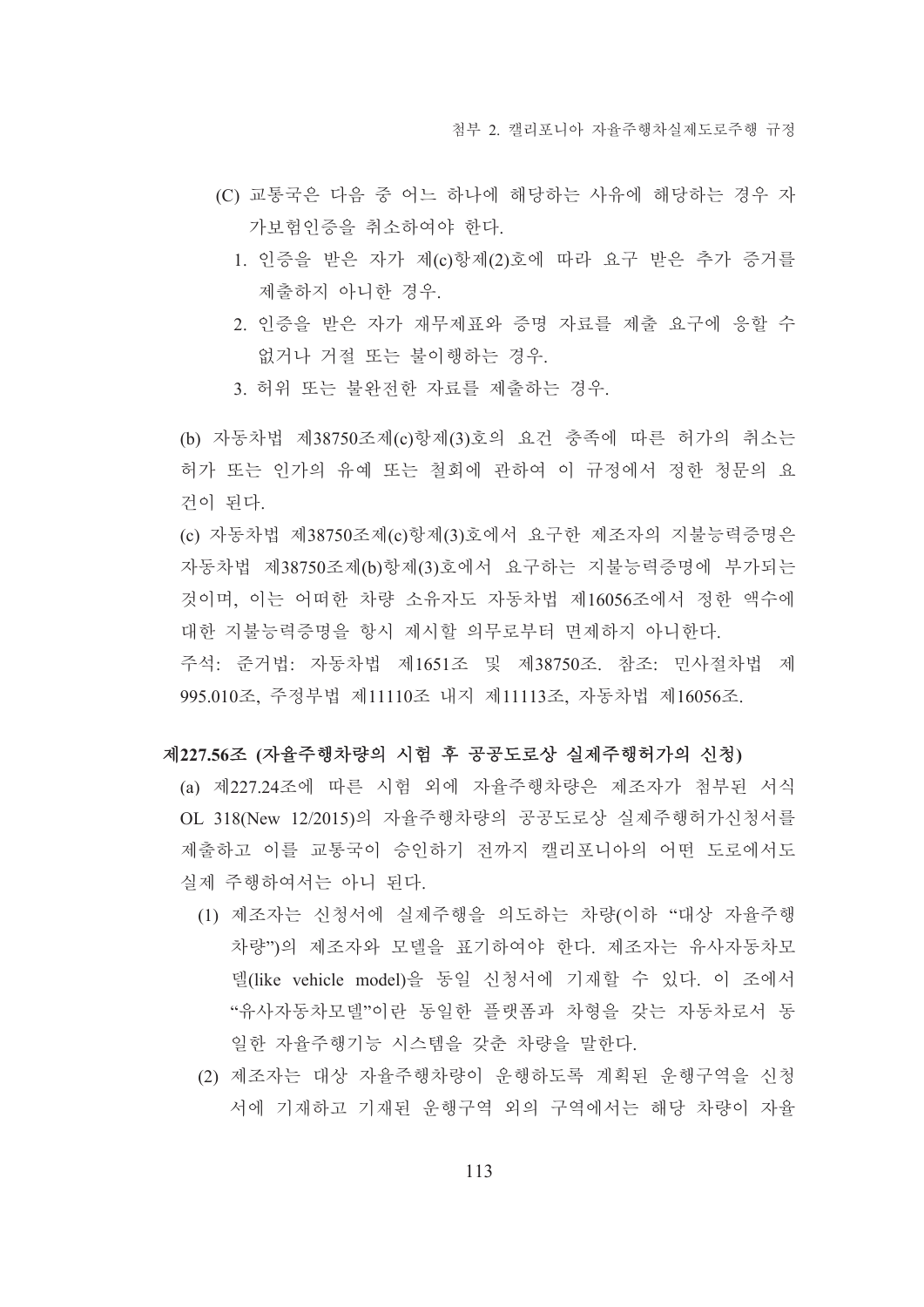(C) 교통국은 다음 중 어느 하나에 해당하는 사유에 해당하는 경우 자가보험인증을 취소하여야 한다.

1. 인증을 받은 자가 제(c)항제(2)호에 따라 요구 받은 추가 증거를 제출하지 아니한 경우.
2. 인증을 받은 자가 재무제표와 증명 자료를 제출 요구에 응할 수 없거나 거절 또는 불이행하는 경우.
3. 허위 또는 불완전한 자료를 제출하는 경우.

(b) 자동차법 제38750조제(c)항제(3)호의 요건 충족에 따른 허가의 취소는 허가 또는 인가의 유예 또는 철회에 관하여 이 규정에서 정한 청문의 요건이 된다.

(c) 자동차법 제38750조제(c)항제(3)호에서 요구한 제조자의 지불능력증명은 자동차법 제38750조제(b)항제(3)호에서 요구하는 지불능력증명에 부가되는 것이며, 이는 어떠한 차량 소유자도 자동차법 제16056조에서 정한 액수에 대한 지불능력증명을 항시 제시할 의무로부터 면제하지 아니한다.

주석: 준거법: 자동차법 제1651조 및 제38750조. 참조: 민사절차법 제995.010조, 주정부법 제11110조 내지 제11113조, 자동차법 제16056조.

**제227.56조 (자율주행차량의 시험 후 공공도로상 실제주행허가의 신청)**

(a) 제227.24조에 따른 시험 외에 자율주행차량은 제조자가 첨부된 서식 OL 318(New 12/2015)의 자율주행차량의 공공도로상 실제주행허가신청서를 제출하고 이를 교통국이 승인하기 전까지 캘리포니아의 어떤 도로에서도 실제 주행하여서는 아니 된다.

(1) 제조자는 신청서에 실제주행을 의도하는 차량(이하 "대상 자율주행차량")의 제조자와 모델을 표기하여야 한다. 제조자는 유사자동차모델(like vehicle model)을 동일 신청서에 기재할 수 있다. 이 조에서 "유사자동차모델"이란 동일한 플랫폼과 차형을 갖는 자동차로서 동일한 자율주행기능 시스템을 갖춘 차량을 말한다.

(2) 제조자는 대상 자율주행차량이 운행하도록 계획된 운행구역을 신청서에 기재하고 기재된 운행구역 외의 구역에서는 해당 차량이 자율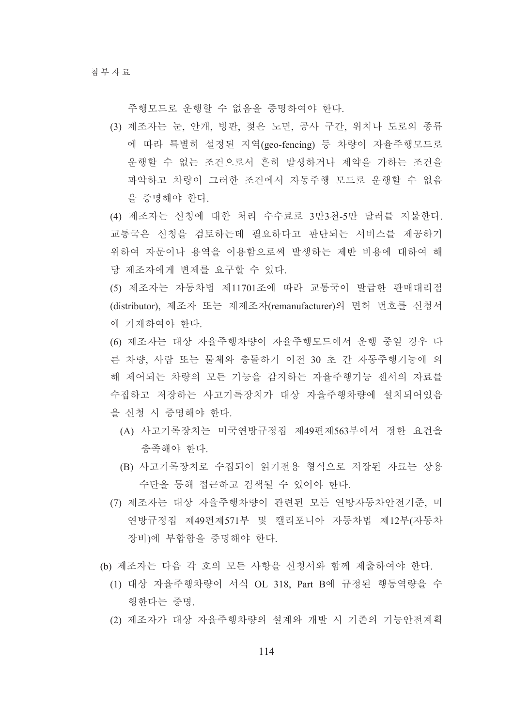주행모드로 운행할 수 없음을 증명하여야 한다.

(3) 제조자는 눈, 안개, 빙판, 젖은 노면, 공사 구간, 위치나 도로의 종류에 따라 특별히 설정된 지역(geo-fencing) 등 차량이 자율주행모드로 운행할 수 없는 조건으로서 흔히 발생하거나 제약을 가하는 조건을 파악하고 차량이 그러한 조건에서 자동주행 모드로 운행할 수 없음을 증명해야 한다.

(4) 제조자는 신청에 대한 처리 수수료로 3만3천-5만 달러를 지불한다. 교통국은 신청을 검토하는데 필요하다고 판단되는 서비스를 제공하기 위하여 자문이나 용역을 이용함으로써 발생하는 제반 비용에 대하여 해당 제조자에게 변제를 요구할 수 있다.

(5) 제조자는 자동차법 제11701조에 따라 교통국이 발급한 판매대리점(distributor), 제조자 또는 재제조자(remanufacturer)의 면허 번호를 신청서에 기재하여야 한다.

(6) 제조자는 대상 자율주행차량이 자율주행모드에서 운행 중일 경우 다른 차량, 사람 또는 물체와 충돌하기 이전 30 초 간 자동주행기능에 의해 제어되는 차량의 모든 기능을 감지하는 자율주행기능 센서의 자료를 수집하고 저장하는 사고기록장치가 대상 자율주행차량에 설치되어있음을 신청 시 증명해야 한다.

  (A) 사고기록장치는 미국연방규정집 제49편제563부에서 정한 요건을 충족해야 한다.

  (B) 사고기록장치로 수집되어 읽기전용 형식으로 저장된 자료는 상용 수단을 통해 접근하고 검색될 수 있어야 한다.

(7) 제조자는 대상 자율주행차량이 관련된 모든 연방자동차안전기준, 미연방규정집 제49편제571부 및 캘리포니아 자동차법 제12부(자동차 장비)에 부합함을 증명해야 한다.

(b) 제조자는 다음 각 호의 모든 사항을 신청서와 함께 제출하여야 한다.

  (1) 대상 자율주행차량이 서식 OL 318, Part B에 규정된 행동역량을 수행한다는 증명.

  (2) 제조자가 대상 자율주행차량의 설계와 개발 시 기존의 기능안전계획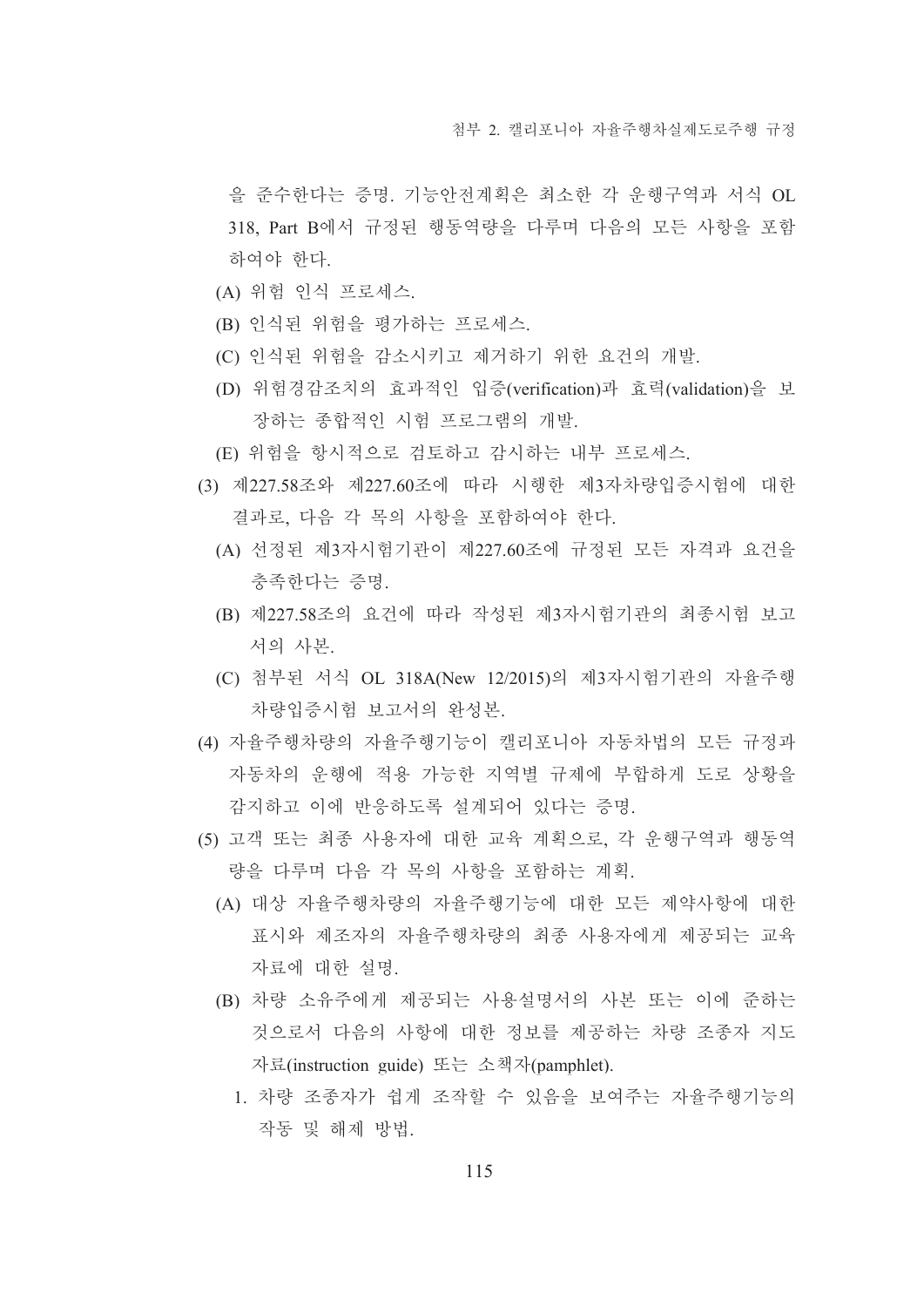을 준수한다는 증명. 기능안전계획은 최소한 각 운행구역과 서식 OL 318, Part B에서 규정된 행동역량을 다루며 다음의 모든 사항을 포함하여야 한다.

(A) 위험 인식 프로세스.

(B) 인식된 위험을 평가하는 프로세스.

(C) 인식된 위험을 감소시키고 제거하기 위한 요건의 개발.

(D) 위험경감조치의 효과적인 입증(verification)과 효력(validation)을 보장하는 종합적인 시험 프로그램의 개발.

(E) 위험을 항시적으로 검토하고 감시하는 내부 프로세스.

(3) 제227.58조와 제227.60조에 따라 시행한 제3자차량입증시험에 대한 결과로, 다음 각 목의 사항을 포함하여야 한다.

(A) 선정된 제3자시험기관이 제227.60조에 규정된 모든 자격과 요건을 충족한다는 증명.

(B) 제227.58조의 요건에 따라 작성된 제3자시험기관의 최종시험 보고서의 사본.

(C) 첨부된 서식 OL 318A(New 12/2015)의 제3자시험기관의 자율주행차량입증시험 보고서의 완성본.

(4) 자율주행차량의 자율주행기능이 캘리포니아 자동차법의 모든 규정과 자동차의 운행에 적용 가능한 지역별 규제에 부합하게 도로 상황을 감지하고 이에 반응하도록 설계되어 있다는 증명.

(5) 고객 또는 최종 사용자에 대한 교육 계획으로, 각 운행구역과 행동역량을 다루며 다음 각 목의 사항을 포함하는 계획.

(A) 대상 자율주행차량의 자율주행기능에 대한 모든 제약사항에 대한 표시와 제조자의 자율주행차량의 최종 사용자에게 제공되는 교육자료에 대한 설명.

(B) 차량 소유주에게 제공되는 사용설명서의 사본 또는 이에 준하는 것으로서 다음의 사항에 대한 정보를 제공하는 차량 조종자 지도자료(instruction guide) 또는 소책자(pamphlet).

1. 차량 조종자가 쉽게 조작할 수 있음을 보여주는 자율주행기능의 작동 및 해제 방법.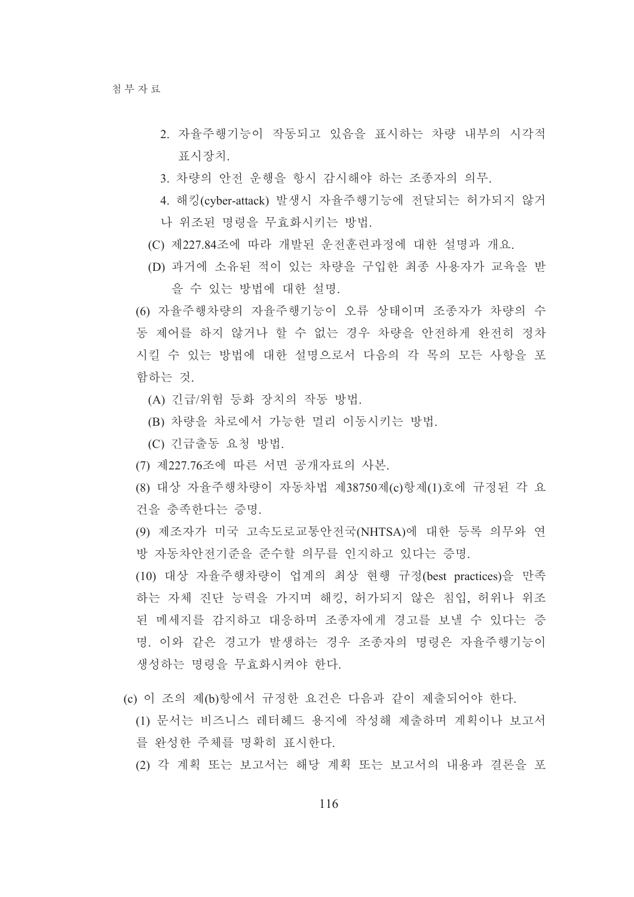2. 자율주행기능이 작동되고 있음을 표시하는 차량 내부의 시각적 표시장치.

3. 차량의 안전 운행을 항시 감시해야 하는 조종자의 의무.

4. 해킹(cyber-attack) 발생시 자율주행기능에 전달되는 허가되지 않거나 위조된 명령을 무효화시키는 방법.

(C) 제227.84조에 따라 개발된 운전훈련과정에 대한 설명과 개요.

(D) 과거에 소유된 적이 있는 차량을 구입한 최종 사용자가 교육을 받을 수 있는 방법에 대한 설명.

(6) 자율주행차량의 자율주행기능이 오류 상태이며 조종자가 차량의 수동 제어를 하지 않거나 할 수 없는 경우 차량을 안전하게 완전히 정차시킬 수 있는 방법에 대한 설명으로서 다음의 각 목의 모든 사항을 포함하는 것.

(A) 긴급/위험 등화 장치의 작동 방법.

(B) 차량을 차로에서 가능한 멀리 이동시키는 방법.

(C) 긴급출동 요청 방법.

(7) 제227.76조에 따른 서면 공개자료의 사본.

(8) 대상 자율주행차량이 자동차법 제38750제(c)항제(1)호에 규정된 각 요건을 충족한다는 증명.

(9) 제조자가 미국 고속도로교통안전국(NHTSA)에 대한 등록 의무와 연방 자동차안전기준을 준수할 의무를 인지하고 있다는 증명.

(10) 대상 자율주행차량이 업계의 최상 현행 규정(best practices)을 만족하는 자체 진단 능력을 가지며 해킹, 허가되지 않은 침입, 허위나 위조된 메세지를 감지하고 대응하며 조종자에게 경고를 보낼 수 있다는 증명. 이와 같은 경고가 발생하는 경우 조종자의 명령은 자율주행기능이 생성하는 명령을 무효화시켜야 한다.

(c) 이 조의 제(b)항에서 규정한 요건은 다음과 같이 제출되어야 한다.

(1) 문서는 비즈니스 레터헤드 용지에 작성해 제출하며 계획이나 보고서를 완성한 주체를 명확히 표시한다.

(2) 각 계획 또는 보고서는 해당 계획 또는 보고서의 내용과 결론을 포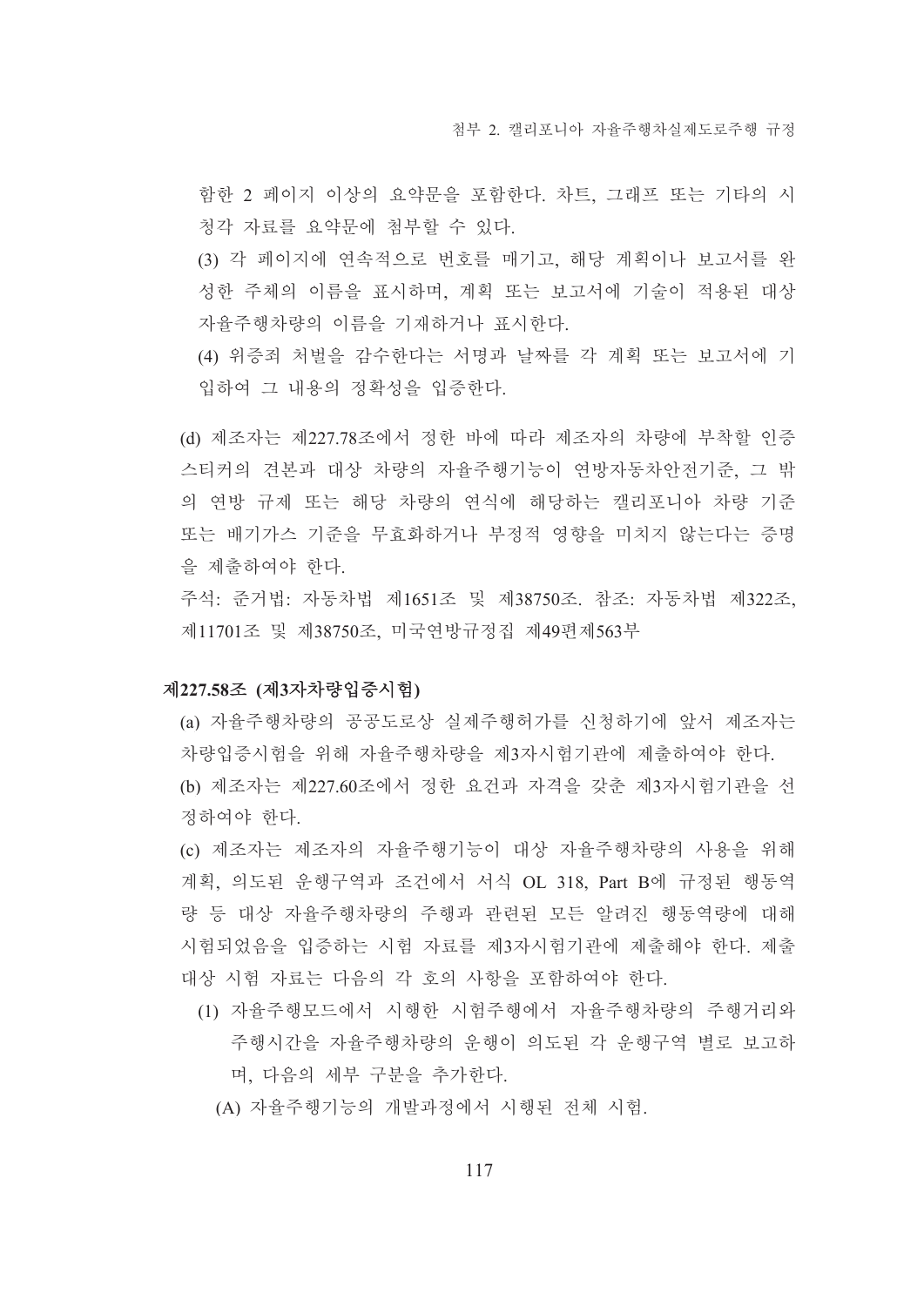함한 2 페이지 이상의 요약문을 포함한다. 차트, 그래프 또는 기타의 시청각 자료를 요약문에 첨부할 수 있다.

(3) 각 페이지에 연속적으로 번호를 매기고, 해당 계획이나 보고서를 완성한 주체의 이름을 표시하며, 계획 또는 보고서에 기술이 적용된 대상 자율주행차량의 이름을 기재하거나 표시한다.

(4) 위증죄 처벌을 감수한다는 서명과 날짜를 각 계획 또는 보고서에 기입하여 그 내용의 정확성을 입증한다.

(d) 제조자는 제227.78조에서 정한 바에 따라 제조자의 차량에 부착할 인증 스티커의 견본과 대상 차량의 자율주행기능이 연방자동차안전기준, 그 밖의 연방 규제 또는 해당 차량의 연식에 해당하는 캘리포니아 차량 기준 또는 배기가스 기준을 무효화하거나 부정적 영향을 미치지 않는다는 증명을 제출하여야 한다.

주석: 준거법: 자동차법 제1651조 및 제38750조. 참조: 자동차법 제322조, 제11701조 및 제38750조, 미국연방규정집 제49편제563부

### 제227.58조 (제3자차량입증시험)

(a) 자율주행차량의 공공도로상 실제주행허가를 신청하기에 앞서 제조자는 차량입증시험을 위해 자율주행차량을 제3자시험기관에 제출하여야 한다.

(b) 제조자는 제227.60조에서 정한 요건과 자격을 갖춘 제3자시험기관을 선정하여야 한다.

(c) 제조자는 제조자의 자율주행기능이 대상 자율주행차량의 사용을 위해 계획, 의도된 운행구역과 조건에서 서식 OL 318, Part B에 규정된 행동역량 등 대상 자율주행차량의 주행과 관련된 모든 알려진 행동역량에 대해 시험되었음을 입증하는 시험 자료를 제3자시험기관에 제출해야 한다. 제출 대상 시험 자료는 다음의 각 호의 사항을 포함하여야 한다.

(1) 자율주행모드에서 시행한 시험주행에서 자율주행차량의 주행거리와 주행시간을 자율주행차량의 운행이 의도된 각 운행구역 별로 보고하며, 다음의 세부 구분을 추가한다.

(A) 자율주행기능의 개발과정에서 시행된 전체 시험.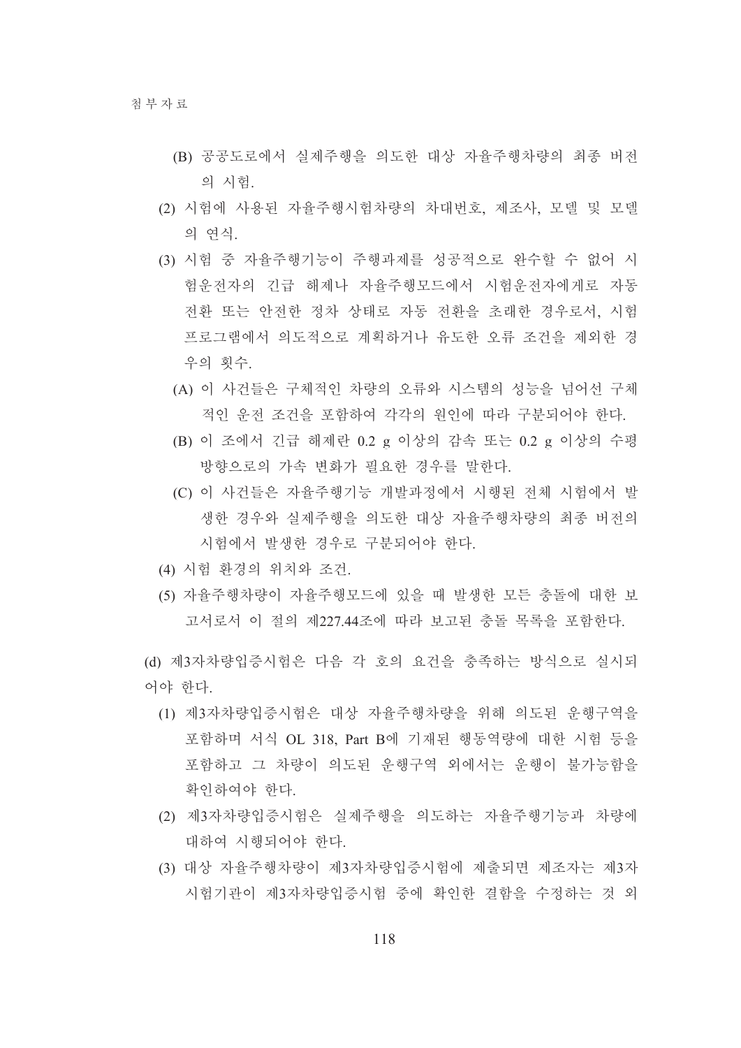(B) 공공도로에서 실제주행을 의도한 대상 자율주행차량의 최종 버전의 시험.

(2) 시험에 사용된 자율주행시험차량의 차대번호, 제조사, 모델 및 모델의 연식.

(3) 시험 중 자율주행기능이 주행과제를 성공적으로 완수할 수 없어 시험운전자의 긴급 해제나 자율주행모드에서 시험운전자에게로 자동 전환 또는 안전한 정차 상태로 자동 전환을 초래한 경우로서, 시험프로그램에서 의도적으로 계획하거나 유도한 오류 조건을 제외한 경우의 횟수.

(A) 이 사건들은 구체적인 차량의 오류와 시스템의 성능을 넘어선 구체적인 운전 조건을 포함하여 각각의 원인에 따라 구분되어야 한다.

(B) 이 조에서 긴급 해제란 0.2 g 이상의 감속 또는 0.2 g 이상의 수평방향으로의 가속 변화가 필요한 경우를 말한다.

(C) 이 사건들은 자율주행기능 개발과정에서 시행된 전체 시험에서 발생한 경우와 실제주행을 의도한 대상 자율주행차량의 최종 버전의 시험에서 발생한 경우로 구분되어야 한다.

(4) 시험 환경의 위치와 조건.

(5) 자율주행차량이 자율주행모드에 있을 때 발생한 모든 충돌에 대한 보고서로서 이 절의 제227.44조에 따라 보고된 충돌 목록을 포함한다.

(d) 제3자차량입증시험은 다음 각 호의 요건을 충족하는 방식으로 실시되어야 한다.

(1) 제3자차량입증시험은 대상 자율주행차량을 위해 의도된 운행구역을 포함하며 서식 OL 318, Part B에 기재된 행동역량에 대한 시험 등을 포함하고 그 차량이 의도된 운행구역 외에서는 운행이 불가능함을 확인하여야 한다.

(2) 제3자차량입증시험은 실제주행을 의도하는 자율주행기능과 차량에 대하여 시행되어야 한다.

(3) 대상 자율주행차량이 제3자차량입증시험에 제출되면 제조자는 제3자시험기관이 제3자차량입증시험 중에 확인한 결함을 수정하는 것 외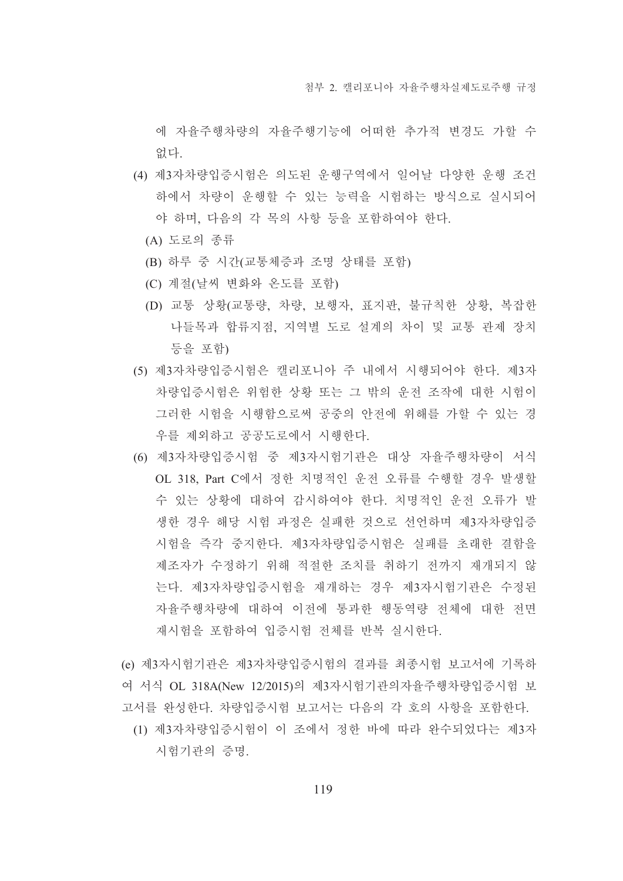에 자율주행차량의 자율주행기능에 어떠한 추가적 변경도 가할 수 없다.

(4) 제3자차량입증시험은 의도된 운행구역에서 일어날 다양한 운행 조건 하에서 차량이 운행할 수 있는 능력을 시험하는 방식으로 실시되어야 하며, 다음의 각 목의 사항 등을 포함하여야 한다.

(A) 도로의 종류

(B) 하루 중 시간(교통체증과 조명 상태를 포함)

(C) 계절(날씨 변화와 온도를 포함)

(D) 교통 상황(교통량, 차량, 보행자, 표지판, 불규칙한 상황, 복잡한 나들목과 합류지점, 지역별 도로 설계의 차이 및 교통 관제 장치 등을 포함)

(5) 제3자차량입증시험은 캘리포니아 주 내에서 시행되어야 한다. 제3자차량입증시험은 위험한 상황 또는 그 밖의 운전 조작에 대한 시험이 그러한 시험을 시행함으로써 공중의 안전에 위해를 가할 수 있는 경우를 제외하고 공공도로에서 시행한다.

(6) 제3자차량입증시험 중 제3자시험기관은 대상 자율주행차량이 서식 OL 318, Part C에서 정한 치명적인 운전 오류를 수행할 경우 발생할 수 있는 상황에 대하여 감시하여야 한다. 치명적인 운전 오류가 발생한 경우 해당 시험 과정은 실패한 것으로 선언하며 제3자차량입증시험을 즉각 중지한다. 제3자차량입증시험은 실패를 초래한 결함을 제조자가 수정하기 위해 적절한 조치를 취하기 전까지 재개되지 않는다. 제3자차량입증시험을 재개하는 경우 제3자시험기관은 수정된 자율주행차량에 대하여 이전에 통과한 행동역량 전체에 대한 전면 재시험을 포함하여 입증시험 전체를 반복 실시한다.

(e) 제3자시험기관은 제3자차량입증시험의 결과를 최종시험 보고서에 기록하여 서식 OL 318A(New 12/2015)의 제3자시험기관의자율주행차량입증시험 보고서를 완성한다. 차량입증시험 보고서는 다음의 각 호의 사항을 포함한다.

(1) 제3자차량입증시험이 이 조에서 정한 바에 따라 완수되었다는 제3자시험기관의 증명.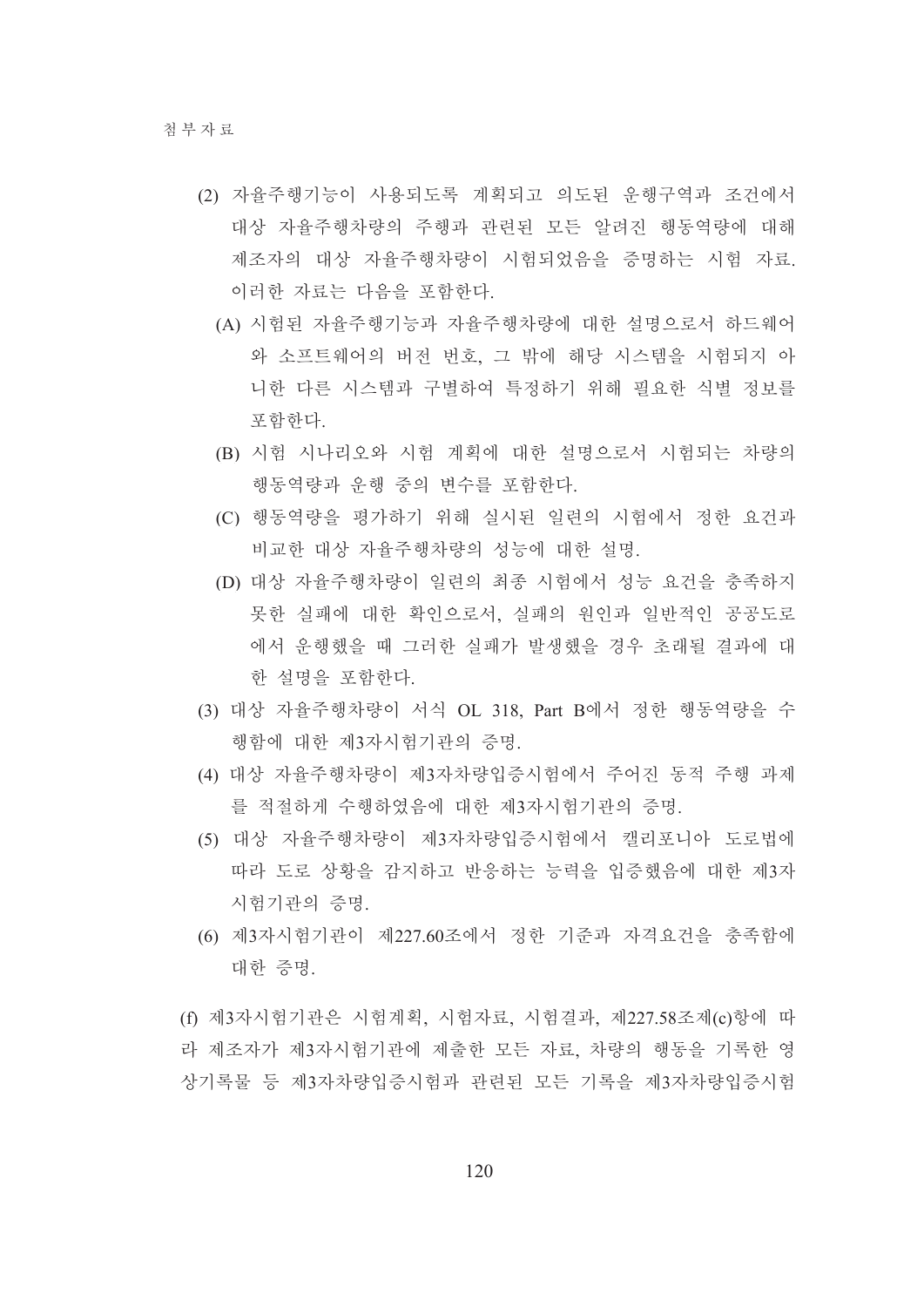(2) 자율주행기능이 사용되도록 계획되고 의도된 운행구역과 조건에서 대상 자율주행차량의 주행과 관련된 모든 알려진 행동역량에 대해 제조자의 대상 자율주행차량이 시험되었음을 증명하는 시험 자료. 이러한 자료는 다음을 포함한다.

  (A) 시험된 자율주행기능과 자율주행차량에 대한 설명으로서 하드웨어와 소프트웨어의 버전 번호, 그 밖에 해당 시스템을 시험되지 아니한 다른 시스템과 구별하여 특정하기 위해 필요한 식별 정보를 포함한다.

  (B) 시험 시나리오와 시험 계획에 대한 설명으로서 시험되는 차량의 행동역량과 운행 중의 변수를 포함한다.

  (C) 행동역량을 평가하기 위해 실시된 일련의 시험에서 정한 요건과 비교한 대상 자율주행차량의 성능에 대한 설명.

  (D) 대상 자율주행차량이 일련의 최종 시험에서 성능 요건을 충족하지 못한 실패에 대한 확인으로서, 실패의 원인과 일반적인 공공도로에서 운행했을 때 그러한 실패가 발생했을 경우 초래될 결과에 대한 설명을 포함한다.

(3) 대상 자율주행차량이 서식 OL 318, Part B에서 정한 행동역량을 수행함에 대한 제3자시험기관의 증명.

(4) 대상 자율주행차량이 제3자차량입증시험에서 주어진 동적 주행 과제를 적절하게 수행하였음에 대한 제3자시험기관의 증명.

(5) 대상 자율주행차량이 제3자차량입증시험에서 캘리포니아 도로법에 따라 도로 상황을 감지하고 반응하는 능력을 입증했음에 대한 제3자시험기관의 증명.

(6) 제3자시험기관이 제227.60조에서 정한 기준과 자격요건을 충족함에 대한 증명.

(f) 제3자시험기관은 시험계획, 시험자료, 시험결과, 제227.58조제(c)항에 따라 제조자가 제3자시험기관에 제출한 모든 자료, 차량의 행동을 기록한 영상기록물 등 제3자차량입증시험과 관련된 모든 기록을 제3자차량입증시험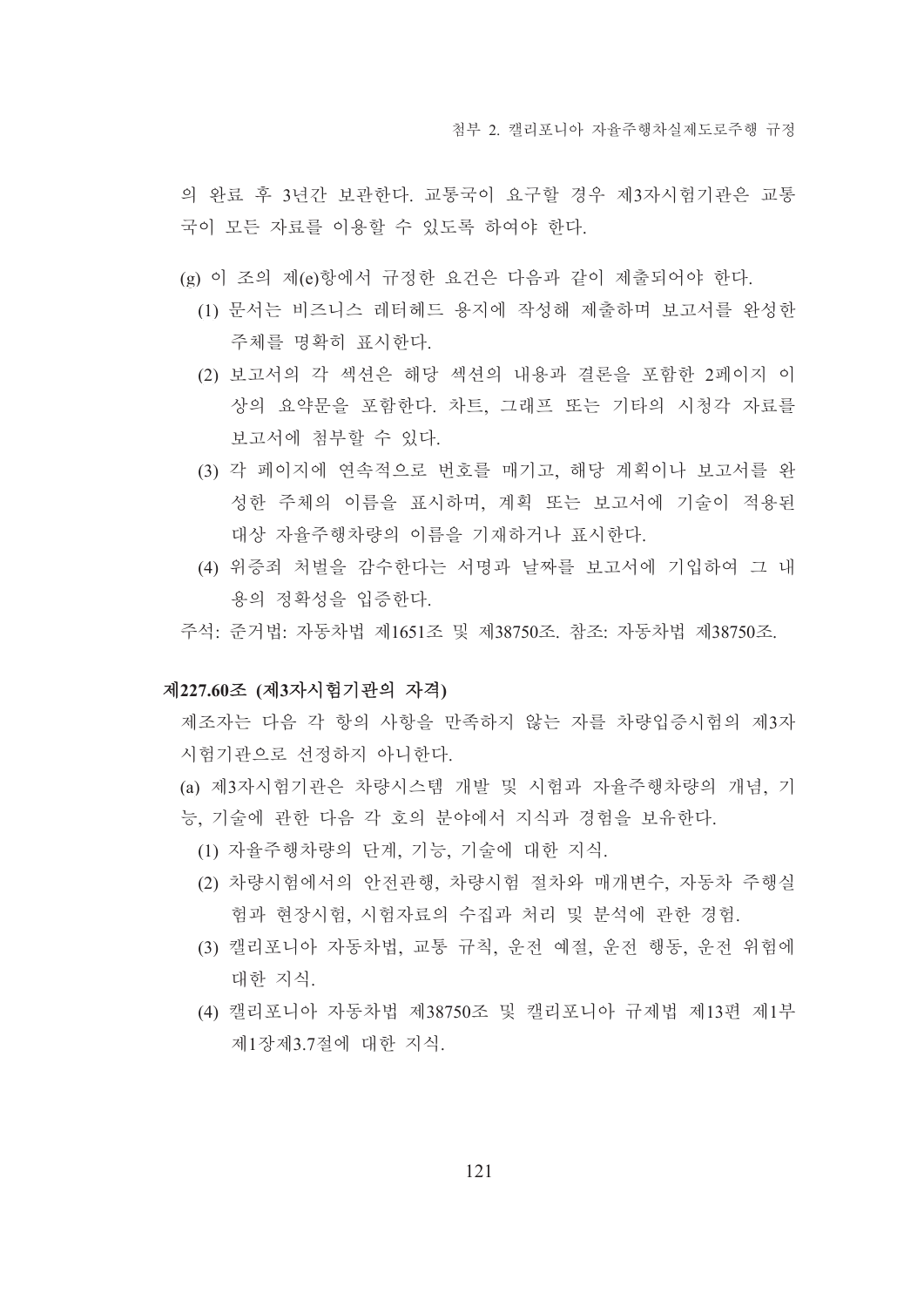의 완료 후 3년간 보관한다. 교통국이 요구할 경우 제3자시험기관은 교통국이 모든 자료를 이용할 수 있도록 하여야 한다.

(g) 이 조의 제(e)항에서 규정한 요건은 다음과 같이 제출되어야 한다.

(1) 문서는 비즈니스 레터헤드 용지에 작성해 제출하며 보고서를 완성한 주체를 명확히 표시한다.

(2) 보고서의 각 섹션은 해당 섹션의 내용과 결론을 포함한 2페이지 이상의 요약문을 포함한다. 차트, 그래프 또는 기타의 시청각 자료를 보고서에 첨부할 수 있다.

(3) 각 페이지에 연속적으로 번호를 매기고, 해당 계획이나 보고서를 완성한 주체의 이름을 표시하며, 계획 또는 보고서에 기술이 적용된 대상 자율주행차량의 이름을 기재하거나 표시한다.

(4) 위증죄 처벌을 감수한다는 서명과 날짜를 보고서에 기입하여 그 내용의 정확성을 입증한다.

주석: 준거법: 자동차법 제1651조 및 제38750조. 참조: 자동차법 제38750조.

**제227.60조 (제3자시험기관의 자격)**

제조자는 다음 각 항의 사항을 만족하지 않는 자를 차량입증시험의 제3자시험기관으로 선정하지 아니한다.

(a) 제3자시험기관은 차량시스템 개발 및 시험과 자율주행차량의 개념, 기능, 기술에 관한 다음 각 호의 분야에서 지식과 경험을 보유한다.

(1) 자율주행차량의 단계, 기능, 기술에 대한 지식.

(2) 차량시험에서의 안전관행, 차량시험 절차와 매개변수, 자동차 주행실험과 현장시험, 시험자료의 수집과 처리 및 분석에 관한 경험.

(3) 캘리포니아 자동차법, 교통 규칙, 운전 예절, 운전 행동, 운전 위험에 대한 지식.

(4) 캘리포니아 자동차법 제38750조 및 캘리포니아 규제법 제13편 제1부 제1장제3.7절에 대한 지식.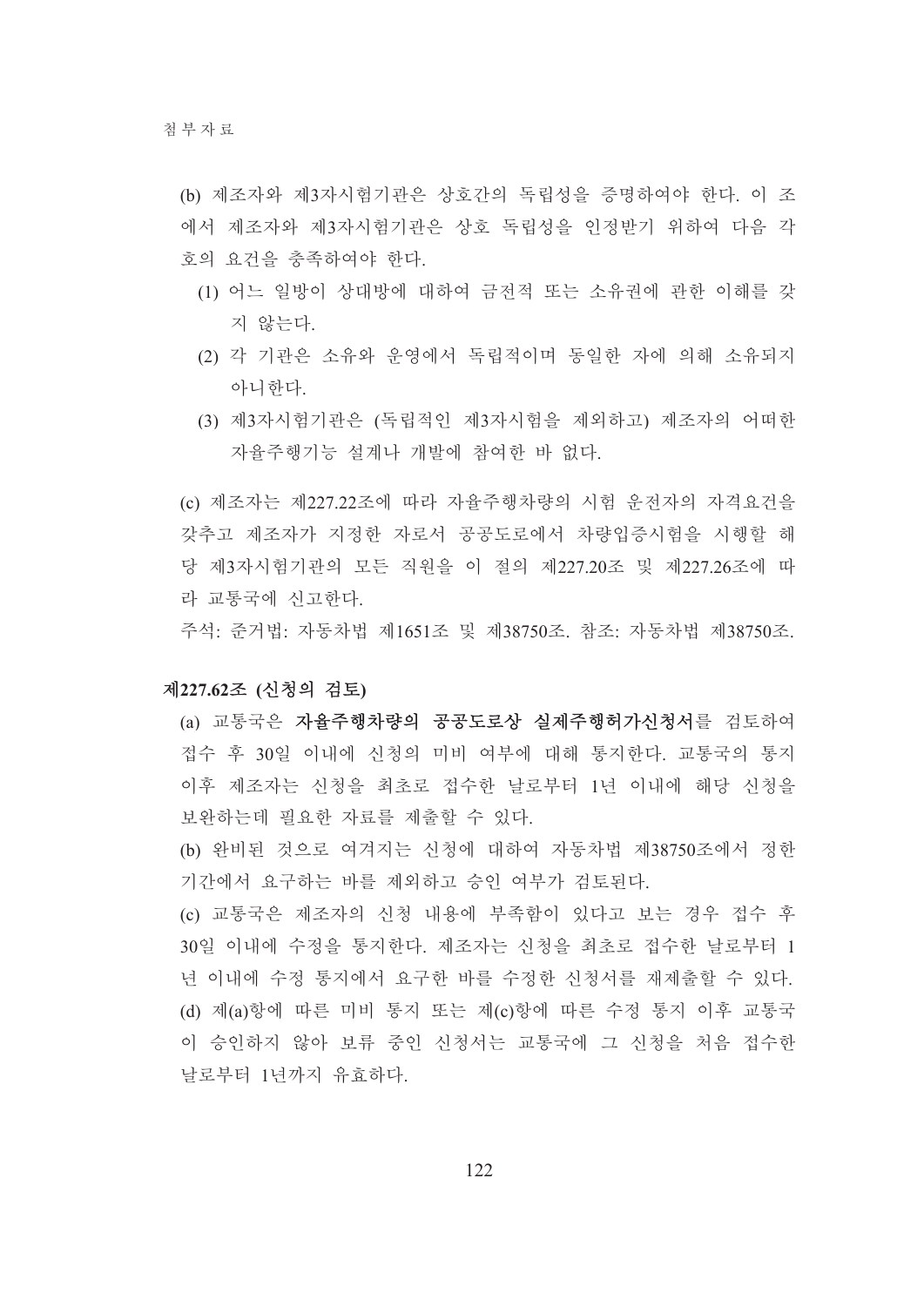(b) 제조자와 제3자시험기관은 상호간의 독립성을 증명하여야 한다. 이 조에서 제조자와 제3자시험기관은 상호 독립성을 인정받기 위하여 다음 각 호의 요건을 충족하여야 한다.

(1) 어느 일방이 상대방에 대하여 금전적 또는 소유권에 관한 이해를 갖지 않는다.

(2) 각 기관은 소유와 운영에서 독립적이며 동일한 자에 의해 소유되지 아니한다.

(3) 제3자시험기관은 (독립적인 제3자시험을 제외하고) 제조자의 어떠한 자율주행기능 설계나 개발에 참여한 바 없다.

(c) 제조자는 제227.22조에 따라 자율주행차량의 시험 운전자의 자격요건을 갖추고 제조자가 지정한 자로서 공공도로에서 차량입증시험을 시행할 해당 제3자시험기관의 모든 직원을 이 절의 제227.20조 및 제227.26조에 따라 교통국에 신고한다.

주석: 준거법: 자동차법 제1651조 및 제38750조. 참조: 자동차법 제38750조.

**제227.62조 (신청의 검토)**

(a) 교통국은 **자율주행차량의 공공도로상 실제주행허가신청서**를 검토하여 접수 후 30일 이내에 신청의 미비 여부에 대해 통지한다. 교통국의 통지 이후 제조자는 신청을 최초로 접수한 날로부터 1년 이내에 해당 신청을 보완하는데 필요한 자료를 제출할 수 있다.

(b) 완비된 것으로 여겨지는 신청에 대하여 자동차법 제38750조에서 정한 기간에서 요구하는 바를 제외하고 승인 여부가 검토된다.

(c) 교통국은 제조자의 신청 내용에 부족함이 있다고 보는 경우 접수 후 30일 이내에 수정을 통지한다. 제조자는 신청을 최초로 접수한 날로부터 1년 이내에 수정 통지에서 요구한 바를 수정한 신청서를 재제출할 수 있다.

(d) 제(a)항에 따른 미비 통지 또는 제(c)항에 따른 수정 통지 이후 교통국이 승인하지 않아 보류 중인 신청서는 교통국에 그 신청을 처음 접수한 날로부터 1년까지 유효하다.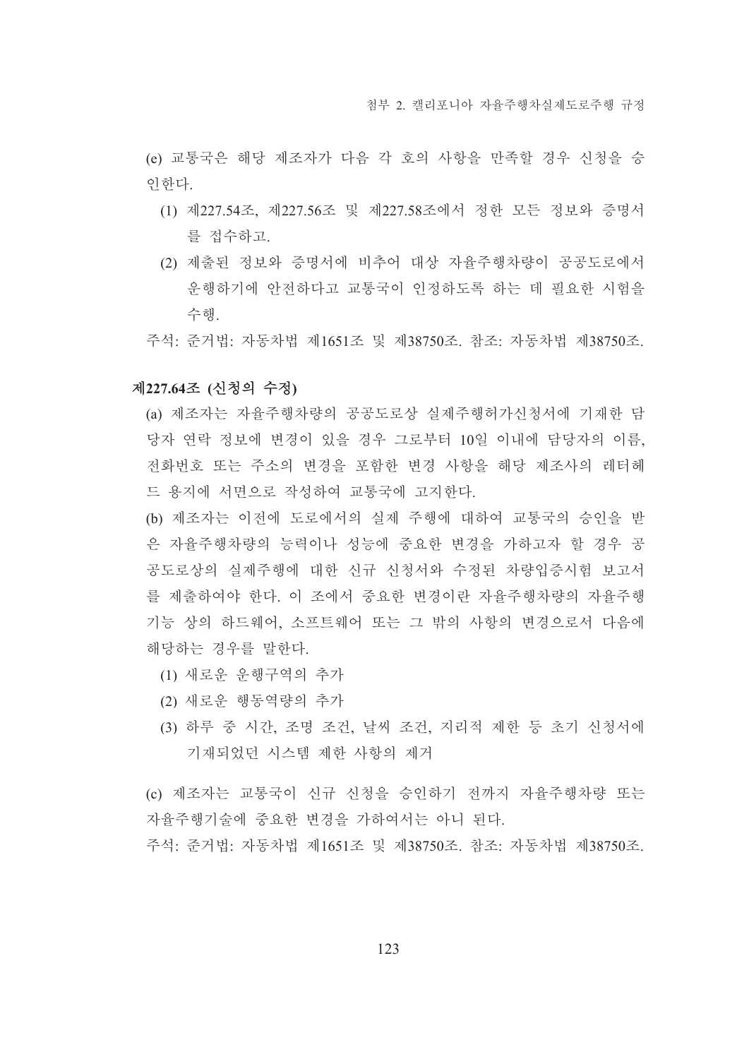(e) 교통국은 해당 제조자가 다음 각 호의 사항을 만족할 경우 신청을 승인한다.

  (1) 제227.54조, 제227.56조 및 제227.58조에서 정한 모든 정보와 증명서를 접수하고.

  (2) 제출된 정보와 증명서에 비추어 대상 자율주행차량이 공공도로에서 운행하기에 안전하다고 교통국이 인정하도록 하는 데 필요한 시험을 수행.

주석: 준거법: 자동차법 제1651조 및 제38750조. 참조: 자동차법 제38750조.

**제227.64조 (신청의 수정)**

(a) 제조자는 자율주행차량의 공공도로상 실제주행허가신청서에 기재한 담당자 연락 정보에 변경이 있을 경우 그로부터 10일 이내에 담당자의 이름, 전화번호 또는 주소의 변경을 포함한 변경 사항을 해당 제조사의 레터헤드 용지에 서면으로 작성하여 교통국에 고지한다.

(b) 제조자는 이전에 도로에서의 실제 주행에 대하여 교통국의 승인을 받은 자율주행차량의 능력이나 성능에 중요한 변경을 가하고자 할 경우 공공도로상의 실제주행에 대한 신규 신청서와 수정된 차량입증시험 보고서를 제출하여야 한다. 이 조에서 중요한 변경이란 자율주행차량의 자율주행기능 상의 하드웨어, 소프트웨어 또는 그 밖의 사항의 변경으로서 다음에 해당하는 경우를 말한다.

  (1) 새로운 운행구역의 추가

  (2) 새로운 행동역량의 추가

  (3) 하루 중 시간, 조명 조건, 날씨 조건, 지리적 제한 등 초기 신청서에 기재되었던 시스템 제한 사항의 제거

(c) 제조자는 교통국이 신규 신청을 승인하기 전까지 자율주행차량 또는 자율주행기술에 중요한 변경을 가하여서는 아니 된다.

주석: 준거법: 자동차법 제1651조 및 제38750조. 참조: 자동차법 제38750조.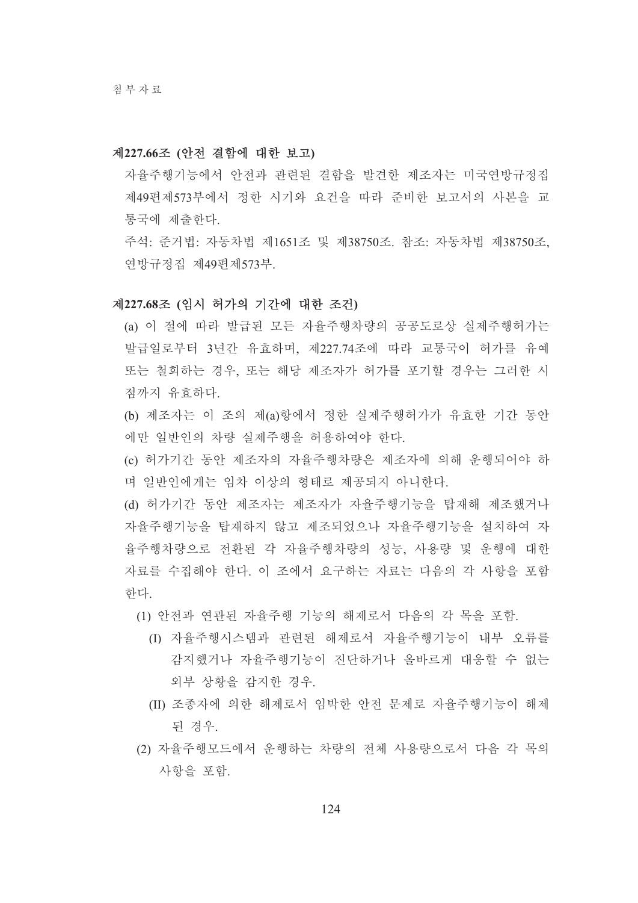**제227.66조 (안전 결함에 대한 보고)**

자율주행기능에서 안전과 관련된 결함을 발견한 제조자는 미국연방규정집 제49편제573부에서 정한 시기와 요건을 따라 준비한 보고서의 사본을 교통국에 제출한다.

주석: 준거법: 자동차법 제1651조 및 제38750조. 참조: 자동차법 제38750조, 연방규정집 제49편제573부.

**제227.68조 (임시 허가의 기간에 대한 조건)**

(a) 이 절에 따라 발급된 모든 자율주행차량의 공공도로상 실제주행허가는 발급일로부터 3년간 유효하며, 제227.74조에 따라 교통국이 허가를 유예 또는 철회하는 경우, 또는 해당 제조자가 허가를 포기할 경우는 그러한 시점까지 유효하다.

(b) 제조자는 이 조의 제(a)항에서 정한 실제주행허가가 유효한 기간 동안에만 일반인의 차량 실제주행을 허용하여야 한다.

(c) 허가기간 동안 제조자의 자율주행차량은 제조자에 의해 운행되어야 하며 일반인에게는 임차 이상의 형태로 제공되지 아니한다.

(d) 허가기간 동안 제조자는 제조자가 자율주행기능을 탑재해 제조했거나 자율주행기능을 탑재하지 않고 제조되었으나 자율주행기능을 설치하여 자율주행차량으로 전환된 각 자율주행차량의 성능, 사용량 및 운행에 대한 자료를 수집해야 한다. 이 조에서 요구하는 자료는 다음의 각 사항을 포함한다.

  (1) 안전과 연관된 자율주행 기능의 해제로서 다음의 각 목을 포함.

    (I) 자율주행시스템과 관련된 해제로서 자율주행기능이 내부 오류를 감지했거나 자율주행기능이 진단하거나 올바르게 대응할 수 없는 외부 상황을 감지한 경우.

    (II) 조종자에 의한 해제로서 임박한 안전 문제로 자율주행기능이 해제된 경우.

  (2) 자율주행모드에서 운행하는 차량의 전체 사용량으로서 다음 각 목의 사항을 포함.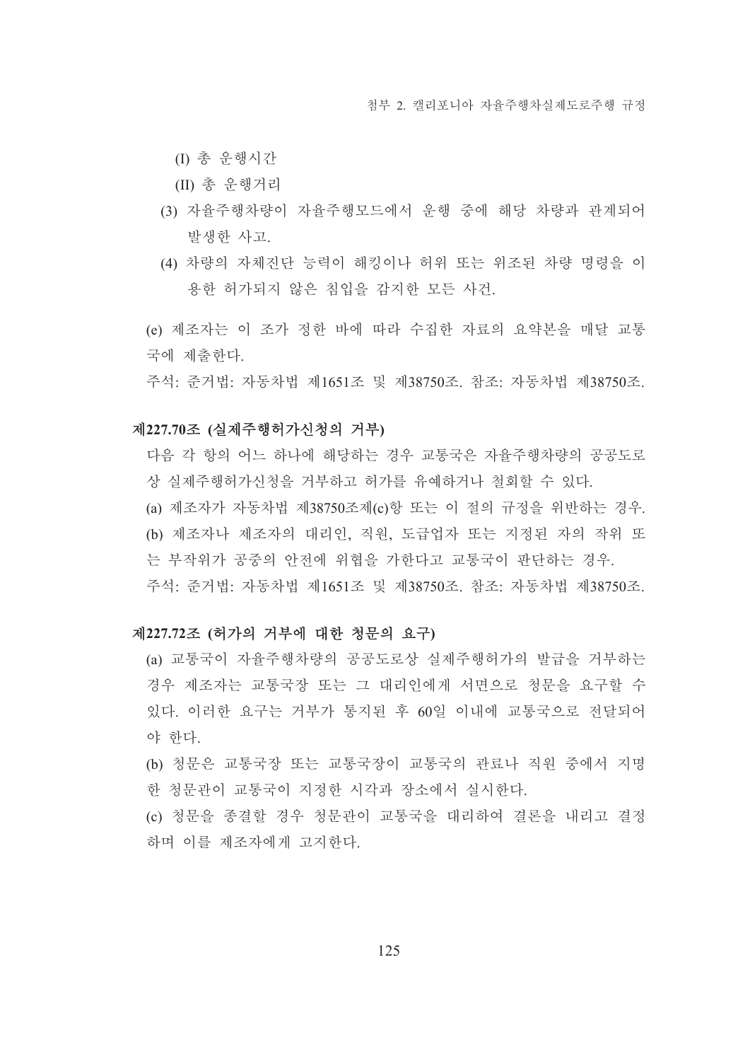(I) 총 운행시간

(II) 총 운행거리

(3) 자율주행차량이 자율주행모드에서 운행 중에 해당 차량과 관계되어 발생한 사고.

(4) 차량의 자체진단 능력이 해킹이나 허위 또는 위조된 차량 명령을 이용한 허가되지 않은 침입을 감지한 모든 사건.

(e) 제조자는 이 조가 정한 바에 따라 수집한 자료의 요약본을 매달 교통국에 제출한다.

주석: 준거법: 자동차법 제1651조 및 제38750조. 참조: 자동차법 제38750조.

### 제227.70조 (실제주행허가신청의 거부)

다음 각 항의 어느 하나에 해당하는 경우 교통국은 자율주행차량의 공공도로상 실제주행허가신청을 거부하고 허가를 유예하거나 철회할 수 있다.

(a) 제조자가 자동차법 제38750조제(c)항 또는 이 절의 규정을 위반하는 경우.

(b) 제조자나 제조자의 대리인, 직원, 도급업자 또는 지정된 자의 작위 또는 부작위가 공중의 안전에 위협을 가한다고 교통국이 판단하는 경우.

주석: 준거법: 자동차법 제1651조 및 제38750조. 참조: 자동차법 제38750조.

### 제227.72조 (허가의 거부에 대한 청문의 요구)

(a) 교통국이 자율주행차량의 공공도로상 실제주행허가의 발급을 거부하는 경우 제조자는 교통국장 또는 그 대리인에게 서면으로 청문을 요구할 수 있다. 이러한 요구는 거부가 통지된 후 60일 이내에 교통국으로 전달되어야 한다.

(b) 청문은 교통국장 또는 교통국장이 교통국의 관료나 직원 중에서 지명한 청문관이 교통국이 지정한 시각과 장소에서 실시한다.

(c) 청문을 종결할 경우 청문관이 교통국을 대리하여 결론을 내리고 결정하며 이를 제조자에게 고지한다.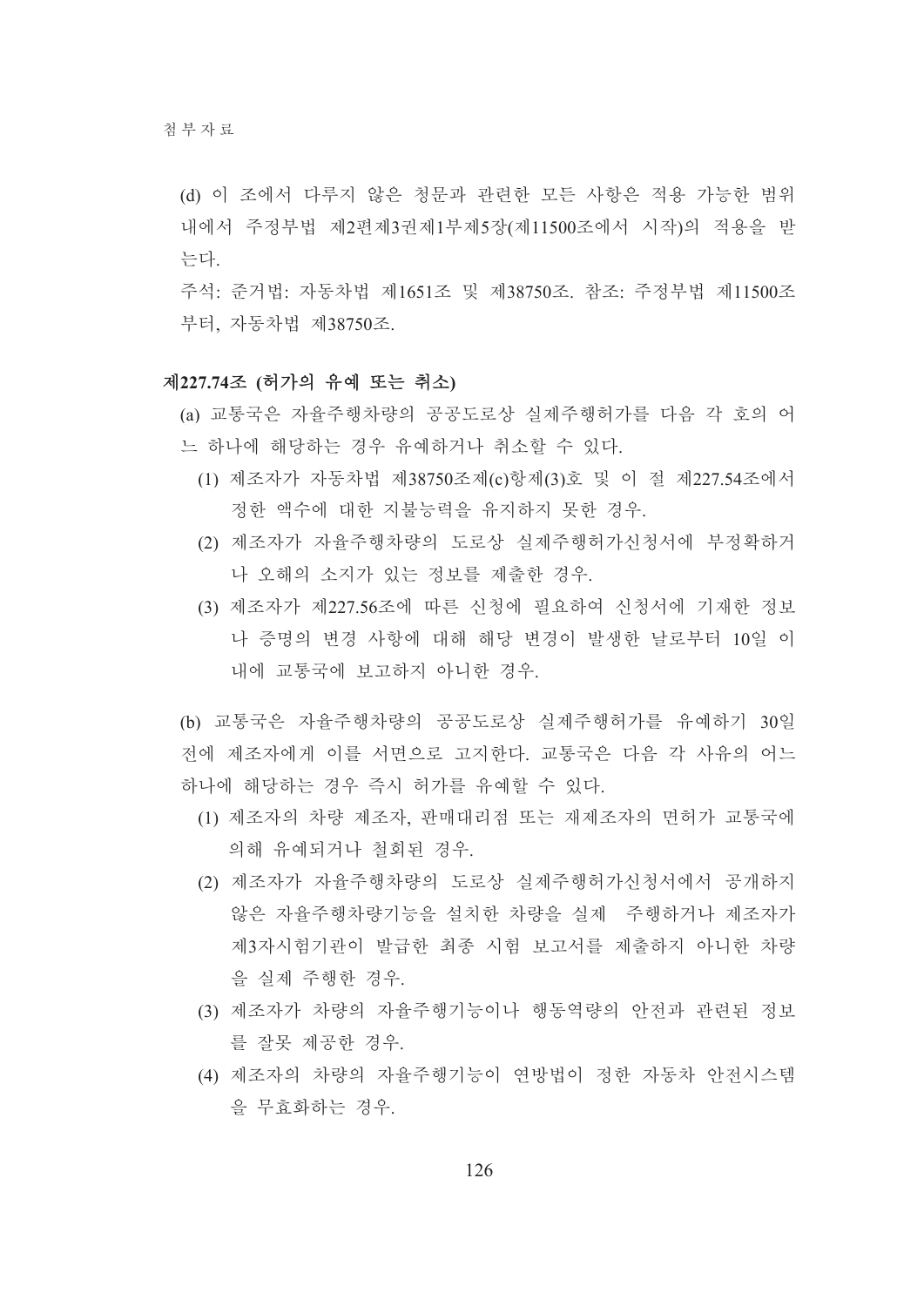(d) 이 조에서 다루지 않은 청문과 관련한 모든 사항은 적용 가능한 범위 내에서 주정부법 제2편제3권제1부제5장(제11500조에서 시작)의 적용을 받는다.

주석: 준거법: 자동차법 제1651조 및 제38750조. 참조: 주정부법 제11500조부터, 자동차법 제38750조.

### 제227.74조 (허가의 유예 또는 취소)

(a) 교통국은 자율주행차량의 공공도로상 실제주행허가를 다음 각 호의 어느 하나에 해당하는 경우 유예하거나 취소할 수 있다.

(1) 제조자가 자동차법 제38750조제(c)항제(3)호 및 이 절 제227.54조에서 정한 액수에 대한 지불능력을 유지하지 못한 경우.

(2) 제조자가 자율주행차량의 도로상 실제주행허가신청서에 부정확하거나 오해의 소지가 있는 정보를 제출한 경우.

(3) 제조자가 제227.56조에 따른 신청에 필요하여 신청서에 기재한 정보나 증명의 변경 사항에 대해 해당 변경이 발생한 날로부터 10일 이내에 교통국에 보고하지 아니한 경우.

(b) 교통국은 자율주행차량의 공공도로상 실제주행허가를 유예하기 30일 전에 제조자에게 이를 서면으로 고지한다. 교통국은 다음 각 사유의 어느 하나에 해당하는 경우 즉시 허가를 유예할 수 있다.

(1) 제조자의 차량 제조자, 판매대리점 또는 재제조자의 면허가 교통국에 의해 유예되거나 철회된 경우.

(2) 제조자가 자율주행차량의 도로상 실제주행허가신청서에서 공개하지 않은 자율주행차량기능을 설치한 차량을 실제 주행하거나 제조자가 제3자시험기관이 발급한 최종 시험 보고서를 제출하지 아니한 차량을 실제 주행한 경우.

(3) 제조자가 차량의 자율주행기능이나 행동역량의 안전과 관련된 정보를 잘못 제공한 경우.

(4) 제조자의 차량의 자율주행기능이 연방법이 정한 자동차 안전시스템을 무효화하는 경우.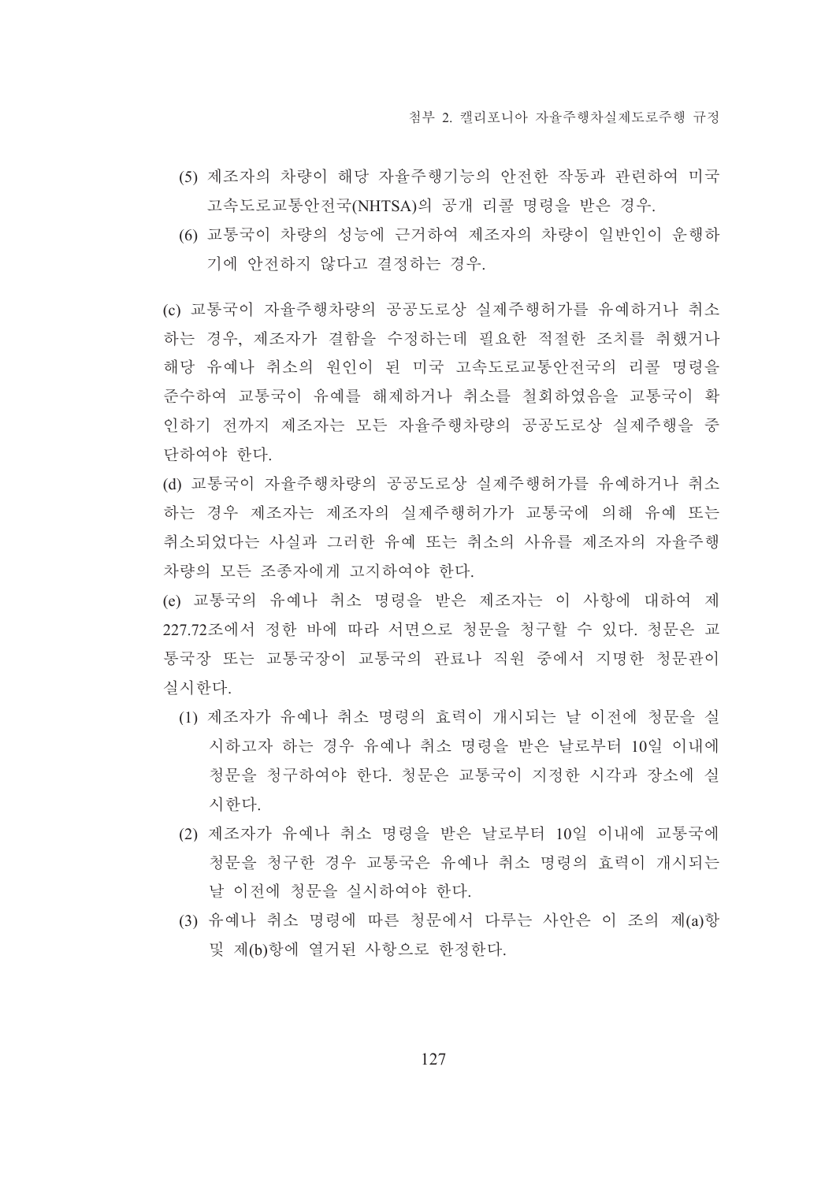(5) 제조자의 차량이 해당 자율주행기능의 안전한 작동과 관련하여 미국 고속도로교통안전국(NHTSA)의 공개 리콜 명령을 받은 경우.

(6) 교통국이 차량의 성능에 근거하여 제조자의 차량이 일반인이 운행하기에 안전하지 않다고 결정하는 경우.

(c) 교통국이 자율주행차량의 공공도로상 실제주행허가를 유예하거나 취소하는 경우, 제조자가 결함을 수정하는데 필요한 적절한 조치를 취했거나 해당 유예나 취소의 원인이 된 미국 고속도로교통안전국의 리콜 명령을 준수하여 교통국이 유예를 해제하거나 취소를 철회하였음을 교통국이 확인하기 전까지 제조자는 모든 자율주행차량의 공공도로상 실제주행을 중단하여야 한다.

(d) 교통국이 자율주행차량의 공공도로상 실제주행허가를 유예하거나 취소하는 경우 제조자는 제조자의 실제주행허가가 교통국에 의해 유예 또는 취소되었다는 사실과 그러한 유예 또는 취소의 사유를 제조자의 자율주행차량의 모든 조종자에게 고지하여야 한다.

(e) 교통국의 유예나 취소 명령을 받은 제조자는 이 사항에 대하여 제227.72조에서 정한 바에 따라 서면으로 청문을 청구할 수 있다. 청문은 교통국장 또는 교통국장이 교통국의 관료나 직원 중에서 지명한 청문관이 실시한다.

(1) 제조자가 유예나 취소 명령의 효력이 개시되는 날 이전에 청문을 실시하고자 하는 경우 유예나 취소 명령을 받은 날로부터 10일 이내에 청문을 청구하여야 한다. 청문은 교통국이 지정한 시각과 장소에 실시한다.

(2) 제조자가 유예나 취소 명령을 받은 날로부터 10일 이내에 교통국에 청문을 청구한 경우 교통국은 유예나 취소 명령의 효력이 개시되는 날 이전에 청문을 실시하여야 한다.

(3) 유예나 취소 명령에 따른 청문에서 다루는 사안은 이 조의 제(a)항 및 제(b)항에 열거된 사항으로 한정한다.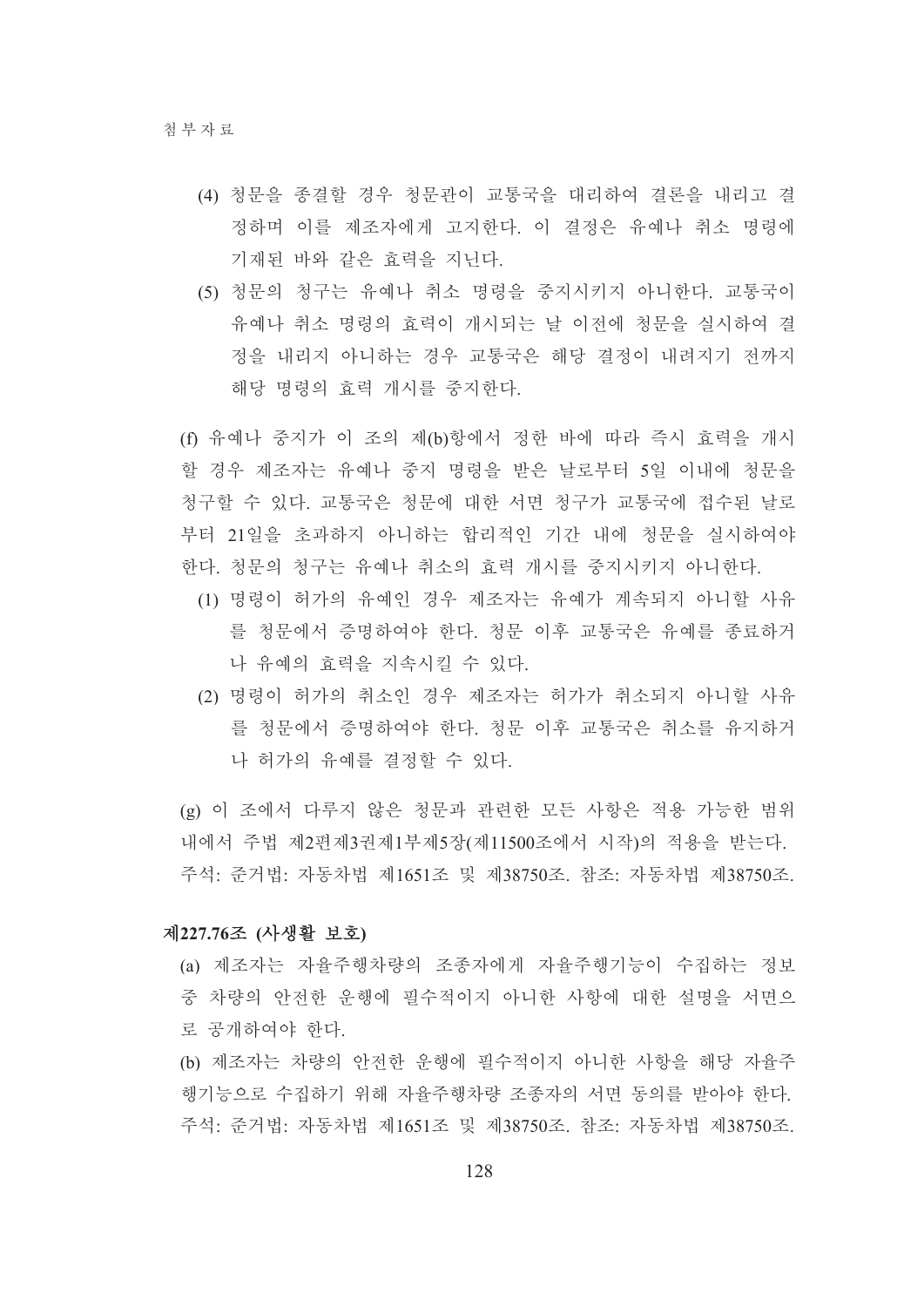(4) 청문을 종결할 경우 청문관이 교통국을 대리하여 결론을 내리고 결정하며 이를 제조자에게 고지한다. 이 결정은 유예나 취소 명령에 기재된 바와 같은 효력을 지닌다.

(5) 청문의 청구는 유예나 취소 명령을 중지시키지 아니한다. 교통국이 유예나 취소 명령의 효력이 개시되는 날 이전에 청문을 실시하여 결정을 내리지 아니하는 경우 교통국은 해당 결정이 내려지기 전까지 해당 명령의 효력 개시를 중지한다.

(f) 유예나 중지가 이 조의 제(b)항에서 정한 바에 따라 즉시 효력을 개시할 경우 제조자는 유예나 중지 명령을 받은 날로부터 5일 이내에 청문을 청구할 수 있다. 교통국은 청문에 대한 서면 청구가 교통국에 접수된 날로부터 21일을 초과하지 아니하는 합리적인 기간 내에 청문을 실시하여야 한다. 청문의 청구는 유예나 취소의 효력 개시를 중지시키지 아니한다.

(1) 명령이 허가의 유예인 경우 제조자는 유예가 계속되지 아니할 사유를 청문에서 증명하여야 한다. 청문 이후 교통국은 유예를 종료하거나 유예의 효력을 지속시킬 수 있다.

(2) 명령이 허가의 취소인 경우 제조자는 허가가 취소되지 아니할 사유를 청문에서 증명하여야 한다. 청문 이후 교통국은 취소를 유지하거나 허가의 유예를 결정할 수 있다.

(g) 이 조에서 다루지 않은 청문과 관련한 모든 사항은 적용 가능한 범위 내에서 주법 제2편제3권제1부제5장(제11500조에서 시작)의 적용을 받는다.
주석: 준거법: 자동차법 제1651조 및 제38750조. 참조: 자동차법 제38750조.

**제227.76조 (사생활 보호)**

(a) 제조자는 자율주행차량의 조종자에게 자율주행기능이 수집하는 정보 중 차량의 안전한 운행에 필수적이지 아니한 사항에 대한 설명을 서면으로 공개하여야 한다.

(b) 제조자는 차량의 안전한 운행에 필수적이지 아니한 사항을 해당 자율주행기능으로 수집하기 위해 자율주행차량 조종자의 서면 동의를 받아야 한다.
주석: 준거법: 자동차법 제1651조 및 제38750조. 참조: 자동차법 제38750조.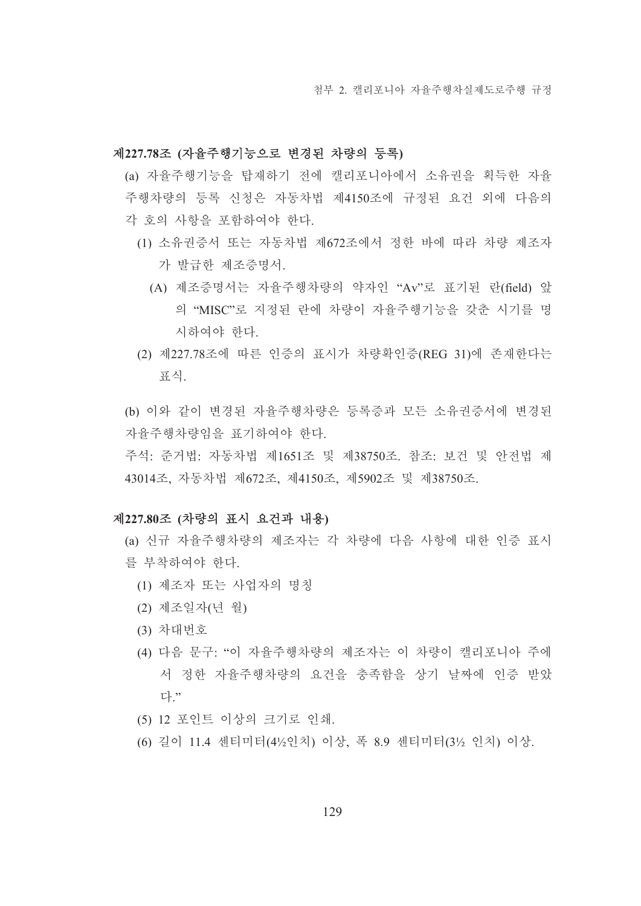### 제227.78조 (자율주행기능으로 변경된 차량의 등록)

(a) 자율주행기능을 탑재하기 전에 캘리포니아에서 소유권을 획득한 자율주행차량의 등록 신청은 자동차법 제4150조에 규정된 요건 외에 다음의 각 호의 사항을 포함하여야 한다.

(1) 소유권증서 또는 자동차법 제672조에서 정한 바에 따라 차량 제조자가 발급한 제조증명서.

(A) 제조증명서는 자율주행차량의 약자인 "Av"로 표기된 란(field) 앞의 "MISC"로 지정된 란에 차량이 자율주행기능을 갖춘 시기를 명시하여야 한다.

(2) 제227.78조에 따른 인증의 표시가 차량확인증(REG 31)에 존재한다는 표식.

(b) 이와 같이 변경된 자율주행차량은 등록증과 모든 소유권증서에 변경된 자율주행차량임을 표기하여야 한다.

주석: 준거법: 자동차법 제1651조 및 제38750조. 참조: 보건 및 안전법 제43014조, 자동차법 제672조, 제4150조, 제5902조 및 제38750조.

### 제227.80조 (차량의 표시 요건과 내용)

(a) 신규 자율주행차량의 제조자는 각 차량에 다음 사항에 대한 인증 표시를 부착하여야 한다.

(1) 제조자 또는 사업자의 명칭

(2) 제조일자(년 월)

(3) 차대번호

(4) 다음 문구: "이 자율주행차량의 제조자는 이 차량이 캘리포니아 주에서 정한 자율주행차량의 요건을 충족함을 상기 날짜에 인증 받았다."

(5) 12 포인트 이상의 크기로 인쇄.

(6) 길이 11.4 센티미터(4½인치) 이상, 폭 8.9 센티미터(3½ 인치) 이상.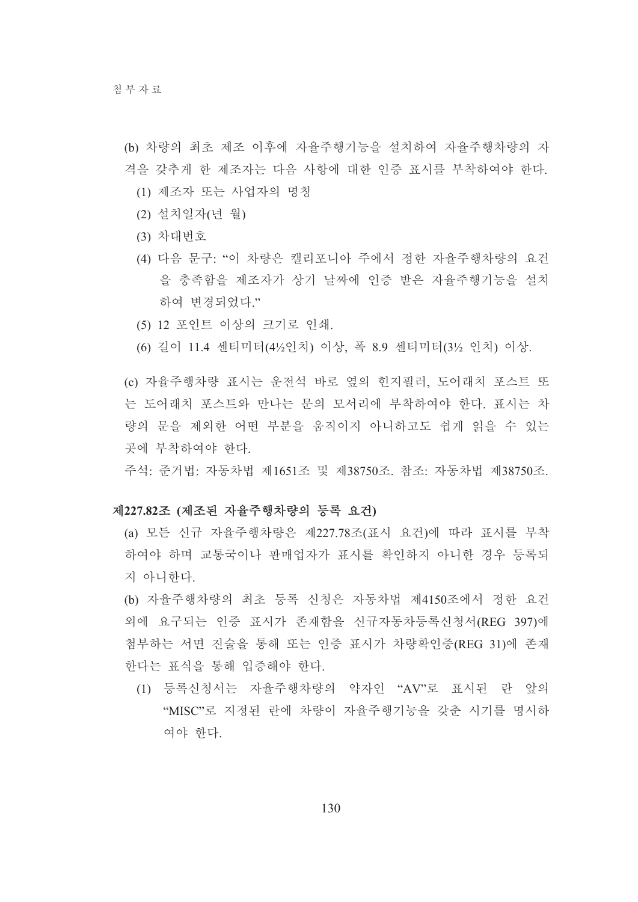(b) 차량의 최초 제조 이후에 자율주행기능을 설치하여 자율주행차량의 자격을 갖추게 한 제조자는 다음 사항에 대한 인증 표시를 부착하여야 한다.

(1) 제조자 또는 사업자의 명칭

(2) 설치일자(년 월)

(3) 차대번호

(4) 다음 문구: "이 차량은 캘리포니아 주에서 정한 자율주행차량의 요건을 충족함을 제조자가 상기 날짜에 인증 받은 자율주행기능을 설치하여 변경되었다."

(5) 12 포인트 이상의 크기로 인쇄.

(6) 길이 11.4 센티미터(4½인치) 이상, 폭 8.9 센티미터(3½ 인치) 이상.

(c) 자율주행차량 표시는 운전석 바로 옆의 힌지필러, 도어래치 포스트 또는 도어래치 포스트와 만나는 문의 모서리에 부착하여야 한다. 표시는 차량의 문을 제외한 어떤 부분을 움직이지 아니하고도 쉽게 읽을 수 있는 곳에 부착하여야 한다.

주석: 준거법: 자동차법 제1651조 및 제38750조. 참조: 자동차법 제38750조.

### 제227.82조 (제조된 자율주행차량의 등록 요건)

(a) 모든 신규 자율주행차량은 제227.78조(표시 요건)에 따라 표시를 부착하여야 하며 교통국이나 판매업자가 표시를 확인하지 아니한 경우 등록되지 아니한다.

(b) 자율주행차량의 최초 등록 신청은 자동차법 제4150조에서 정한 요건 외에 요구되는 인증 표시가 존재함을 신규자동차등록신청서(REG 397)에 첨부하는 서면 진술을 통해 또는 인증 표시가 차량확인증(REG 31)에 존재한다는 표식을 통해 입증해야 한다.

(1) 등록신청서는 자율주행차량의 약자인 "AV"로 표시된 란 앞의 "MISC"로 지정된 란에 차량이 자율주행기능을 갖춘 시기를 명시하여야 한다.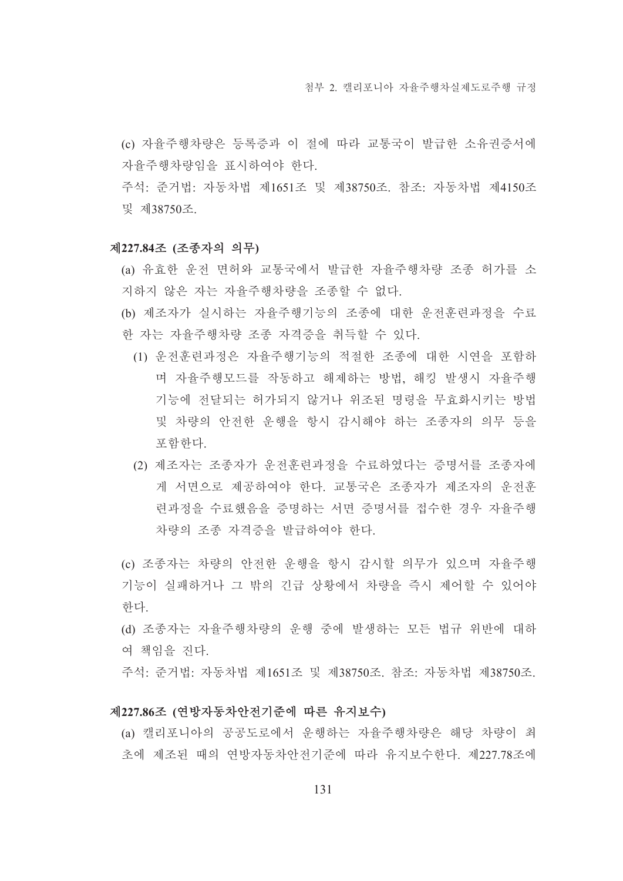(c) 자율주행차량은 등록증과 이 절에 따라 교통국이 발급한 소유권증서에 자율주행차량임을 표시하여야 한다.

주석: 준거법: 자동차법 제1651조 및 제38750조. 참조: 자동차법 제4150조 및 제38750조.

### 제227.84조 (조종자의 의무)

(a) 유효한 운전 면허와 교통국에서 발급한 자율주행차량 조종 허가를 소지하지 않은 자는 자율주행차량을 조종할 수 없다.

(b) 제조자가 실시하는 자율주행기능의 조종에 대한 운전훈련과정을 수료한 자는 자율주행차량 조종 자격증을 취득할 수 있다.

(1) 운전훈련과정은 자율주행기능의 적절한 조종에 대한 시연을 포함하며 자율주행모드를 작동하고 해제하는 방법, 해킹 발생시 자율주행기능에 전달되는 허가되지 않거나 위조된 명령을 무효화시키는 방법 및 차량의 안전한 운행을 항시 감시해야 하는 조종자의 의무 등을 포함한다.

(2) 제조자는 조종자가 운전훈련과정을 수료하였다는 증명서를 조종자에게 서면으로 제공하여야 한다. 교통국은 조종자가 제조자의 운전훈련과정을 수료했음을 증명하는 서면 증명서를 접수한 경우 자율주행차량의 조종 자격증을 발급하여야 한다.

(c) 조종자는 차량의 안전한 운행을 항시 감시할 의무가 있으며 자율주행기능이 실패하거나 그 밖의 긴급 상황에서 차량을 즉시 제어할 수 있어야 한다.

(d) 조종자는 자율주행차량의 운행 중에 발생하는 모든 법규 위반에 대하여 책임을 진다.

주석: 준거법: 자동차법 제1651조 및 제38750조. 참조: 자동차법 제38750조.

### 제227.86조 (연방자동차안전기준에 따른 유지보수)

(a) 캘리포니아의 공공도로에서 운행하는 자율주행차량은 해당 차량이 최초에 제조된 때의 연방자동차안전기준에 따라 유지보수한다. 제227.78조에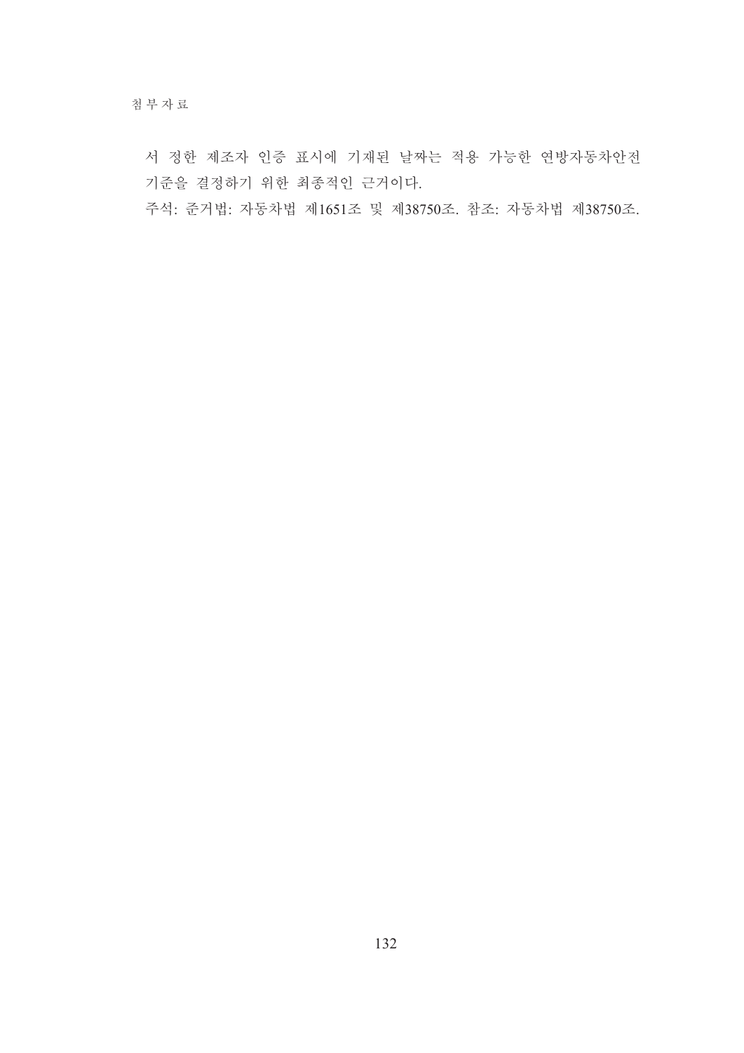서 정한 제조자 인증 표시에 기재된 날짜는 적용 가능한 연방자동차안전 기준을 결정하기 위한 최종적인 근거이다.

주석: 준거법: 자동차법 제1651조 및 제38750조. 참조: 자동차법 제38750조.